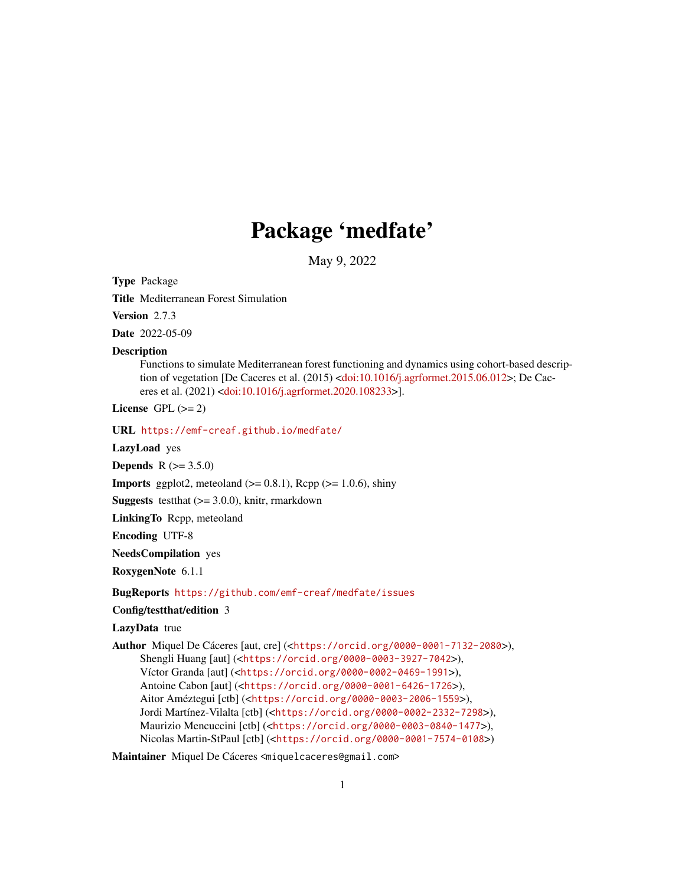# Package 'medfate'

May 9, 2022

**Type** Package

**Title** Mediterranean Forest Simulation

**Version** 2.7.3

**Date** 2022-05-09

**Description**
Functions to simulate Mediterranean forest functioning and dynamics using cohort-based description of vegetation [De Caceres et al. (2015) <doi:10.1016/j.agrformet.2015.06.012>; De Caceres et al. (2021) <doi:10.1016/j.agrformet.2020.108233>].

**License** GPL (>= 2)

**URL** https://emf-creaf.github.io/medfate/

**LazyLoad** yes

**Depends** R (>= 3.5.0)

**Imports** ggplot2, meteoland (>= 0.8.1), Rcpp (>= 1.0.6), shiny

**Suggests** testthat (>= 3.0.0), knitr, rmarkdown

**LinkingTo** Rcpp, meteoland

**Encoding** UTF-8

**NeedsCompilation** yes

**RoxygenNote** 6.1.1

**BugReports** https://github.com/emf-creaf/medfate/issues

**Config/testthat/edition** 3

**LazyData** true

**Author** Miquel De Cáceres [aut, cre] (<https://orcid.org/0000-0001-7132-2080>),
Shengli Huang [aut] (<https://orcid.org/0000-0003-3927-7042>),
Víctor Granda [aut] (<https://orcid.org/0000-0002-0469-1991>),
Antoine Cabon [aut] (<https://orcid.org/0000-0001-6426-1726>),
Aitor Améztegui [ctb] (<https://orcid.org/0000-0003-2006-1559>),
Jordi Martínez-Vilalta [ctb] (<https://orcid.org/0000-0002-2332-7298>),
Maurizio Mencuccini [ctb] (<https://orcid.org/0000-0003-0840-1477>),
Nicolas Martin-StPaul [ctb] (<https://orcid.org/0000-0001-7574-0108>)

**Maintainer** Miquel De Cáceres <miquelcaceres@gmail.com>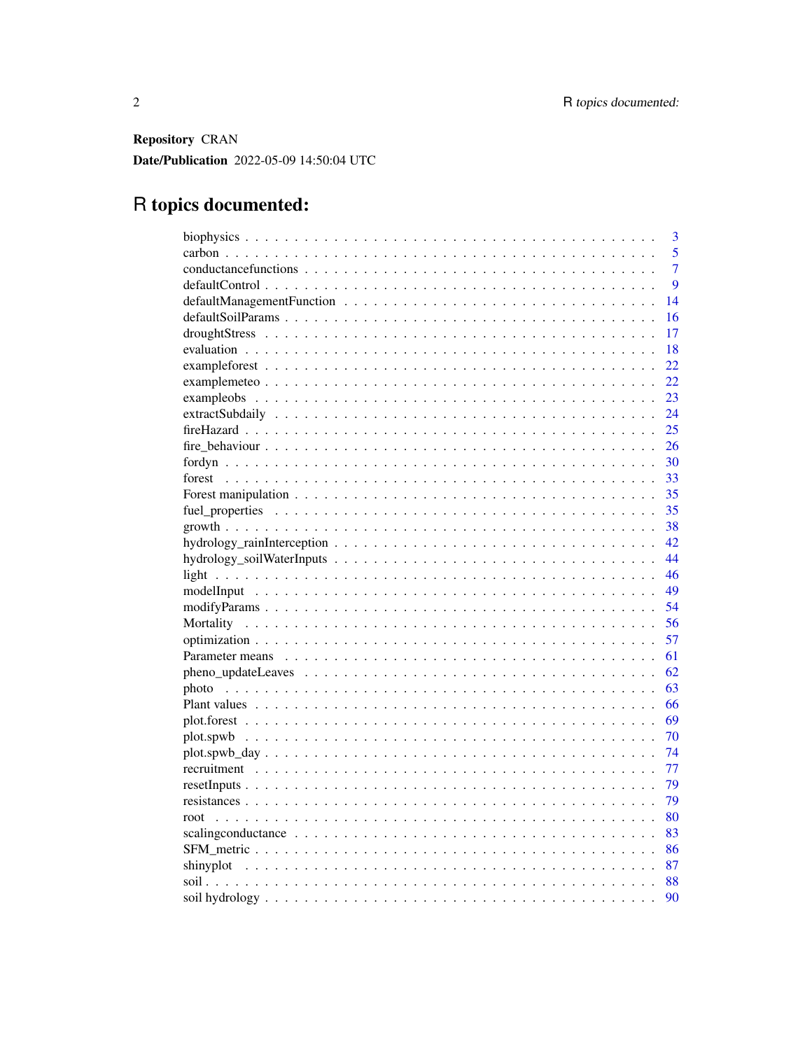**Repository** CRAN

**Date/Publication** 2022-05-09 14:50:04 UTC

# R topics documented:

| | |
|---|---|
| biophysics | 3 |
| carbon | 5 |
| conductancefunctions | 7 |
| defaultControl | 9 |
| defaultManagementFunction | 14 |
| defaultSoilParams | 16 |
| droughtStress | 17 |
| evaluation | 18 |
| exampleforest | 22 |
| examplemeteo | 22 |
| exampleobs | 23 |
| extractSubdaily | 24 |
| fireHazard | 25 |
| fire_behaviour | 26 |
| fordyn | 30 |
| forest | 33 |
| Forest manipulation | 35 |
| fuel_properties | 35 |
| growth | 38 |
| hydrology_rainInterception | 42 |
| hydrology_soilWaterInputs | 44 |
| light | 46 |
| modelInput | 49 |
| modifyParams | 54 |
| Mortality | 56 |
| optimization | 57 |
| Parameter means | 61 |
| pheno_updateLeaves | 62 |
| photo | 63 |
| Plant values | 66 |
| plot.forest | 69 |
| plot.spwb | 70 |
| plot.spwb_day | 74 |
| recruitment | 77 |
| resetInputs | 79 |
| resistances | 79 |
| root | 80 |
| scalingconductance | 83 |
| SFM_metric | 86 |
| shinyplot | 87 |
| soil | 88 |
| soil hydrology | 90 |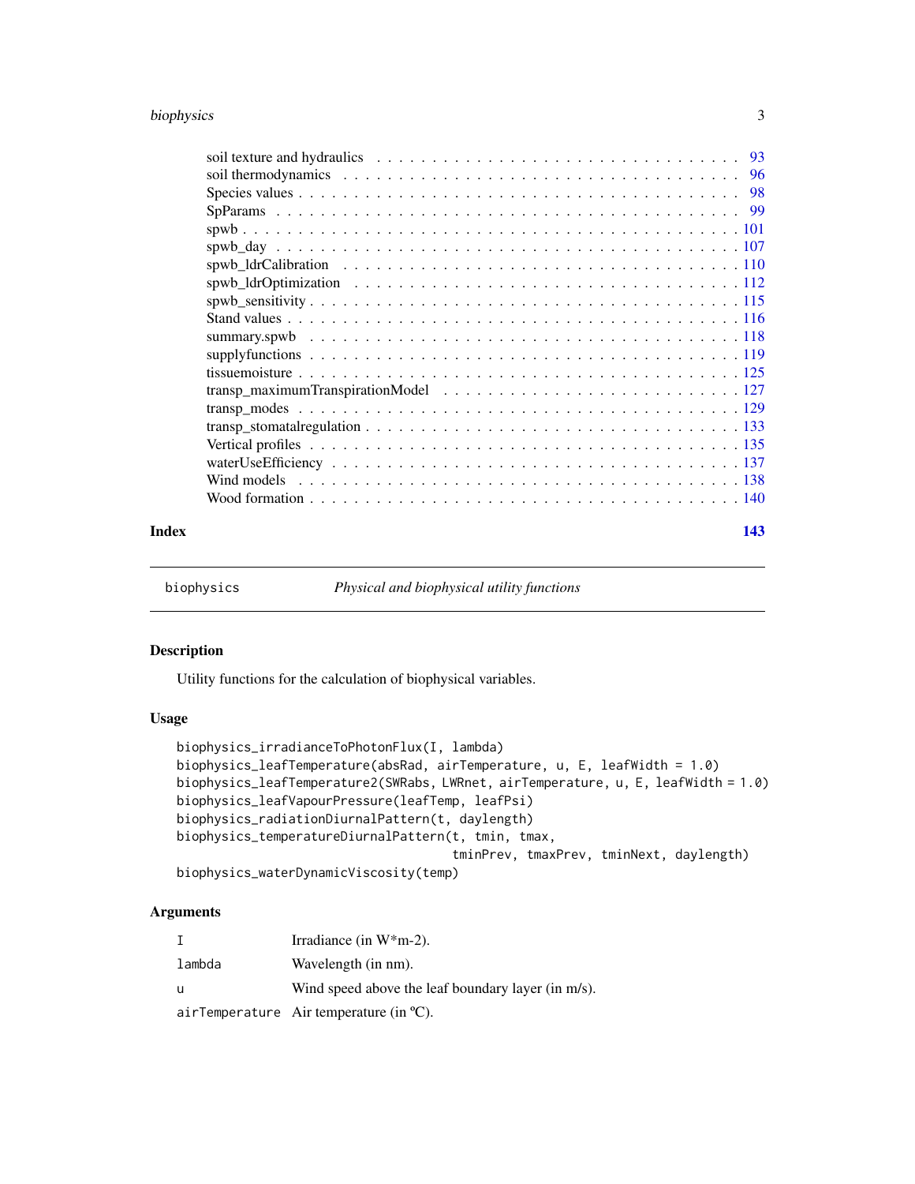| | |
|---|---|
| soil texture and hydraulics | 93 |
| soil thermodynamics | 96 |
| Species values | 98 |
| SpParams | 99 |
| spwb | 101 |
| spwb_day | 107 |
| spwb_ldrCalibration | 110 |
| spwb_ldrOptimization | 112 |
| spwb_sensitivity | 115 |
| Stand values | 116 |
| summary.spwb | 118 |
| supplyfunctions | 119 |
| tissuemoisture | 125 |
| transp_maximumTranspirationModel | 127 |
| transp_modes | 129 |
| transp_stomatalregulation | 133 |
| Vertical profiles | 135 |
| waterUseEfficiency | 137 |
| Wind models | 138 |
| Wood formation | 140 |

**Index** **143**

---

`biophysics` *Physical and biophysical utility functions*

---

## Description

Utility functions for the calculation of biophysical variables.

## Usage

```
biophysics_irradianceToPhotonFlux(I, lambda)
biophysics_leafTemperature(absRad, airTemperature, u, E, leafWidth = 1.0)
biophysics_leafTemperature2(SWRabs, LWRnet, airTemperature, u, E, leafWidth = 1.0)
biophysics_leafVapourPressure(leafTemp, leafPsi)
biophysics_radiationDiurnalPattern(t, daylength)
biophysics_temperatureDiurnalPattern(t, tmin, tmax,
                                     tminPrev, tmaxPrev, tminNext, daylength)
biophysics_waterDynamicViscosity(temp)
```

## Arguments

| | |
|---|---|
| I | Irradiance (in W*m-2). |
| lambda | Wavelength (in nm). |
| u | Wind speed above the leaf boundary layer (in m/s). |
| airTemperature | Air temperature (in ºC). |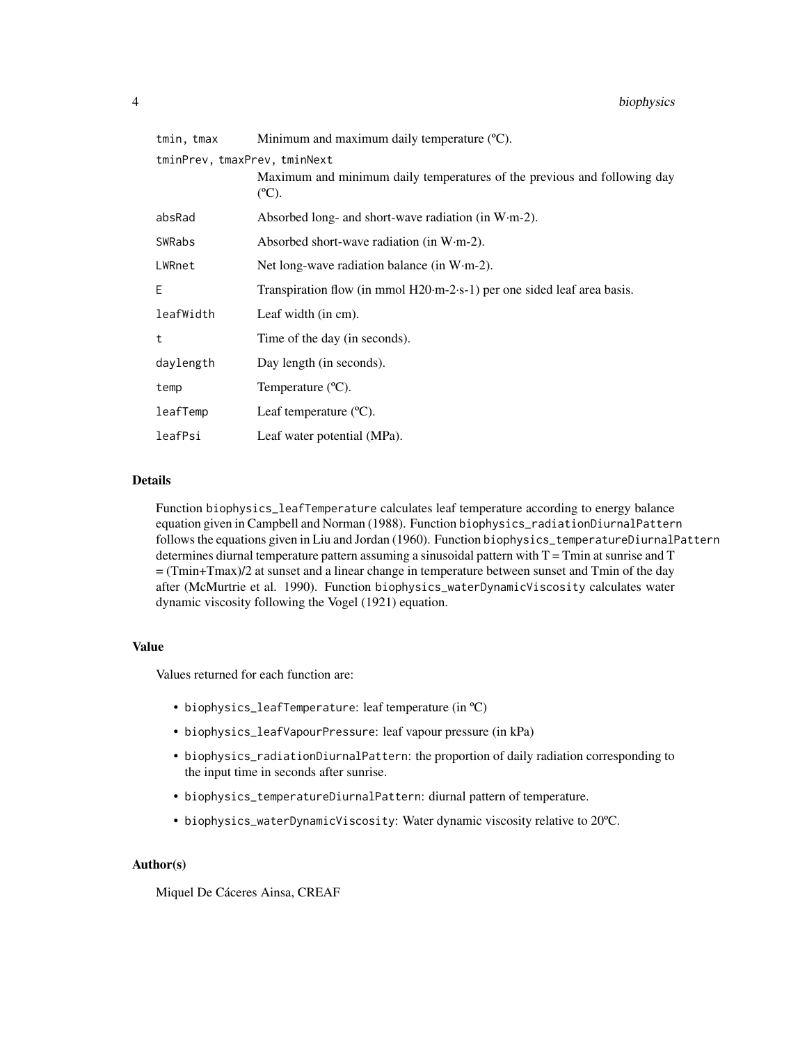| | |
|---|---|
| tmin, tmax | Minimum and maximum daily temperature (ºC). |
| tminPrev, tmaxPrev, tminNext | Maximum and minimum daily temperatures of the previous and following day (ºC). |
| absRad | Absorbed long- and short-wave radiation (in W·m-2). |
| SWRabs | Absorbed short-wave radiation (in W·m-2). |
| LWRnet | Net long-wave radiation balance (in W·m-2). |
| E | Transpiration flow (in mmol H20·m-2·s-1) per one sided leaf area basis. |
| leafWidth | Leaf width (in cm). |
| t | Time of the day (in seconds). |
| daylength | Day length (in seconds). |
| temp | Temperature (ºC). |
| leafTemp | Leaf temperature (ºC). |
| leafPsi | Leaf water potential (MPa). |

## Details

Function biophysics_leafTemperature calculates leaf temperature according to energy balance equation given in Campbell and Norman (1988). Function biophysics_radiationDiurnalPattern follows the equations given in Liu and Jordan (1960). Function biophysics_temperatureDiurnalPattern determines diurnal temperature pattern assuming a sinusoidal pattern with T = Tmin at sunrise and T = (Tmin+Tmax)/2 at sunset and a linear change in temperature between sunset and Tmin of the day after (McMurtrie et al. 1990). Function biophysics_waterDynamicViscosity calculates water dynamic viscosity following the Vogel (1921) equation.

## Value

Values returned for each function are:

- biophysics_leafTemperature: leaf temperature (in ºC)
- biophysics_leafVapourPressure: leaf vapour pressure (in kPa)
- biophysics_radiationDiurnalPattern: the proportion of daily radiation corresponding to the input time in seconds after sunrise.
- biophysics_temperatureDiurnalPattern: diurnal pattern of temperature.
- biophysics_waterDynamicViscosity: Water dynamic viscosity relative to 20ºC.

## Author(s)

Miquel De Cáceres Ainsa, CREAF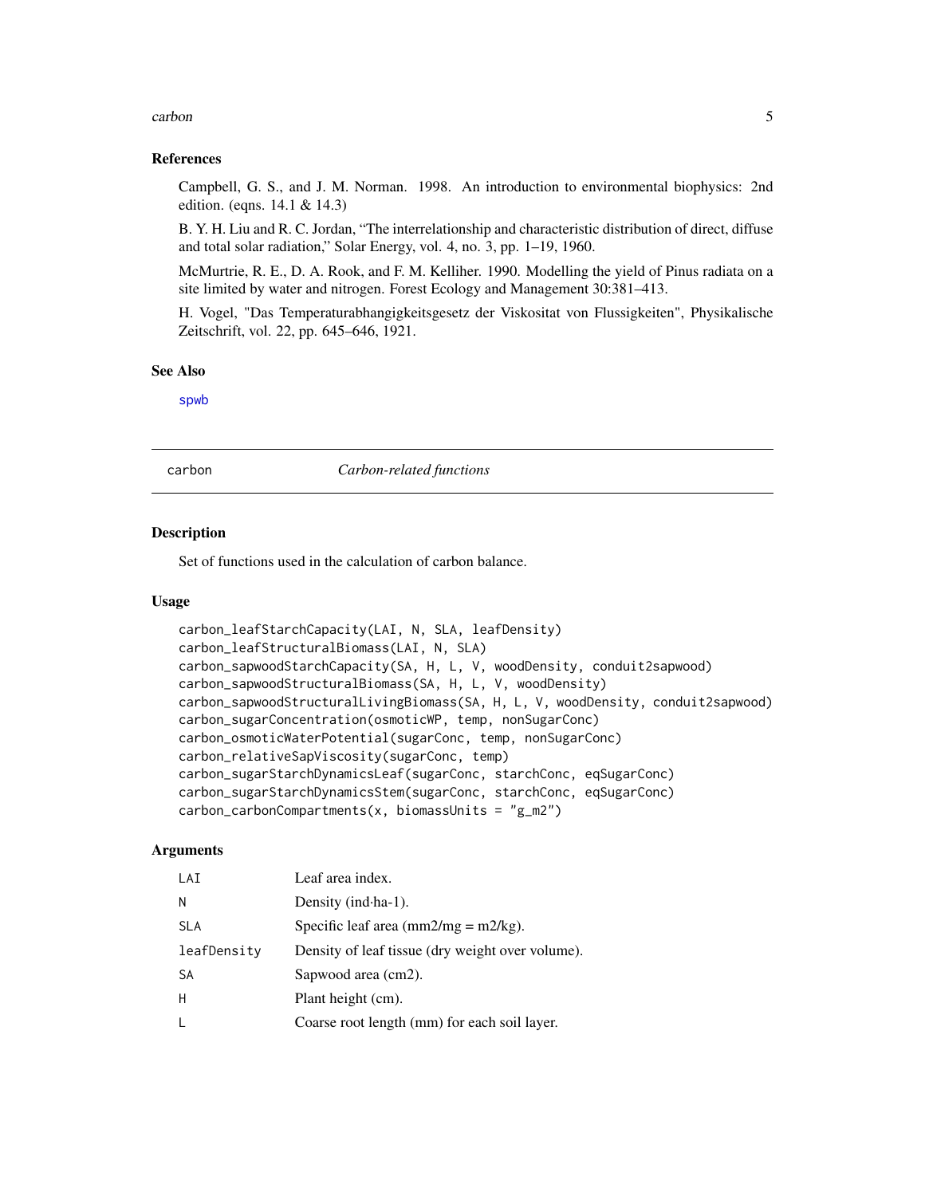## References

Campbell, G. S., and J. M. Norman. 1998. An introduction to environmental biophysics: 2nd edition. (eqns. 14.1 & 14.3)

B. Y. H. Liu and R. C. Jordan, "The interrelationship and characteristic distribution of direct, diffuse and total solar radiation," Solar Energy, vol. 4, no. 3, pp. 1–19, 1960.

McMurtrie, R. E., D. A. Rook, and F. M. Kelliher. 1990. Modelling the yield of Pinus radiata on a site limited by water and nitrogen. Forest Ecology and Management 30:381–413.

H. Vogel, "Das Temperaturabhangigkeitsgesetz der Viskositat von Flussigkeiten", Physikalische Zeitschrift, vol. 22, pp. 645–646, 1921.

## See Also

spwb

---

# carbon — *Carbon-related functions*

## Description

Set of functions used in the calculation of carbon balance.

## Usage

```
carbon_leafStarchCapacity(LAI, N, SLA, leafDensity)
carbon_leafStructuralBiomass(LAI, N, SLA)
carbon_sapwoodStarchCapacity(SA, H, L, V, woodDensity, conduit2sapwood)
carbon_sapwoodStructuralBiomass(SA, H, L, V, woodDensity)
carbon_sapwoodStructuralLivingBiomass(SA, H, L, V, woodDensity, conduit2sapwood)
carbon_sugarConcentration(osmoticWP, temp, nonSugarConc)
carbon_osmoticWaterPotential(sugarConc, temp, nonSugarConc)
carbon_relativeSapViscosity(sugarConc, temp)
carbon_sugarStarchDynamicsLeaf(sugarConc, starchConc, eqSugarConc)
carbon_sugarStarchDynamicsStem(sugarConc, starchConc, eqSugarConc)
carbon_carbonCompartments(x, biomassUnits = "g_m2")
```

## Arguments

| | |
|---|---|
| LAI | Leaf area index. |
| N | Density (ind·ha-1). |
| SLA | Specific leaf area (mm2/mg = m2/kg). |
| leafDensity | Density of leaf tissue (dry weight over volume). |
| SA | Sapwood area (cm2). |
| H | Plant height (cm). |
| L | Coarse root length (mm) for each soil layer. |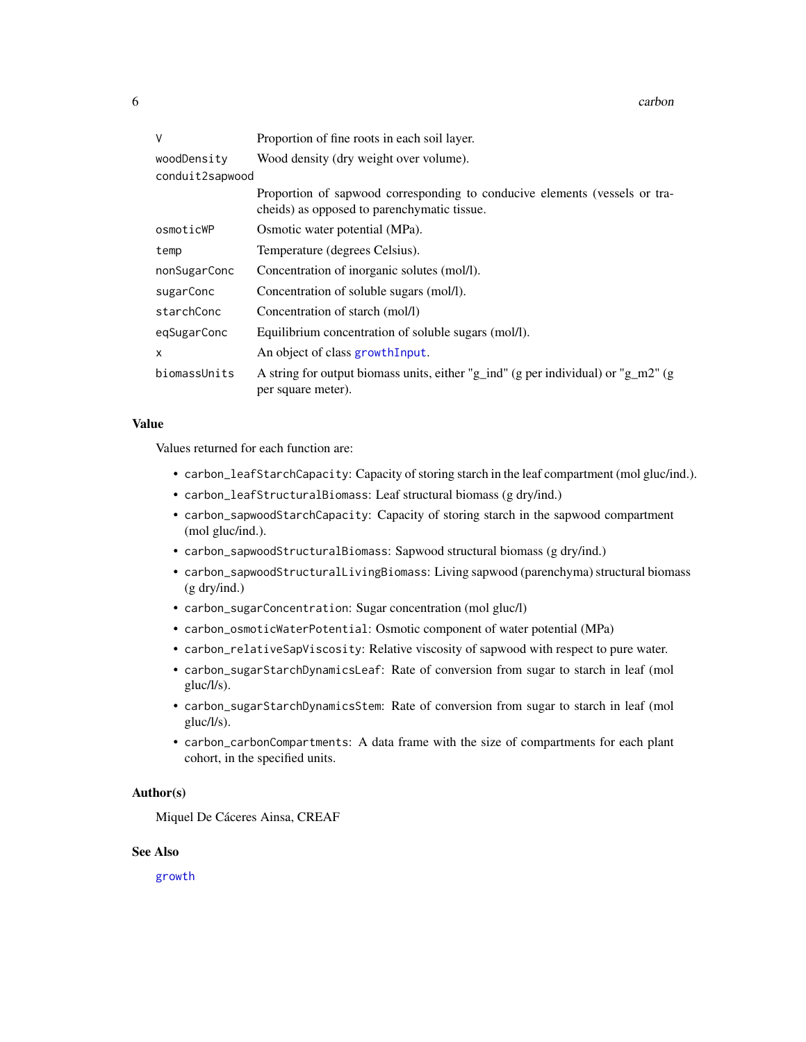| | |
|---|---|
| `V` | Proportion of fine roots in each soil layer. |
| `woodDensity` | Wood density (dry weight over volume). |
| `conduit2sapwood` | Proportion of sapwood corresponding to conducive elements (vessels or tracheids) as opposed to parenchymatic tissue. |
| `osmoticWP` | Osmotic water potential (MPa). |
| `temp` | Temperature (degrees Celsius). |
| `nonSugarConc` | Concentration of inorganic solutes (mol/l). |
| `sugarConc` | Concentration of soluble sugars (mol/l). |
| `starchConc` | Concentration of starch (mol/l) |
| `eqSugarConc` | Equilibrium concentration of soluble sugars (mol/l). |
| `x` | An object of class `growthInput`. |
| `biomassUnits` | A string for output biomass units, either "g_ind" (g per individual) or "g_m2" (g per square meter). |

### Value

Values returned for each function are:

- `carbon_leafStarchCapacity`: Capacity of storing starch in the leaf compartment (mol gluc/ind.).
- `carbon_leafStructuralBiomass`: Leaf structural biomass (g dry/ind.)
- `carbon_sapwoodStarchCapacity`: Capacity of storing starch in the sapwood compartment (mol gluc/ind.).
- `carbon_sapwoodStructuralBiomass`: Sapwood structural biomass (g dry/ind.)
- `carbon_sapwoodStructuralLivingBiomass`: Living sapwood (parenchyma) structural biomass (g dry/ind.)
- `carbon_sugarConcentration`: Sugar concentration (mol gluc/l)
- `carbon_osmoticWaterPotential`: Osmotic component of water potential (MPa)
- `carbon_relativeSapViscosity`: Relative viscosity of sapwood with respect to pure water.
- `carbon_sugarStarchDynamicsLeaf`: Rate of conversion from sugar to starch in leaf (mol gluc/l/s).
- `carbon_sugarStarchDynamicsStem`: Rate of conversion from sugar to starch in leaf (mol gluc/l/s).
- `carbon_carbonCompartments`: A data frame with the size of compartments for each plant cohort, in the specified units.

### Author(s)

Miquel De Cáceres Ainsa, CREAF

### See Also

`growth`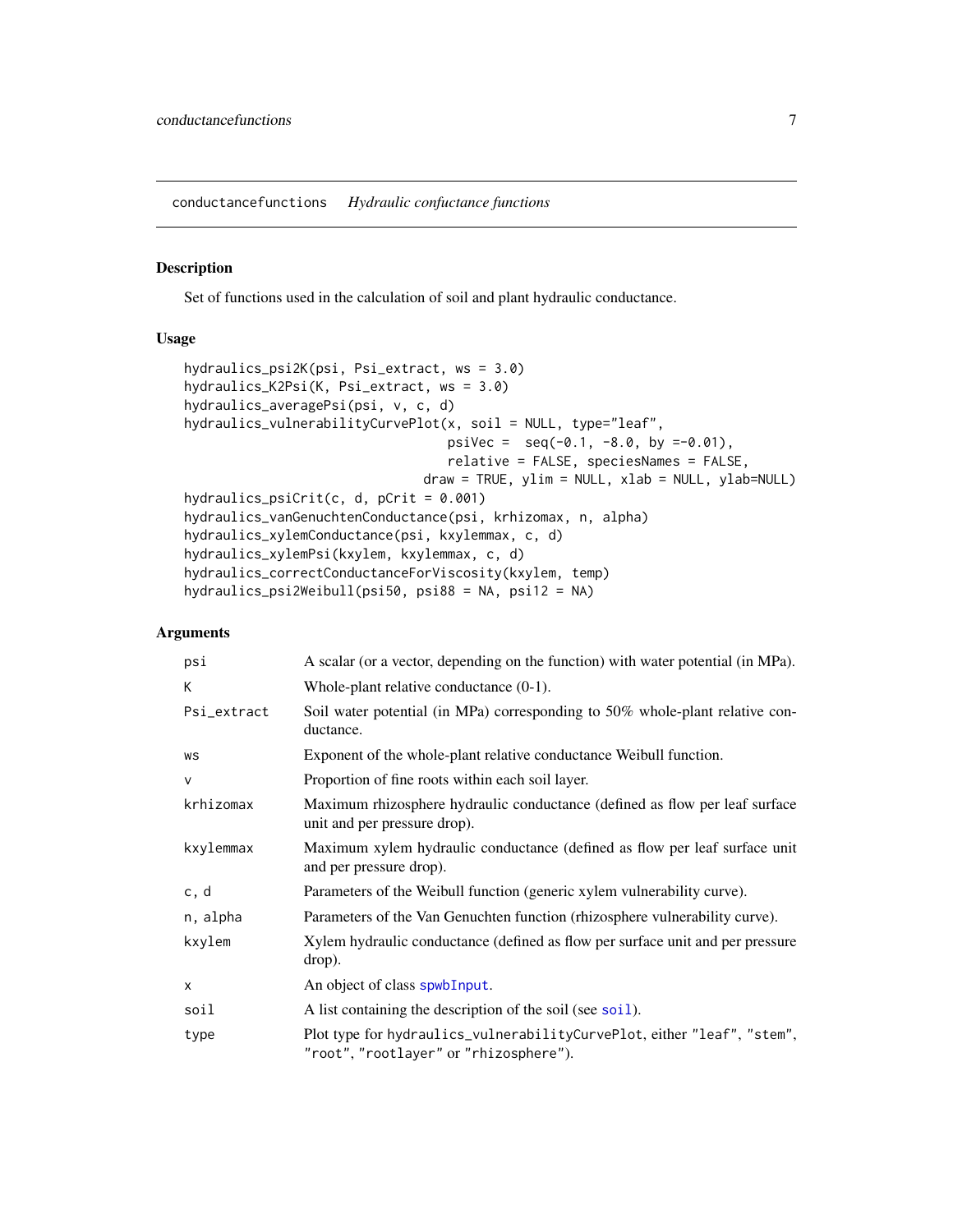conductancefunctions *Hydraulic confuctance functions*

## Description

Set of functions used in the calculation of soil and plant hydraulic conductance.

## Usage

```
hydraulics_psi2K(psi, Psi_extract, ws = 3.0)
hydraulics_K2Psi(K, Psi_extract, ws = 3.0)
hydraulics_averagePsi(psi, v, c, d)
hydraulics_vulnerabilityCurvePlot(x, soil = NULL, type="leaf",
                                  psiVec =  seq(-0.1, -8.0, by =-0.01),
                                  relative = FALSE, speciesNames = FALSE,
                               draw = TRUE, ylim = NULL, xlab = NULL, ylab=NULL)
hydraulics_psiCrit(c, d, pCrit = 0.001)
hydraulics_vanGenuchtenConductance(psi, krhizomax, n, alpha)
hydraulics_xylemConductance(psi, kxylemmax, c, d)
hydraulics_xylemPsi(kxylem, kxylemmax, c, d)
hydraulics_correctConductanceForViscosity(kxylem, temp)
hydraulics_psi2Weibull(psi50, psi88 = NA, psi12 = NA)
```

## Arguments

| | |
|---|---|
| psi | A scalar (or a vector, depending on the function) with water potential (in MPa). |
| K | Whole-plant relative conductance (0-1). |
| Psi_extract | Soil water potential (in MPa) corresponding to 50% whole-plant relative conductance. |
| ws | Exponent of the whole-plant relative conductance Weibull function. |
| v | Proportion of fine roots within each soil layer. |
| krhizomax | Maximum rhizosphere hydraulic conductance (defined as flow per leaf surface unit and per pressure drop). |
| kxylemmax | Maximum xylem hydraulic conductance (defined as flow per leaf surface unit and per pressure drop). |
| c, d | Parameters of the Weibull function (generic xylem vulnerability curve). |
| n, alpha | Parameters of the Van Genuchten function (rhizosphere vulnerability curve). |
| kxylem | Xylem hydraulic conductance (defined as flow per surface unit and per pressure drop). |
| x | An object of class spwbInput. |
| soil | A list containing the description of the soil (see soil). |
| type | Plot type for hydraulics_vulnerabilityCurvePlot, either "leaf", "stem", "root", "rootlayer" or "rhizosphere"). |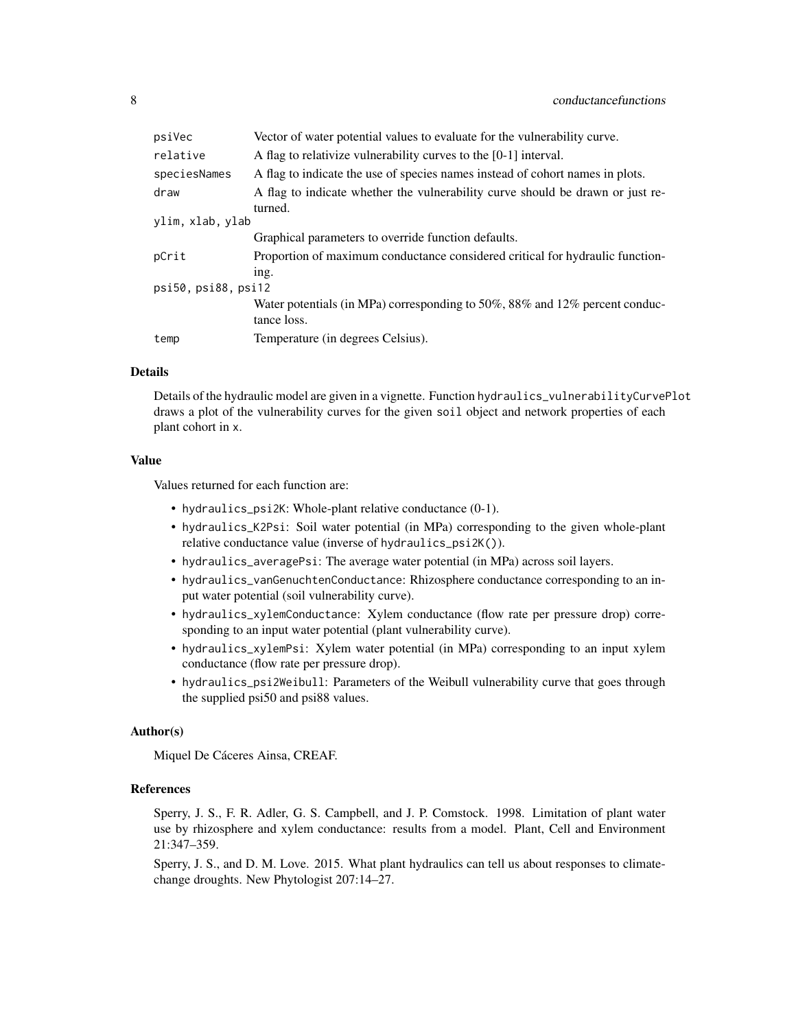| | |
|---|---|
| psiVec | Vector of water potential values to evaluate for the vulnerability curve. |
| relative | A flag to relativize vulnerability curves to the [0-1] interval. |
| speciesNames | A flag to indicate the use of species names instead of cohort names in plots. |
| draw | A flag to indicate whether the vulnerability curve should be drawn or just returned. |
| ylim, xlab, ylab | Graphical parameters to override function defaults. |
| pCrit | Proportion of maximum conductance considered critical for hydraulic functioning. |
| psi50, psi88, psi12 | Water potentials (in MPa) corresponding to 50%, 88% and 12% percent conductance loss. |
| temp | Temperature (in degrees Celsius). |

## Details

Details of the hydraulic model are given in a vignette. Function `hydraulics_vulnerabilityCurvePlot` draws a plot of the vulnerability curves for the given `soil` object and network properties of each plant cohort in `x`.

## Value

Values returned for each function are:

- `hydraulics_psi2K`: Whole-plant relative conductance (0-1).
- `hydraulics_K2Psi`: Soil water potential (in MPa) corresponding to the given whole-plant relative conductance value (inverse of `hydraulics_psi2K()`).
- `hydraulics_averagePsi`: The average water potential (in MPa) across soil layers.
- `hydraulics_vanGenuchtenConductance`: Rhizosphere conductance corresponding to an input water potential (soil vulnerability curve).
- `hydraulics_xylemConductance`: Xylem conductance (flow rate per pressure drop) corresponding to an input water potential (plant vulnerability curve).
- `hydraulics_xylemPsi`: Xylem water potential (in MPa) corresponding to an input xylem conductance (flow rate per pressure drop).
- `hydraulics_psi2Weibull`: Parameters of the Weibull vulnerability curve that goes through the supplied psi50 and psi88 values.

## Author(s)

Miquel De Cáceres Ainsa, CREAF.

## References

Sperry, J. S., F. R. Adler, G. S. Campbell, and J. P. Comstock. 1998. Limitation of plant water use by rhizosphere and xylem conductance: results from a model. Plant, Cell and Environment 21:347–359.

Sperry, J. S., and D. M. Love. 2015. What plant hydraulics can tell us about responses to climate-change droughts. New Phytologist 207:14–27.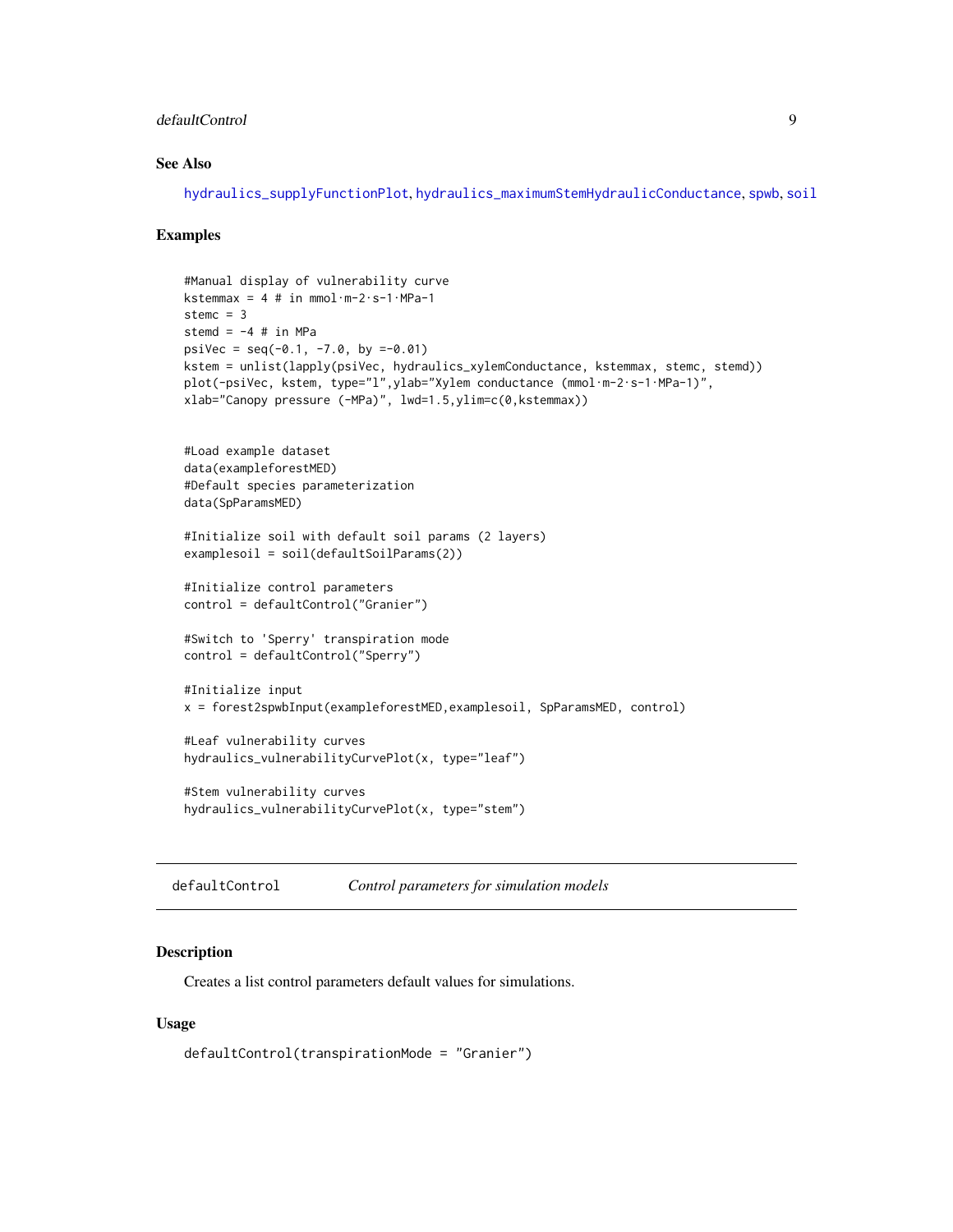### See Also

hydraulics_supplyFunctionPlot, hydraulics_maximumStemHydraulicConductance, spwb, soil

### Examples

```
#Manual display of vulnerability curve
kstemmax = 4 # in mmol·m-2·s-1·MPa-1
stemc = 3
stemd = -4 # in MPa
psiVec = seq(-0.1, -7.0, by =-0.01)
kstem = unlist(lapply(psiVec, hydraulics_xylemConductance, kstemmax, stemc, stemd))
plot(-psiVec, kstem, type="l",ylab="Xylem conductance (mmol·m-2·s-1·MPa-1)",
xlab="Canopy pressure (-MPa)", lwd=1.5,ylim=c(0,kstemmax))


#Load example dataset
data(exampleforestMED)
#Default species parameterization
data(SpParamsMED)

#Initialize soil with default soil params (2 layers)
examplesoil = soil(defaultSoilParams(2))

#Initialize control parameters
control = defaultControl("Granier")

#Switch to 'Sperry' transpiration mode
control = defaultControl("Sperry")

#Initialize input
x = forest2spwbInput(exampleforestMED,examplesoil, SpParamsMED, control)

#Leaf vulnerability curves
hydraulics_vulnerabilityCurvePlot(x, type="leaf")

#Stem vulnerability curves
hydraulics_vulnerabilityCurvePlot(x, type="stem")
```

---

## defaultControl — *Control parameters for simulation models*

### Description

Creates a list control parameters default values for simulations.

### Usage

```
defaultControl(transpirationMode = "Granier")
```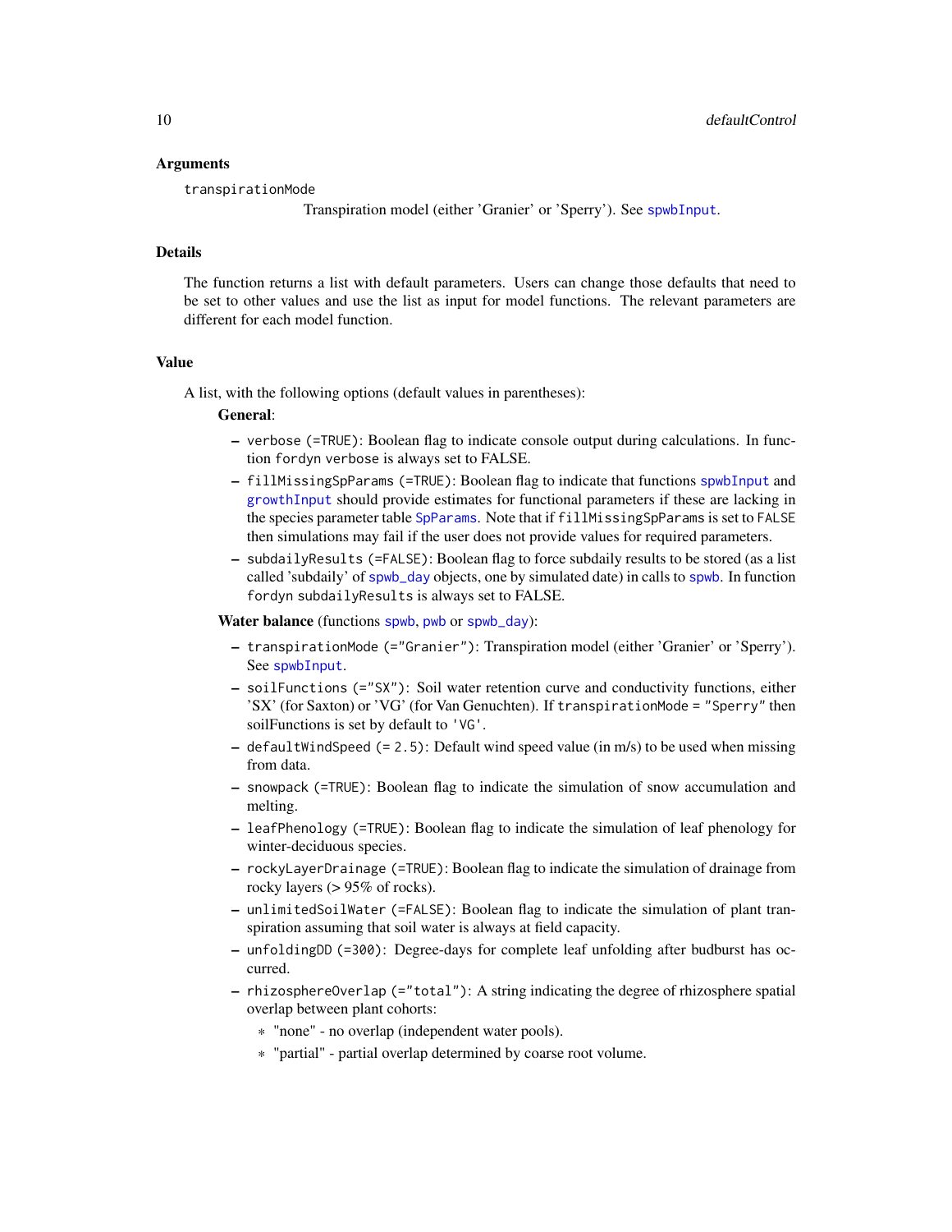## Arguments

`transpirationMode`
: Transpiration model (either 'Granier' or 'Sperry'). See `spwbInput`.

## Details

The function returns a list with default parameters. Users can change those defaults that need to be set to other values and use the list as input for model functions. The relevant parameters are different for each model function.

## Value

A list, with the following options (default values in parentheses):

**General**:

- `verbose (=TRUE)`: Boolean flag to indicate console output during calculations. In function `fordyn` `verbose` is always set to FALSE.
- `fillMissingSpParams (=TRUE)`: Boolean flag to indicate that functions `spwbInput` and `growthInput` should provide estimates for functional parameters if these are lacking in the species parameter table `SpParams`. Note that if `fillMissingSpParams` is set to `FALSE` then simulations may fail if the user does not provide values for required parameters.
- `subdailyResults (=FALSE)`: Boolean flag to force subdaily results to be stored (as a list called 'subdaily' of `spwb_day` objects, one by simulated date) in calls to `spwb`. In function `fordyn` `subdailyResults` is always set to FALSE.

**Water balance** (functions `spwb`, `pwb` or `spwb_day`):

- `transpirationMode (="Granier")`: Transpiration model (either 'Granier' or 'Sperry'). See `spwbInput`.
- `soilFunctions (="SX")`: Soil water retention curve and conductivity functions, either 'SX' (for Saxton) or 'VG' (for Van Genuchten). If `transpirationMode = "Sperry"` then soilFunctions is set by default to `'VG'`.
- `defaultWindSpeed (= 2.5)`: Default wind speed value (in m/s) to be used when missing from data.
- `snowpack (=TRUE)`: Boolean flag to indicate the simulation of snow accumulation and melting.
- `leafPhenology (=TRUE)`: Boolean flag to indicate the simulation of leaf phenology for winter-deciduous species.
- `rockyLayerDrainage (=TRUE)`: Boolean flag to indicate the simulation of drainage from rocky layers (> 95% of rocks).
- `unlimitedSoilWater (=FALSE)`: Boolean flag to indicate the simulation of plant transpiration assuming that soil water is always at field capacity.
- `unfoldingDD (=300)`: Degree-days for complete leaf unfolding after budburst has occurred.
- `rhizosphereOverlap (="total")`: A string indicating the degree of rhizosphere spatial overlap between plant cohorts:
  - "none" - no overlap (independent water pools).
  - "partial" - partial overlap determined by coarse root volume.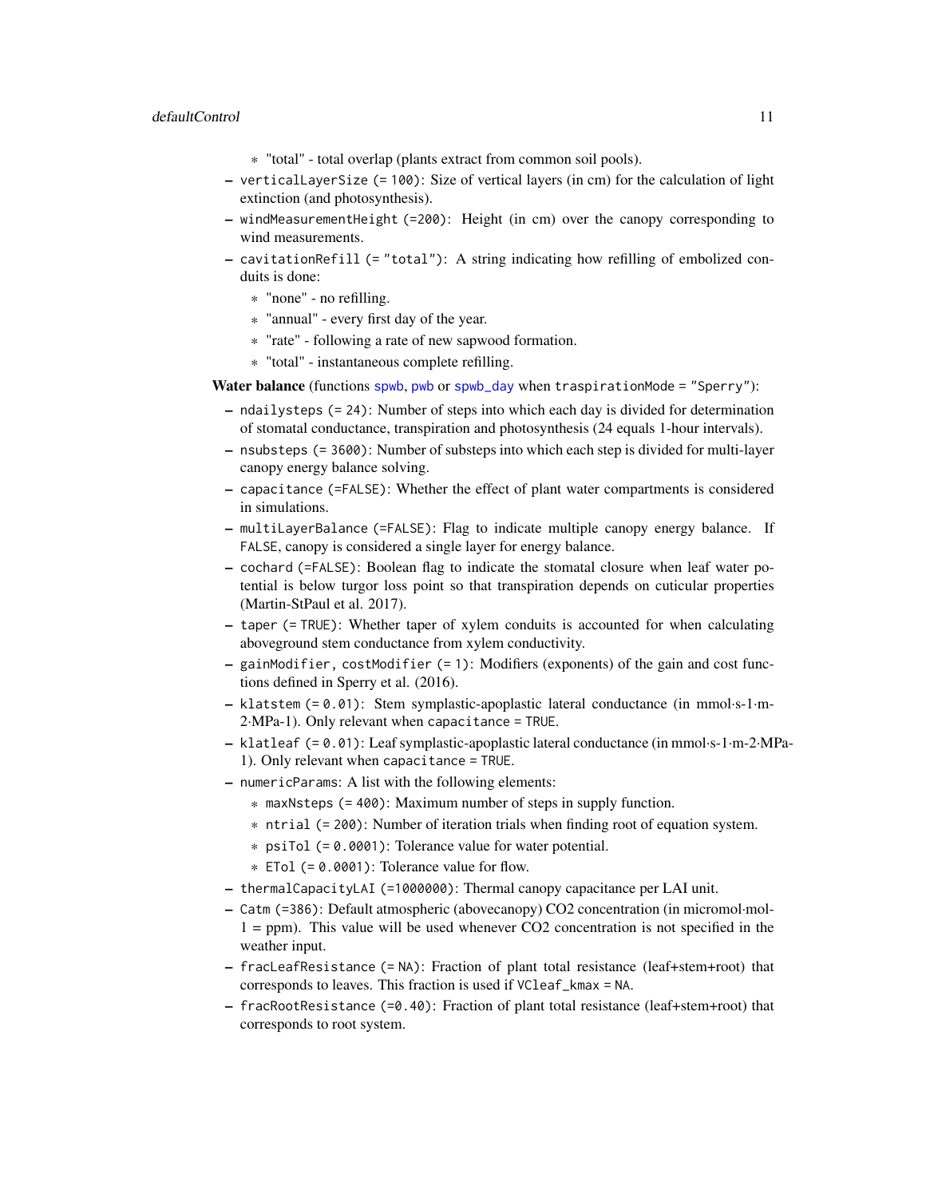- "total" - total overlap (plants extract from common soil pools).
  - `verticalLayerSize` (= 100): Size of vertical layers (in cm) for the calculation of light extinction (and photosynthesis).
  - `windMeasurementHeight` (=200): Height (in cm) over the canopy corresponding to wind measurements.
  - `cavitationRefill` (= "total"): A string indicating how refilling of embolized conduits is done:
    - "none" - no refilling.
    - "annual" - every first day of the year.
    - "rate" - following a rate of new sapwood formation.
    - "total" - instantaneous complete refilling.

**Water balance** (functions spwb, pwb or spwb_day when `traspirationMode = "Sperry"`):

  - `ndailysteps` (= 24): Number of steps into which each day is divided for determination of stomatal conductance, transpiration and photosynthesis (24 equals 1-hour intervals).
  - `nsubsteps` (= 3600): Number of substeps into which each step is divided for multi-layer canopy energy balance solving.
  - `capacitance` (=FALSE): Whether the effect of plant water compartments is considered in simulations.
  - `multiLayerBalance` (=FALSE): Flag to indicate multiple canopy energy balance. If `FALSE`, canopy is considered a single layer for energy balance.
  - `cochard` (=FALSE): Boolean flag to indicate the stomatal closure when leaf water potential is below turgor loss point so that transpiration depends on cuticular properties (Martin-StPaul et al. 2017).
  - `taper` (= TRUE): Whether taper of xylem conduits is accounted for when calculating aboveground stem conductance from xylem conductivity.
  - `gainModifier`, `costModifier` (= 1): Modifiers (exponents) of the gain and cost functions defined in Sperry et al. (2016).
  - `klatstem` (= 0.01): Stem symplastic-apoplastic lateral conductance (in mmol·s-1·m-2·MPa-1). Only relevant when `capacitance = TRUE`.
  - `klatleaf` (= 0.01): Leaf symplastic-apoplastic lateral conductance (in mmol·s-1·m-2·MPa-1). Only relevant when `capacitance = TRUE`.
  - `numericParams`: A list with the following elements:
    - `maxNsteps` (= 400): Maximum number of steps in supply function.
    - `ntrial` (= 200): Number of iteration trials when finding root of equation system.
    - `psiTol` (= 0.0001): Tolerance value for water potential.
    - `ETol` (= 0.0001): Tolerance value for flow.
  - `thermalCapacityLAI` (=1000000): Thermal canopy capacitance per LAI unit.
  - `Catm` (=386): Default atmospheric (abovecanopy) CO2 concentration (in micromol·mol-1 = ppm). This value will be used whenever CO2 concentration is not specified in the weather input.
  - `fracLeafResistance` (= NA): Fraction of plant total resistance (leaf+stem+root) that corresponds to leaves. This fraction is used if `VCleaf_kmax = NA`.
  - `fracRootResistance` (=0.40): Fraction of plant total resistance (leaf+stem+root) that corresponds to root system.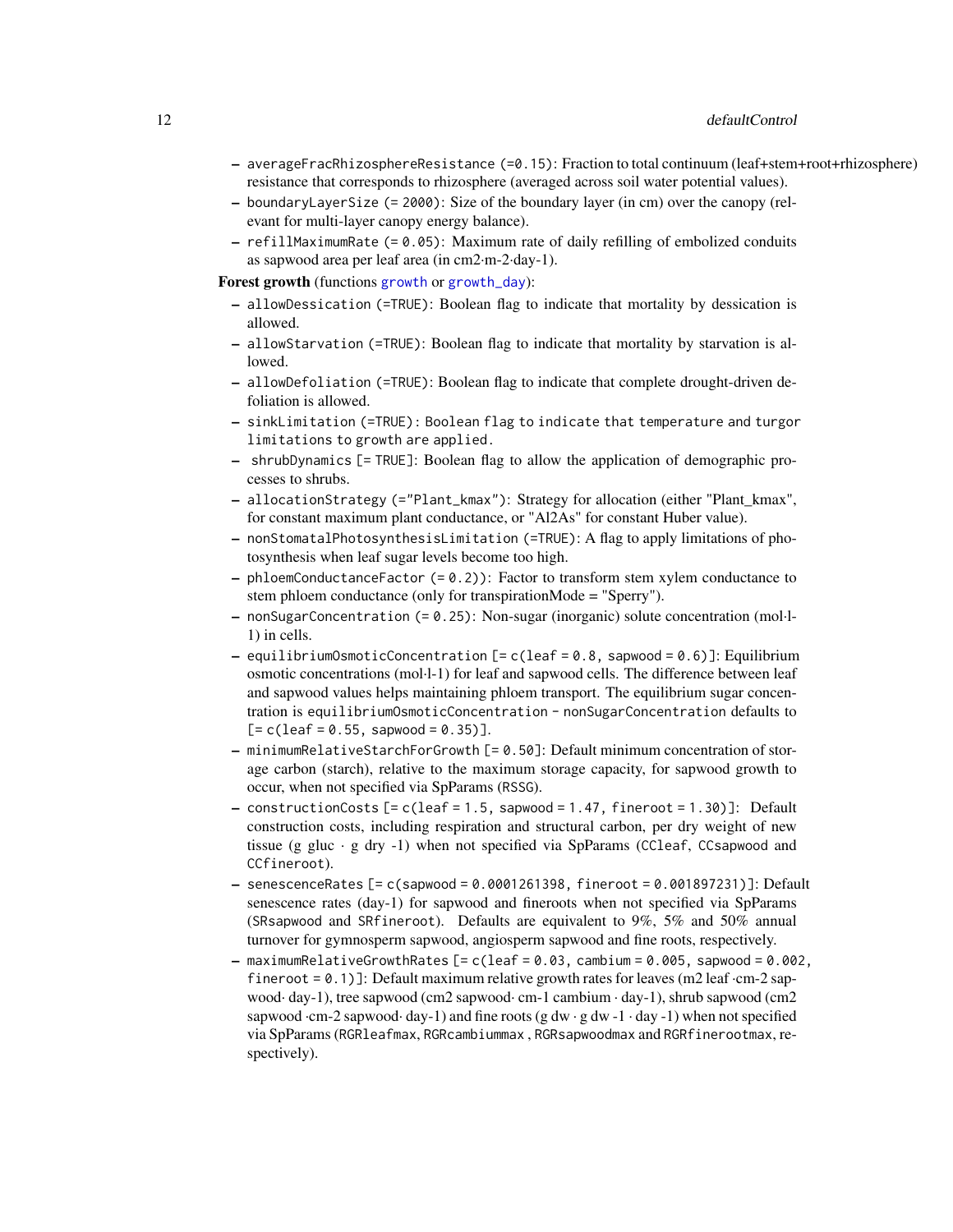- `averageFracRhizosphereResistance` (=0.15): Fraction to total continuum (leaf+stem+root+rhizosphere) resistance that corresponds to rhizosphere (averaged across soil water potential values).
- `boundaryLayerSize` (= 2000): Size of the boundary layer (in cm) over the canopy (relevant for multi-layer canopy energy balance).
- `refillMaximumRate` (= 0.05): Maximum rate of daily refilling of embolized conduits as sapwood area per leaf area (in cm2·m-2·day-1).

**Forest growth** (functions `growth` or `growth_day`):

- `allowDessication` (=TRUE): Boolean flag to indicate that mortality by dessication is allowed.
- `allowStarvation` (=TRUE): Boolean flag to indicate that mortality by starvation is allowed.
- `allowDefoliation` (=TRUE): Boolean flag to indicate that complete drought-driven defoliation is allowed.
- `sinkLimitation` (=TRUE): Boolean flag to indicate that temperature and turgor limitations to growth are applied.
- `shrubDynamics` [= TRUE]: Boolean flag to allow the application of demographic processes to shrubs.
- `allocationStrategy` (="Plant_kmax"): Strategy for allocation (either "Plant_kmax", for constant maximum plant conductance, or "Al2As" for constant Huber value).
- `nonStomatalPhotosynthesisLimitation` (=TRUE): A flag to apply limitations of photosynthesis when leaf sugar levels become too high.
- `phloemConductanceFactor` (= 0.2)): Factor to transform stem xylem conductance to stem phloem conductance (only for transpirationMode = "Sperry").
- `nonSugarConcentration` (= 0.25): Non-sugar (inorganic) solute concentration (mol·l-1) in cells.
- `equilibriumOsmoticConcentration` [= c(leaf = 0.8, sapwood = 0.6)]: Equilibrium osmotic concentrations (mol·l-1) for leaf and sapwood cells. The difference between leaf and sapwood values helps maintaining phloem transport. The equilibrium sugar concentration is `equilibriumOsmoticConcentration - nonSugarConcentration` defaults to [= c(leaf = 0.55, sapwood = 0.35)].
- `minimumRelativeStarchForGrowth` [= 0.50]: Default minimum concentration of storage carbon (starch), relative to the maximum storage capacity, for sapwood growth to occur, when not specified via SpParams (`RSSG`).
- `constructionCosts` [= c(leaf = 1.5, sapwood = 1.47, fineroot = 1.30)]: Default construction costs, including respiration and structural carbon, per dry weight of new tissue (g gluc · g dry -1) when not specified via SpParams (`CCleaf`, `CCsapwood` and `CCfineroot`).
- `senescenceRates` [= c(sapwood = 0.0001261398, fineroot = 0.001897231)]: Default senescence rates (day-1) for sapwood and fineroots when not specified via SpParams (`SRsapwood` and `SRfineroot`). Defaults are equivalent to 9%, 5% and 50% annual turnover for gymnosperm sapwood, angiosperm sapwood and fine roots, respectively.
- `maximumRelativeGrowthRates` [= c(leaf = 0.03, cambium = 0.005, sapwood = 0.002, fineroot = 0.1)]: Default maximum relative growth rates for leaves (m2 leaf ·cm-2 sapwood· day-1), tree sapwood (cm2 sapwood· cm-1 cambium · day-1), shrub sapwood (cm2 sapwood ·cm-2 sapwood· day-1) and fine roots (g dw · g dw -1 · day -1) when not specified via SpParams (`RGRleafmax`, `RGRcambiummax` , `RGRsapwoodmax` and `RGRfinerootmax`, respectively).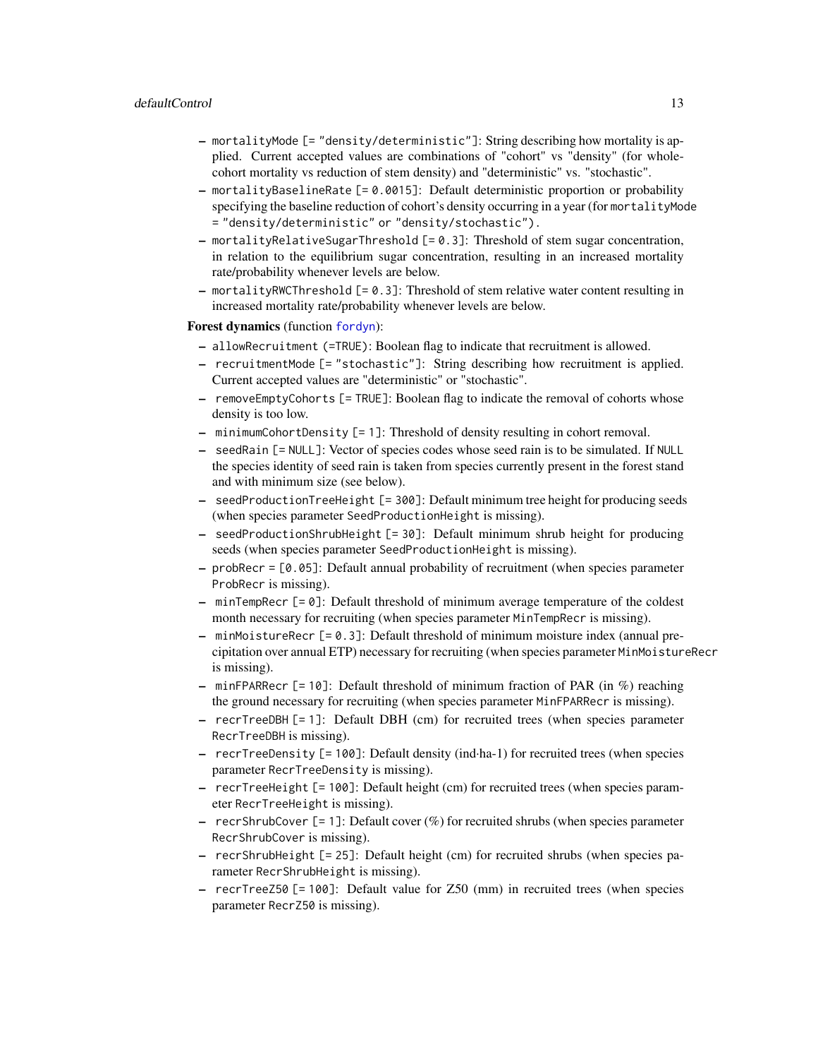- mortalityMode [= "density/deterministic"]: String describing how mortality is applied. Current accepted values are combinations of "cohort" vs "density" (for whole-cohort mortality vs reduction of stem density) and "deterministic" vs. "stochastic".
- mortalityBaselineRate [= 0.0015]: Default deterministic proportion or probability specifying the baseline reduction of cohort's density occurring in a year (for mortalityMode = "density/deterministic" or "density/stochastic").
- mortalityRelativeSugarThreshold [= 0.3]: Threshold of stem sugar concentration, in relation to the equilibrium sugar concentration, resulting in an increased mortality rate/probability whenever levels are below.
- mortalityRWCThreshold [= 0.3]: Threshold of stem relative water content resulting in increased mortality rate/probability whenever levels are below.

**Forest dynamics** (function fordyn):

- allowRecruitment (=TRUE): Boolean flag to indicate that recruitment is allowed.
- recruitmentMode [= "stochastic"]: String describing how recruitment is applied. Current accepted values are "deterministic" or "stochastic".
- removeEmptyCohorts [= TRUE]: Boolean flag to indicate the removal of cohorts whose density is too low.
- minimumCohortDensity [= 1]: Threshold of density resulting in cohort removal.
- seedRain [= NULL]: Vector of species codes whose seed rain is to be simulated. If NULL the species identity of seed rain is taken from species currently present in the forest stand and with minimum size (see below).
- seedProductionTreeHeight [= 300]: Default minimum tree height for producing seeds (when species parameter SeedProductionHeight is missing).
- seedProductionShrubHeight [= 30]: Default minimum shrub height for producing seeds (when species parameter SeedProductionHeight is missing).
- probRecr = [0.05]: Default annual probability of recruitment (when species parameter ProbRecr is missing).
- minTempRecr [= 0]: Default threshold of minimum average temperature of the coldest month necessary for recruiting (when species parameter MinTempRecr is missing).
- minMoistureRecr [= 0.3]: Default threshold of minimum moisture index (annual precipitation over annual ETP) necessary for recruiting (when species parameter MinMoistureRecr is missing).
- minFPARRecr [= 10]: Default threshold of minimum fraction of PAR (in %) reaching the ground necessary for recruiting (when species parameter MinFPARRecr is missing).
- recrTreeDBH [= 1]: Default DBH (cm) for recruited trees (when species parameter RecrTreeDBH is missing).
- recrTreeDensity [= 100]: Default density (ind·ha-1) for recruited trees (when species parameter RecrTreeDensity is missing).
- recrTreeHeight [= 100]: Default height (cm) for recruited trees (when species parameter RecrTreeHeight is missing).
- recrShrubCover [= 1]: Default cover (%) for recruited shrubs (when species parameter RecrShrubCover is missing).
- recrShrubHeight [= 25]: Default height (cm) for recruited shrubs (when species parameter RecrShrubHeight is missing).
- recrTreeZ50 [= 100]: Default value for Z50 (mm) in recruited trees (when species parameter RecrZ50 is missing).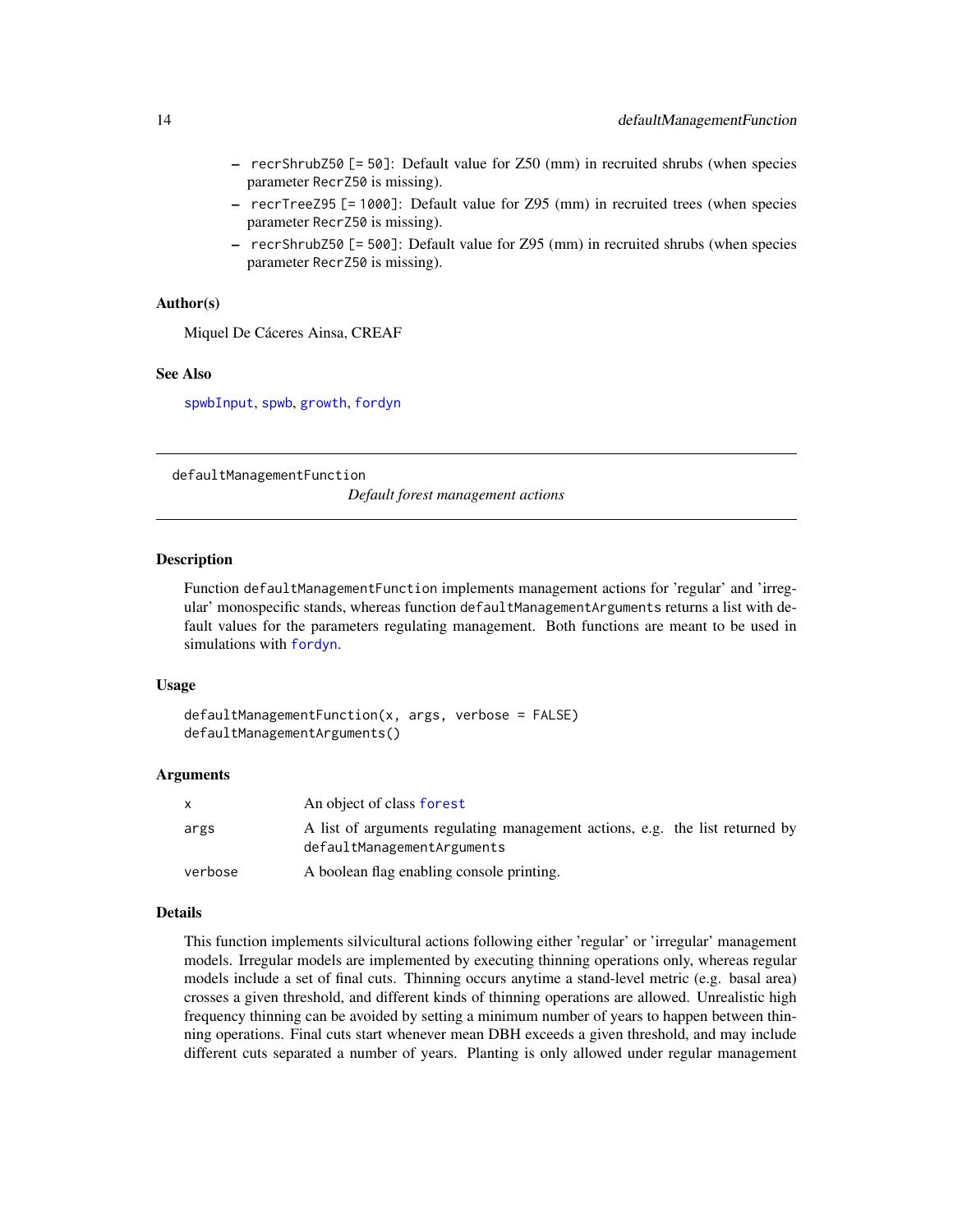- `recrShrubZ50` [= 50]: Default value for Z50 (mm) in recruited shrubs (when species parameter `RecrZ50` is missing).
- `recrTreeZ95` [= 1000]: Default value for Z95 (mm) in recruited trees (when species parameter `RecrZ50` is missing).
- `recrShrubZ50` [= 500]: Default value for Z95 (mm) in recruited shrubs (when species parameter `RecrZ50` is missing).

### Author(s)

Miquel De Cáceres Ainsa, CREAF

### See Also

`spwbInput`, `spwb`, `growth`, `fordyn`

---

## defaultManagementFunction

*Default forest management actions*

---

### Description

Function `defaultManagementFunction` implements management actions for 'regular' and 'irregular' monospecific stands, whereas function `defaultManagementArguments` returns a list with default values for the parameters regulating management. Both functions are meant to be used in simulations with `fordyn`.

### Usage

```
defaultManagementFunction(x, args, verbose = FALSE)
defaultManagementArguments()
```

### Arguments

| | |
|---|---|
| `x` | An object of class `forest` |
| `args` | A list of arguments regulating management actions, e.g. the list returned by `defaultManagementArguments` |
| `verbose` | A boolean flag enabling console printing. |

### Details

This function implements silvicultural actions following either 'regular' or 'irregular' management models. Irregular models are implemented by executing thinning operations only, whereas regular models include a set of final cuts. Thinning occurs anytime a stand-level metric (e.g. basal area) crosses a given threshold, and different kinds of thinning operations are allowed. Unrealistic high frequency thinning can be avoided by setting a minimum number of years to happen between thinning operations. Final cuts start whenever mean DBH exceeds a given threshold, and may include different cuts separated a number of years. Planting is only allowed under regular management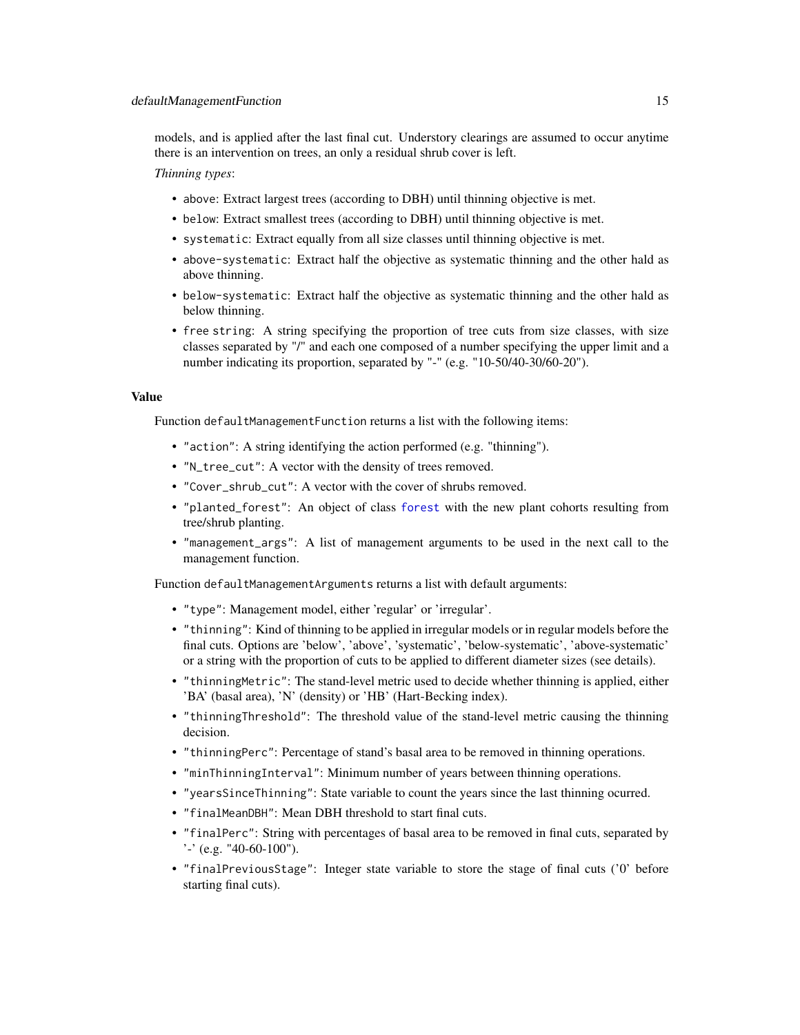models, and is applied after the last final cut. Understory clearings are assumed to occur anytime there is an intervention on trees, an only a residual shrub cover is left.

*Thinning types*:

- `above`: Extract largest trees (according to DBH) until thinning objective is met.
- `below`: Extract smallest trees (according to DBH) until thinning objective is met.
- `systematic`: Extract equally from all size classes until thinning objective is met.
- `above-systematic`: Extract half the objective as systematic thinning and the other hald as above thinning.
- `below-systematic`: Extract half the objective as systematic thinning and the other hald as below thinning.
- `free string`: A string specifying the proportion of tree cuts from size classes, with size classes separated by "/" and each one composed of a number specifying the upper limit and a number indicating its proportion, separated by "-" (e.g. "10-50/40-30/60-20").

## Value

Function `defaultManagementFunction` returns a list with the following items:

- `"action"`: A string identifying the action performed (e.g. "thinning").
- `"N_tree_cut"`: A vector with the density of trees removed.
- `"Cover_shrub_cut"`: A vector with the cover of shrubs removed.
- `"planted_forest"`: An object of class `forest` with the new plant cohorts resulting from tree/shrub planting.
- `"management_args"`: A list of management arguments to be used in the next call to the management function.

Function `defaultManagementArguments` returns a list with default arguments:

- `"type"`: Management model, either 'regular' or 'irregular'.
- `"thinning"`: Kind of thinning to be applied in irregular models or in regular models before the final cuts. Options are 'below', 'above', 'systematic', 'below-systematic', 'above-systematic' or a string with the proportion of cuts to be applied to different diameter sizes (see details).
- `"thinningMetric"`: The stand-level metric used to decide whether thinning is applied, either 'BA' (basal area), 'N' (density) or 'HB' (Hart-Becking index).
- `"thinningThreshold"`: The threshold value of the stand-level metric causing the thinning decision.
- `"thinningPerc"`: Percentage of stand's basal area to be removed in thinning operations.
- `"minThinningInterval"`: Minimum number of years between thinning operations.
- `"yearsSinceThinning"`: State variable to count the years since the last thinning ocurred.
- `"finalMeanDBH"`: Mean DBH threshold to start final cuts.
- `"finalPerc"`: String with percentages of basal area to be removed in final cuts, separated by '-' (e.g. "40-60-100").
- `"finalPreviousStage"`: Integer state variable to store the stage of final cuts ('0' before starting final cuts).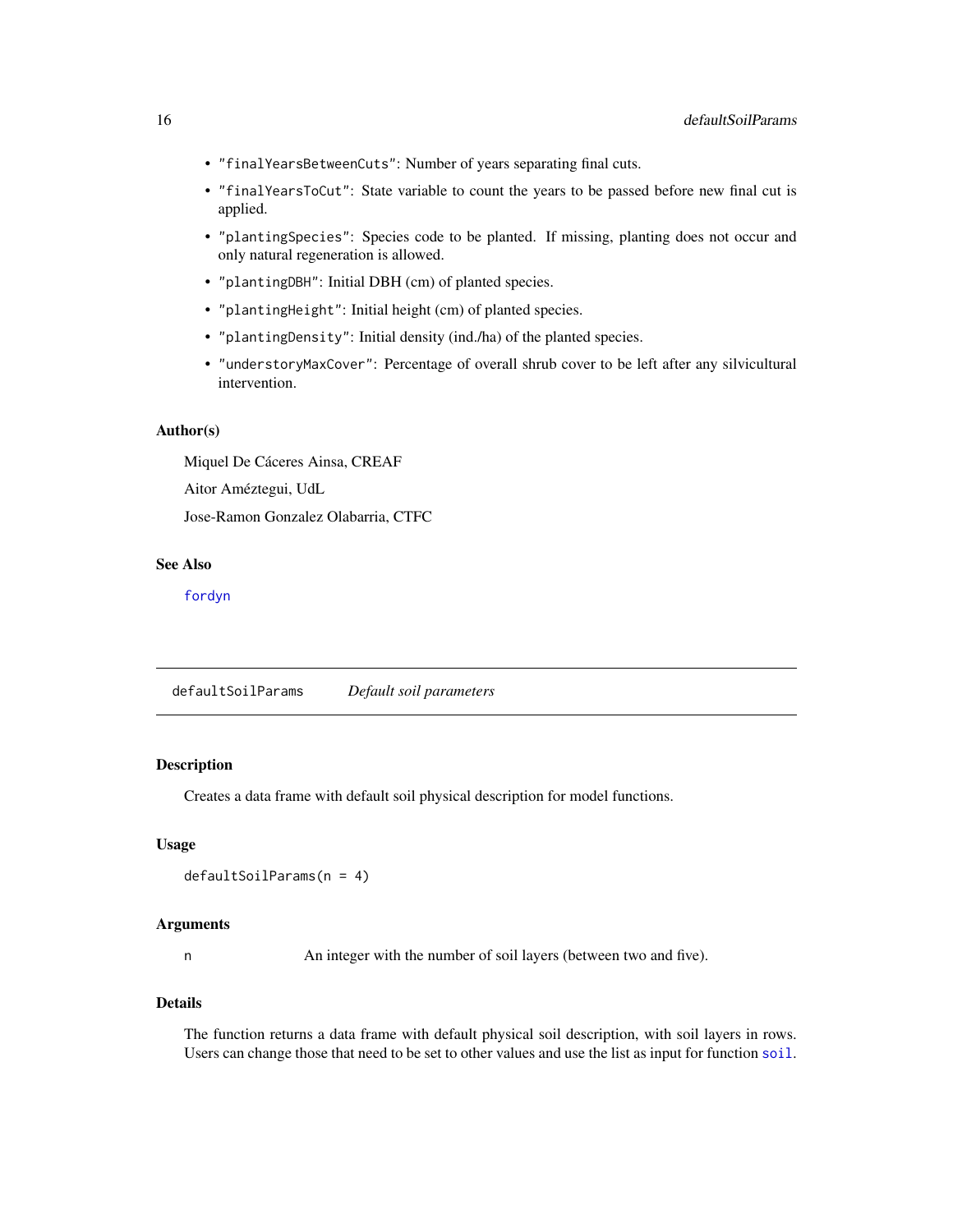- "finalYearsBetweenCuts": Number of years separating final cuts.
- "finalYearsToCut": State variable to count the years to be passed before new final cut is applied.
- "plantingSpecies": Species code to be planted. If missing, planting does not occur and only natural regeneration is allowed.
- "plantingDBH": Initial DBH (cm) of planted species.
- "plantingHeight": Initial height (cm) of planted species.
- "plantingDensity": Initial density (ind./ha) of the planted species.
- "understoryMaxCover": Percentage of overall shrub cover to be left after any silvicultural intervention.

### Author(s)

Miquel De Cáceres Ainsa, CREAF

Aitor Améztegui, UdL

Jose-Ramon Gonzalez Olabarria, CTFC

### See Also

fordyn

---

## defaultSoilParams *Default soil parameters*

---

### Description

Creates a data frame with default soil physical description for model functions.

### Usage

```
defaultSoilParams(n = 4)
```

### Arguments

n An integer with the number of soil layers (between two and five).

### Details

The function returns a data frame with default physical soil description, with soil layers in rows. Users can change those that need to be set to other values and use the list as input for function soil.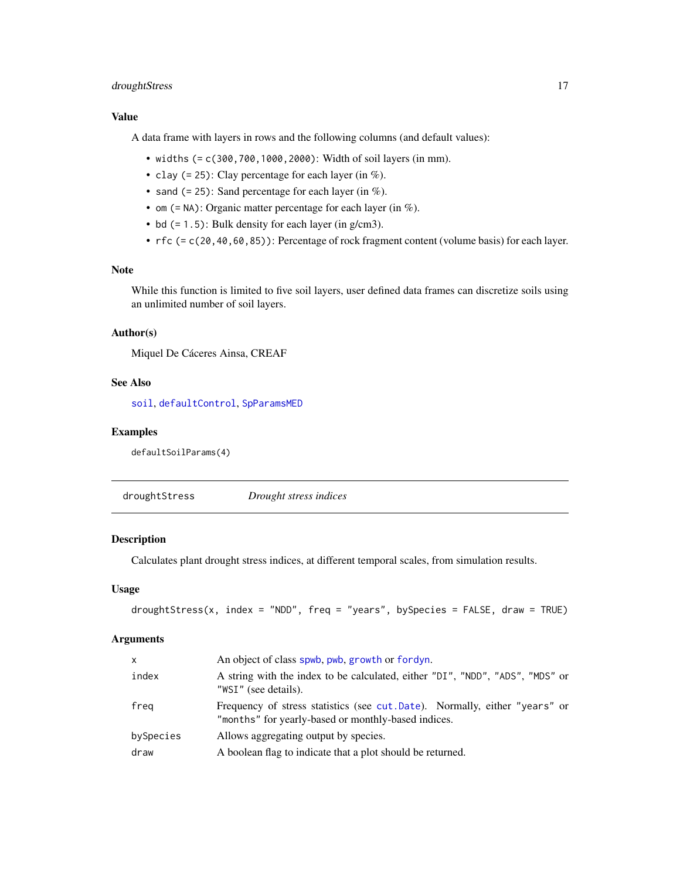### Value

A data frame with layers in rows and the following columns (and default values):

- `widths` (= `c(300,700,1000,2000)`): Width of soil layers (in mm).
- `clay` (= `25`): Clay percentage for each layer (in %).
- `sand` (= `25`): Sand percentage for each layer (in %).
- `om` (= `NA`): Organic matter percentage for each layer (in %).
- `bd` (= `1.5`): Bulk density for each layer (in g/cm3).
- `rfc` (= `c(20,40,60,85)`): Percentage of rock fragment content (volume basis) for each layer.

### Note

While this function is limited to five soil layers, user defined data frames can discretize soils using an unlimited number of soil layers.

### Author(s)

Miquel De Cáceres Ainsa, CREAF

### See Also

`soil`, `defaultControl`, `SpParamsMED`

### Examples

```
defaultSoilParams(4)
```

---

## droughtStress — *Drought stress indices*

### Description

Calculates plant drought stress indices, at different temporal scales, from simulation results.

### Usage

```
droughtStress(x, index = "NDD", freq = "years", bySpecies = FALSE, draw = TRUE)
```

### Arguments

| | |
|---|---|
| `x` | An object of class `spwb`, `pwb`, `growth` or `fordyn`. |
| `index` | A string with the index to be calculated, either `"DI"`, `"NDD"`, `"ADS"`, `"MDS"` or `"WSI"` (see details). |
| `freq` | Frequency of stress statistics (see `cut.Date`). Normally, either `"years"` or `"months"` for yearly-based or monthly-based indices. |
| `bySpecies` | Allows aggregating output by species. |
| `draw` | A boolean flag to indicate that a plot should be returned. |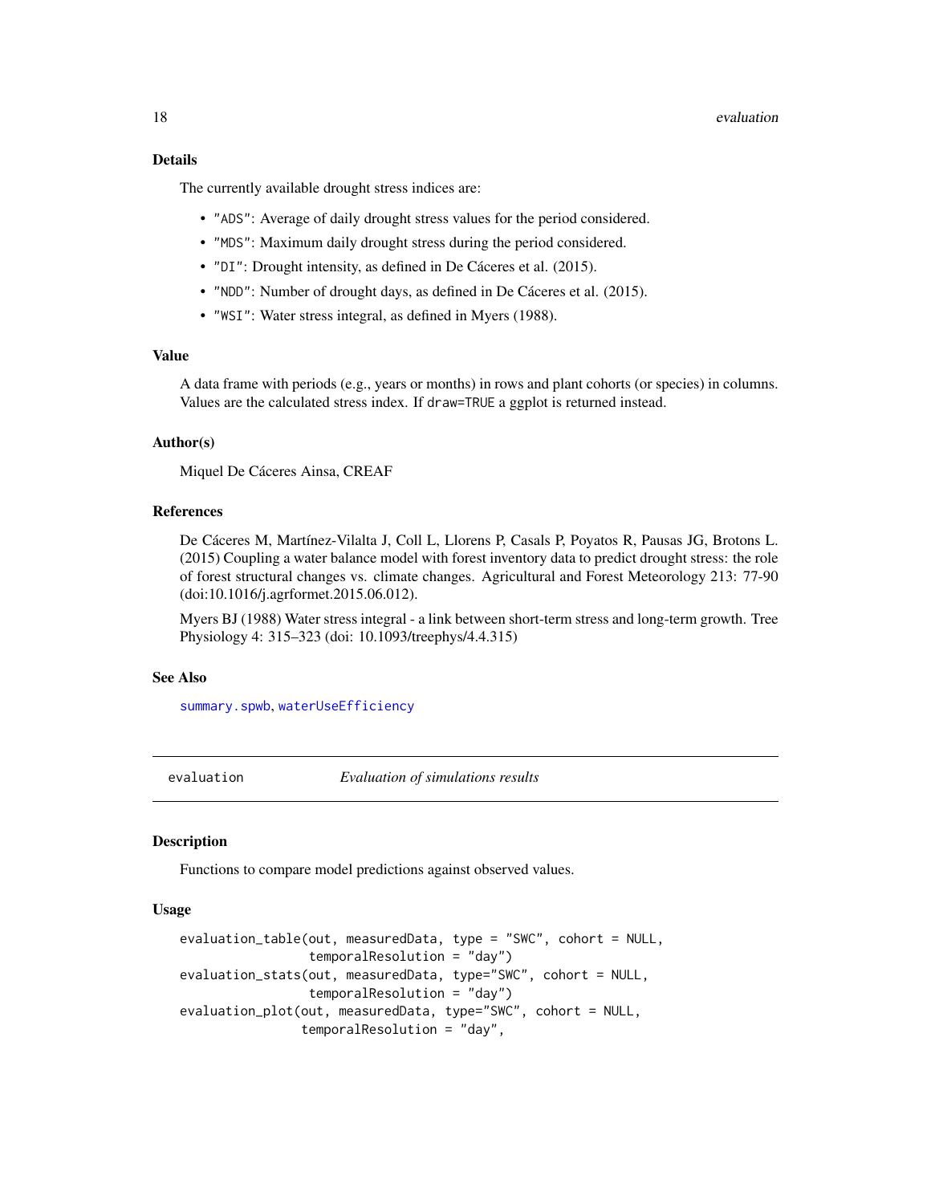### Details

The currently available drought stress indices are:

- "ADS": Average of daily drought stress values for the period considered.
- "MDS": Maximum daily drought stress during the period considered.
- "DI": Drought intensity, as defined in De Cáceres et al. (2015).
- "NDD": Number of drought days, as defined in De Cáceres et al. (2015).
- "WSI": Water stress integral, as defined in Myers (1988).

### Value

A data frame with periods (e.g., years or months) in rows and plant cohorts (or species) in columns. Values are the calculated stress index. If draw=TRUE a ggplot is returned instead.

### Author(s)

Miquel De Cáceres Ainsa, CREAF

### References

De Cáceres M, Martínez-Vilalta J, Coll L, Llorens P, Casals P, Poyatos R, Pausas JG, Brotons L. (2015) Coupling a water balance model with forest inventory data to predict drought stress: the role of forest structural changes vs. climate changes. Agricultural and Forest Meteorology 213: 77-90 (doi:10.1016/j.agrformet.2015.06.012).

Myers BJ (1988) Water stress integral - a link between short-term stress and long-term growth. Tree Physiology 4: 315–323 (doi: 10.1093/treephys/4.4.315)

### See Also

summary.spwb, waterUseEfficiency

---

## evaluation — *Evaluation of simulations results*

### Description

Functions to compare model predictions against observed values.

### Usage

```
evaluation_table(out, measuredData, type = "SWC", cohort = NULL,
                 temporalResolution = "day")
evaluation_stats(out, measuredData, type="SWC", cohort = NULL,
                 temporalResolution = "day")
evaluation_plot(out, measuredData, type="SWC", cohort = NULL,
                temporalResolution = "day",
```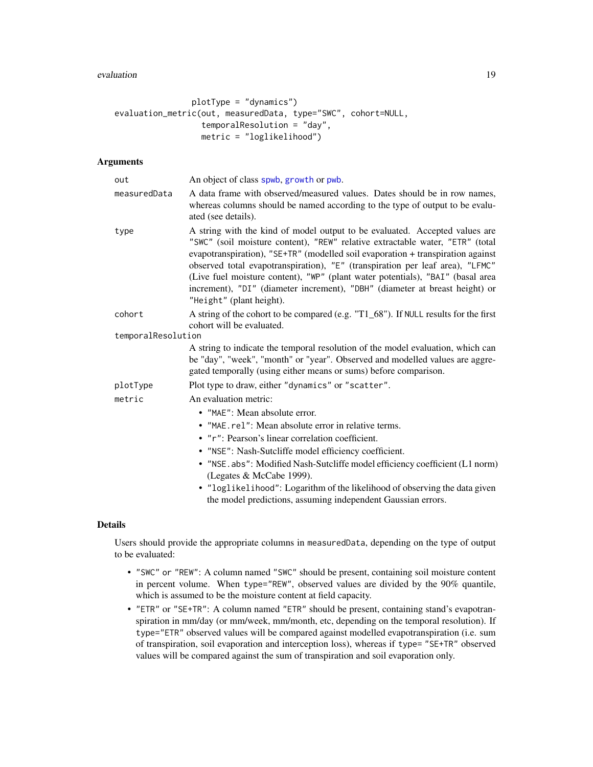```
                plotType = "dynamics")
evaluation_metric(out, measuredData, type="SWC", cohort=NULL,
                  temporalResolution = "day",
                  metric = "loglikelihood")
```

## Arguments

- `out` — An object of class spwb, growth or pwb.
- `measuredData` — A data frame with observed/measured values. Dates should be in row names, whereas columns should be named according to the type of output to be evaluated (see details).
- `type` — A string with the kind of model output to be evaluated. Accepted values are "SWC" (soil moisture content), "REW" relative extractable water, "ETR" (total evapotranspiration), "SE+TR" (modelled soil evaporation + transpiration against observed total evapotranspiration), "E" (transpiration per leaf area), "LFMC" (Live fuel moisture content), "WP" (plant water potentials), "BAI" (basal area increment), "DI" (diameter increment), "DBH" (diameter at breast height) or "Height" (plant height).
- `cohort` — A string of the cohort to be compared (e.g. "T1_68"). If NULL results for the first cohort will be evaluated.
- `temporalResolution` — A string to indicate the temporal resolution of the model evaluation, which can be "day", "week", "month" or "year". Observed and modelled values are aggregated temporally (using either means or sums) before comparison.
- `plotType` — Plot type to draw, either "dynamics" or "scatter".
- `metric` — An evaluation metric:
  - "MAE": Mean absolute error.
  - "MAE.rel": Mean absolute error in relative terms.
  - "r": Pearson's linear correlation coefficient.
  - "NSE": Nash-Sutcliffe model efficiency coefficient.
  - "NSE.abs": Modified Nash-Sutcliffe model efficiency coefficient (L1 norm) (Legates & McCabe 1999).
  - "loglikelihood": Logarithm of the likelihood of observing the data given the model predictions, assuming independent Gaussian errors.

## Details

Users should provide the appropriate columns in measuredData, depending on the type of output to be evaluated:

- "SWC" or "REW": A column named "SWC" should be present, containing soil moisture content in percent volume. When type="REW", observed values are divided by the 90% quantile, which is assumed to be the moisture content at field capacity.
- "ETR" or "SE+TR": A column named "ETR" should be present, containing stand's evapotranspiration in mm/day (or mm/week, mm/month, etc, depending on the temporal resolution). If type="ETR" observed values will be compared against modelled evapotranspiration (i.e. sum of transpiration, soil evaporation and interception loss), whereas if type= "SE+TR" observed values will be compared against the sum of transpiration and soil evaporation only.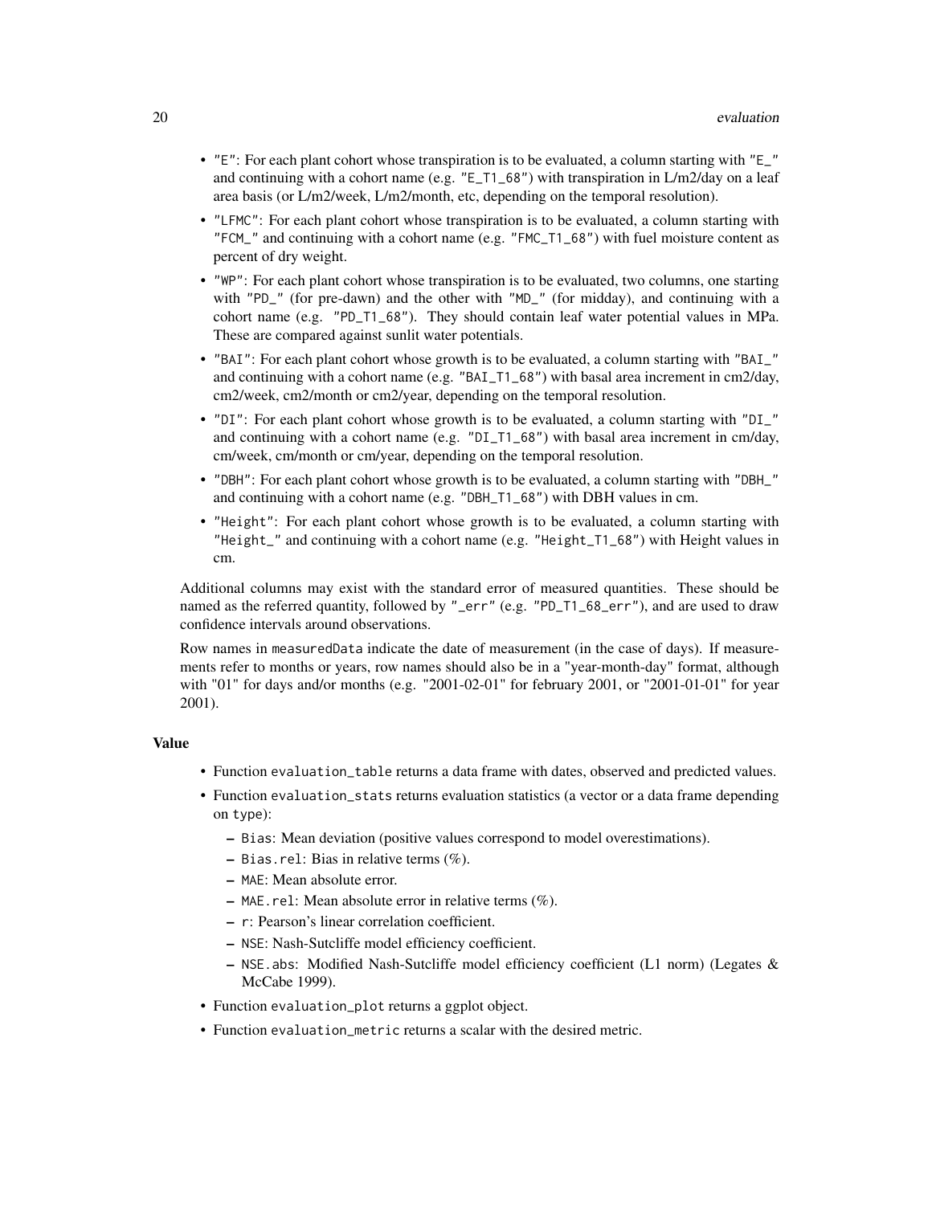- "E": For each plant cohort whose transpiration is to be evaluated, a column starting with "E_" and continuing with a cohort name (e.g. "E_T1_68") with transpiration in L/m2/day on a leaf area basis (or L/m2/week, L/m2/month, etc, depending on the temporal resolution).
- "LFMC": For each plant cohort whose transpiration is to be evaluated, a column starting with "FCM_" and continuing with a cohort name (e.g. "FMC_T1_68") with fuel moisture content as percent of dry weight.
- "WP": For each plant cohort whose transpiration is to be evaluated, two columns, one starting with "PD_" (for pre-dawn) and the other with "MD_" (for midday), and continuing with a cohort name (e.g. "PD_T1_68"). They should contain leaf water potential values in MPa. These are compared against sunlit water potentials.
- "BAI": For each plant cohort whose growth is to be evaluated, a column starting with "BAI_" and continuing with a cohort name (e.g. "BAI_T1_68") with basal area increment in cm2/day, cm2/week, cm2/month or cm2/year, depending on the temporal resolution.
- "DI": For each plant cohort whose growth is to be evaluated, a column starting with "DI_" and continuing with a cohort name (e.g. "DI_T1_68") with basal area increment in cm/day, cm/week, cm/month or cm/year, depending on the temporal resolution.
- "DBH": For each plant cohort whose growth is to be evaluated, a column starting with "DBH_" and continuing with a cohort name (e.g. "DBH_T1_68") with DBH values in cm.
- "Height": For each plant cohort whose growth is to be evaluated, a column starting with "Height_" and continuing with a cohort name (e.g. "Height_T1_68") with Height values in cm.

Additional columns may exist with the standard error of measured quantities. These should be named as the referred quantity, followed by "_err" (e.g. "PD_T1_68_err"), and are used to draw confidence intervals around observations.

Row names in measuredData indicate the date of measurement (in the case of days). If measurements refer to months or years, row names should also be in a "year-month-day" format, although with "01" for days and/or months (e.g. "2001-02-01" for february 2001, or "2001-01-01" for year 2001).

### Value

- Function evaluation_table returns a data frame with dates, observed and predicted values.
- Function evaluation_stats returns evaluation statistics (a vector or a data frame depending on type):
  - Bias: Mean deviation (positive values correspond to model overestimations).
  - Bias.rel: Bias in relative terms (%).
  - MAE: Mean absolute error.
  - MAE.rel: Mean absolute error in relative terms (%).
  - r: Pearson's linear correlation coefficient.
  - NSE: Nash-Sutcliffe model efficiency coefficient.
  - NSE.abs: Modified Nash-Sutcliffe model efficiency coefficient (L1 norm) (Legates & McCabe 1999).
- Function evaluation_plot returns a ggplot object.
- Function evaluation_metric returns a scalar with the desired metric.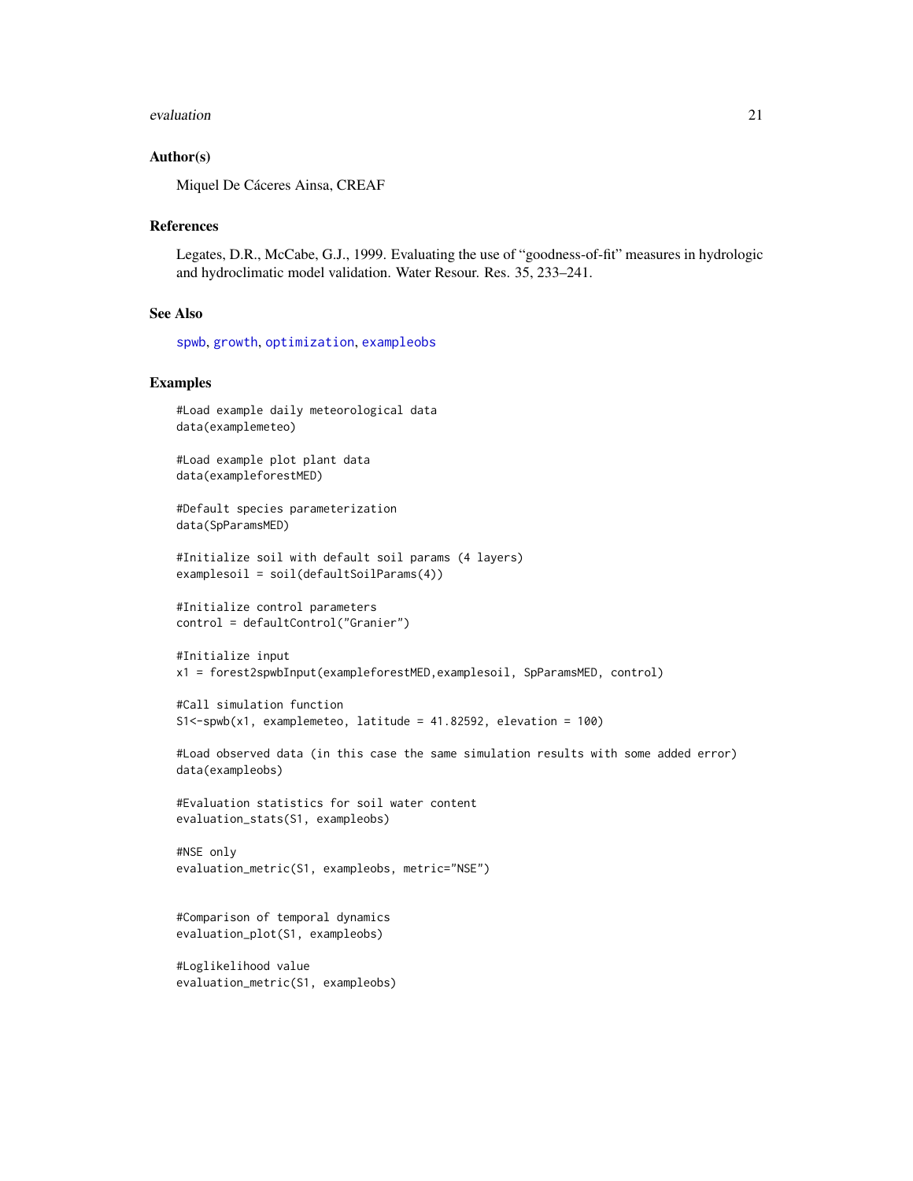## Author(s)

Miquel De Cáceres Ainsa, CREAF

## References

Legates, D.R., McCabe, G.J., 1999. Evaluating the use of "goodness-of-fit" measures in hydrologic and hydroclimatic model validation. Water Resour. Res. 35, 233–241.

## See Also

spwb, growth, optimization, exampleobs

## Examples

```
#Load example daily meteorological data
data(examplemeteo)

#Load example plot plant data
data(exampleforestMED)

#Default species parameterization
data(SpParamsMED)

#Initialize soil with default soil params (4 layers)
examplesoil = soil(defaultSoilParams(4))

#Initialize control parameters
control = defaultControl("Granier")

#Initialize input
x1 = forest2spwbInput(exampleforestMED,examplesoil, SpParamsMED, control)

#Call simulation function
S1<-spwb(x1, examplemeteo, latitude = 41.82592, elevation = 100)

#Load observed data (in this case the same simulation results with some added error)
data(exampleobs)

#Evaluation statistics for soil water content
evaluation_stats(S1, exampleobs)

#NSE only
evaluation_metric(S1, exampleobs, metric="NSE")


#Comparison of temporal dynamics
evaluation_plot(S1, exampleobs)

#Loglikelihood value
evaluation_metric(S1, exampleobs)
```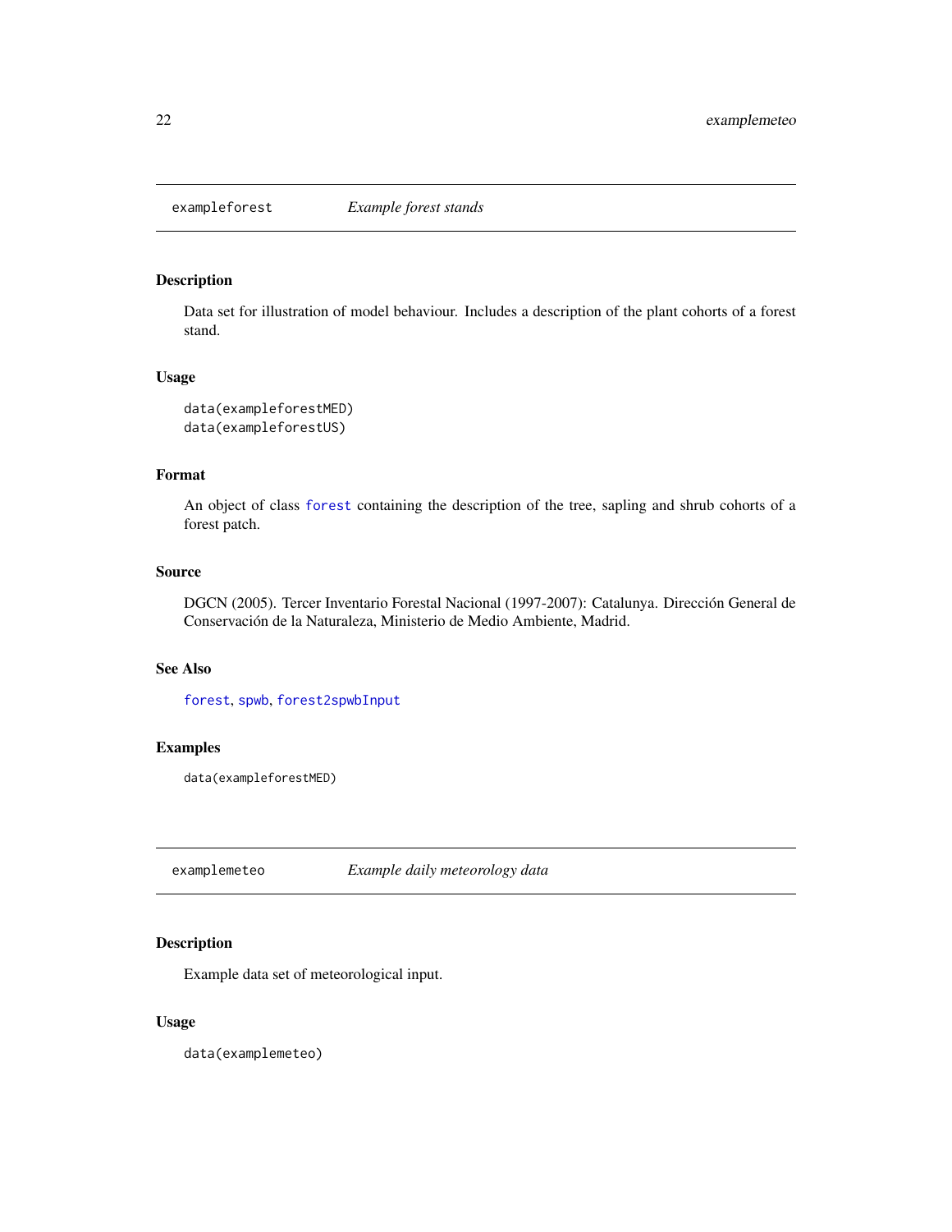## exampleforest *Example forest stands*

### Description

Data set for illustration of model behaviour. Includes a description of the plant cohorts of a forest stand.

### Usage

```
data(exampleforestMED)
data(exampleforestUS)
```

### Format

An object of class `forest` containing the description of the tree, sapling and shrub cohorts of a forest patch.

### Source

DGCN (2005). Tercer Inventario Forestal Nacional (1997-2007): Catalunya. Dirección General de Conservación de la Naturaleza, Ministerio de Medio Ambiente, Madrid.

### See Also

`forest`, `spwb`, `forest2spwbInput`

### Examples

```
data(exampleforestMED)
```

## examplemeteo *Example daily meteorology data*

### Description

Example data set of meteorological input.

### Usage

```
data(examplemeteo)
```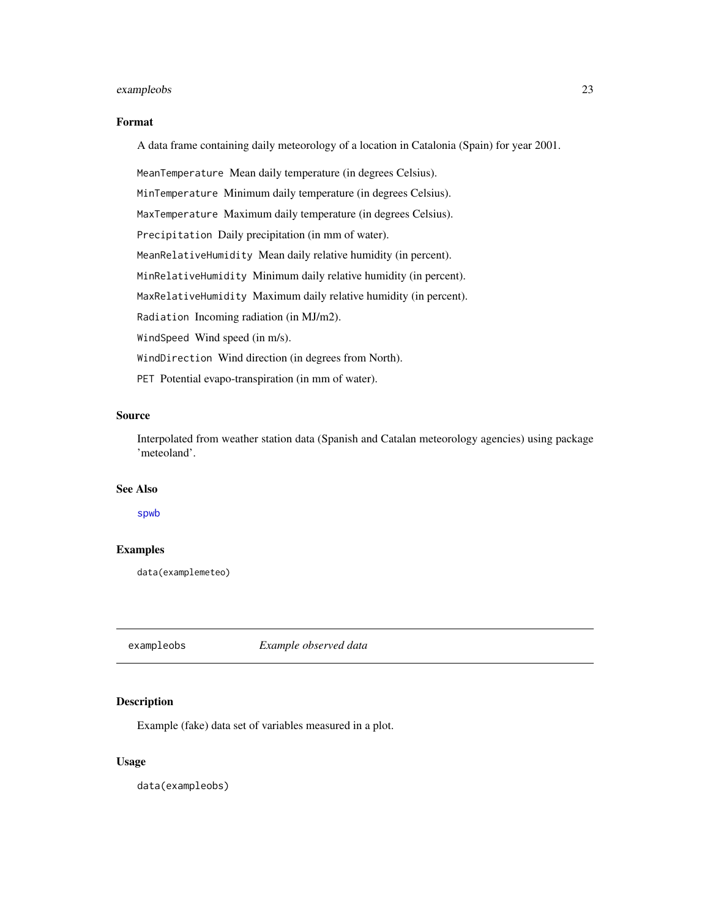### Format

A data frame containing daily meteorology of a location in Catalonia (Spain) for year 2001.

`MeanTemperature` Mean daily temperature (in degrees Celsius).

`MinTemperature` Minimum daily temperature (in degrees Celsius).

`MaxTemperature` Maximum daily temperature (in degrees Celsius).

`Precipitation` Daily precipitation (in mm of water).

`MeanRelativeHumidity` Mean daily relative humidity (in percent).

`MinRelativeHumidity` Minimum daily relative humidity (in percent).

`MaxRelativeHumidity` Maximum daily relative humidity (in percent).

`Radiation` Incoming radiation (in MJ/m2).

`WindSpeed` Wind speed (in m/s).

`WindDirection` Wind direction (in degrees from North).

`PET` Potential evapo-transpiration (in mm of water).

### Source

Interpolated from weather station data (Spanish and Catalan meteorology agencies) using package 'meteoland'.

### See Also

`spwb`

### Examples

```
data(examplemeteo)
```

---

## exampleobs *Example observed data*

### Description

Example (fake) data set of variables measured in a plot.

### Usage

```
data(exampleobs)
```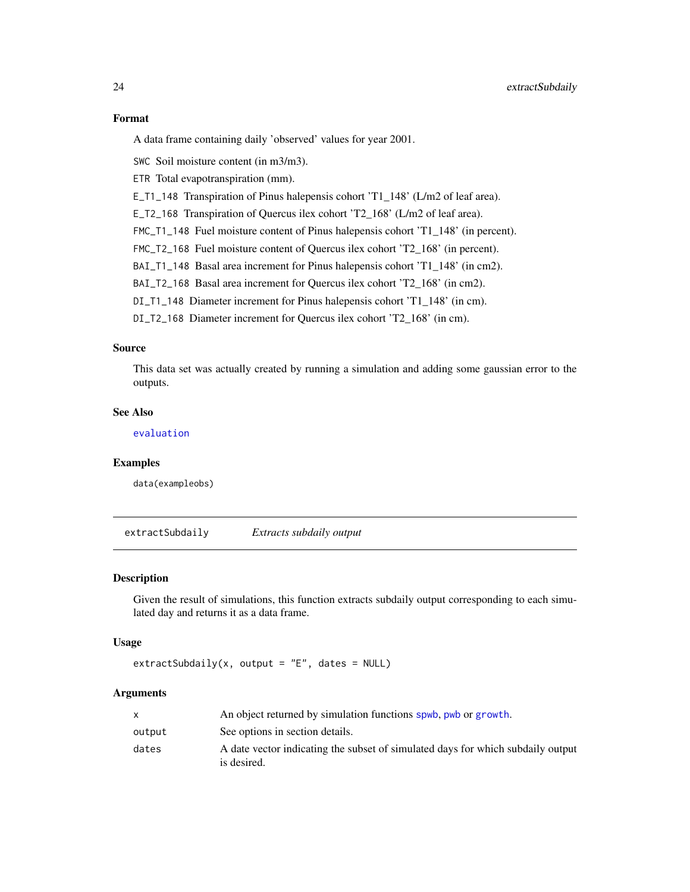### Format

A data frame containing daily 'observed' values for year 2001.

- `SWC` Soil moisture content (in m3/m3).
- `ETR` Total evapotranspiration (mm).
- `E_T1_148` Transpiration of Pinus halepensis cohort 'T1_148' (L/m2 of leaf area).
- `E_T2_168` Transpiration of Quercus ilex cohort 'T2_168' (L/m2 of leaf area).
- `FMC_T1_148` Fuel moisture content of Pinus halepensis cohort 'T1_148' (in percent).
- `FMC_T2_168` Fuel moisture content of Quercus ilex cohort 'T2_168' (in percent).
- `BAI_T1_148` Basal area increment for Pinus halepensis cohort 'T1_148' (in cm2).
- `BAI_T2_168` Basal area increment for Quercus ilex cohort 'T2_168' (in cm2).
- `DI_T1_148` Diameter increment for Pinus halepensis cohort 'T1_148' (in cm).
- `DI_T2_168` Diameter increment for Quercus ilex cohort 'T2_168' (in cm).

### Source

This data set was actually created by running a simulation and adding some gaussian error to the outputs.

### See Also

`evaluation`

### Examples

```
data(exampleobs)
```

---

## extractSubdaily *Extracts subdaily output*

### Description

Given the result of simulations, this function extracts subdaily output corresponding to each simulated day and returns it as a data frame.

### Usage

```
extractSubdaily(x, output = "E", dates = NULL)
```

### Arguments

| | |
|---|---|
| `x` | An object returned by simulation functions `spwb`, `pwb` or `growth`. |
| `output` | See options in section details. |
| `dates` | A date vector indicating the subset of simulated days for which subdaily output is desired. |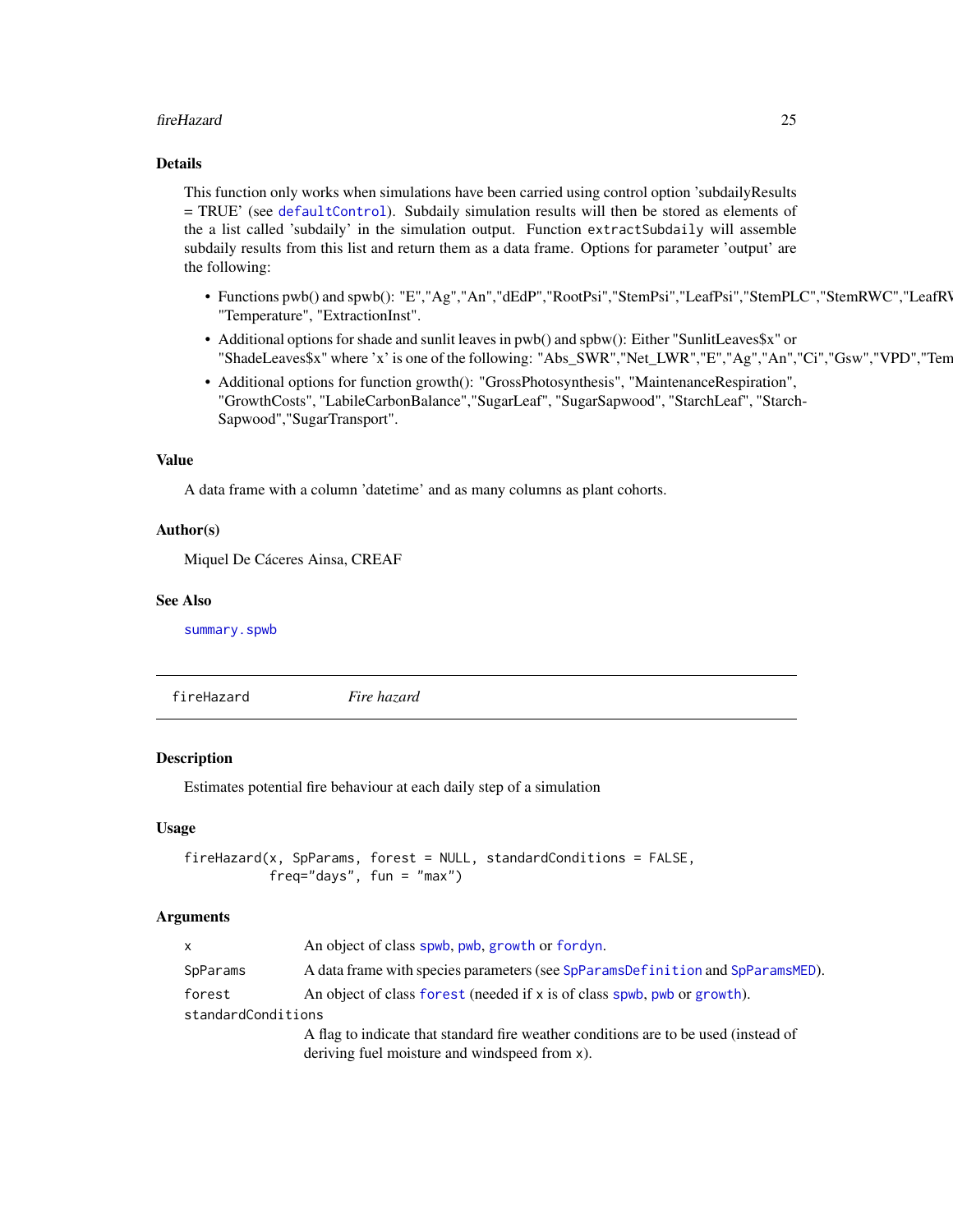## Details

This function only works when simulations have been carried using control option 'subdailyResults = TRUE' (see `defaultControl`). Subdaily simulation results will then be stored as elements of the a list called 'subdaily' in the simulation output. Function `extractSubdaily` will assemble subdaily results from this list and return them as a data frame. Options for parameter 'output' are the following:

- Functions pwb() and spwb(): "E","Ag","An","dEdP","RootPsi","StemPsi","LeafPsi","StemPLC","StemRWC","LeafRV "Temperature", "ExtractionInst".
- Additional options for shade and sunlit leaves in pwb() and spbw(): Either "SunlitLeaves$x" or "ShadeLeaves$x" where 'x' is one of the following: "Abs_SWR","Net_LWR","E","Ag","An","Ci","Gsw","VPD","Tem
- Additional options for function growth(): "GrossPhotosynthesis", "MaintenanceRespiration", "GrowthCosts", "LabileCarbonBalance","SugarLeaf", "SugarSapwood", "StarchLeaf", "Starch-Sapwood","SugarTransport".

## Value

A data frame with a column 'datetime' and as many columns as plant cohorts.

## Author(s)

Miquel De Cáceres Ainsa, CREAF

## See Also

`summary.spwb`

---

`fireHazard` *Fire hazard*

---

## Description

Estimates potential fire behaviour at each daily step of a simulation

## Usage

```
fireHazard(x, SpParams, forest = NULL, standardConditions = FALSE,
           freq="days", fun = "max")
```

## Arguments

| | |
|---|---|
| `x` | An object of class `spwb`, `pwb`, `growth` or `fordyn`. |
| `SpParams` | A data frame with species parameters (see `SpParamsDefinition` and `SpParamsMED`). |
| `forest` | An object of class `forest` (needed if x is of class `spwb`, `pwb` or `growth`). |
| `standardConditions` | A flag to indicate that standard fire weather conditions are to be used (instead of deriving fuel moisture and windspeed from x). |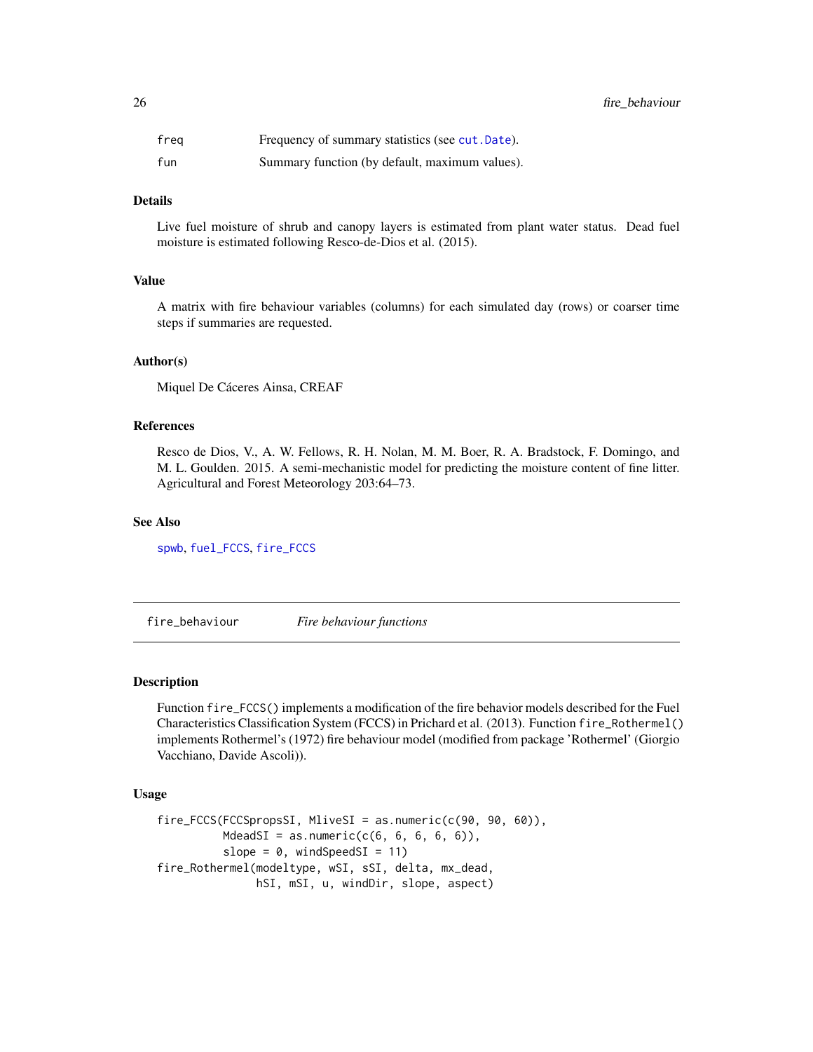| | |
|---|---|
| freq | Frequency of summary statistics (see cut.Date). |
| fun | Summary function (by default, maximum values). |

### Details

Live fuel moisture of shrub and canopy layers is estimated from plant water status. Dead fuel moisture is estimated following Resco-de-Dios et al. (2015).

### Value

A matrix with fire behaviour variables (columns) for each simulated day (rows) or coarser time steps if summaries are requested.

### Author(s)

Miquel De Cáceres Ainsa, CREAF

### References

Resco de Dios, V., A. W. Fellows, R. H. Nolan, M. M. Boer, R. A. Bradstock, F. Domingo, and M. L. Goulden. 2015. A semi-mechanistic model for predicting the moisture content of fine litter. Agricultural and Forest Meteorology 203:64–73.

### See Also

spwb, fuel_FCCS, fire_FCCS

---

## fire_behaviour *Fire behaviour functions*

### Description

Function fire_FCCS() implements a modification of the fire behavior models described for the Fuel Characteristics Classification System (FCCS) in Prichard et al. (2013). Function fire_Rothermel() implements Rothermel's (1972) fire behaviour model (modified from package 'Rothermel' (Giorgio Vacchiano, Davide Ascoli)).

### Usage

```
fire_FCCS(FCCSpropsSI, MliveSI = as.numeric(c(90, 90, 60)),
          MdeadSI = as.numeric(c(6, 6, 6, 6, 6)),
          slope = 0, windSpeedSI = 11)
fire_Rothermel(modeltype, wSI, sSI, delta, mx_dead,
               hSI, mSI, u, windDir, slope, aspect)
```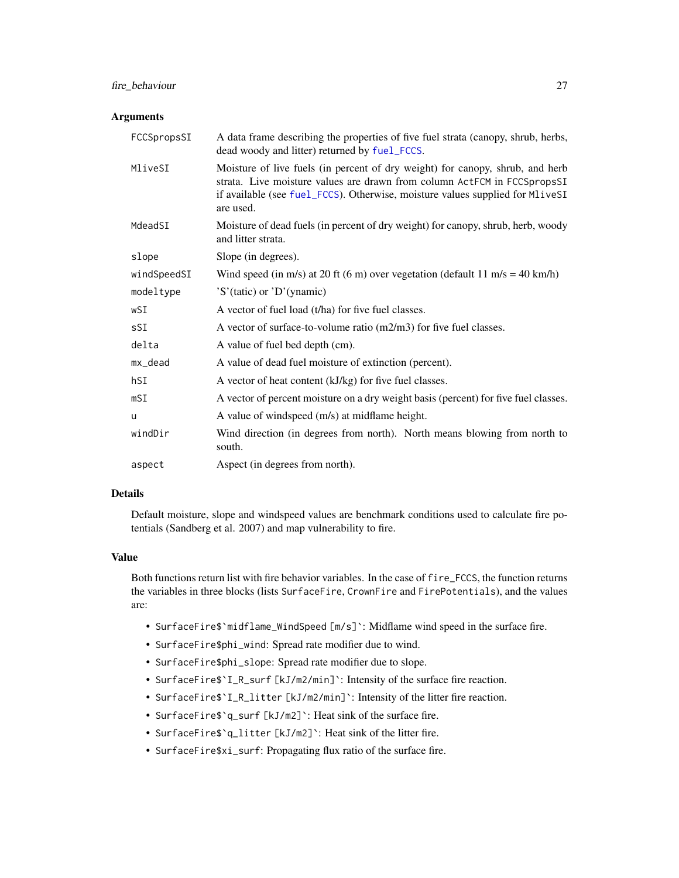### Arguments

| | |
|---|---|
| FCCSpropsSI | A data frame describing the properties of five fuel strata (canopy, shrub, herbs, dead woody and litter) returned by fuel_FCCS. |
| MliveSI | Moisture of live fuels (in percent of dry weight) for canopy, shrub, and herb strata. Live moisture values are drawn from column ActFCM in FCCSpropsSI if available (see fuel_FCCS). Otherwise, moisture values supplied for MliveSI are used. |
| MdeadSI | Moisture of dead fuels (in percent of dry weight) for canopy, shrub, herb, woody and litter strata. |
| slope | Slope (in degrees). |
| windSpeedSI | Wind speed (in m/s) at 20 ft (6 m) over vegetation (default 11 m/s = 40 km/h) |
| modeltype | 'S'(tatic) or 'D'(ynamic) |
| wSI | A vector of fuel load (t/ha) for five fuel classes. |
| sSI | A vector of surface-to-volume ratio (m2/m3) for five fuel classes. |
| delta | A value of fuel bed depth (cm). |
| mx_dead | A value of dead fuel moisture of extinction (percent). |
| hSI | A vector of heat content (kJ/kg) for five fuel classes. |
| mSI | A vector of percent moisture on a dry weight basis (percent) for five fuel classes. |
| u | A value of windspeed (m/s) at midflame height. |
| windDir | Wind direction (in degrees from north). North means blowing from north to south. |
| aspect | Aspect (in degrees from north). |

### Details

Default moisture, slope and windspeed values are benchmark conditions used to calculate fire potentials (Sandberg et al. 2007) and map vulnerability to fire.

### Value

Both functions return list with fire behavior variables. In the case of fire_FCCS, the function returns the variables in three blocks (lists SurfaceFire, CrownFire and FirePotentials), and the values are:

- SurfaceFire$`midflame_WindSpeed [m/s]`: Midflame wind speed in the surface fire.
- SurfaceFire$phi_wind: Spread rate modifier due to wind.
- SurfaceFire$phi_slope: Spread rate modifier due to slope.
- SurfaceFire$`I_R_surf [kJ/m2/min]`: Intensity of the surface fire reaction.
- SurfaceFire$`I_R_litter [kJ/m2/min]`: Intensity of the litter fire reaction.
- SurfaceFire$`q_surf [kJ/m2]`: Heat sink of the surface fire.
- SurfaceFire$`q_litter [kJ/m2]`: Heat sink of the litter fire.
- SurfaceFire$xi_surf: Propagating flux ratio of the surface fire.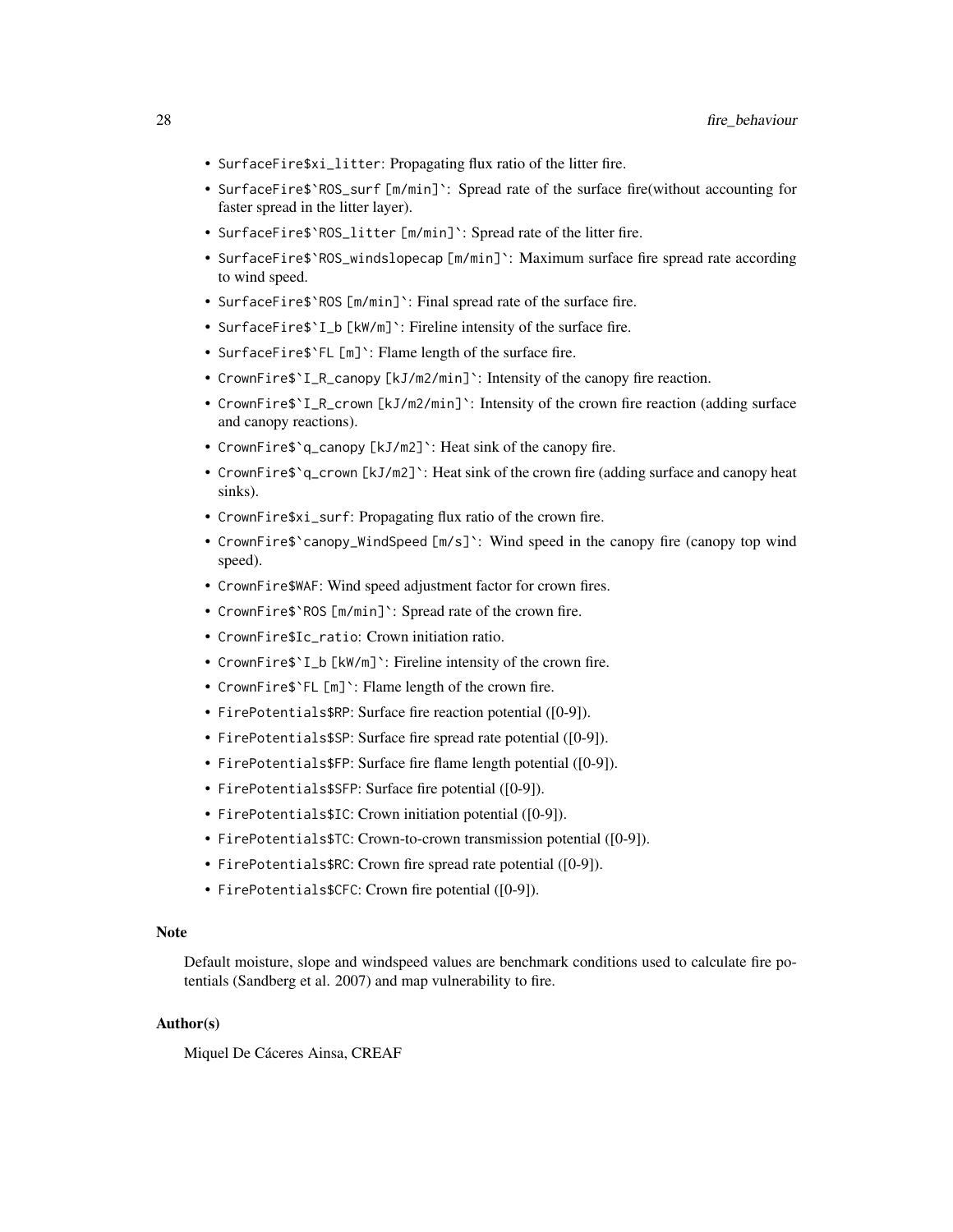- `SurfaceFire$xi_litter`: Propagating flux ratio of the litter fire.
- ``SurfaceFire$`ROS_surf [m/min]` ``: Spread rate of the surface fire(without accounting for faster spread in the litter layer).
- ``SurfaceFire$`ROS_litter [m/min]` ``: Spread rate of the litter fire.
- ``SurfaceFire$`ROS_windslopecap [m/min]` ``: Maximum surface fire spread rate according to wind speed.
- ``SurfaceFire$`ROS [m/min]` ``: Final spread rate of the surface fire.
- ``SurfaceFire$`I_b [kW/m]` ``: Fireline intensity of the surface fire.
- ``SurfaceFire$`FL [m]` ``: Flame length of the surface fire.
- ``CrownFire$`I_R_canopy [kJ/m2/min]` ``: Intensity of the canopy fire reaction.
- ``CrownFire$`I_R_crown [kJ/m2/min]` ``: Intensity of the crown fire reaction (adding surface and canopy reactions).
- ``CrownFire$`q_canopy [kJ/m2]` ``: Heat sink of the canopy fire.
- ``CrownFire$`q_crown [kJ/m2]` ``: Heat sink of the crown fire (adding surface and canopy heat sinks).
- `CrownFire$xi_surf`: Propagating flux ratio of the crown fire.
- ``CrownFire$`canopy_WindSpeed [m/s]` ``: Wind speed in the canopy fire (canopy top wind speed).
- `CrownFire$WAF`: Wind speed adjustment factor for crown fires.
- ``CrownFire$`ROS [m/min]` ``: Spread rate of the crown fire.
- `CrownFire$Ic_ratio`: Crown initiation ratio.
- ``CrownFire$`I_b [kW/m]` ``: Fireline intensity of the crown fire.
- ``CrownFire$`FL [m]` ``: Flame length of the crown fire.
- `FirePotentials$RP`: Surface fire reaction potential ([0-9]).
- `FirePotentials$SP`: Surface fire spread rate potential ([0-9]).
- `FirePotentials$FP`: Surface fire flame length potential ([0-9]).
- `FirePotentials$SFP`: Surface fire potential ([0-9]).
- `FirePotentials$IC`: Crown initiation potential ([0-9]).
- `FirePotentials$TC`: Crown-to-crown transmission potential ([0-9]).
- `FirePotentials$RC`: Crown fire spread rate potential ([0-9]).
- `FirePotentials$CFC`: Crown fire potential ([0-9]).

## Note

Default moisture, slope and windspeed values are benchmark conditions used to calculate fire potentials (Sandberg et al. 2007) and map vulnerability to fire.

## Author(s)

Miquel De Cáceres Ainsa, CREAF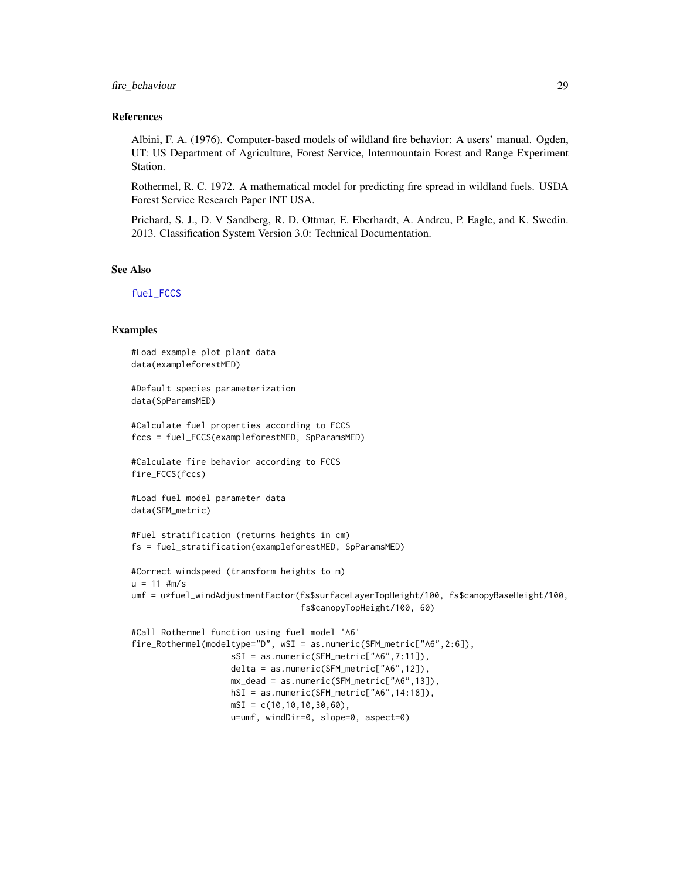### References

Albini, F. A. (1976). Computer-based models of wildland fire behavior: A users' manual. Ogden, UT: US Department of Agriculture, Forest Service, Intermountain Forest and Range Experiment Station.

Rothermel, R. C. 1972. A mathematical model for predicting fire spread in wildland fuels. USDA Forest Service Research Paper INT USA.

Prichard, S. J., D. V Sandberg, R. D. Ottmar, E. Eberhardt, A. Andreu, P. Eagle, and K. Swedin. 2013. Classification System Version 3.0: Technical Documentation.

### See Also

fuel_FCCS

### Examples

```
#Load example plot plant data
data(exampleforestMED)

#Default species parameterization
data(SpParamsMED)

#Calculate fuel properties according to FCCS
fccs = fuel_FCCS(exampleforestMED, SpParamsMED)

#Calculate fire behavior according to FCCS
fire_FCCS(fccs)

#Load fuel model parameter data
data(SFM_metric)

#Fuel stratification (returns heights in cm)
fs = fuel_stratification(exampleforestMED, SpParamsMED)

#Correct windspeed (transform heights to m)
u = 11 #m/s
umf = u*fuel_windAdjustmentFactor(fs$surfaceLayerTopHeight/100, fs$canopyBaseHeight/100,
                                  fs$canopyTopHeight/100, 60)

#Call Rothermel function using fuel model 'A6'
fire_Rothermel(modeltype="D", wSI = as.numeric(SFM_metric["A6",2:6]),
                    sSI = as.numeric(SFM_metric["A6",7:11]),
                    delta = as.numeric(SFM_metric["A6",12]),
                    mx_dead = as.numeric(SFM_metric["A6",13]),
                    hSI = as.numeric(SFM_metric["A6",14:18]),
                    mSI = c(10,10,10,30,60),
                    u=umf, windDir=0, slope=0, aspect=0)
```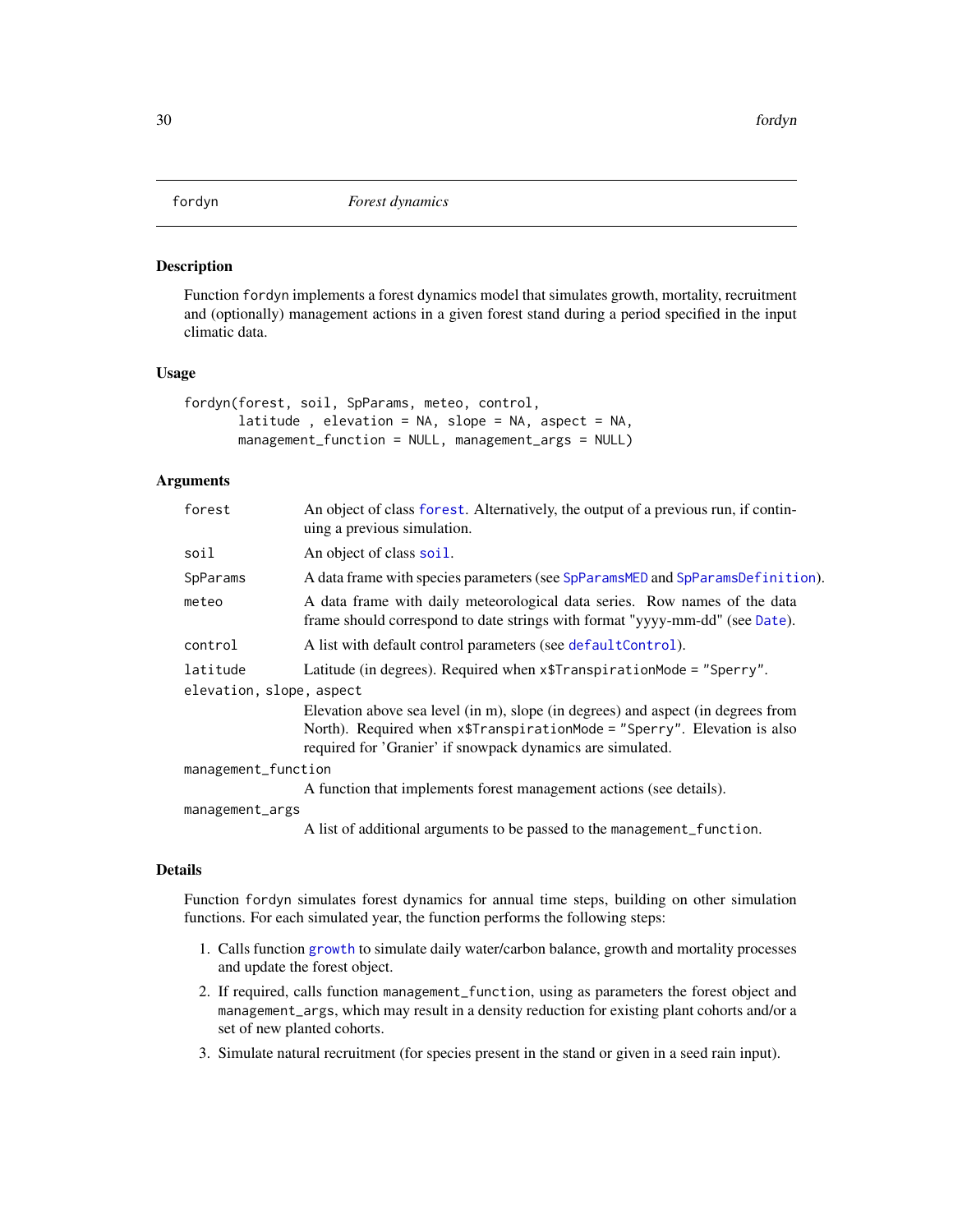## fordyn — *Forest dynamics*

### Description

Function `fordyn` implements a forest dynamics model that simulates growth, mortality, recruitment and (optionally) management actions in a given forest stand during a period specified in the input climatic data.

### Usage

```
fordyn(forest, soil, SpParams, meteo, control,
       latitude , elevation = NA, slope = NA, aspect = NA,
       management_function = NULL, management_args = NULL)
```

### Arguments

| | |
|---|---|
| `forest` | An object of class `forest`. Alternatively, the output of a previous run, if continuing a previous simulation. |
| `soil` | An object of class `soil`. |
| `SpParams` | A data frame with species parameters (see `SpParamsMED` and `SpParamsDefinition`). |
| `meteo` | A data frame with daily meteorological data series. Row names of the data frame should correspond to date strings with format "yyyy-mm-dd" (see `Date`). |
| `control` | A list with default control parameters (see `defaultControl`). |
| `latitude` | Latitude (in degrees). Required when `x$TranspirationMode = "Sperry"`. |
| `elevation, slope, aspect` | Elevation above sea level (in m), slope (in degrees) and aspect (in degrees from North). Required when `x$TranspirationMode = "Sperry"`. Elevation is also required for 'Granier' if snowpack dynamics are simulated. |
| `management_function` | A function that implements forest management actions (see details). |
| `management_args` | A list of additional arguments to be passed to the `management_function`. |

### Details

Function `fordyn` simulates forest dynamics for annual time steps, building on other simulation functions. For each simulated year, the function performs the following steps:

1. Calls function `growth` to simulate daily water/carbon balance, growth and mortality processes and update the forest object.
2. If required, calls function `management_function`, using as parameters the forest object and `management_args`, which may result in a density reduction for existing plant cohorts and/or a set of new planted cohorts.
3. Simulate natural recruitment (for species present in the stand or given in a seed rain input).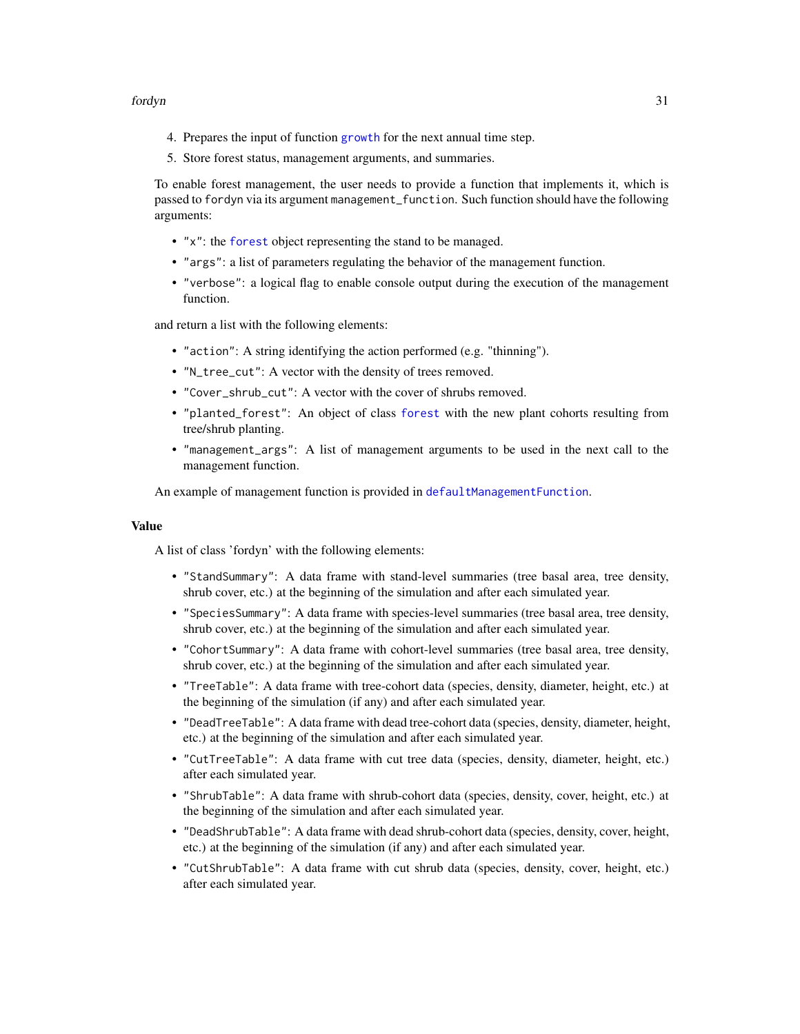4. Prepares the input of function `growth` for the next annual time step.
5. Store forest status, management arguments, and summaries.

To enable forest management, the user needs to provide a function that implements it, which is passed to `fordyn` via its argument `management_function`. Such function should have the following arguments:

- `"x"`: the `forest` object representing the stand to be managed.
- `"args"`: a list of parameters regulating the behavior of the management function.
- `"verbose"`: a logical flag to enable console output during the execution of the management function.

and return a list with the following elements:

- `"action"`: A string identifying the action performed (e.g. "thinning").
- `"N_tree_cut"`: A vector with the density of trees removed.
- `"Cover_shrub_cut"`: A vector with the cover of shrubs removed.
- `"planted_forest"`: An object of class `forest` with the new plant cohorts resulting from tree/shrub planting.
- `"management_args"`: A list of management arguments to be used in the next call to the management function.

An example of management function is provided in `defaultManagementFunction`.

### Value

A list of class 'fordyn' with the following elements:

- `"StandSummary"`: A data frame with stand-level summaries (tree basal area, tree density, shrub cover, etc.) at the beginning of the simulation and after each simulated year.
- `"SpeciesSummary"`: A data frame with species-level summaries (tree basal area, tree density, shrub cover, etc.) at the beginning of the simulation and after each simulated year.
- `"CohortSummary"`: A data frame with cohort-level summaries (tree basal area, tree density, shrub cover, etc.) at the beginning of the simulation and after each simulated year.
- `"TreeTable"`: A data frame with tree-cohort data (species, density, diameter, height, etc.) at the beginning of the simulation (if any) and after each simulated year.
- `"DeadTreeTable"`: A data frame with dead tree-cohort data (species, density, diameter, height, etc.) at the beginning of the simulation and after each simulated year.
- `"CutTreeTable"`: A data frame with cut tree data (species, density, diameter, height, etc.) after each simulated year.
- `"ShrubTable"`: A data frame with shrub-cohort data (species, density, cover, height, etc.) at the beginning of the simulation and after each simulated year.
- `"DeadShrubTable"`: A data frame with dead shrub-cohort data (species, density, cover, height, etc.) at the beginning of the simulation (if any) and after each simulated year.
- `"CutShrubTable"`: A data frame with cut shrub data (species, density, cover, height, etc.) after each simulated year.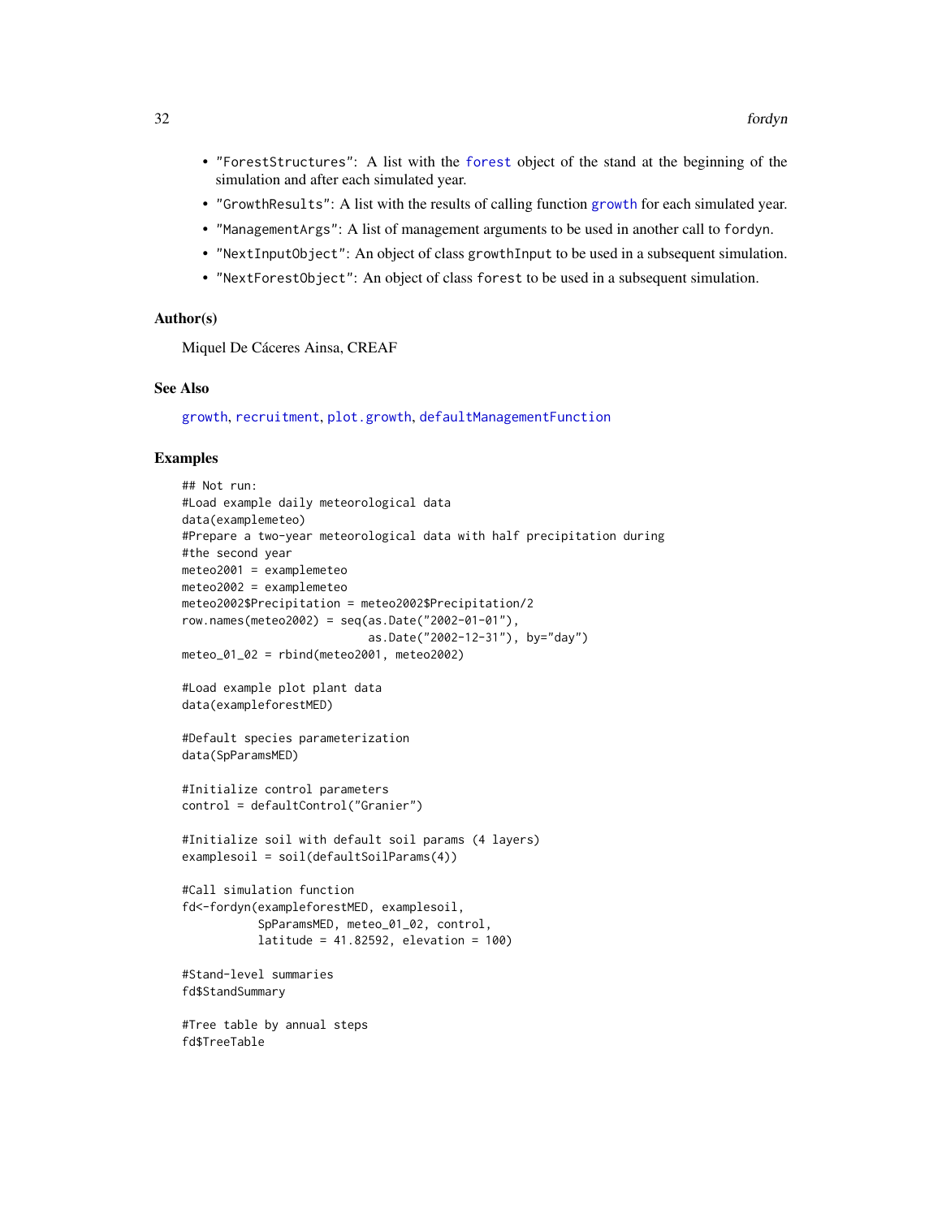- "ForestStructures": A list with the forest object of the stand at the beginning of the simulation and after each simulated year.
- "GrowthResults": A list with the results of calling function growth for each simulated year.
- "ManagementArgs": A list of management arguments to be used in another call to fordyn.
- "NextInputObject": An object of class growthInput to be used in a subsequent simulation.
- "NextForestObject": An object of class forest to be used in a subsequent simulation.

### Author(s)

Miquel De Cáceres Ainsa, CREAF

### See Also

growth, recruitment, plot.growth, defaultManagementFunction

### Examples

```
## Not run:
#Load example daily meteorological data
data(examplemeteo)
#Prepare a two-year meteorological data with half precipitation during
#the second year
meteo2001 = examplemeteo
meteo2002 = examplemeteo
meteo2002$Precipitation = meteo2002$Precipitation/2
row.names(meteo2002) = seq(as.Date("2002-01-01"),
                           as.Date("2002-12-31"), by="day")
meteo_01_02 = rbind(meteo2001, meteo2002)

#Load example plot plant data
data(exampleforestMED)

#Default species parameterization
data(SpParamsMED)

#Initialize control parameters
control = defaultControl("Granier")

#Initialize soil with default soil params (4 layers)
examplesoil = soil(defaultSoilParams(4))

#Call simulation function
fd<-fordyn(exampleforestMED, examplesoil,
           SpParamsMED, meteo_01_02, control,
           latitude = 41.82592, elevation = 100)

#Stand-level summaries
fd$StandSummary

#Tree table by annual steps
fd$TreeTable
```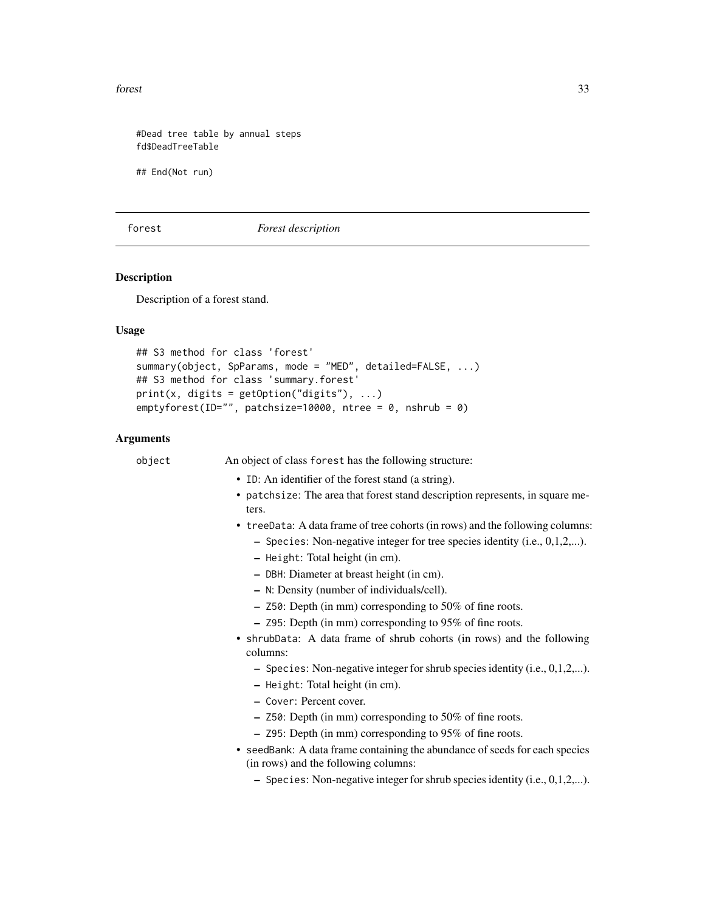```
#Dead tree table by annual steps
fd$DeadTreeTable

## End(Not run)
```

## forest — *Forest description*

### Description

Description of a forest stand.

### Usage

```
## S3 method for class 'forest'
summary(object, SpParams, mode = "MED", detailed=FALSE, ...)
## S3 method for class 'summary.forest'
print(x, digits = getOption("digits"), ...)
emptyforest(ID="", patchsize=10000, ntree = 0, nshrub = 0)
```

### Arguments

`object` — An object of class `forest` has the following structure:

- `ID`: An identifier of the forest stand (a string).
- `patchsize`: The area that forest stand description represents, in square meters.
- `treeData`: A data frame of tree cohorts (in rows) and the following columns:
  - `Species`: Non-negative integer for tree species identity (i.e., 0,1,2,...).
  - `Height`: Total height (in cm).
  - `DBH`: Diameter at breast height (in cm).
  - `N`: Density (number of individuals/cell).
  - `Z50`: Depth (in mm) corresponding to 50% of fine roots.
  - `Z95`: Depth (in mm) corresponding to 95% of fine roots.
- `shrubData`: A data frame of shrub cohorts (in rows) and the following columns:
  - `Species`: Non-negative integer for shrub species identity (i.e., 0,1,2,...).
  - `Height`: Total height (in cm).
  - `Cover`: Percent cover.
  - `Z50`: Depth (in mm) corresponding to 50% of fine roots.
  - `Z95`: Depth (in mm) corresponding to 95% of fine roots.
- `seedBank`: A data frame containing the abundance of seeds for each species (in rows) and the following columns:
  - `Species`: Non-negative integer for shrub species identity (i.e., 0,1,2,...).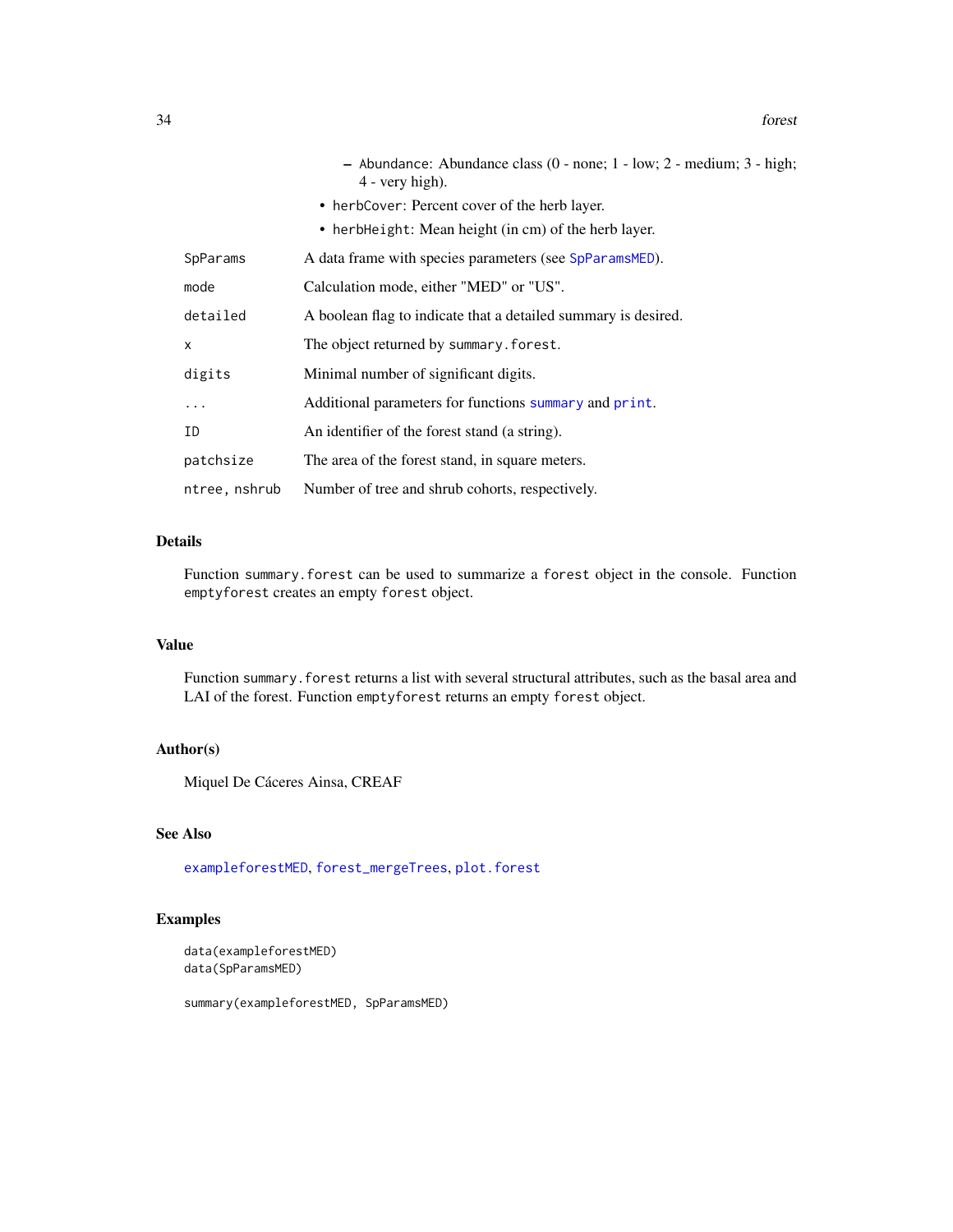- Abundance: Abundance class (0 - none; 1 - low; 2 - medium; 3 - high; 4 - very high).
- herbCover: Percent cover of the herb layer.
- herbHeight: Mean height (in cm) of the herb layer.

| | |
|---|---|
| SpParams | A data frame with species parameters (see SpParamsMED). |
| mode | Calculation mode, either "MED" or "US". |
| detailed | A boolean flag to indicate that a detailed summary is desired. |
| x | The object returned by summary.forest. |
| digits | Minimal number of significant digits. |
| ... | Additional parameters for functions summary and print. |
| ID | An identifier of the forest stand (a string). |
| patchsize | The area of the forest stand, in square meters. |
| ntree, nshrub | Number of tree and shrub cohorts, respectively. |

## Details

Function summary.forest can be used to summarize a forest object in the console. Function emptyforest creates an empty forest object.

## Value

Function summary.forest returns a list with several structural attributes, such as the basal area and LAI of the forest. Function emptyforest returns an empty forest object.

## Author(s)

Miquel De Cáceres Ainsa, CREAF

## See Also

exampleforestMED, forest_mergeTrees, plot.forest

## Examples

```
data(exampleforestMED)
data(SpParamsMED)

summary(exampleforestMED, SpParamsMED)
```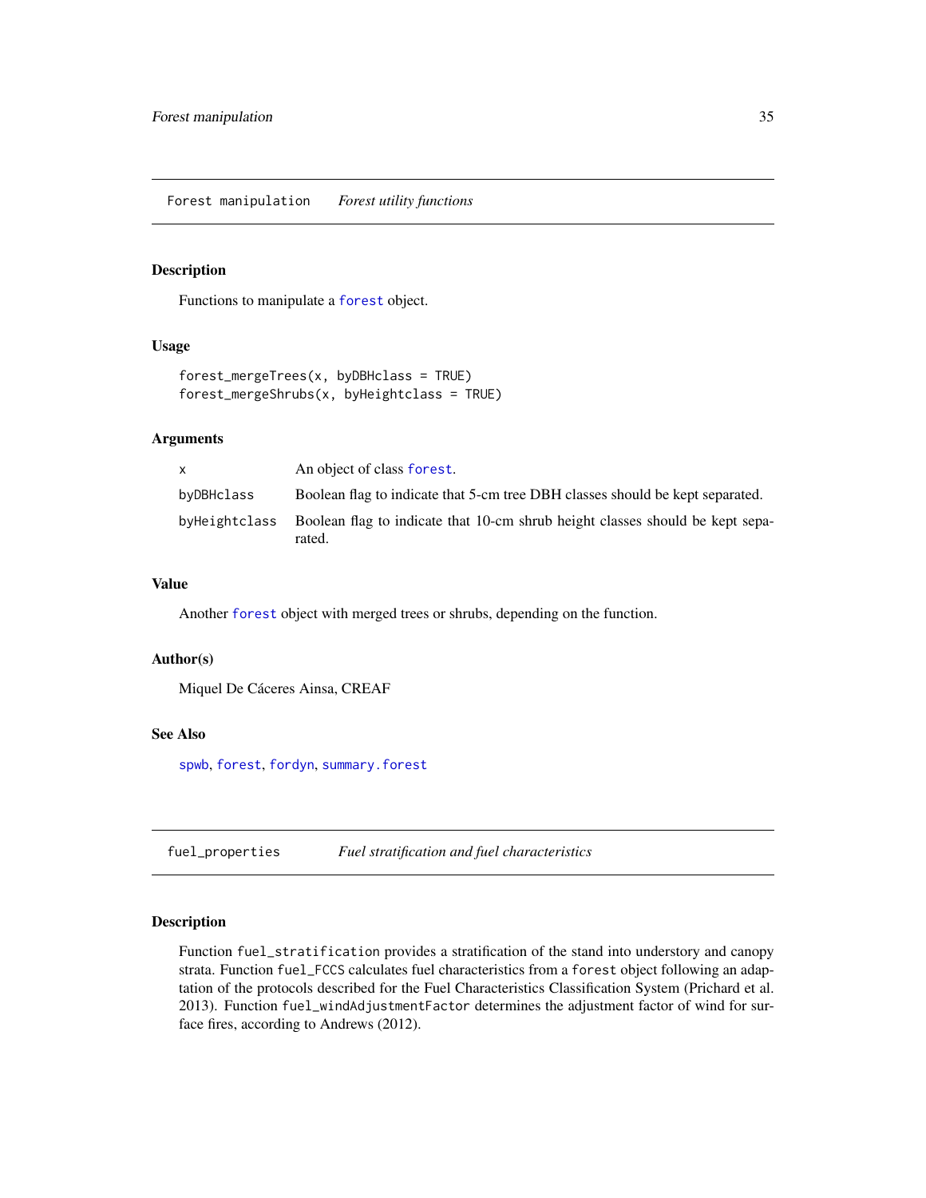## Forest manipulation — *Forest utility functions*

### Description

Functions to manipulate a `forest` object.

### Usage

```
forest_mergeTrees(x, byDBHclass = TRUE)
forest_mergeShrubs(x, byHeightclass = TRUE)
```

### Arguments

| | |
|---|---|
| `x` | An object of class `forest`. |
| `byDBHclass` | Boolean flag to indicate that 5-cm tree DBH classes should be kept separated. |
| `byHeightclass` | Boolean flag to indicate that 10-cm shrub height classes should be kept separated. |

### Value

Another `forest` object with merged trees or shrubs, depending on the function.

### Author(s)

Miquel De Cáceres Ainsa, CREAF

### See Also

`spwb`, `forest`, `fordyn`, `summary.forest`

## fuel_properties — *Fuel stratification and fuel characteristics*

### Description

Function `fuel_stratification` provides a stratification of the stand into understory and canopy strata. Function `fuel_FCCS` calculates fuel characteristics from a `forest` object following an adaptation of the protocols described for the Fuel Characteristics Classification System (Prichard et al. 2013). Function `fuel_windAdjustmentFactor` determines the adjustment factor of wind for surface fires, according to Andrews (2012).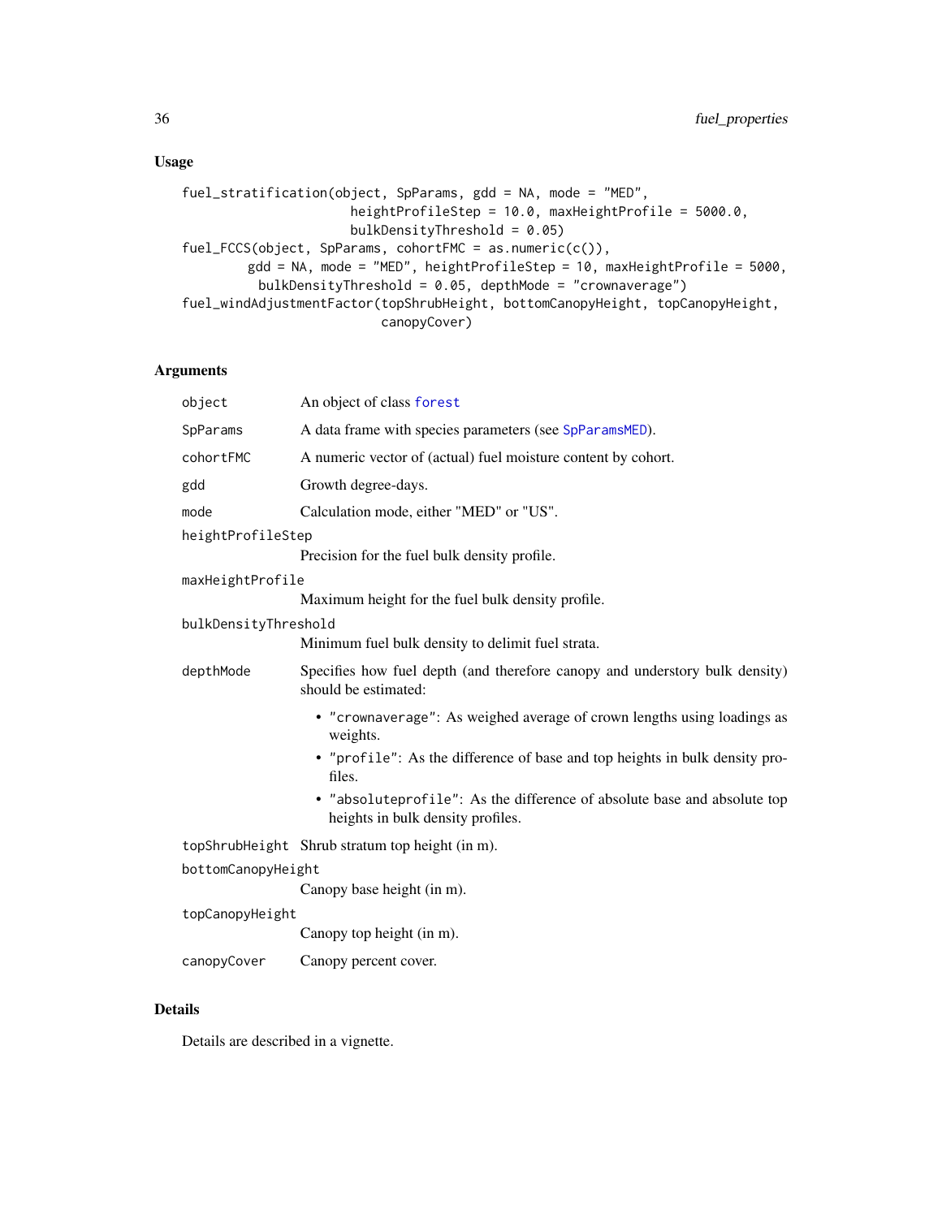## Usage

```
fuel_stratification(object, SpParams, gdd = NA, mode = "MED",
                    heightProfileStep = 10.0, maxHeightProfile = 5000.0,
                    bulkDensityThreshold = 0.05)
fuel_FCCS(object, SpParams, cohortFMC = as.numeric(c()),
      gdd = NA, mode = "MED", heightProfileStep = 10, maxHeightProfile = 5000,
       bulkDensityThreshold = 0.05, depthMode = "crownaverage")
fuel_windAdjustmentFactor(topShrubHeight, bottomCanopyHeight, topCanopyHeight,
                          canopyCover)
```

## Arguments

- `object` An object of class `forest`
- `SpParams` A data frame with species parameters (see `SpParamsMED`).
- `cohortFMC` A numeric vector of (actual) fuel moisture content by cohort.
- `gdd` Growth degree-days.
- `mode` Calculation mode, either "MED" or "US".
- `heightProfileStep` Precision for the fuel bulk density profile.
- `maxHeightProfile` Maximum height for the fuel bulk density profile.
- `bulkDensityThreshold` Minimum fuel bulk density to delimit fuel strata.
- `depthMode` Specifies how fuel depth (and therefore canopy and understory bulk density) should be estimated:
  - `"crownaverage"`: As weighed average of crown lengths using loadings as weights.
  - `"profile"`: As the difference of base and top heights in bulk density profiles.
  - `"absoluteprofile"`: As the difference of absolute base and absolute top heights in bulk density profiles.
- `topShrubHeight` Shrub stratum top height (in m).
- `bottomCanopyHeight` Canopy base height (in m).
- `topCanopyHeight` Canopy top height (in m).
- `canopyCover` Canopy percent cover.

## Details

Details are described in a vignette.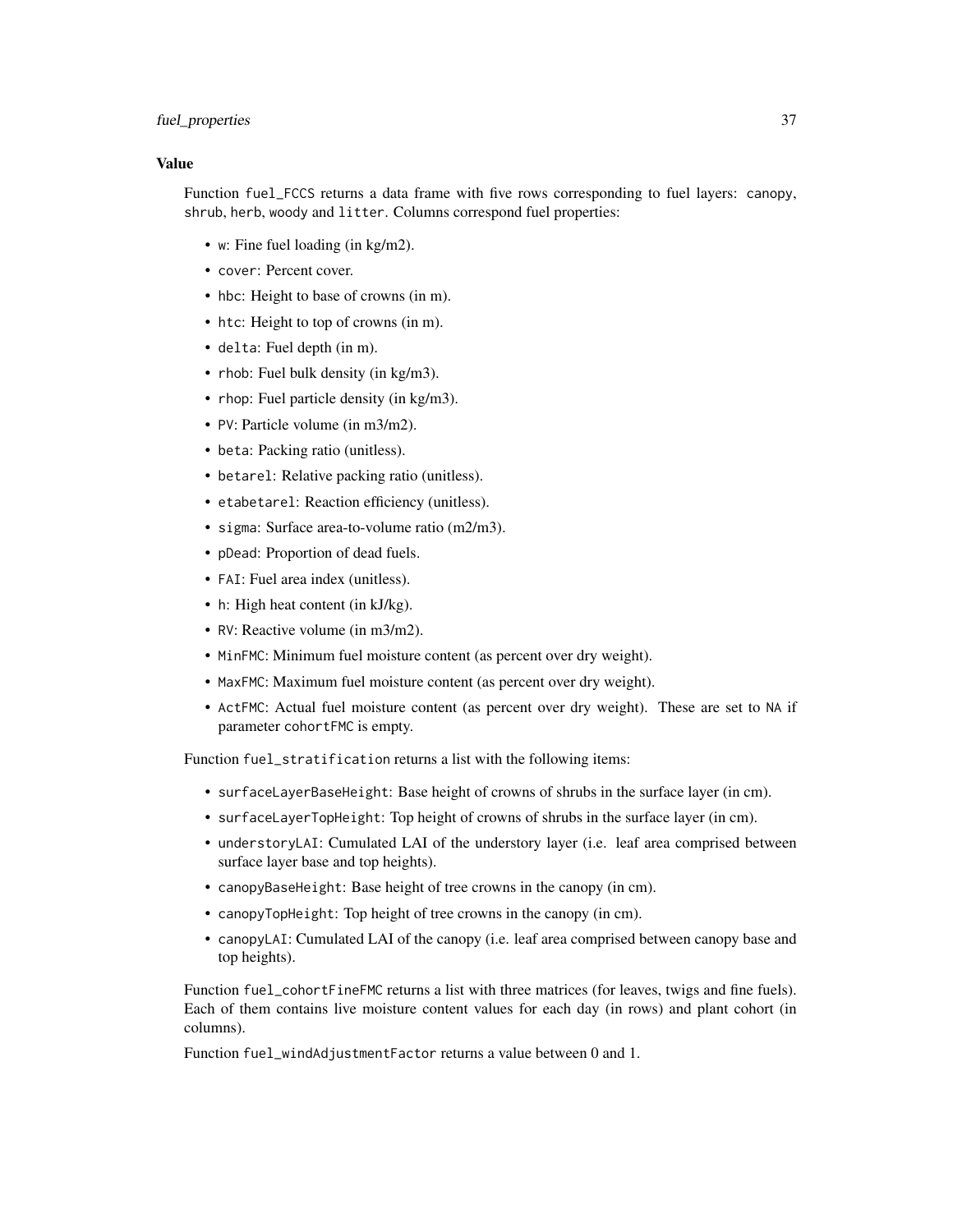### Value

Function `fuel_FCCS` returns a data frame with five rows corresponding to fuel layers: `canopy`, `shrub`, `herb`, `woody` and `litter`. Columns correspond fuel properties:

- `w`: Fine fuel loading (in kg/m2).
- `cover`: Percent cover.
- `hbc`: Height to base of crowns (in m).
- `htc`: Height to top of crowns (in m).
- `delta`: Fuel depth (in m).
- `rhob`: Fuel bulk density (in kg/m3).
- `rhop`: Fuel particle density (in kg/m3).
- `PV`: Particle volume (in m3/m2).
- `beta`: Packing ratio (unitless).
- `betarel`: Relative packing ratio (unitless).
- `etabetarel`: Reaction efficiency (unitless).
- `sigma`: Surface area-to-volume ratio (m2/m3).
- `pDead`: Proportion of dead fuels.
- `FAI`: Fuel area index (unitless).
- `h`: High heat content (in kJ/kg).
- `RV`: Reactive volume (in m3/m2).
- `MinFMC`: Minimum fuel moisture content (as percent over dry weight).
- `MaxFMC`: Maximum fuel moisture content (as percent over dry weight).
- `ActFMC`: Actual fuel moisture content (as percent over dry weight). These are set to `NA` if parameter `cohortFMC` is empty.

Function `fuel_stratification` returns a list with the following items:

- `surfaceLayerBaseHeight`: Base height of crowns of shrubs in the surface layer (in cm).
- `surfaceLayerTopHeight`: Top height of crowns of shrubs in the surface layer (in cm).
- `understoryLAI`: Cumulated LAI of the understory layer (i.e. leaf area comprised between surface layer base and top heights).
- `canopyBaseHeight`: Base height of tree crowns in the canopy (in cm).
- `canopyTopHeight`: Top height of tree crowns in the canopy (in cm).
- `canopyLAI`: Cumulated LAI of the canopy (i.e. leaf area comprised between canopy base and top heights).

Function `fuel_cohortFineFMC` returns a list with three matrices (for leaves, twigs and fine fuels). Each of them contains live moisture content values for each day (in rows) and plant cohort (in columns).

Function `fuel_windAdjustmentFactor` returns a value between 0 and 1.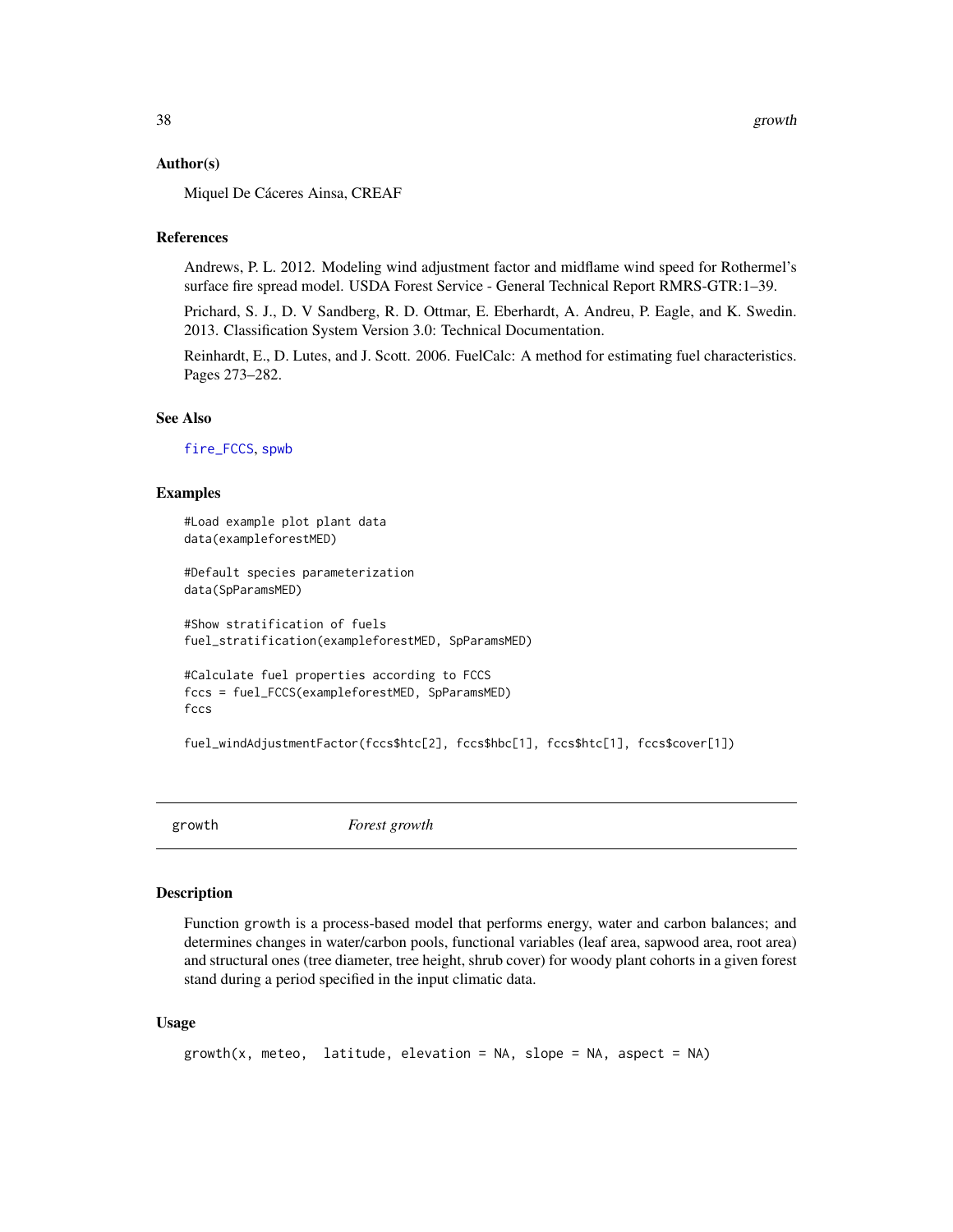### Author(s)

Miquel De Cáceres Ainsa, CREAF

### References

Andrews, P. L. 2012. Modeling wind adjustment factor and midflame wind speed for Rothermel's surface fire spread model. USDA Forest Service - General Technical Report RMRS-GTR:1–39.

Prichard, S. J., D. V Sandberg, R. D. Ottmar, E. Eberhardt, A. Andreu, P. Eagle, and K. Swedin. 2013. Classification System Version 3.0: Technical Documentation.

Reinhardt, E., D. Lutes, and J. Scott. 2006. FuelCalc: A method for estimating fuel characteristics. Pages 273–282.

### See Also

fire_FCCS, spwb

### Examples

```
#Load example plot plant data
data(exampleforestMED)

#Default species parameterization
data(SpParamsMED)

#Show stratification of fuels
fuel_stratification(exampleforestMED, SpParamsMED)

#Calculate fuel properties according to FCCS
fccs = fuel_FCCS(exampleforestMED, SpParamsMED)
fccs

fuel_windAdjustmentFactor(fccs$htc[2], fccs$hbc[1], fccs$htc[1], fccs$cover[1])
```

---

## growth *Forest growth*

### Description

Function growth is a process-based model that performs energy, water and carbon balances; and determines changes in water/carbon pools, functional variables (leaf area, sapwood area, root area) and structural ones (tree diameter, tree height, shrub cover) for woody plant cohorts in a given forest stand during a period specified in the input climatic data.

### Usage

```
growth(x, meteo,  latitude, elevation = NA, slope = NA, aspect = NA)
```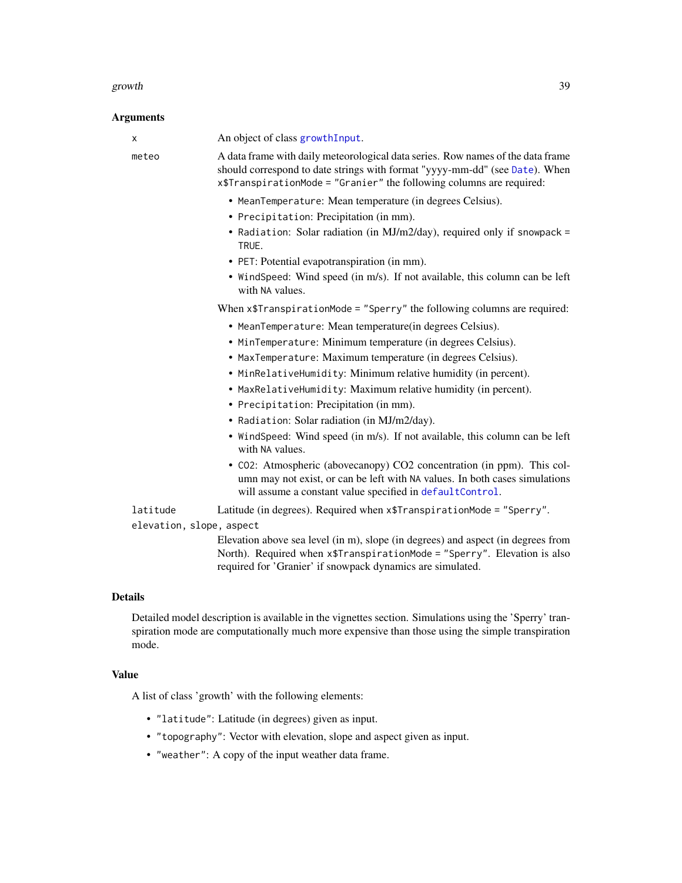### Arguments

- `x`: An object of class growthInput.
- `meteo`: A data frame with daily meteorological data series. Row names of the data frame should correspond to date strings with format "yyyy-mm-dd" (see Date). When `x$TranspirationMode = "Granier"` the following columns are required:
  - `MeanTemperature`: Mean temperature (in degrees Celsius).
  - `Precipitation`: Precipitation (in mm).
  - `Radiation`: Solar radiation (in MJ/m2/day), required only if `snowpack = TRUE`.
  - `PET`: Potential evapotranspiration (in mm).
  - `WindSpeed`: Wind speed (in m/s). If not available, this column can be left with `NA` values.

  When `x$TranspirationMode = "Sperry"` the following columns are required:
  - `MeanTemperature`: Mean temperature(in degrees Celsius).
  - `MinTemperature`: Minimum temperature (in degrees Celsius).
  - `MaxTemperature`: Maximum temperature (in degrees Celsius).
  - `MinRelativeHumidity`: Minimum relative humidity (in percent).
  - `MaxRelativeHumidity`: Maximum relative humidity (in percent).
  - `Precipitation`: Precipitation (in mm).
  - `Radiation`: Solar radiation (in MJ/m2/day).
  - `WindSpeed`: Wind speed (in m/s). If not available, this column can be left with `NA` values.
  - `CO2`: Atmospheric (abovecanopy) CO2 concentration (in ppm). This column may not exist, or can be left with `NA` values. In both cases simulations will assume a constant value specified in defaultControl.
- `latitude`: Latitude (in degrees). Required when `x$TranspirationMode = "Sperry"`.
- `elevation, slope, aspect`: Elevation above sea level (in m), slope (in degrees) and aspect (in degrees from North). Required when `x$TranspirationMode = "Sperry"`. Elevation is also required for 'Granier' if snowpack dynamics are simulated.

### Details

Detailed model description is available in the vignettes section. Simulations using the 'Sperry' transpiration mode are computationally much more expensive than those using the simple transpiration mode.

### Value

A list of class 'growth' with the following elements:

- `"latitude"`: Latitude (in degrees) given as input.
- `"topography"`: Vector with elevation, slope and aspect given as input.
- `"weather"`: A copy of the input weather data frame.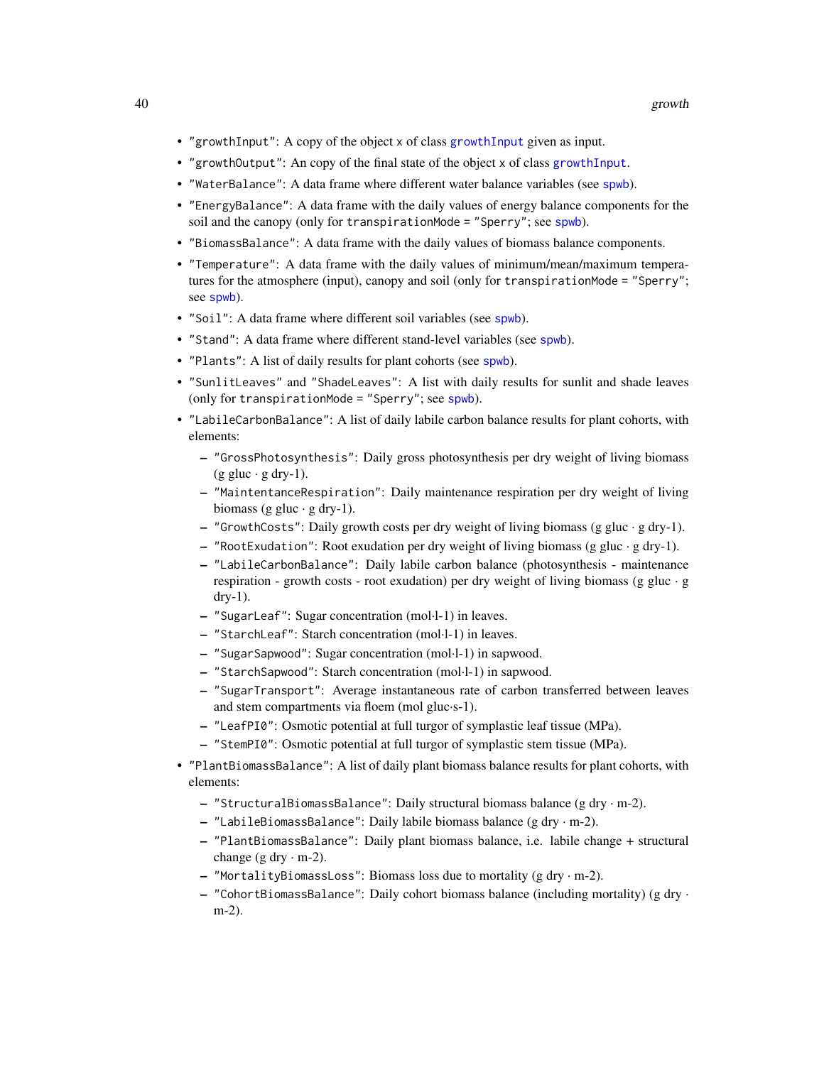- `"growthInput"`: A copy of the object `x` of class `growthInput` given as input.
- `"growthOutput"`: An copy of the final state of the object `x` of class `growthInput`.
- `"WaterBalance"`: A data frame where different water balance variables (see `spwb`).
- `"EnergyBalance"`: A data frame with the daily values of energy balance components for the soil and the canopy (only for `transpirationMode = "Sperry"`; see `spwb`).
- `"BiomassBalance"`: A data frame with the daily values of biomass balance components.
- `"Temperature"`: A data frame with the daily values of minimum/mean/maximum temperatures for the atmosphere (input), canopy and soil (only for `transpirationMode = "Sperry"`; see `spwb`).
- `"Soil"`: A data frame where different soil variables (see `spwb`).
- `"Stand"`: A data frame where different stand-level variables (see `spwb`).
- `"Plants"`: A list of daily results for plant cohorts (see `spwb`).
- `"SunlitLeaves"` and `"ShadeLeaves"`: A list with daily results for sunlit and shade leaves (only for `transpirationMode = "Sperry"`; see `spwb`).
- `"LabileCarbonBalance"`: A list of daily labile carbon balance results for plant cohorts, with elements:
  - `"GrossPhotosynthesis"`: Daily gross photosynthesis per dry weight of living biomass (g gluc · g dry-1).
  - `"MaintentanceRespiration"`: Daily maintenance respiration per dry weight of living biomass (g gluc · g dry-1).
  - `"GrowthCosts"`: Daily growth costs per dry weight of living biomass (g gluc · g dry-1).
  - `"RootExudation"`: Root exudation per dry weight of living biomass (g gluc · g dry-1).
  - `"LabileCarbonBalance"`: Daily labile carbon balance (photosynthesis - maintenance respiration - growth costs - root exudation) per dry weight of living biomass (g gluc · g dry-1).
  - `"SugarLeaf"`: Sugar concentration (mol·l-1) in leaves.
  - `"StarchLeaf"`: Starch concentration (mol·l-1) in leaves.
  - `"SugarSapwood"`: Sugar concentration (mol·l-1) in sapwood.
  - `"StarchSapwood"`: Starch concentration (mol·l-1) in sapwood.
  - `"SugarTransport"`: Average instantaneous rate of carbon transferred between leaves and stem compartments via floem (mol gluc·s-1).
  - `"LeafPI0"`: Osmotic potential at full turgor of symplastic leaf tissue (MPa).
  - `"StemPI0"`: Osmotic potential at full turgor of symplastic stem tissue (MPa).
- `"PlantBiomassBalance"`: A list of daily plant biomass balance results for plant cohorts, with elements:
  - `"StructuralBiomassBalance"`: Daily structural biomass balance (g dry · m-2).
  - `"LabileBiomassBalance"`: Daily labile biomass balance (g dry · m-2).
  - `"PlantBiomassBalance"`: Daily plant biomass balance, i.e. labile change + structural change (g dry · m-2).
  - `"MortalityBiomassLoss"`: Biomass loss due to mortality (g dry · m-2).
  - `"CohortBiomassBalance"`: Daily cohort biomass balance (including mortality) (g dry · m-2).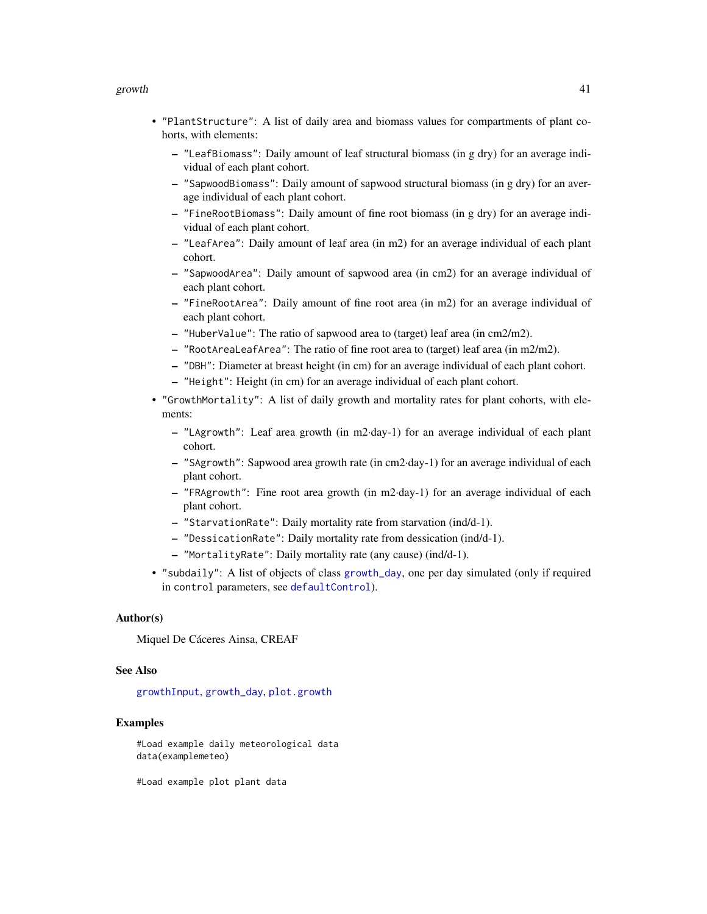- "PlantStructure": A list of daily area and biomass values for compartments of plant cohorts, with elements:
  - "LeafBiomass": Daily amount of leaf structural biomass (in g dry) for an average individual of each plant cohort.
  - "SapwoodBiomass": Daily amount of sapwood structural biomass (in g dry) for an average individual of each plant cohort.
  - "FineRootBiomass": Daily amount of fine root biomass (in g dry) for an average individual of each plant cohort.
  - "LeafArea": Daily amount of leaf area (in m2) for an average individual of each plant cohort.
  - "SapwoodArea": Daily amount of sapwood area (in cm2) for an average individual of each plant cohort.
  - "FineRootArea": Daily amount of fine root area (in m2) for an average individual of each plant cohort.
  - "HuberValue": The ratio of sapwood area to (target) leaf area (in cm2/m2).
  - "RootAreaLeafArea": The ratio of fine root area to (target) leaf area (in m2/m2).
  - "DBH": Diameter at breast height (in cm) for an average individual of each plant cohort.
  - "Height": Height (in cm) for an average individual of each plant cohort.
- "GrowthMortality": A list of daily growth and mortality rates for plant cohorts, with elements:
  - "LAgrowth": Leaf area growth (in m2·day-1) for an average individual of each plant cohort.
  - "SAgrowth": Sapwood area growth rate (in cm2·day-1) for an average individual of each plant cohort.
  - "FRAgrowth": Fine root area growth (in m2·day-1) for an average individual of each plant cohort.
  - "StarvationRate": Daily mortality rate from starvation (ind/d-1).
  - "DessicationRate": Daily mortality rate from dessication (ind/d-1).
  - "MortalityRate": Daily mortality rate (any cause) (ind/d-1).
- "subdaily": A list of objects of class growth_day, one per day simulated (only if required in control parameters, see defaultControl).

### Author(s)

Miquel De Cáceres Ainsa, CREAF

### See Also

growthInput, growth_day, plot.growth

### Examples

```
#Load example daily meteorological data
data(examplemeteo)

#Load example plot plant data
```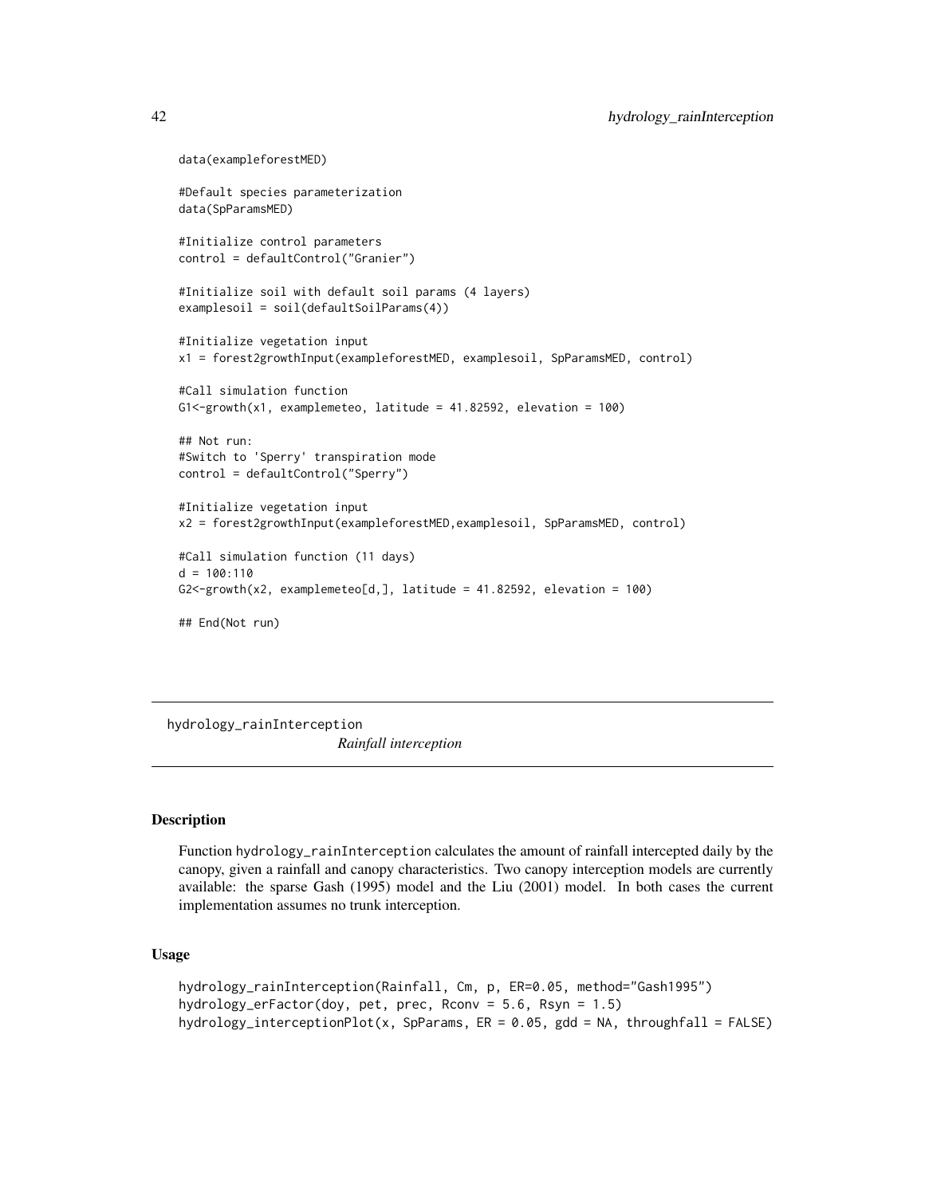```
data(exampleforestMED)

#Default species parameterization
data(SpParamsMED)

#Initialize control parameters
control = defaultControl("Granier")

#Initialize soil with default soil params (4 layers)
examplesoil = soil(defaultSoilParams(4))

#Initialize vegetation input
x1 = forest2growthInput(exampleforestMED, examplesoil, SpParamsMED, control)

#Call simulation function
G1<-growth(x1, examplemeteo, latitude = 41.82592, elevation = 100)

## Not run:
#Switch to 'Sperry' transpiration mode
control = defaultControl("Sperry")

#Initialize vegetation input
x2 = forest2growthInput(exampleforestMED,examplesoil, SpParamsMED, control)

#Call simulation function (11 days)
d = 100:110
G2<-growth(x2, examplemeteo[d,], latitude = 41.82592, elevation = 100)

## End(Not run)
```

## hydrology_rainInterception *Rainfall interception*

### Description

Function hydrology_rainInterception calculates the amount of rainfall intercepted daily by the canopy, given a rainfall and canopy characteristics. Two canopy interception models are currently available: the sparse Gash (1995) model and the Liu (2001) model. In both cases the current implementation assumes no trunk interception.

### Usage

```
hydrology_rainInterception(Rainfall, Cm, p, ER=0.05, method="Gash1995")
hydrology_erFactor(doy, pet, prec, Rconv = 5.6, Rsyn = 1.5)
hydrology_interceptionPlot(x, SpParams, ER = 0.05, gdd = NA, throughfall = FALSE)
```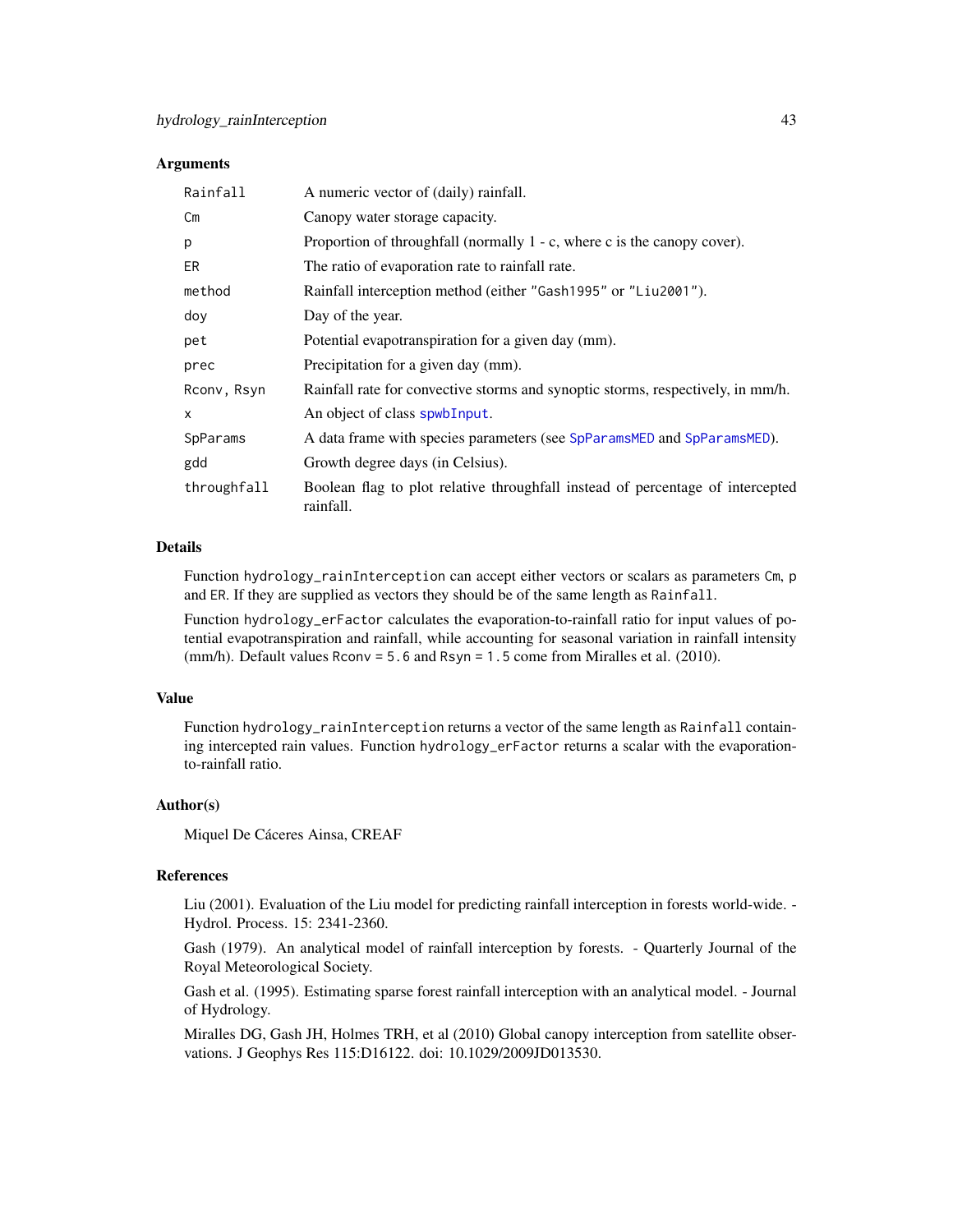## Arguments

| | |
|---|---|
| `Rainfall` | A numeric vector of (daily) rainfall. |
| `Cm` | Canopy water storage capacity. |
| `p` | Proportion of throughfall (normally 1 - c, where c is the canopy cover). |
| `ER` | The ratio of evaporation rate to rainfall rate. |
| `method` | Rainfall interception method (either `"Gash1995"` or `"Liu2001"`). |
| `doy` | Day of the year. |
| `pet` | Potential evapotranspiration for a given day (mm). |
| `prec` | Precipitation for a given day (mm). |
| `Rconv, Rsyn` | Rainfall rate for convective storms and synoptic storms, respectively, in mm/h. |
| `x` | An object of class `spwbInput`. |
| `SpParams` | A data frame with species parameters (see `SpParamsMED` and `SpParamsMED`). |
| `gdd` | Growth degree days (in Celsius). |
| `throughfall` | Boolean flag to plot relative throughfall instead of percentage of intercepted rainfall. |

## Details

Function `hydrology_rainInterception` can accept either vectors or scalars as parameters `Cm`, `p` and `ER`. If they are supplied as vectors they should be of the same length as `Rainfall`.

Function `hydrology_erFactor` calculates the evaporation-to-rainfall ratio for input values of potential evapotranspiration and rainfall, while accounting for seasonal variation in rainfall intensity (mm/h). Default values `Rconv = 5.6` and `Rsyn = 1.5` come from Miralles et al. (2010).

## Value

Function `hydrology_rainInterception` returns a vector of the same length as `Rainfall` containing intercepted rain values. Function `hydrology_erFactor` returns a scalar with the evaporation-to-rainfall ratio.

## Author(s)

Miquel De Cáceres Ainsa, CREAF

## References

Liu (2001). Evaluation of the Liu model for predicting rainfall interception in forests world-wide. - Hydrol. Process. 15: 2341-2360.

Gash (1979). An analytical model of rainfall interception by forests. - Quarterly Journal of the Royal Meteorological Society.

Gash et al. (1995). Estimating sparse forest rainfall interception with an analytical model. - Journal of Hydrology.

Miralles DG, Gash JH, Holmes TRH, et al (2010) Global canopy interception from satellite observations. J Geophys Res 115:D16122. doi: 10.1029/2009JD013530.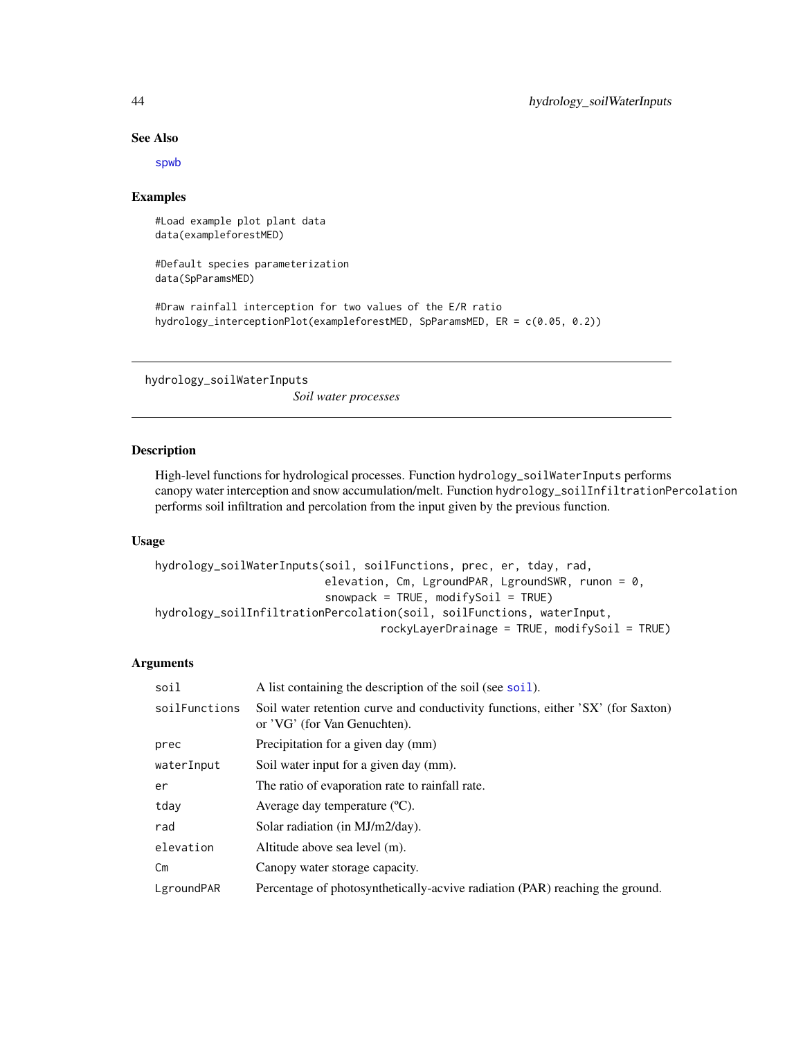## See Also

spwb

## Examples

```
#Load example plot plant data
data(exampleforestMED)

#Default species parameterization
data(SpParamsMED)

#Draw rainfall interception for two values of the E/R ratio
hydrology_interceptionPlot(exampleforestMED, SpParamsMED, ER = c(0.05, 0.2))
```

---

# hydrology_soilWaterInputs

*Soil water processes*

## Description

High-level functions for hydrological processes. Function hydrology_soilWaterInputs performs canopy water interception and snow accumulation/melt. Function hydrology_soilInfiltrationPercolation performs soil infiltration and percolation from the input given by the previous function.

## Usage

```
hydrology_soilWaterInputs(soil, soilFunctions, prec, er, tday, rad,
                          elevation, Cm, LgroundPAR, LgroundSWR, runon = 0,
                          snowpack = TRUE, modifySoil = TRUE)
hydrology_soilInfiltrationPercolation(soil, soilFunctions, waterInput,
                                      rockyLayerDrainage = TRUE, modifySoil = TRUE)
```

## Arguments

| | |
|---|---|
| soil | A list containing the description of the soil (see soil). |
| soilFunctions | Soil water retention curve and conductivity functions, either 'SX' (for Saxton) or 'VG' (for Van Genuchten). |
| prec | Precipitation for a given day (mm) |
| waterInput | Soil water input for a given day (mm). |
| er | The ratio of evaporation rate to rainfall rate. |
| tday | Average day temperature (ºC). |
| rad | Solar radiation (in MJ/m2/day). |
| elevation | Altitude above sea level (m). |
| Cm | Canopy water storage capacity. |
| LgroundPAR | Percentage of photosynthetically-acvive radiation (PAR) reaching the ground. |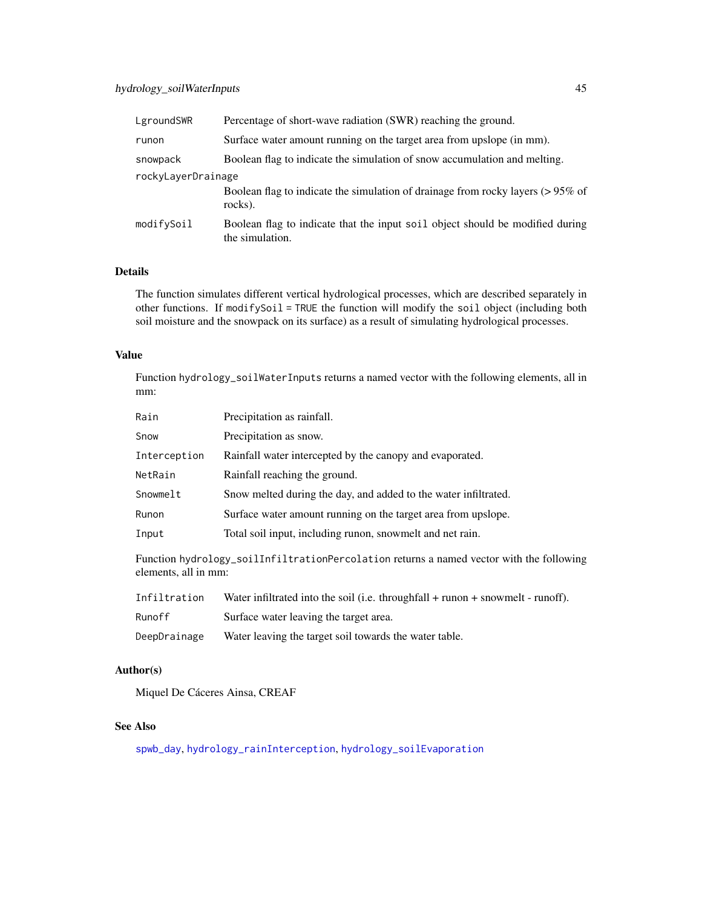| | |
|---|---|
| `LgroundSWR` | Percentage of short-wave radiation (SWR) reaching the ground. |
| `runon` | Surface water amount running on the target area from upslope (in mm). |
| `snowpack` | Boolean flag to indicate the simulation of snow accumulation and melting. |
| `rockyLayerDrainage` | Boolean flag to indicate the simulation of drainage from rocky layers (> 95% of rocks). |
| `modifySoil` | Boolean flag to indicate that the input `soil` object should be modified during the simulation. |

## Details

The function simulates different vertical hydrological processes, which are described separately in other functions. If `modifySoil = TRUE` the function will modify the `soil` object (including both soil moisture and the snowpack on its surface) as a result of simulating hydrological processes.

## Value

Function `hydrology_soilWaterInputs` returns a named vector with the following elements, all in mm:

| | |
|---|---|
| `Rain` | Precipitation as rainfall. |
| `Snow` | Precipitation as snow. |
| `Interception` | Rainfall water intercepted by the canopy and evaporated. |
| `NetRain` | Rainfall reaching the ground. |
| `Snowmelt` | Snow melted during the day, and added to the water infiltrated. |
| `Runon` | Surface water amount running on the target area from upslope. |
| `Input` | Total soil input, including runon, snowmelt and net rain. |

Function `hydrology_soilInfiltrationPercolation` returns a named vector with the following elements, all in mm:

| | |
|---|---|
| `Infiltration` | Water infiltrated into the soil (i.e. throughfall + runon + snowmelt - runoff). |
| `Runoff` | Surface water leaving the target area. |
| `DeepDrainage` | Water leaving the target soil towards the water table. |

## Author(s)

Miquel De Cáceres Ainsa, CREAF

## See Also

`spwb_day`, `hydrology_rainInterception`, `hydrology_soilEvaporation`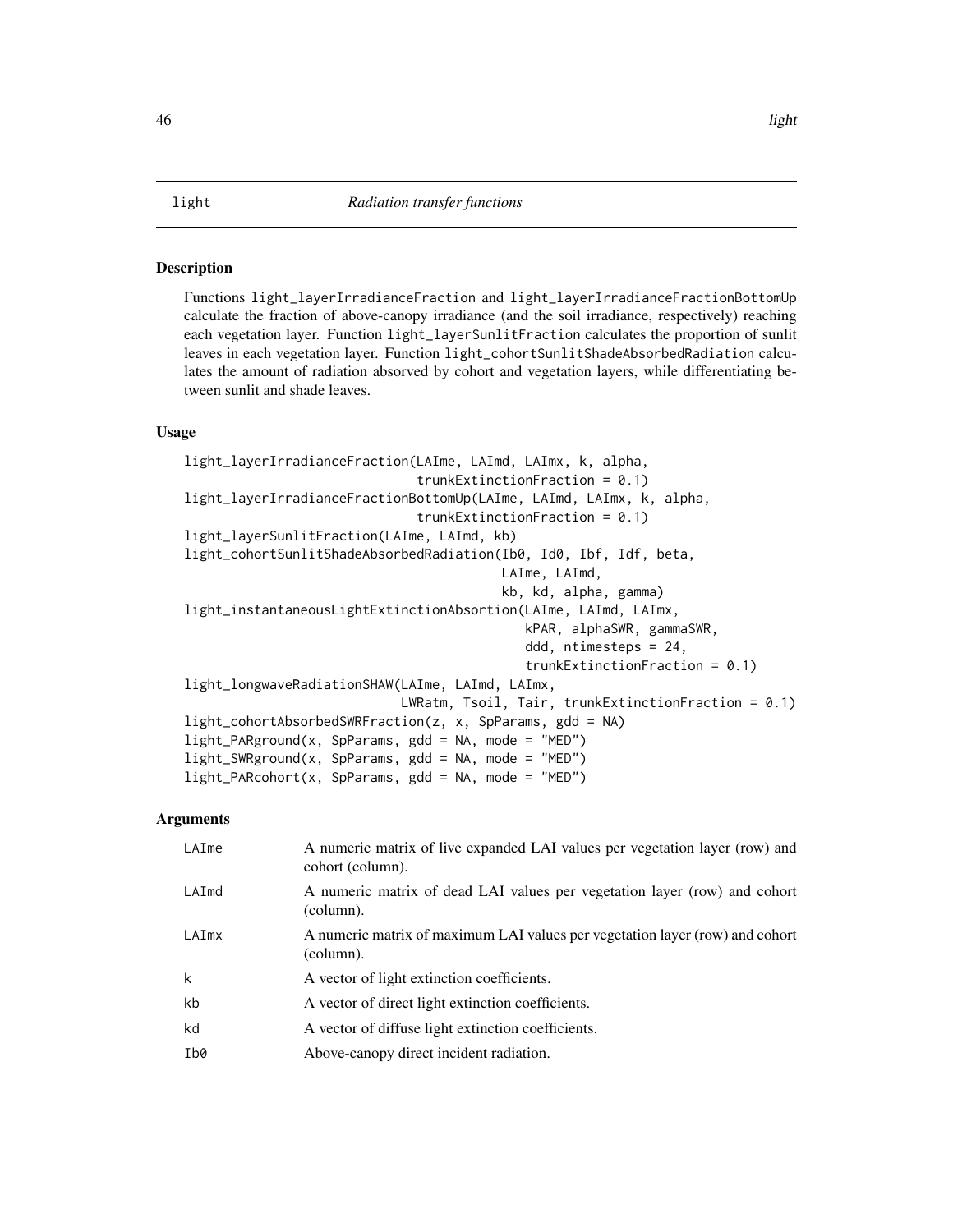# light — *Radiation transfer functions*

## Description

Functions `light_layerIrradianceFraction` and `light_layerIrradianceFractionBottomUp` calculate the fraction of above-canopy irradiance (and the soil irradiance, respectively) reaching each vegetation layer. Function `light_layerSunlitFraction` calculates the proportion of sunlit leaves in each vegetation layer. Function `light_cohortSunlitShadeAbsorbedRadiation` calculates the amount of radiation absorbed by cohort and vegetation layers, while differentiating between sunlit and shade leaves.

## Usage

```
light_layerIrradianceFraction(LAIme, LAImd, LAImx, k, alpha,
                              trunkExtinctionFraction = 0.1)
light_layerIrradianceFractionBottomUp(LAIme, LAImd, LAImx, k, alpha,
                              trunkExtinctionFraction = 0.1)
light_layerSunlitFraction(LAIme, LAImd, kb)
light_cohortSunlitShadeAbsorbedRadiation(Ib0, Id0, Ibf, Idf, beta,
                                         LAIme, LAImd,
                                         kb, kd, alpha, gamma)
light_instantaneousLightExtinctionAbsorption(LAIme, LAImd, LAImx,
                                             kPAR, alphaSWR, gammaSWR,
                                             ddd, ntimesteps = 24,
                                             trunkExtinctionFraction = 0.1)
light_longwaveRadiationSHAW(LAIme, LAImd, LAImx,
                            LWRatm, Tsoil, Tair, trunkExtinctionFraction = 0.1)
light_cohortAbsorbedSWRFraction(z, x, SpParams, gdd = NA)
light_PARground(x, SpParams, gdd = NA, mode = "MED")
light_SWRground(x, SpParams, gdd = NA, mode = "MED")
light_PARcohort(x, SpParams, gdd = NA, mode = "MED")
```

## Arguments

| Argument | Description |
|---|---|
| `LAIme` | A numeric matrix of live expanded LAI values per vegetation layer (row) and cohort (column). |
| `LAImd` | A numeric matrix of dead LAI values per vegetation layer (row) and cohort (column). |
| `LAImx` | A numeric matrix of maximum LAI values per vegetation layer (row) and cohort (column). |
| `k` | A vector of light extinction coefficients. |
| `kb` | A vector of direct light extinction coefficients. |
| `kd` | A vector of diffuse light extinction coefficients. |
| `Ib0` | Above-canopy direct incident radiation. |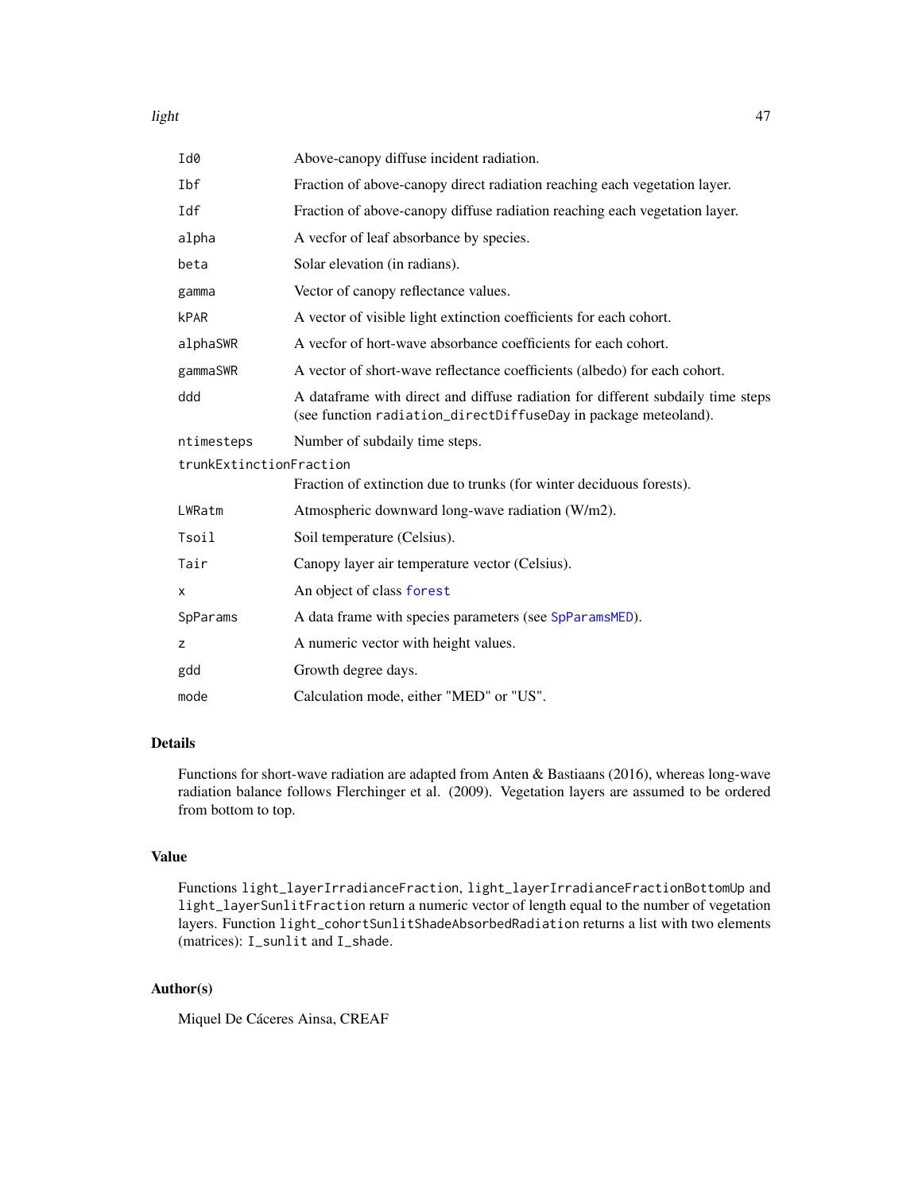| | |
|---|---|
| `Id0` | Above-canopy diffuse incident radiation. |
| `Ibf` | Fraction of above-canopy direct radiation reaching each vegetation layer. |
| `Idf` | Fraction of above-canopy diffuse radiation reaching each vegetation layer. |
| `alpha` | A vecfor of leaf absorbance by species. |
| `beta` | Solar elevation (in radians). |
| `gamma` | Vector of canopy reflectance values. |
| `kPAR` | A vector of visible light extinction coefficients for each cohort. |
| `alphaSWR` | A vecfor of hort-wave absorbance coefficients for each cohort. |
| `gammaSWR` | A vector of short-wave reflectance coefficients (albedo) for each cohort. |
| `ddd` | A dataframe with direct and diffuse radiation for different subdaily time steps (see function `radiation_directDiffuseDay` in package meteoland). |
| `ntimesteps` | Number of subdaily time steps. |
| `trunkExtinctionFraction` | Fraction of extinction due to trunks (for winter deciduous forests). |
| `LWRatm` | Atmospheric downward long-wave radiation (W/m2). |
| `Tsoil` | Soil temperature (Celsius). |
| `Tair` | Canopy layer air temperature vector (Celsius). |
| `x` | An object of class `forest` |
| `SpParams` | A data frame with species parameters (see `SpParamsMED`). |
| `z` | A numeric vector with height values. |
| `gdd` | Growth degree days. |
| `mode` | Calculation mode, either "MED" or "US". |

## Details

Functions for short-wave radiation are adapted from Anten & Bastiaans (2016), whereas long-wave radiation balance follows Flerchinger et al. (2009). Vegetation layers are assumed to be ordered from bottom to top.

## Value

Functions `light_layerIrradianceFraction`, `light_layerIrradianceFractionBottomUp` and `light_layerSunlitFraction` return a numeric vector of length equal to the number of vegetation layers. Function `light_cohortSunlitShadeAbsorbedRadiation` returns a list with two elements (matrices): `I_sunlit` and `I_shade`.

## Author(s)

Miquel De Cáceres Ainsa, CREAF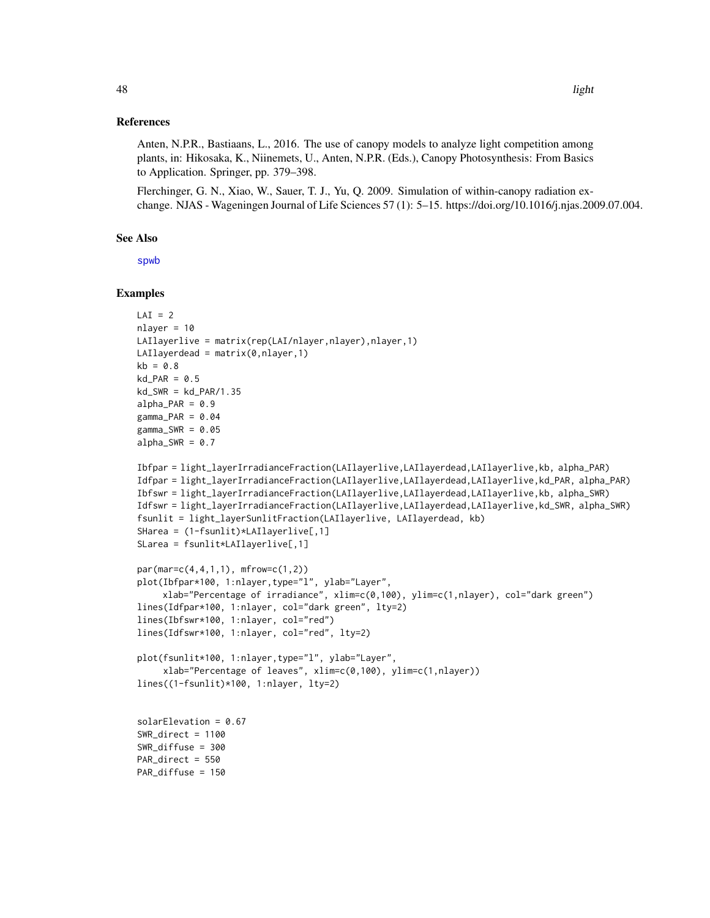## References

Anten, N.P.R., Bastiaans, L., 2016. The use of canopy models to analyze light competition among plants, in: Hikosaka, K., Niinemets, U., Anten, N.P.R. (Eds.), Canopy Photosynthesis: From Basics to Application. Springer, pp. 379–398.

Flerchinger, G. N., Xiao, W., Sauer, T. J., Yu, Q. 2009. Simulation of within-canopy radiation exchange. NJAS - Wageningen Journal of Life Sciences 57 (1): 5–15. https://doi.org/10.1016/j.njas.2009.07.004.

## See Also

spwb

## Examples

```
LAI = 2
nlayer = 10
LAIlayerlive = matrix(rep(LAI/nlayer,nlayer),nlayer,1)
LAIlayerdead = matrix(0,nlayer,1)
kb = 0.8
kd_PAR = 0.5
kd_SWR = kd_PAR/1.35
alpha_PAR = 0.9
gamma_PAR = 0.04
gamma_SWR = 0.05
alpha_SWR = 0.7

Ibfpar = light_layerIrradianceFraction(LAIlayerlive,LAIlayerdead,LAIlayerlive,kb, alpha_PAR)
Idfpar = light_layerIrradianceFraction(LAIlayerlive,LAIlayerdead,LAIlayerlive,kd_PAR, alpha_PAR)
Ibfswr = light_layerIrradianceFraction(LAIlayerlive,LAIlayerdead,LAIlayerlive,kb, alpha_SWR)
Idfswr = light_layerIrradianceFraction(LAIlayerlive,LAIlayerdead,LAIlayerlive,kd_SWR, alpha_SWR)
fsunlit = light_layerSunlitFraction(LAIlayerlive, LAIlayerdead, kb)
SHarea = (1-fsunlit)*LAIlayerlive[,1]
SLarea = fsunlit*LAIlayerlive[,1]

par(mar=c(4,4,1,1), mfrow=c(1,2))
plot(Ibfpar*100, 1:nlayer,type="l", ylab="Layer",
     xlab="Percentage of irradiance", xlim=c(0,100), ylim=c(1,nlayer), col="dark green")
lines(Idfpar*100, 1:nlayer, col="dark green", lty=2)
lines(Ibfswr*100, 1:nlayer, col="red")
lines(Idfswr*100, 1:nlayer, col="red", lty=2)

plot(fsunlit*100, 1:nlayer,type="l", ylab="Layer",
     xlab="Percentage of leaves", xlim=c(0,100), ylim=c(1,nlayer))
lines((1-fsunlit)*100, 1:nlayer, lty=2)


solarElevation = 0.67
SWR_direct = 1100
SWR_diffuse = 300
PAR_direct = 550
PAR_diffuse = 150
```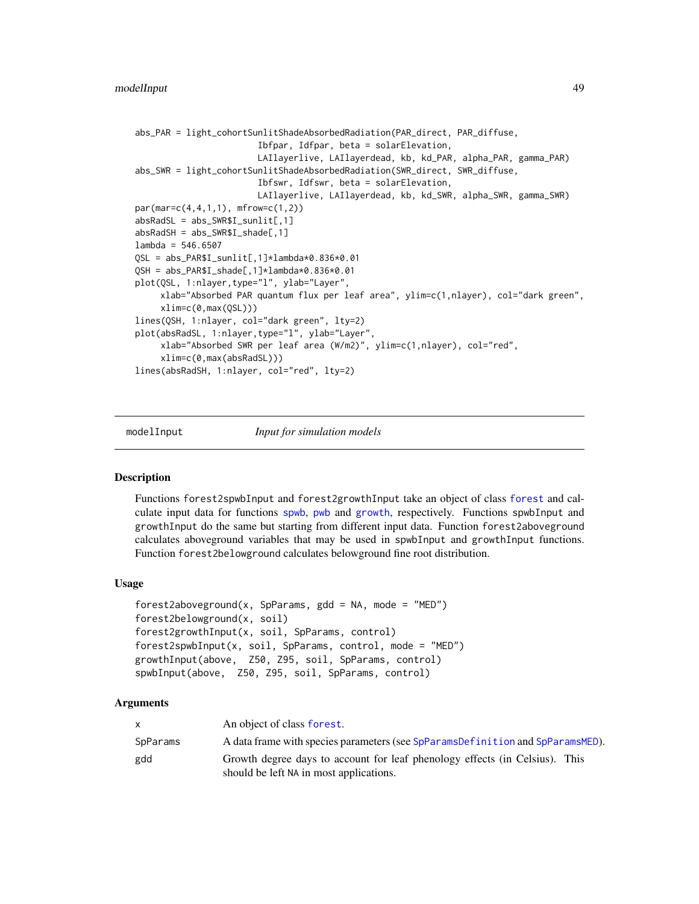```
abs_PAR = light_cohortSunlitShadeAbsorbedRadiation(PAR_direct, PAR_diffuse,
                        Ibfpar, Idfpar, beta = solarElevation,
                        LAIlayerlive, LAIlayerdead, kb, kd_PAR, alpha_PAR, gamma_PAR)
abs_SWR = light_cohortSunlitShadeAbsorbedRadiation(SWR_direct, SWR_diffuse,
                        Ibfswr, Idfswr, beta = solarElevation,
                        LAIlayerlive, LAIlayerdead, kb, kd_SWR, alpha_SWR, gamma_SWR)
par(mar=c(4,4,1,1), mfrow=c(1,2))
absRadSL = abs_SWR$I_sunlit[,1]
absRadSH = abs_SWR$I_shade[,1]
lambda = 546.6507
QSL = abs_PAR$I_sunlit[,1]*lambda*0.836*0.01
QSH = abs_PAR$I_shade[,1]*lambda*0.836*0.01
plot(QSL, 1:nlayer,type="l", ylab="Layer",
     xlab="Absorbed PAR quantum flux per leaf area", ylim=c(1,nlayer), col="dark green",
     xlim=c(0,max(QSL)))
lines(QSH, 1:nlayer, col="dark green", lty=2)
plot(absRadSL, 1:nlayer,type="l", ylab="Layer",
     xlab="Absorbed SWR per leaf area (W/m2)", ylim=c(1,nlayer), col="red",
     xlim=c(0,max(absRadSL)))
lines(absRadSH, 1:nlayer, col="red", lty=2)
```

---

## modelInput — *Input for simulation models*

### Description

Functions `forest2spwbInput` and `forest2growthInput` take an object of class `forest` and calculate input data for functions `spwb`, `pwb` and `growth`, respectively. Functions `spwbInput` and `growthInput` do the same but starting from different input data. Function `forest2aboveground` calculates aboveground variables that may be used in `spwbInput` and `growthInput` functions. Function `forest2belowground` calculates belowground fine root distribution.

### Usage

```
forest2aboveground(x, SpParams, gdd = NA, mode = "MED")
forest2belowground(x, soil)
forest2growthInput(x, soil, SpParams, control)
forest2spwbInput(x, soil, SpParams, control, mode = "MED")
growthInput(above,  Z50, Z95, soil, SpParams, control)
spwbInput(above,  Z50, Z95, soil, SpParams, control)
```

### Arguments

| | |
|---|---|
| `x` | An object of class `forest`. |
| `SpParams` | A data frame with species parameters (see `SpParamsDefinition` and `SpParamsMED`). |
| `gdd` | Growth degree days to account for leaf phenology effects (in Celsius). This should be left `NA` in most applications. |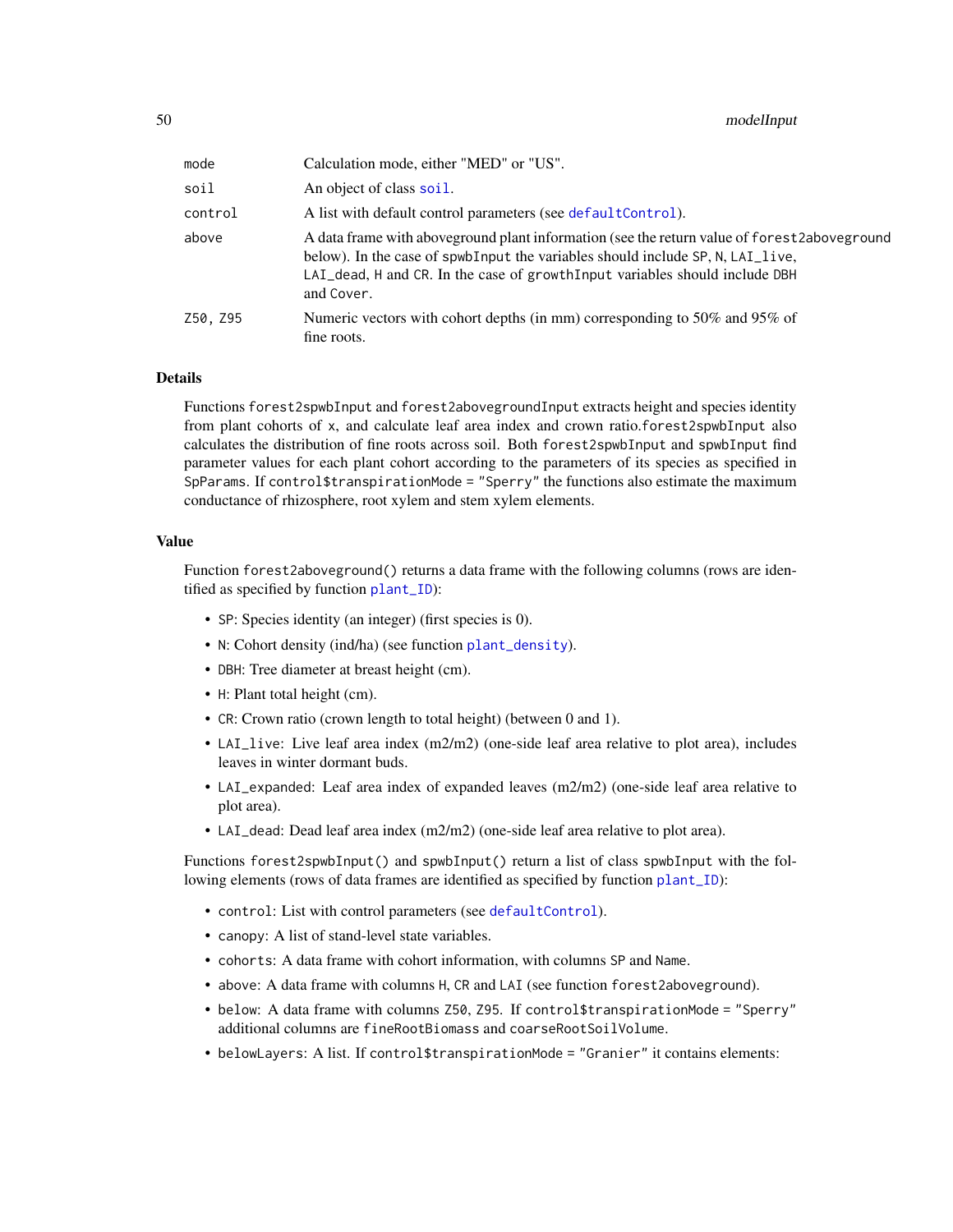| | |
|---|---|
| mode | Calculation mode, either "MED" or "US". |
| soil | An object of class soil. |
| control | A list with default control parameters (see defaultControl). |
| above | A data frame with aboveground plant information (see the return value of forest2aboveground below). In the case of spwbInput the variables should include SP, N, LAI_live, LAI_dead, H and CR. In the case of growthInput variables should include DBH and Cover. |
| Z50, Z95 | Numeric vectors with cohort depths (in mm) corresponding to 50% and 95% of fine roots. |

## Details

Functions forest2spwbInput and forest2abovegroundInput extracts height and species identity from plant cohorts of x, and calculate leaf area index and crown ratio.forest2spwbInput also calculates the distribution of fine roots across soil. Both forest2spwbInput and spwbInput find parameter values for each plant cohort according to the parameters of its species as specified in SpParams. If control$transpirationMode = "Sperry" the functions also estimate the maximum conductance of rhizosphere, root xylem and stem xylem elements.

## Value

Function forest2aboveground() returns a data frame with the following columns (rows are identified as specified by function plant_ID):

- SP: Species identity (an integer) (first species is 0).
- N: Cohort density (ind/ha) (see function plant_density).
- DBH: Tree diameter at breast height (cm).
- H: Plant total height (cm).
- CR: Crown ratio (crown length to total height) (between 0 and 1).
- LAI_live: Live leaf area index (m2/m2) (one-side leaf area relative to plot area), includes leaves in winter dormant buds.
- LAI_expanded: Leaf area index of expanded leaves (m2/m2) (one-side leaf area relative to plot area).
- LAI_dead: Dead leaf area index (m2/m2) (one-side leaf area relative to plot area).

Functions forest2spwbInput() and spwbInput() return a list of class spwbInput with the following elements (rows of data frames are identified as specified by function plant_ID):

- control: List with control parameters (see defaultControl).
- canopy: A list of stand-level state variables.
- cohorts: A data frame with cohort information, with columns SP and Name.
- above: A data frame with columns H, CR and LAI (see function forest2aboveground).
- below: A data frame with columns Z50, Z95. If control$transpirationMode = "Sperry" additional columns are fineRootBiomass and coarseRootSoilVolume.
- belowLayers: A list. If control$transpirationMode = "Granier" it contains elements: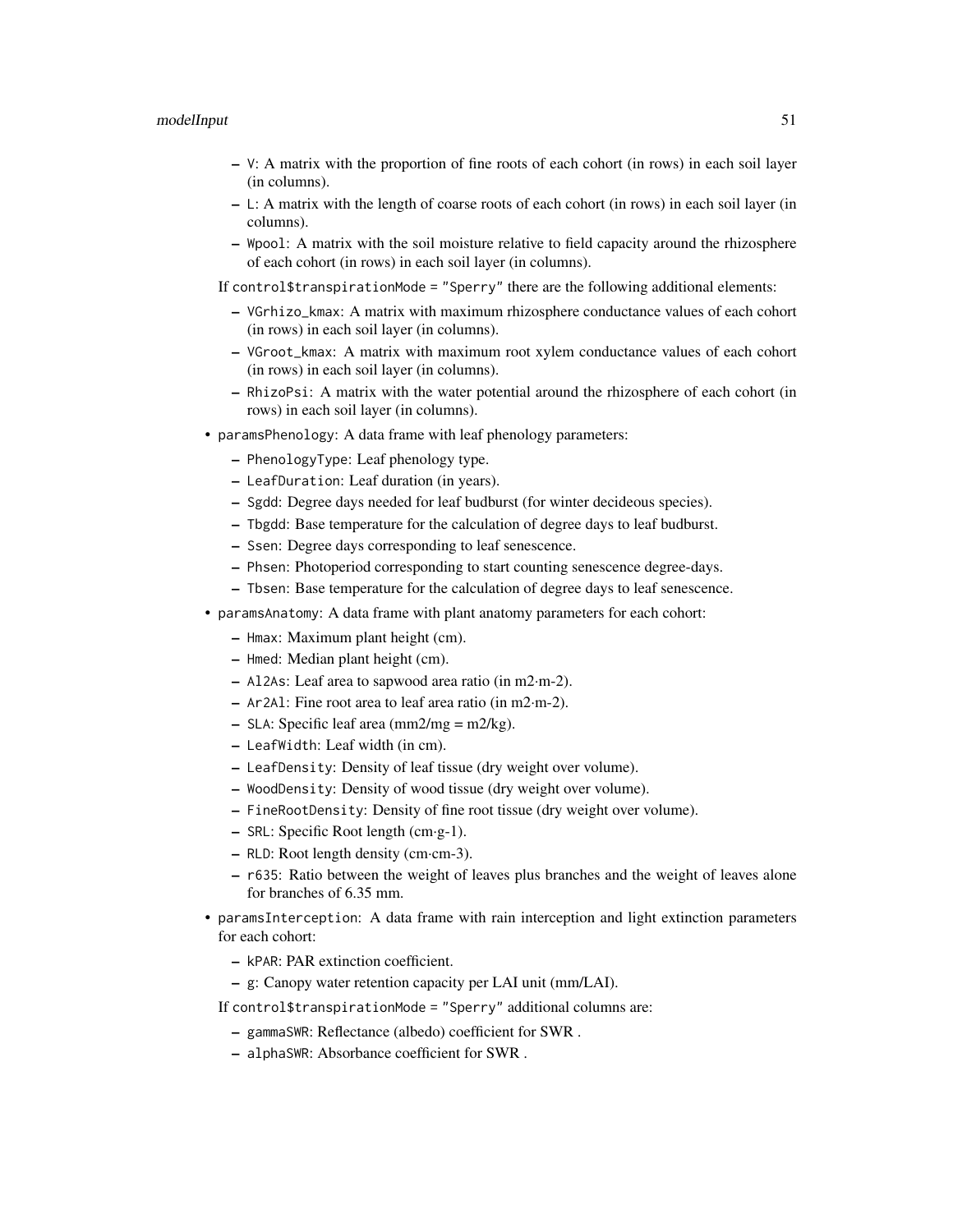- `V`: A matrix with the proportion of fine roots of each cohort (in rows) in each soil layer (in columns).
  - `L`: A matrix with the length of coarse roots of each cohort (in rows) in each soil layer (in columns).
  - `Wpool`: A matrix with the soil moisture relative to field capacity around the rhizosphere of each cohort (in rows) in each soil layer (in columns).

  If `control$transpirationMode = "Sperry"` there are the following additional elements:

  - `VGrhizo_kmax`: A matrix with maximum rhizosphere conductance values of each cohort (in rows) in each soil layer (in columns).
  - `VGroot_kmax`: A matrix with maximum root xylem conductance values of each cohort (in rows) in each soil layer (in columns).
  - `RhizoPsi`: A matrix with the water potential around the rhizosphere of each cohort (in rows) in each soil layer (in columns).

- `paramsPhenology`: A data frame with leaf phenology parameters:
  - `PhenologyType`: Leaf phenology type.
  - `LeafDuration`: Leaf duration (in years).
  - `Sgdd`: Degree days needed for leaf budburst (for winter decideous species).
  - `Tbgdd`: Base temperature for the calculation of degree days to leaf budburst.
  - `Ssen`: Degree days corresponding to leaf senescence.
  - `Phsen`: Photoperiod corresponding to start counting senescence degree-days.
  - `Tbsen`: Base temperature for the calculation of degree days to leaf senescence.
- `paramsAnatomy`: A data frame with plant anatomy parameters for each cohort:
  - `Hmax`: Maximum plant height (cm).
  - `Hmed`: Median plant height (cm).
  - `Al2As`: Leaf area to sapwood area ratio (in m2·m-2).
  - `Ar2Al`: Fine root area to leaf area ratio (in m2·m-2).
  - `SLA`: Specific leaf area (mm2/mg = m2/kg).
  - `LeafWidth`: Leaf width (in cm).
  - `LeafDensity`: Density of leaf tissue (dry weight over volume).
  - `WoodDensity`: Density of wood tissue (dry weight over volume).
  - `FineRootDensity`: Density of fine root tissue (dry weight over volume).
  - `SRL`: Specific Root length (cm·g-1).
  - `RLD`: Root length density (cm·cm-3).
  - `r635`: Ratio between the weight of leaves plus branches and the weight of leaves alone for branches of 6.35 mm.
- `paramsInterception`: A data frame with rain interception and light extinction parameters for each cohort:
  - `kPAR`: PAR extinction coefficient.
  - `g`: Canopy water retention capacity per LAI unit (mm/LAI).

  If `control$transpirationMode = "Sperry"` additional columns are:

  - `gammaSWR`: Reflectance (albedo) coefficient for SWR .
  - `alphaSWR`: Absorbance coefficient for SWR .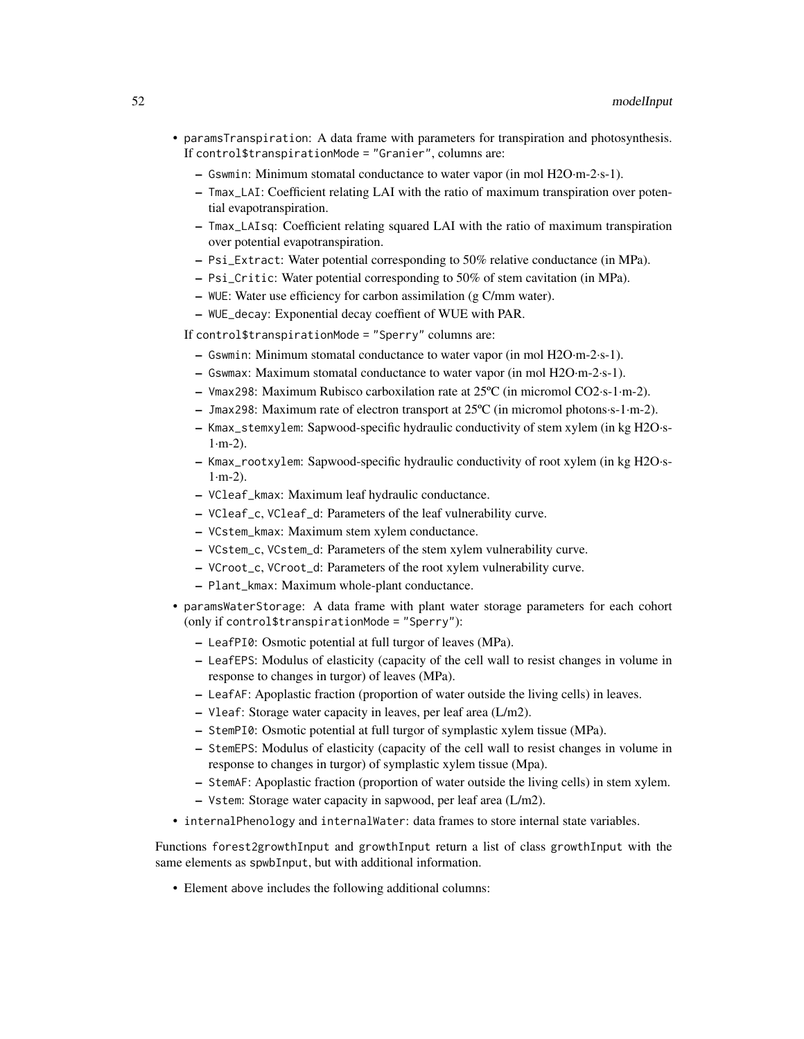- `paramsTranspiration`: A data frame with parameters for transpiration and photosynthesis. If `control$transpirationMode = "Granier"`, columns are:
  - `Gswmin`: Minimum stomatal conductance to water vapor (in mol H2O·m-2·s-1).
  - `Tmax_LAI`: Coefficient relating LAI with the ratio of maximum transpiration over potential evapotranspiration.
  - `Tmax_LAIsq`: Coefficient relating squared LAI with the ratio of maximum transpiration over potential evapotranspiration.
  - `Psi_Extract`: Water potential corresponding to 50% relative conductance (in MPa).
  - `Psi_Critic`: Water potential corresponding to 50% of stem cavitation (in MPa).
  - `WUE`: Water use efficiency for carbon assimilation (g C/mm water).
  - `WUE_decay`: Exponential decay coeffient of WUE with PAR.

  If `control$transpirationMode = "Sperry"` columns are:
  - `Gswmin`: Minimum stomatal conductance to water vapor (in mol H2O·m-2·s-1).
  - `Gswmax`: Maximum stomatal conductance to water vapor (in mol H2O·m-2·s-1).
  - `Vmax298`: Maximum Rubisco carboxilation rate at 25ºC (in micromol CO2·s-1·m-2).
  - `Jmax298`: Maximum rate of electron transport at 25ºC (in micromol photons·s-1·m-2).
  - `Kmax_stemxylem`: Sapwood-specific hydraulic conductivity of stem xylem (in kg H2O·s-1·m-2).
  - `Kmax_rootxylem`: Sapwood-specific hydraulic conductivity of root xylem (in kg H2O·s-1·m-2).
  - `VCleaf_kmax`: Maximum leaf hydraulic conductance.
  - `VCleaf_c`, `VCleaf_d`: Parameters of the leaf vulnerability curve.
  - `VCstem_kmax`: Maximum stem xylem conductance.
  - `VCstem_c`, `VCstem_d`: Parameters of the stem xylem vulnerability curve.
  - `VCroot_c`, `VCroot_d`: Parameters of the root xylem vulnerability curve.
  - `Plant_kmax`: Maximum whole-plant conductance.
- `paramsWaterStorage`: A data frame with plant water storage parameters for each cohort (only if `control$transpirationMode = "Sperry"`):
  - `LeafPI0`: Osmotic potential at full turgor of leaves (MPa).
  - `LeafEPS`: Modulus of elasticity (capacity of the cell wall to resist changes in volume in response to changes in turgor) of leaves (MPa).
  - `LeafAF`: Apoplastic fraction (proportion of water outside the living cells) in leaves.
  - `Vleaf`: Storage water capacity in leaves, per leaf area (L/m2).
  - `StemPI0`: Osmotic potential at full turgor of symplastic xylem tissue (MPa).
  - `StemEPS`: Modulus of elasticity (capacity of the cell wall to resist changes in volume in response to changes in turgor) of symplastic xylem tissue (Mpa).
  - `StemAF`: Apoplastic fraction (proportion of water outside the living cells) in stem xylem.
  - `Vstem`: Storage water capacity in sapwood, per leaf area (L/m2).
- `internalPhenology` and `internalWater`: data frames to store internal state variables.

Functions `forest2growthInput` and `growthInput` return a list of class `growthInput` with the same elements as `spwbInput`, but with additional information.

- Element `above` includes the following additional columns: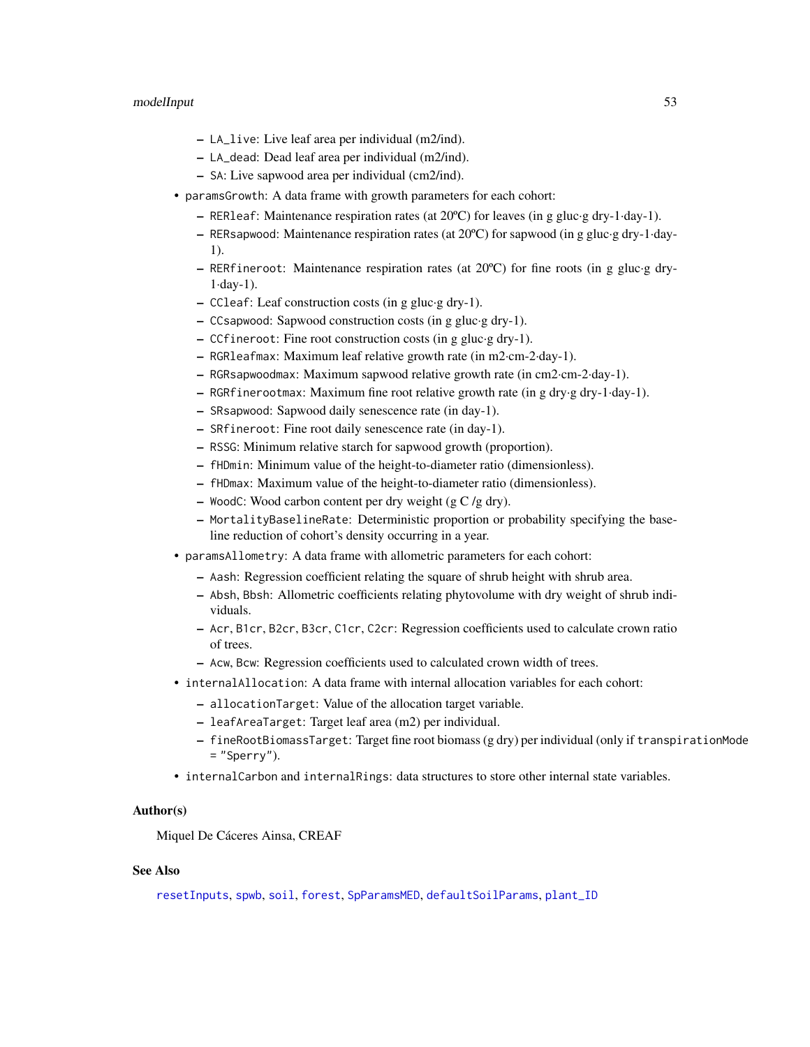- `LA_live`: Live leaf area per individual (m2/ind).
  - `LA_dead`: Dead leaf area per individual (m2/ind).
  - `SA`: Live sapwood area per individual (cm2/ind).
- `paramsGrowth`: A data frame with growth parameters for each cohort:
  - `RERleaf`: Maintenance respiration rates (at 20ºC) for leaves (in g gluc·g dry-1·day-1).
  - `RERsapwood`: Maintenance respiration rates (at 20ºC) for sapwood (in g gluc·g dry-1·day-1).
  - `RERfineroot`: Maintenance respiration rates (at 20ºC) for fine roots (in g gluc·g dry-1·day-1).
  - `CCleaf`: Leaf construction costs (in g gluc·g dry-1).
  - `CCsapwood`: Sapwood construction costs (in g gluc·g dry-1).
  - `CCfineroot`: Fine root construction costs (in g gluc·g dry-1).
  - `RGRleafmax`: Maximum leaf relative growth rate (in m2·cm-2·day-1).
  - `RGRsapwoodmax`: Maximum sapwood relative growth rate (in cm2·cm-2·day-1).
  - `RGRfinerootmax`: Maximum fine root relative growth rate (in g dry·g dry-1·day-1).
  - `SRsapwood`: Sapwood daily senescence rate (in day-1).
  - `SRfineroot`: Fine root daily senescence rate (in day-1).
  - `RSSG`: Minimum relative starch for sapwood growth (proportion).
  - `fHDmin`: Minimum value of the height-to-diameter ratio (dimensionless).
  - `fHDmax`: Maximum value of the height-to-diameter ratio (dimensionless).
  - `WoodC`: Wood carbon content per dry weight (g C /g dry).
  - `MortalityBaselineRate`: Deterministic proportion or probability specifying the baseline reduction of cohort's density occurring in a year.
- `paramsAllometry`: A data frame with allometric parameters for each cohort:
  - `Aash`: Regression coefficient relating the square of shrub height with shrub area.
  - `Absh`, `Bbsh`: Allometric coefficients relating phytovolume with dry weight of shrub individuals.
  - `Acr`, `B1cr`, `B2cr`, `B3cr`, `C1cr`, `C2cr`: Regression coefficients used to calculate crown ratio of trees.
  - `Acw`, `Bcw`: Regression coefficients used to calculated crown width of trees.
- `internalAllocation`: A data frame with internal allocation variables for each cohort:
  - `allocationTarget`: Value of the allocation target variable.
  - `leafAreaTarget`: Target leaf area (m2) per individual.
  - `fineRootBiomassTarget`: Target fine root biomass (g dry) per individual (only if `transpirationMode = "Sperry"`).
- `internalCarbon` and `internalRings`: data structures to store other internal state variables.

## Author(s)

Miquel De Cáceres Ainsa, CREAF

## See Also

`resetInputs`, `spwb`, `soil`, `forest`, `SpParamsMED`, `defaultSoilParams`, `plant_ID`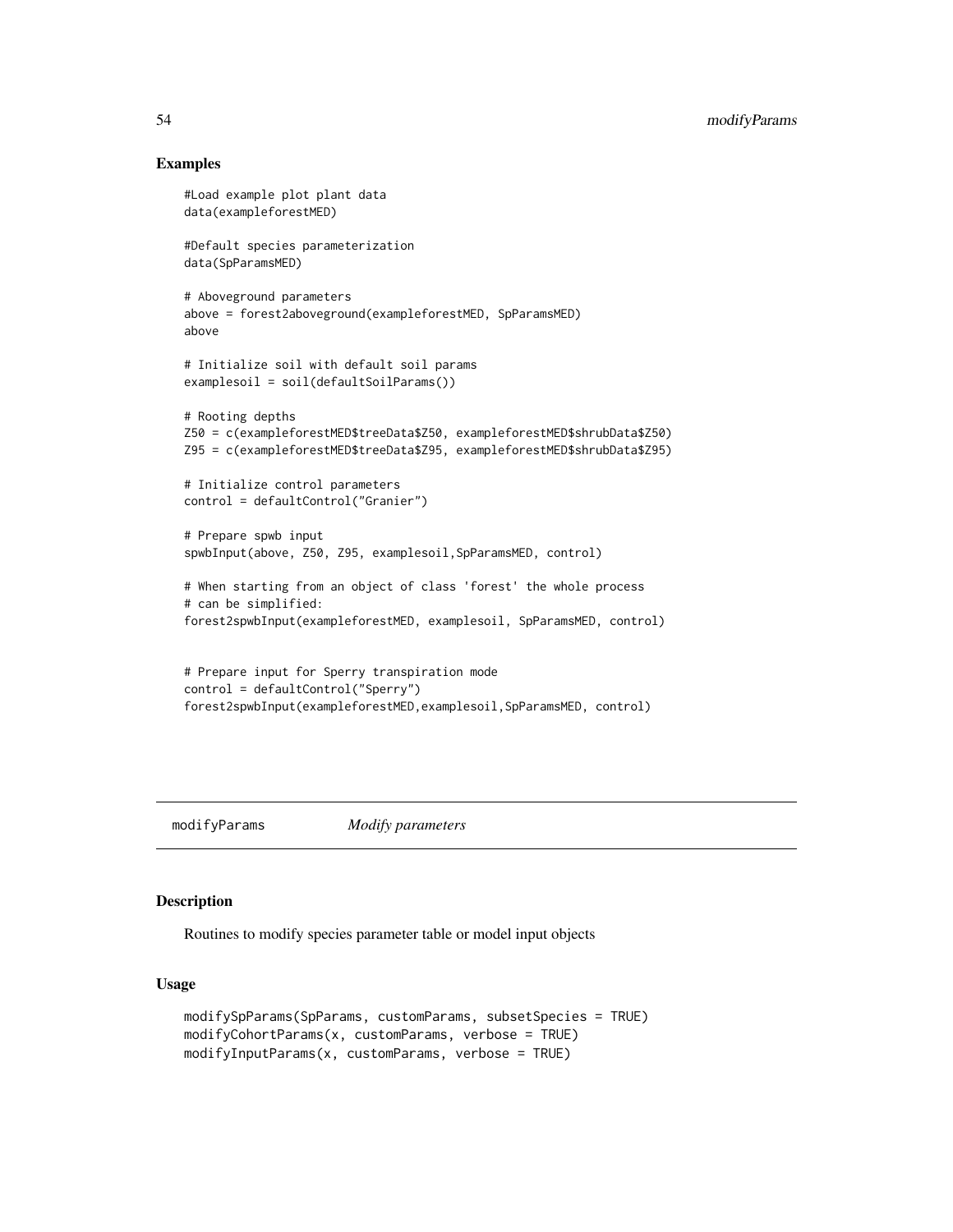## Examples

```
#Load example plot plant data
data(exampleforestMED)

#Default species parameterization
data(SpParamsMED)

# Aboveground parameters
above = forest2aboveground(exampleforestMED, SpParamsMED)
above

# Initialize soil with default soil params
examplesoil = soil(defaultSoilParams())

# Rooting depths
Z50 = c(exampleforestMED$treeData$Z50, exampleforestMED$shrubData$Z50)
Z95 = c(exampleforestMED$treeData$Z95, exampleforestMED$shrubData$Z95)

# Initialize control parameters
control = defaultControl("Granier")

# Prepare spwb input
spwbInput(above, Z50, Z95, examplesoil,SpParamsMED, control)

# When starting from an object of class 'forest' the whole process
# can be simplified:
forest2spwbInput(exampleforestMED, examplesoil, SpParamsMED, control)


# Prepare input for Sperry transpiration mode
control = defaultControl("Sperry")
forest2spwbInput(exampleforestMED,examplesoil,SpParamsMED, control)
```

---

modifyParams *Modify parameters*

---

## Description

Routines to modify species parameter table or model input objects

## Usage

```
modifySpParams(SpParams, customParams, subsetSpecies = TRUE)
modifyCohortParams(x, customParams, verbose = TRUE)
modifyInputParams(x, customParams, verbose = TRUE)
```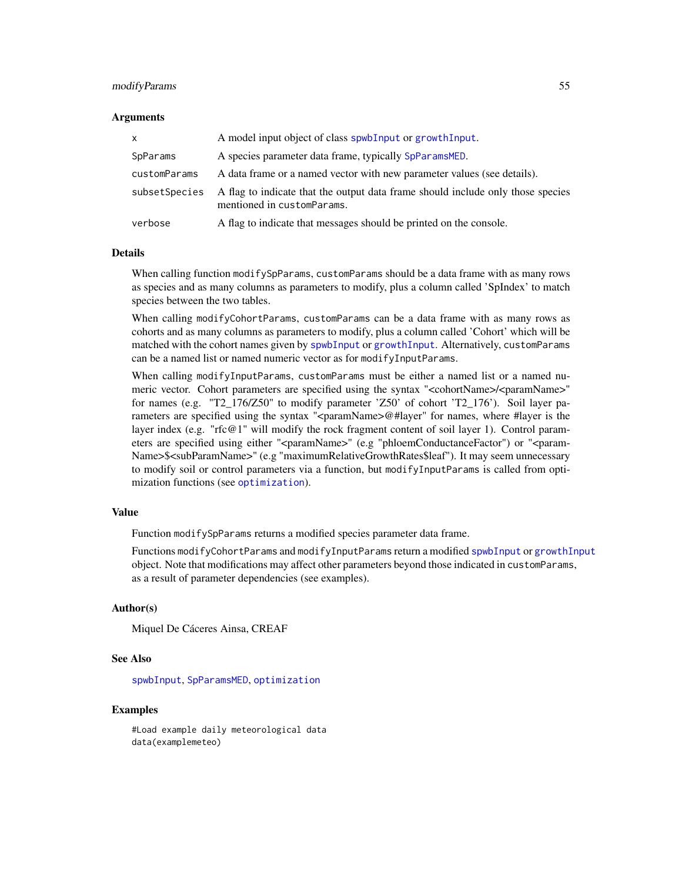### Arguments

| | |
|---|---|
| x | A model input object of class spwbInput or growthInput. |
| SpParams | A species parameter data frame, typically SpParamsMED. |
| customParams | A data frame or a named vector with new parameter values (see details). |
| subsetSpecies | A flag to indicate that the output data frame should include only those species mentioned in customParams. |
| verbose | A flag to indicate that messages should be printed on the console. |

### Details

When calling function `modifySpParams`, `customParams` should be a data frame with as many rows as species and as many columns as parameters to modify, plus a column called 'SpIndex' to match species between the two tables.

When calling `modifyCohortParams`, `customParams` can be a data frame with as many rows as cohorts and as many columns as parameters to modify, plus a column called 'Cohort' which will be matched with the cohort names given by spwbInput or growthInput. Alternatively, `customParams` can be a named list or named numeric vector as for `modifyInputParams`.

When calling `modifyInputParams`, `customParams` must be either a named list or a named numeric vector. Cohort parameters are specified using the syntax "<cohortName>/<paramName>" for names (e.g. "T2_176/Z50" to modify parameter 'Z50' of cohort 'T2_176'). Soil layer parameters are specified using the syntax "<paramName>@#layer" for names, where #layer is the layer index (e.g. "rfc@1" will modify the rock fragment content of soil layer 1). Control parameters are specified using either "<paramName>" (e.g "phloemConductanceFactor") or "<paramName>$<subParamName>" (e.g "maximumRelativeGrowthRates$leaf"). It may seem unnecessary to modify soil or control parameters via a function, but `modifyInputParams` is called from optimization functions (see optimization).

### Value

Function `modifySpParams` returns a modified species parameter data frame.

Functions `modifyCohortParams` and `modifyInputParams` return a modified spwbInput or growthInput object. Note that modifications may affect other parameters beyond those indicated in `customParams`, as a result of parameter dependencies (see examples).

### Author(s)

Miquel De Cáceres Ainsa, CREAF

### See Also

spwbInput, SpParamsMED, optimization

### Examples

```
#Load example daily meteorological data
data(examplemeteo)
```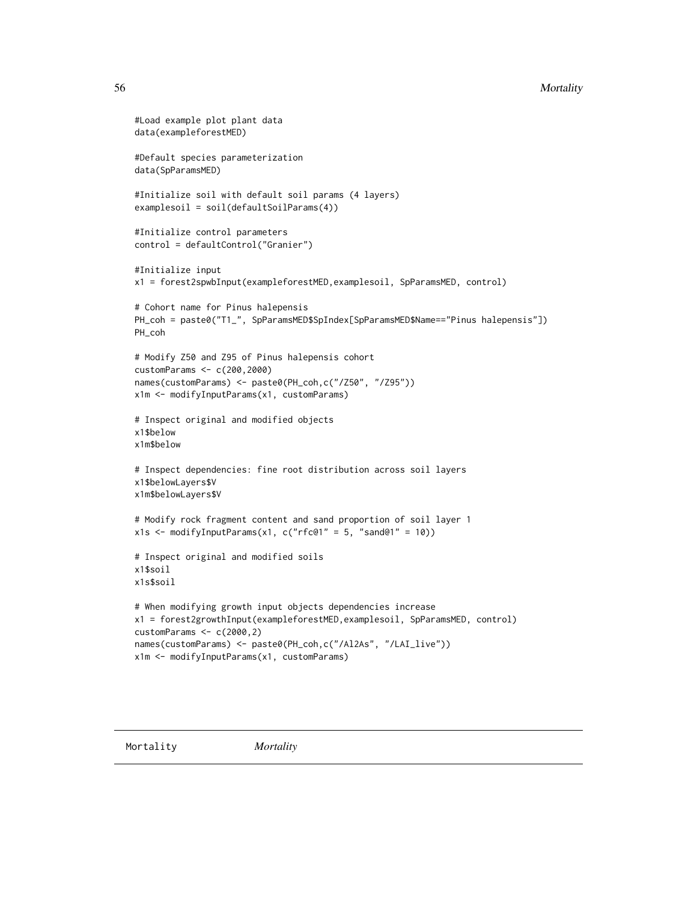```
#Load example plot plant data
data(exampleforestMED)

#Default species parameterization
data(SpParamsMED)

#Initialize soil with default soil params (4 layers)
examplesoil = soil(defaultSoilParams(4))

#Initialize control parameters
control = defaultControl("Granier")

#Initialize input
x1 = forest2spwbInput(exampleforestMED,examplesoil, SpParamsMED, control)

# Cohort name for Pinus halepensis
PH_coh = paste0("T1_", SpParamsMED$SpIndex[SpParamsMED$Name=="Pinus halepensis"])
PH_coh

# Modify Z50 and Z95 of Pinus halepensis cohort
customParams <- c(200,2000)
names(customParams) <- paste0(PH_coh,c("/Z50", "/Z95"))
x1m <- modifyInputParams(x1, customParams)

# Inspect original and modified objects
x1$below
x1m$below

# Inspect dependencies: fine root distribution across soil layers
x1$belowLayers$V
x1m$belowLayers$V

# Modify rock fragment content and sand proportion of soil layer 1
x1s <- modifyInputParams(x1, c("rfc@1" = 5, "sand@1" = 10))

# Inspect original and modified soils
x1$soil
x1s$soil

# When modifying growth input objects dependencies increase
x1 = forest2growthInput(exampleforestMED,examplesoil, SpParamsMED, control)
customParams <- c(2000,2)
names(customParams) <- paste0(PH_coh,c("/Al2As", "/LAI_live"))
x1m <- modifyInputParams(x1, customParams)
```

## Mortality *Mortality*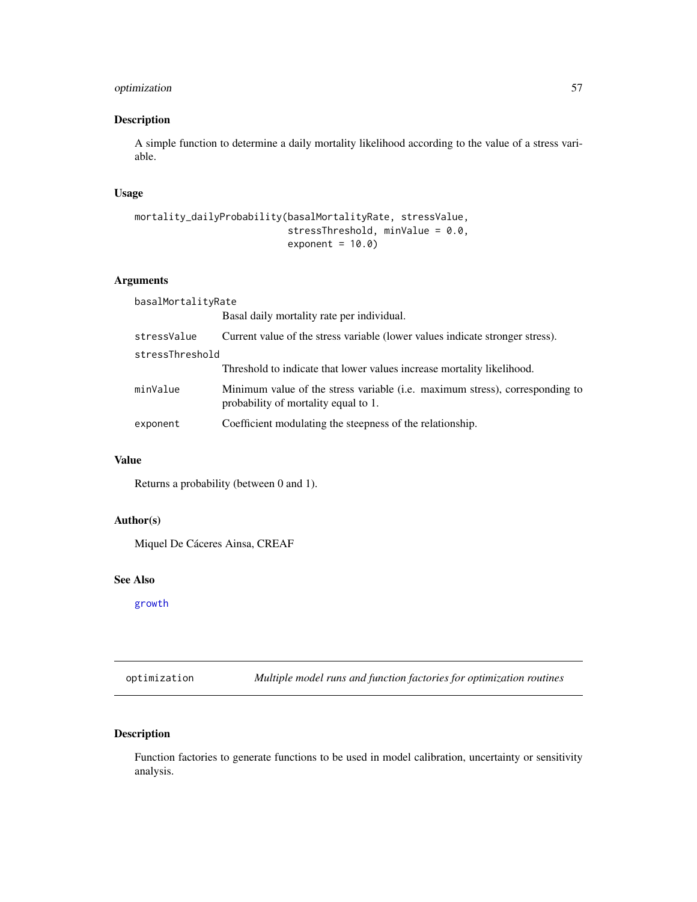## Description

A simple function to determine a daily mortality likelihood according to the value of a stress variable.

## Usage

```
mortality_dailyProbability(basalMortalityRate, stressValue,
                           stressThreshold, minValue = 0.0,
                           exponent = 10.0)
```

## Arguments

| | |
|---|---|
| basalMortalityRate | Basal daily mortality rate per individual. |
| stressValue | Current value of the stress variable (lower values indicate stronger stress). |
| stressThreshold | Threshold to indicate that lower values increase mortality likelihood. |
| minValue | Minimum value of the stress variable (i.e. maximum stress), corresponding to probability of mortality equal to 1. |
| exponent | Coefficient modulating the steepness of the relationship. |

## Value

Returns a probability (between 0 and 1).

## Author(s)

Miquel De Cáceres Ainsa, CREAF

## See Also

growth

---

# optimization — *Multiple model runs and function factories for optimization routines*

## Description

Function factories to generate functions to be used in model calibration, uncertainty or sensitivity analysis.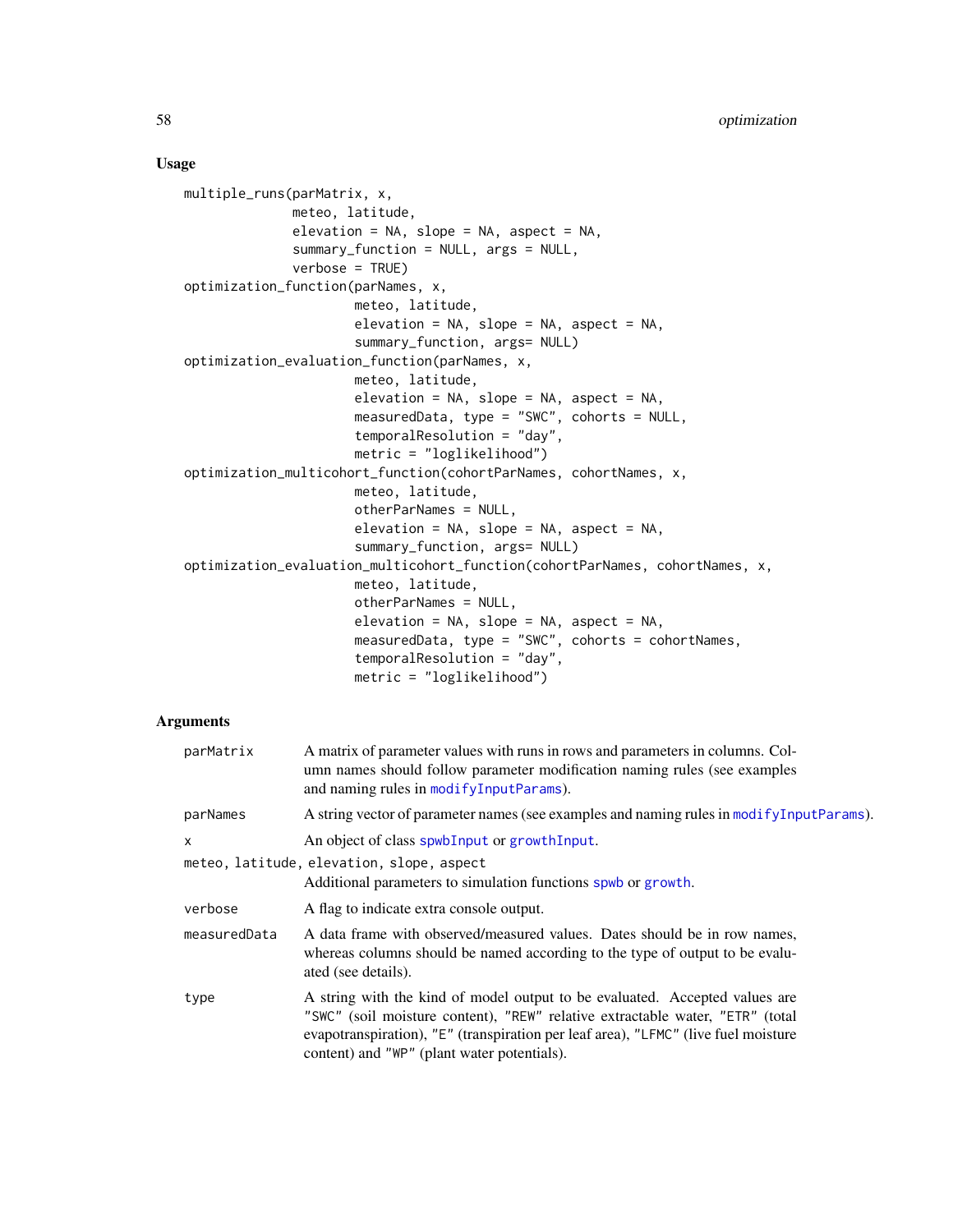## Usage

```
multiple_runs(parMatrix, x,
              meteo, latitude,
              elevation = NA, slope = NA, aspect = NA,
              summary_function = NULL, args = NULL,
              verbose = TRUE)
optimization_function(parNames, x,
                      meteo, latitude,
                      elevation = NA, slope = NA, aspect = NA,
                      summary_function, args= NULL)
optimization_evaluation_function(parNames, x,
                      meteo, latitude,
                      elevation = NA, slope = NA, aspect = NA,
                      measuredData, type = "SWC", cohorts = NULL,
                      temporalResolution = "day",
                      metric = "loglikelihood")
optimization_multicohort_function(cohortParNames, cohortNames, x,
                      meteo, latitude,
                      otherParNames = NULL,
                      elevation = NA, slope = NA, aspect = NA,
                      summary_function, args= NULL)
optimization_evaluation_multicohort_function(cohortParNames, cohortNames, x,
                      meteo, latitude,
                      otherParNames = NULL,
                      elevation = NA, slope = NA, aspect = NA,
                      measuredData, type = "SWC", cohorts = cohortNames,
                      temporalResolution = "day",
                      metric = "loglikelihood")
```

## Arguments

- `parMatrix` — A matrix of parameter values with runs in rows and parameters in columns. Column names should follow parameter modification naming rules (see examples and naming rules in `modifyInputParams`).
- `parNames` — A string vector of parameter names (see examples and naming rules in `modifyInputParams`).
- `x` — An object of class `spwbInput` or `growthInput`.
- `meteo, latitude, elevation, slope, aspect` — Additional parameters to simulation functions `spwb` or `growth`.
- `verbose` — A flag to indicate extra console output.
- `measuredData` — A data frame with observed/measured values. Dates should be in row names, whereas columns should be named according to the type of output to be evaluated (see details).
- `type` — A string with the kind of model output to be evaluated. Accepted values are `"SWC"` (soil moisture content), `"REW"` relative extractable water, `"ETR"` (total evapotranspiration), `"E"` (transpiration per leaf area), `"LFMC"` (live fuel moisture content) and `"WP"` (plant water potentials).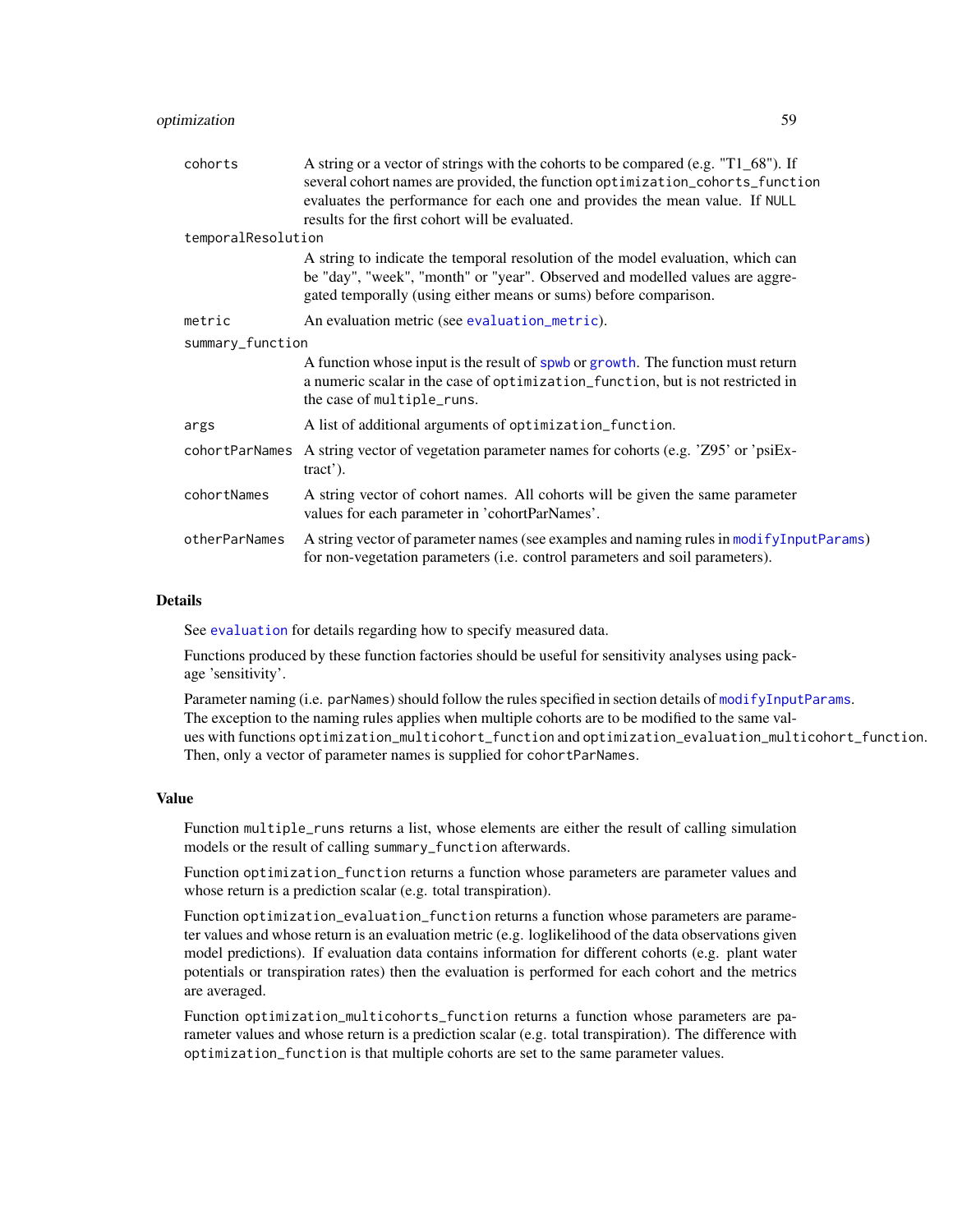| | |
|---|---|
| `cohorts` | A string or a vector of strings with the cohorts to be compared (e.g. "T1_68"). If several cohort names are provided, the function `optimization_cohorts_function` evaluates the performance for each one and provides the mean value. If `NULL` results for the first cohort will be evaluated. |
| `temporalResolution` | A string to indicate the temporal resolution of the model evaluation, which can be "day", "week", "month" or "year". Observed and modelled values are aggregated temporally (using either means or sums) before comparison. |
| `metric` | An evaluation metric (see `evaluation_metric`). |
| `summary_function` | A function whose input is the result of `spwb` or `growth`. The function must return a numeric scalar in the case of `optimization_function`, but is not restricted in the case of `multiple_runs`. |
| `args` | A list of additional arguments of `optimization_function`. |
| `cohortParNames` | A string vector of vegetation parameter names for cohorts (e.g. 'Z95' or 'psiExtract'). |
| `cohortNames` | A string vector of cohort names. All cohorts will be given the same parameter values for each parameter in 'cohortParNames'. |
| `otherParNames` | A string vector of parameter names (see examples and naming rules in `modifyInputParams`) for non-vegetation parameters (i.e. control parameters and soil parameters). |

## Details

See `evaluation` for details regarding how to specify measured data.

Functions produced by these function factories should be useful for sensitivity analyses using package 'sensitivity'.

Parameter naming (i.e. `parNames`) should follow the rules specified in section details of `modifyInputParams`. The exception to the naming rules applies when multiple cohorts are to be modified to the same values with functions `optimization_multicohort_function` and `optimization_evaluation_multicohort_function`. Then, only a vector of parameter names is supplied for `cohortParNames`.

## Value

Function `multiple_runs` returns a list, whose elements are either the result of calling simulation models or the result of calling `summary_function` afterwards.

Function `optimization_function` returns a function whose parameters are parameter values and whose return is a prediction scalar (e.g. total transpiration).

Function `optimization_evaluation_function` returns a function whose parameters are parameter values and whose return is an evaluation metric (e.g. loglikelihood of the data observations given model predictions). If evaluation data contains information for different cohorts (e.g. plant water potentials or transpiration rates) then the evaluation is performed for each cohort and the metrics are averaged.

Function `optimization_multicohorts_function` returns a function whose parameters are parameter values and whose return is a prediction scalar (e.g. total transpiration). The difference with `optimization_function` is that multiple cohorts are set to the same parameter values.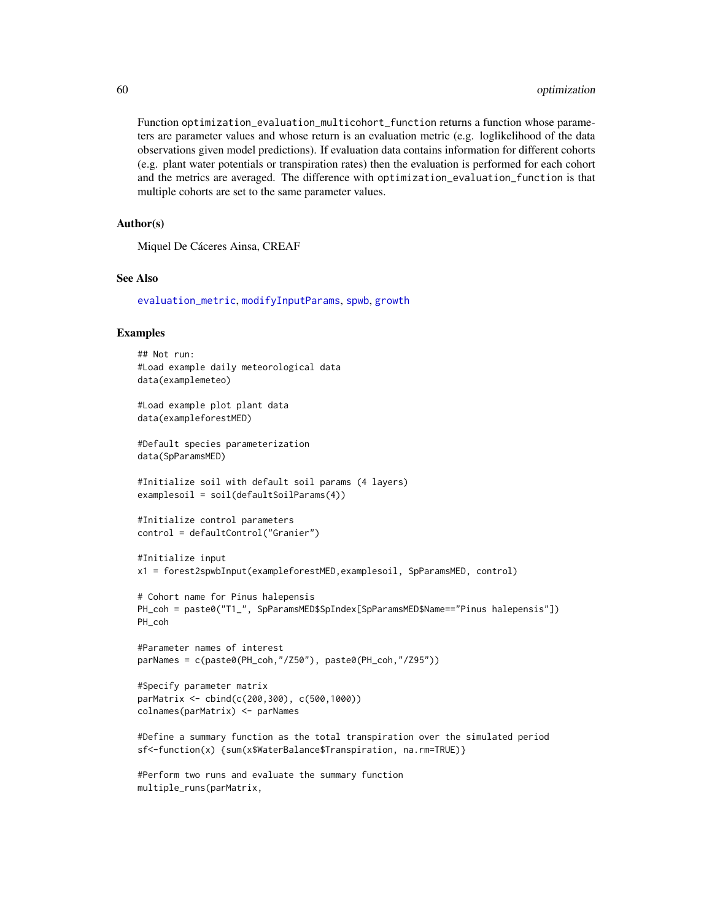Function `optimization_evaluation_multicohort_function` returns a function whose parameters are parameter values and whose return is an evaluation metric (e.g. loglikelihood of the data observations given model predictions). If evaluation data contains information for different cohorts (e.g. plant water potentials or transpiration rates) then the evaluation is performed for each cohort and the metrics are averaged. The difference with `optimization_evaluation_function` is that multiple cohorts are set to the same parameter values.

### Author(s)

Miquel De Cáceres Ainsa, CREAF

### See Also

evaluation_metric, modifyInputParams, spwb, growth

### Examples

```
## Not run:
#Load example daily meteorological data
data(examplemeteo)

#Load example plot plant data
data(exampleforestMED)

#Default species parameterization
data(SpParamsMED)

#Initialize soil with default soil params (4 layers)
examplesoil = soil(defaultSoilParams(4))

#Initialize control parameters
control = defaultControl("Granier")

#Initialize input
x1 = forest2spwbInput(exampleforestMED,examplesoil, SpParamsMED, control)

# Cohort name for Pinus halepensis
PH_coh = paste0("T1_", SpParamsMED$SpIndex[SpParamsMED$Name=="Pinus halepensis"])
PH_coh

#Parameter names of interest
parNames = c(paste0(PH_coh,"/Z50"), paste0(PH_coh,"/Z95"))

#Specify parameter matrix
parMatrix <- cbind(c(200,300), c(500,1000))
colnames(parMatrix) <- parNames

#Define a summary function as the total transpiration over the simulated period
sf<-function(x) {sum(x$WaterBalance$Transpiration, na.rm=TRUE)}

#Perform two runs and evaluate the summary function
multiple_runs(parMatrix,
```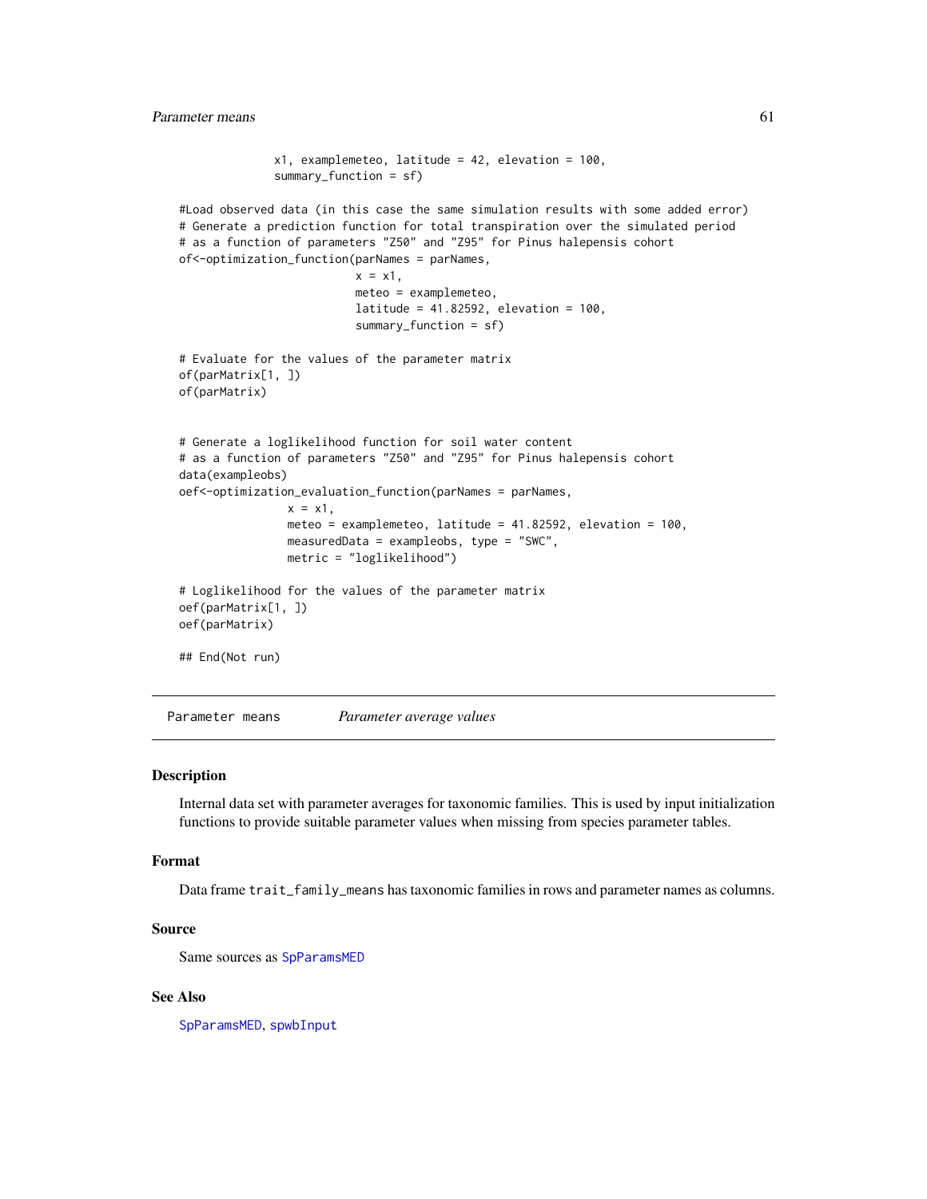```
              x1, examplemeteo, latitude = 42, elevation = 100,
              summary_function = sf)

#Load observed data (in this case the same simulation results with some added error)
# Generate a prediction function for total transpiration over the simulated period
# as a function of parameters "Z50" and "Z95" for Pinus halepensis cohort
of<-optimization_function(parNames = parNames,
                          x = x1,
                          meteo = examplemeteo,
                          latitude = 41.82592, elevation = 100,
                          summary_function = sf)

# Evaluate for the values of the parameter matrix
of(parMatrix[1, ])
of(parMatrix)


# Generate a loglikelihood function for soil water content
# as a function of parameters "Z50" and "Z95" for Pinus halepensis cohort
data(exampleobs)
oef<-optimization_evaluation_function(parNames = parNames,
                x = x1,
                meteo = examplemeteo, latitude = 41.82592, elevation = 100,
                measuredData = exampleobs, type = "SWC",
                metric = "loglikelihood")

# Loglikelihood for the values of the parameter matrix
oef(parMatrix[1, ])
oef(parMatrix)

## End(Not run)
```

# Parameter means — *Parameter average values*

## Description

Internal data set with parameter averages for taxonomic families. This is used by input initialization functions to provide suitable parameter values when missing from species parameter tables.

## Format

Data frame `trait_family_means` has taxonomic families in rows and parameter names as columns.

## Source

Same sources as `SpParamsMED`

## See Also

`SpParamsMED`, `spwbInput`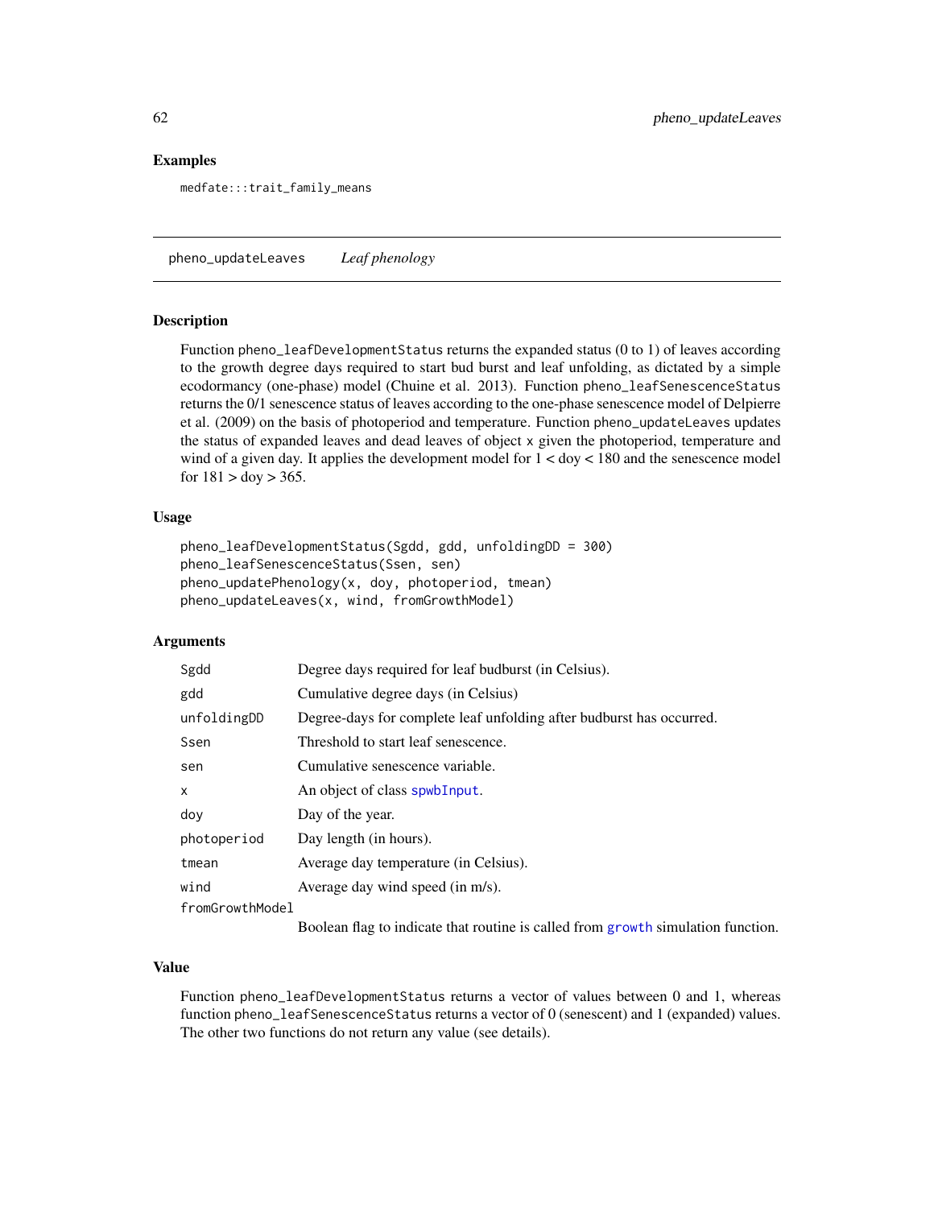## Examples

```
medfate:::trait_family_means
```

---

## pheno_updateLeaves *Leaf phenology*

### Description

Function pheno_leafDevelopmentStatus returns the expanded status (0 to 1) of leaves according to the growth degree days required to start bud burst and leaf unfolding, as dictated by a simple ecodormancy (one-phase) model (Chuine et al. 2013). Function pheno_leafSenescenceStatus returns the 0/1 senescence status of leaves according to the one-phase senescence model of Delpierre et al. (2009) on the basis of photoperiod and temperature. Function pheno_updateLeaves updates the status of expanded leaves and dead leaves of object x given the photoperiod, temperature and wind of a given day. It applies the development model for 1 < doy < 180 and the senescence model for 181 > doy > 365.

### Usage

```
pheno_leafDevelopmentStatus(Sgdd, gdd, unfoldingDD = 300)
pheno_leafSenescenceStatus(Ssen, sen)
pheno_updatePhenology(x, doy, photoperiod, tmean)
pheno_updateLeaves(x, wind, fromGrowthModel)
```

### Arguments

| | |
|---|---|
| Sgdd | Degree days required for leaf budburst (in Celsius). |
| gdd | Cumulative degree days (in Celsius) |
| unfoldingDD | Degree-days for complete leaf unfolding after budburst has occurred. |
| Ssen | Threshold to start leaf senescence. |
| sen | Cumulative senescence variable. |
| x | An object of class spwbInput. |
| doy | Day of the year. |
| photoperiod | Day length (in hours). |
| tmean | Average day temperature (in Celsius). |
| wind | Average day wind speed (in m/s). |
| fromGrowthModel | Boolean flag to indicate that routine is called from growth simulation function. |

### Value

Function pheno_leafDevelopmentStatus returns a vector of values between 0 and 1, whereas function pheno_leafSenescenceStatus returns a vector of 0 (senescent) and 1 (expanded) values. The other two functions do not return any value (see details).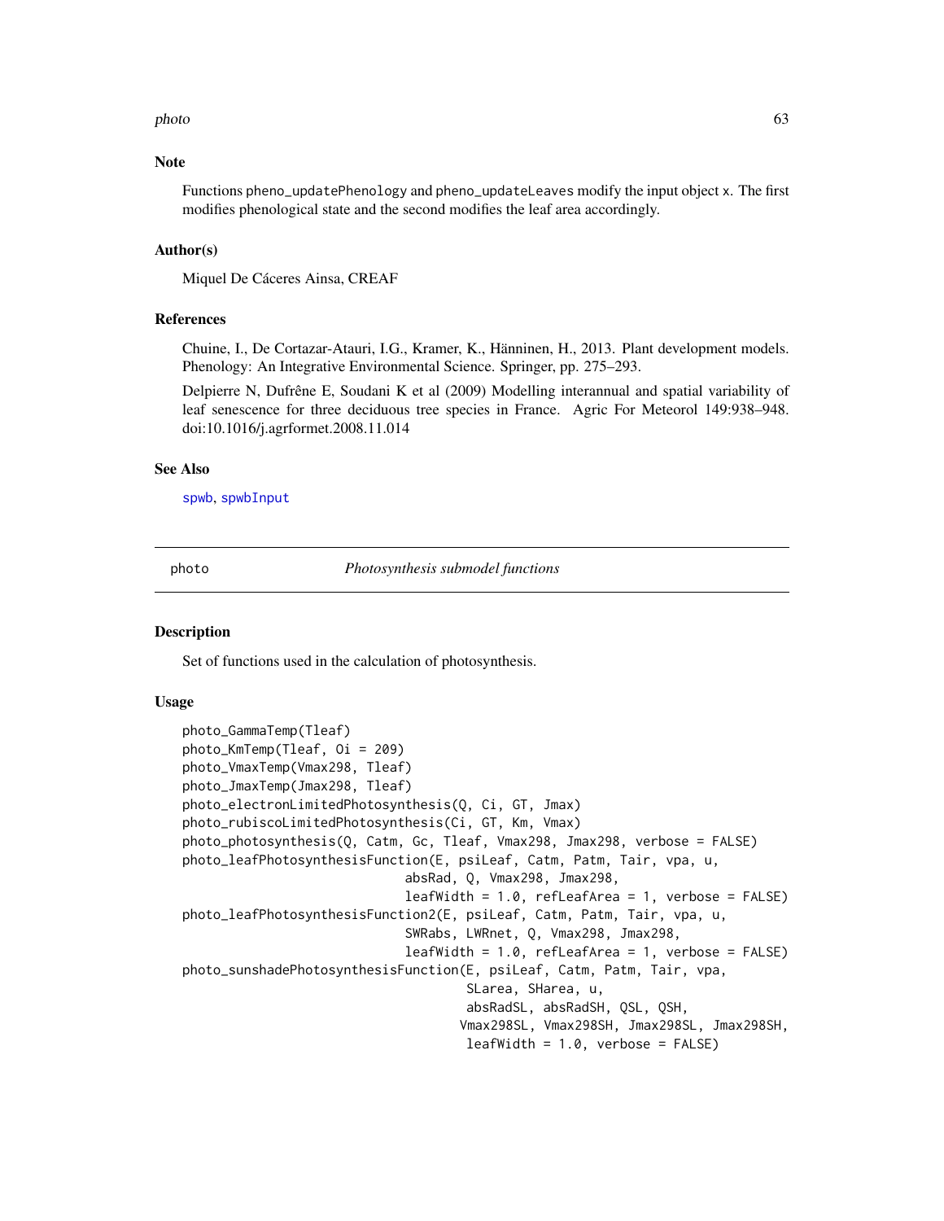### Note

Functions pheno_updatePhenology and pheno_updateLeaves modify the input object x. The first modifies phenological state and the second modifies the leaf area accordingly.

### Author(s)

Miquel De Cáceres Ainsa, CREAF

### References

Chuine, I., De Cortazar-Atauri, I.G., Kramer, K., Hänninen, H., 2013. Plant development models. Phenology: An Integrative Environmental Science. Springer, pp. 275–293.

Delpierre N, Dufrêne E, Soudani K et al (2009) Modelling interannual and spatial variability of leaf senescence for three deciduous tree species in France. Agric For Meteorol 149:938–948. doi:10.1016/j.agrformet.2008.11.014

### See Also

spwb, spwbInput

---

## photo — *Photosynthesis submodel functions*

### Description

Set of functions used in the calculation of photosynthesis.

### Usage

```
photo_GammaTemp(Tleaf)
photo_KmTemp(Tleaf, Oi = 209)
photo_VmaxTemp(Vmax298, Tleaf)
photo_JmaxTemp(Jmax298, Tleaf)
photo_electronLimitedPhotosynthesis(Q, Ci, GT, Jmax)
photo_rubiscoLimitedPhotosynthesis(Ci, GT, Km, Vmax)
photo_photosynthesis(Q, Catm, Gc, Tleaf, Vmax298, Jmax298, verbose = FALSE)
photo_leafPhotosynthesisFunction(E, psiLeaf, Catm, Patm, Tair, vpa, u,
                              absRad, Q, Vmax298, Jmax298,
                              leafWidth = 1.0, refLeafArea = 1, verbose = FALSE)
photo_leafPhotosynthesisFunction2(E, psiLeaf, Catm, Patm, Tair, vpa, u,
                              SWRabs, LWRnet, Q, Vmax298, Jmax298,
                              leafWidth = 1.0, refLeafArea = 1, verbose = FALSE)
photo_sunshadePhotosynthesisFunction(E, psiLeaf, Catm, Patm, Tair, vpa,
                                     SLarea, SHarea, u,
                                     absRadSL, absRadSH, QSL, QSH,
                                     Vmax298SL, Vmax298SH, Jmax298SL, Jmax298SH,
                                     leafWidth = 1.0, verbose = FALSE)
```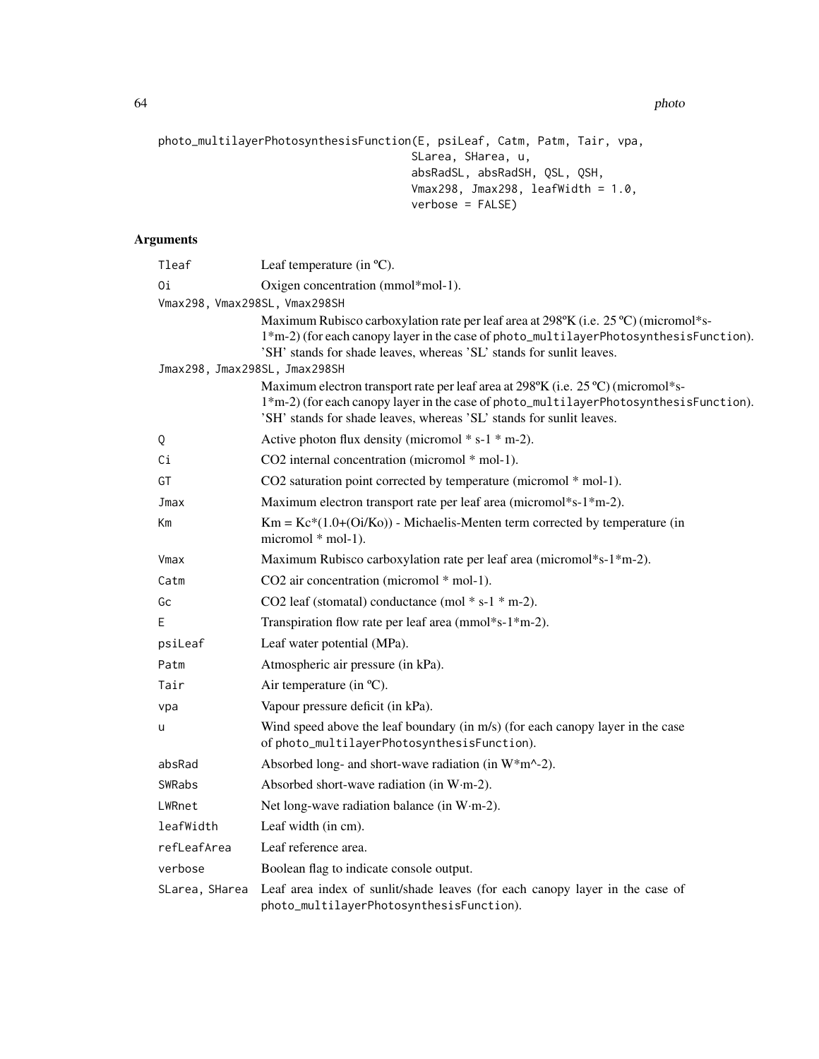```
photo_multilayerPhotosynthesisFunction(E, psiLeaf, Catm, Patm, Tair, vpa,
                                       SLarea, SHarea, u,
                                       absRadSL, absRadSH, QSL, QSH,
                                       Vmax298, Jmax298, leafWidth = 1.0,
                                       verbose = FALSE)
```

## Arguments

| Argument | Description |
|---|---|
| Tleaf | Leaf temperature (in ºC). |
| Oi | Oxigen concentration (mmol*mol-1). |
| Vmax298, Vmax298SL, Vmax298SH | Maximum Rubisco carboxylation rate per leaf area at 298ºK (i.e. 25 ºC) (micromol*s-1*m-2) (for each canopy layer in the case of photo_multilayerPhotosynthesisFunction). 'SH' stands for shade leaves, whereas 'SL' stands for sunlit leaves. |
| Jmax298, Jmax298SL, Jmax298SH | Maximum electron transport rate per leaf area at 298ºK (i.e. 25 ºC) (micromol*s-1*m-2) (for each canopy layer in the case of photo_multilayerPhotosynthesisFunction). 'SH' stands for shade leaves, whereas 'SL' stands for sunlit leaves. |
| Q | Active photon flux density (micromol * s-1 * m-2). |
| Ci | CO2 internal concentration (micromol * mol-1). |
| GT | CO2 saturation point corrected by temperature (micromol * mol-1). |
| Jmax | Maximum electron transport rate per leaf area (micromol*s-1*m-2). |
| Km | Km = Kc*(1.0+(Oi/Ko)) - Michaelis-Menten term corrected by temperature (in micromol * mol-1). |
| Vmax | Maximum Rubisco carboxylation rate per leaf area (micromol*s-1*m-2). |
| Catm | CO2 air concentration (micromol * mol-1). |
| Gc | CO2 leaf (stomatal) conductance (mol * s-1 * m-2). |
| E | Transpiration flow rate per leaf area (mmol*s-1*m-2). |
| psiLeaf | Leaf water potential (MPa). |
| Patm | Atmospheric air pressure (in kPa). |
| Tair | Air temperature (in ºC). |
| vpa | Vapour pressure deficit (in kPa). |
| u | Wind speed above the leaf boundary (in m/s) (for each canopy layer in the case of photo_multilayerPhotosynthesisFunction). |
| absRad | Absorbed long- and short-wave radiation (in W*m^-2). |
| SWRabs | Absorbed short-wave radiation (in W·m-2). |
| LWRnet | Net long-wave radiation balance (in W·m-2). |
| leafWidth | Leaf width (in cm). |
| refLeafArea | Leaf reference area. |
| verbose | Boolean flag to indicate console output. |
| SLarea, SHarea | Leaf area index of sunlit/shade leaves (for each canopy layer in the case of photo_multilayerPhotosynthesisFunction). |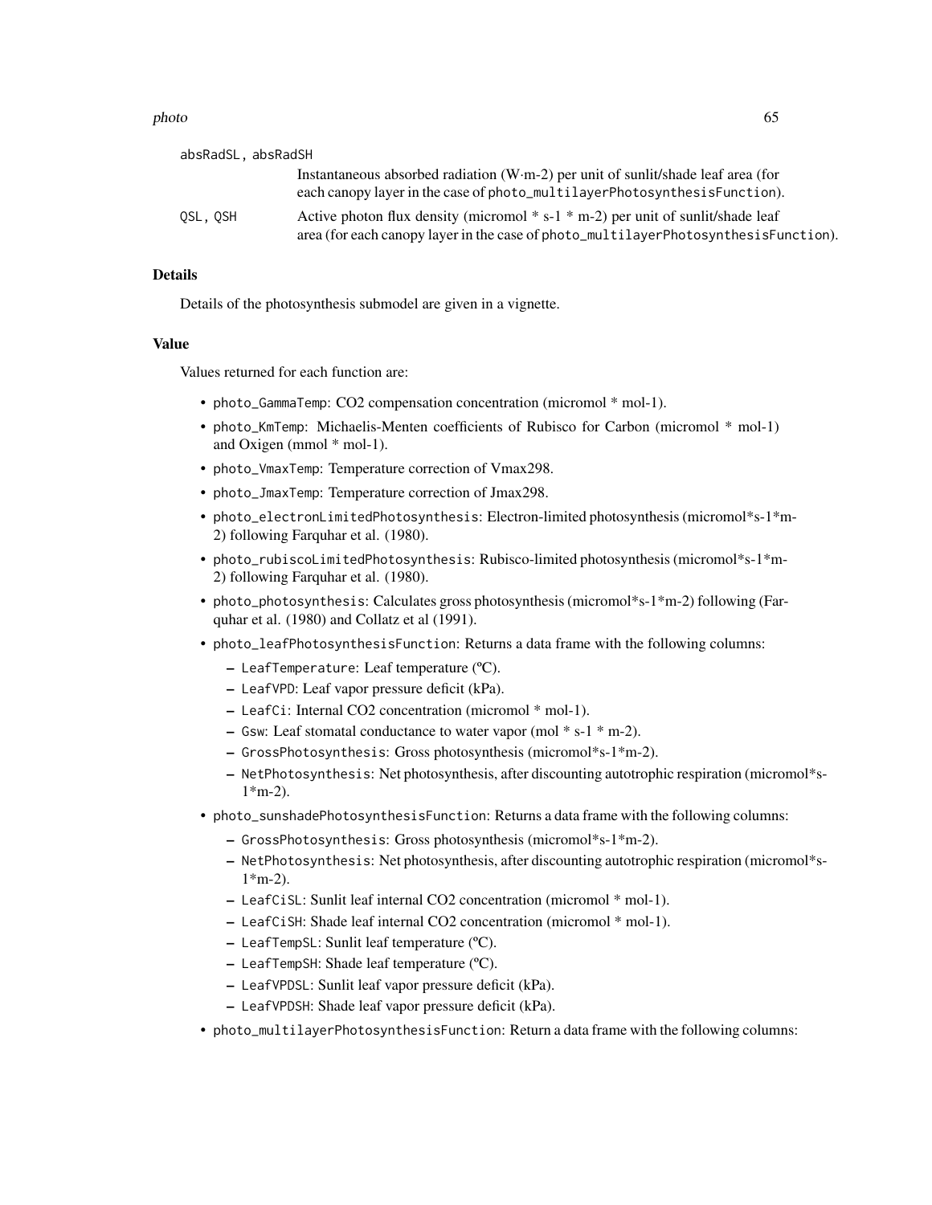absRadSL, absRadSH
: Instantaneous absorbed radiation (W·m-2) per unit of sunlit/shade leaf area (for each canopy layer in the case of photo_multilayerPhotosynthesisFunction).

QSL, QSH
: Active photon flux density (micromol * s-1 * m-2) per unit of sunlit/shade leaf area (for each canopy layer in the case of photo_multilayerPhotosynthesisFunction).

### Details

Details of the photosynthesis submodel are given in a vignette.

### Value

Values returned for each function are:

- photo_GammaTemp: CO2 compensation concentration (micromol * mol-1).
- photo_KmTemp: Michaelis-Menten coefficients of Rubisco for Carbon (micromol * mol-1) and Oxigen (mmol * mol-1).
- photo_VmaxTemp: Temperature correction of Vmax298.
- photo_JmaxTemp: Temperature correction of Jmax298.
- photo_electronLimitedPhotosynthesis: Electron-limited photosynthesis (micromol*s-1*m-2) following Farquhar et al. (1980).
- photo_rubiscoLimitedPhotosynthesis: Rubisco-limited photosynthesis (micromol*s-1*m-2) following Farquhar et al. (1980).
- photo_photosynthesis: Calculates gross photosynthesis (micromol*s-1*m-2) following (Farquhar et al. (1980) and Collatz et al (1991).
- photo_leafPhotosynthesisFunction: Returns a data frame with the following columns:
  - LeafTemperature: Leaf temperature (ºC).
  - LeafVPD: Leaf vapor pressure deficit (kPa).
  - LeafCi: Internal CO2 concentration (micromol * mol-1).
  - Gsw: Leaf stomatal conductance to water vapor (mol * s-1 * m-2).
  - GrossPhotosynthesis: Gross photosynthesis (micromol*s-1*m-2).
  - NetPhotosynthesis: Net photosynthesis, after discounting autotrophic respiration (micromol*s-1*m-2).
- photo_sunshadePhotosynthesisFunction: Returns a data frame with the following columns:
  - GrossPhotosynthesis: Gross photosynthesis (micromol*s-1*m-2).
  - NetPhotosynthesis: Net photosynthesis, after discounting autotrophic respiration (micromol*s-1*m-2).
  - LeafCiSL: Sunlit leaf internal CO2 concentration (micromol * mol-1).
  - LeafCiSH: Shade leaf internal CO2 concentration (micromol * mol-1).
  - LeafTempSL: Sunlit leaf temperature (ºC).
  - LeafTempSH: Shade leaf temperature (ºC).
  - LeafVPDSL: Sunlit leaf vapor pressure deficit (kPa).
  - LeafVPDSH: Shade leaf vapor pressure deficit (kPa).
- photo_multilayerPhotosynthesisFunction: Return a data frame with the following columns: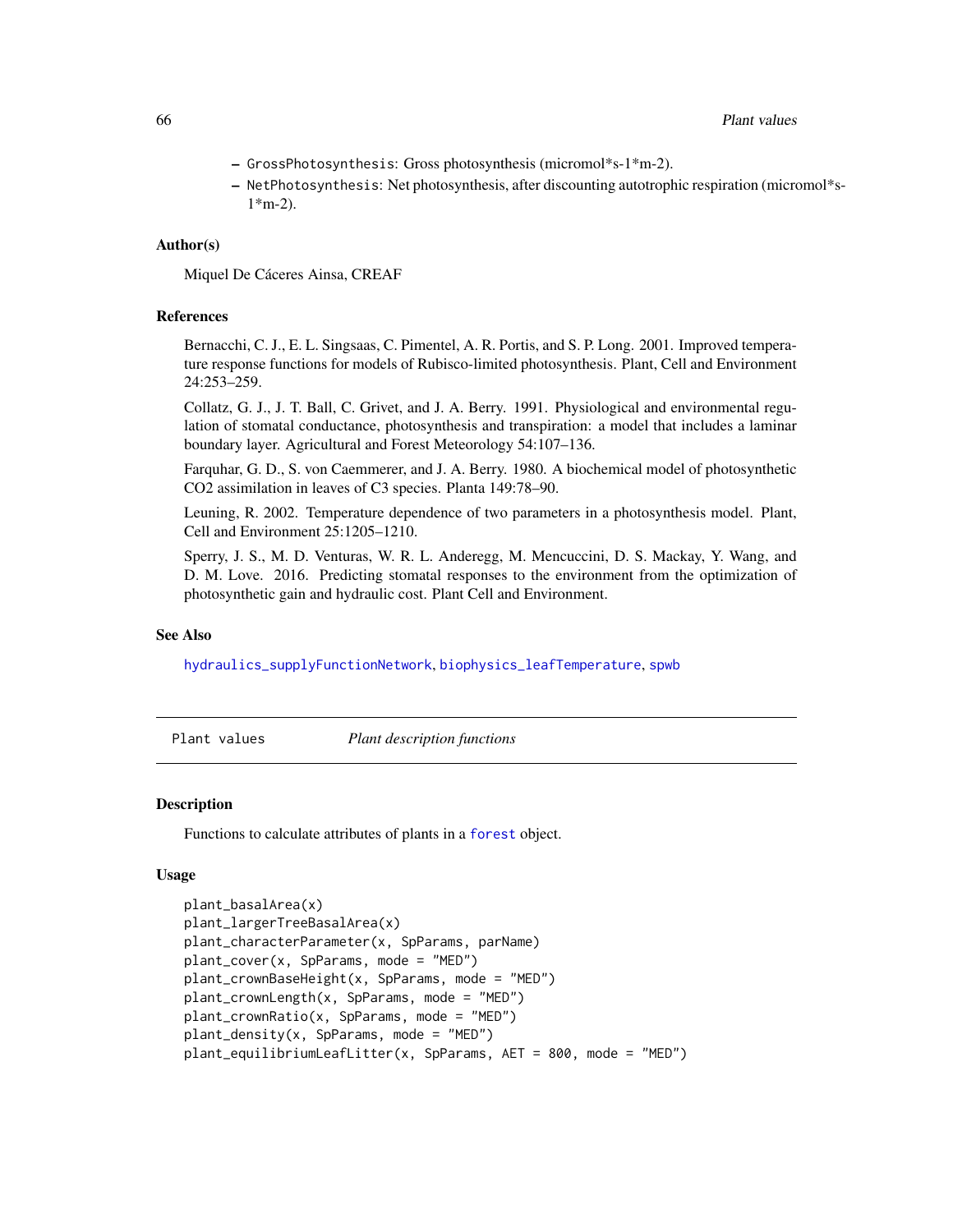- `GrossPhotosynthesis`: Gross photosynthesis (micromol*s-1*m-2).
- `NetPhotosynthesis`: Net photosynthesis, after discounting autotrophic respiration (micromol*s-1*m-2).

### Author(s)

Miquel De Cáceres Ainsa, CREAF

### References

Bernacchi, C. J., E. L. Singsaas, C. Pimentel, A. R. Portis, and S. P. Long. 2001. Improved temperature response functions for models of Rubisco-limited photosynthesis. Plant, Cell and Environment 24:253–259.

Collatz, G. J., J. T. Ball, C. Grivet, and J. A. Berry. 1991. Physiological and environmental regulation of stomatal conductance, photosynthesis and transpiration: a model that includes a laminar boundary layer. Agricultural and Forest Meteorology 54:107–136.

Farquhar, G. D., S. von Caemmerer, and J. A. Berry. 1980. A biochemical model of photosynthetic CO2 assimilation in leaves of C3 species. Planta 149:78–90.

Leuning, R. 2002. Temperature dependence of two parameters in a photosynthesis model. Plant, Cell and Environment 25:1205–1210.

Sperry, J. S., M. D. Venturas, W. R. L. Anderegg, M. Mencuccini, D. S. Mackay, Y. Wang, and D. M. Love. 2016. Predicting stomatal responses to the environment from the optimization of photosynthetic gain and hydraulic cost. Plant Cell and Environment.

### See Also

`hydraulics_supplyFunctionNetwork`, `biophysics_leafTemperature`, `spwb`

---

## Plant values — *Plant description functions*

### Description

Functions to calculate attributes of plants in a `forest` object.

### Usage

```
plant_basalArea(x)
plant_largerTreeBasalArea(x)
plant_characterParameter(x, SpParams, parName)
plant_cover(x, SpParams, mode = "MED")
plant_crownBaseHeight(x, SpParams, mode = "MED")
plant_crownLength(x, SpParams, mode = "MED")
plant_crownRatio(x, SpParams, mode = "MED")
plant_density(x, SpParams, mode = "MED")
plant_equilibriumLeafLitter(x, SpParams, AET = 800, mode = "MED")
```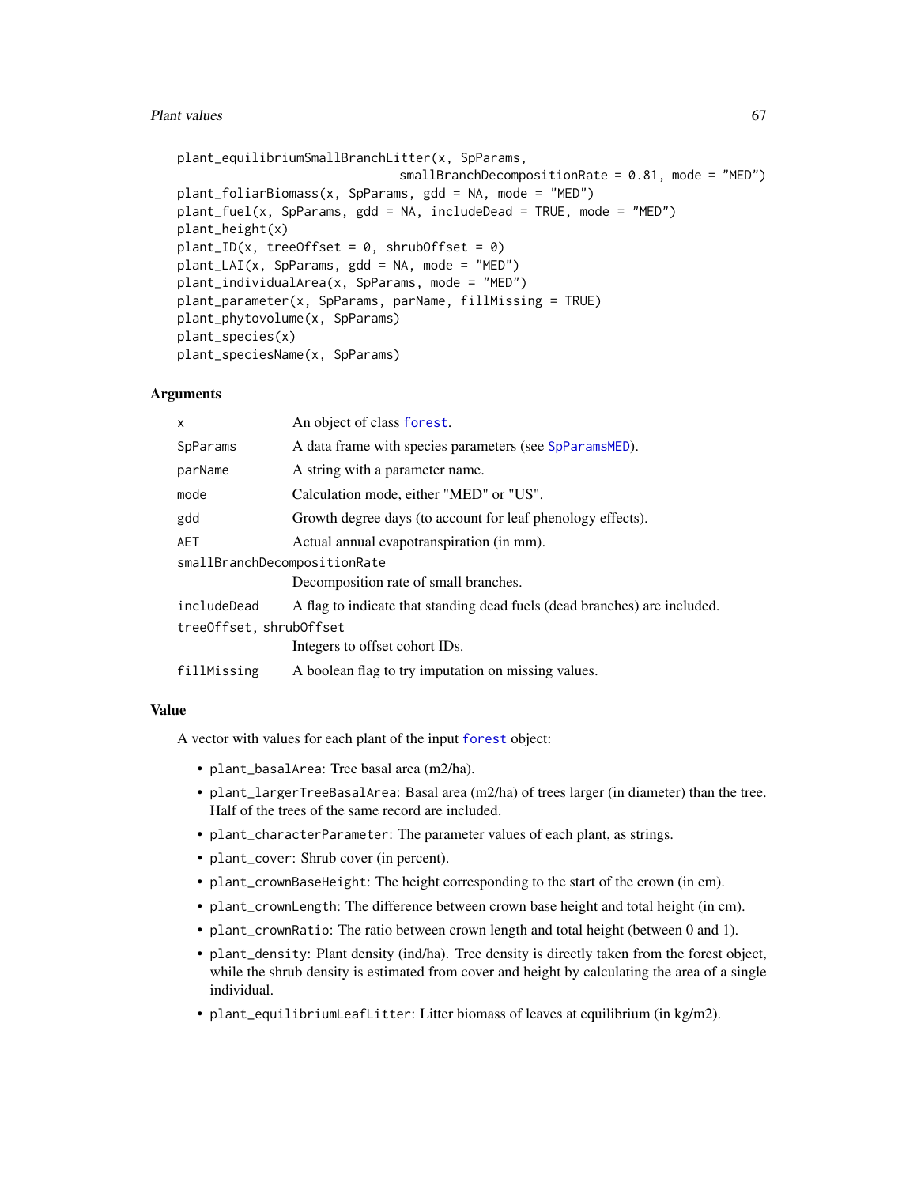```
plant_equilibriumSmallBranchLitter(x, SpParams,
                                   smallBranchDecompositionRate = 0.81, mode = "MED")
plant_foliarBiomass(x, SpParams, gdd = NA, mode = "MED")
plant_fuel(x, SpParams, gdd = NA, includeDead = TRUE, mode = "MED")
plant_height(x)
plant_ID(x, treeOffset = 0, shrubOffset = 0)
plant_LAI(x, SpParams, gdd = NA, mode = "MED")
plant_individualArea(x, SpParams, mode = "MED")
plant_parameter(x, SpParams, parName, fillMissing = TRUE)
plant_phytovolume(x, SpParams)
plant_species(x)
plant_speciesName(x, SpParams)
```

## Arguments

| | |
|---|---|
| `x` | An object of class `forest`. |
| `SpParams` | A data frame with species parameters (see `SpParamsMED`). |
| `parName` | A string with a parameter name. |
| `mode` | Calculation mode, either "MED" or "US". |
| `gdd` | Growth degree days (to account for leaf phenology effects). |
| `AET` | Actual annual evapotranspiration (in mm). |
| `smallBranchDecompositionRate` | Decomposition rate of small branches. |
| `includeDead` | A flag to indicate that standing dead fuels (dead branches) are included. |
| `treeOffset, shrubOffset` | Integers to offset cohort IDs. |
| `fillMissing` | A boolean flag to try imputation on missing values. |

## Value

A vector with values for each plant of the input `forest` object:

- `plant_basalArea`: Tree basal area (m2/ha).
- `plant_largerTreeBasalArea`: Basal area (m2/ha) of trees larger (in diameter) than the tree. Half of the trees of the same record are included.
- `plant_characterParameter`: The parameter values of each plant, as strings.
- `plant_cover`: Shrub cover (in percent).
- `plant_crownBaseHeight`: The height corresponding to the start of the crown (in cm).
- `plant_crownLength`: The difference between crown base height and total height (in cm).
- `plant_crownRatio`: The ratio between crown length and total height (between 0 and 1).
- `plant_density`: Plant density (ind/ha). Tree density is directly taken from the forest object, while the shrub density is estimated from cover and height by calculating the area of a single individual.
- `plant_equilibriumLeafLitter`: Litter biomass of leaves at equilibrium (in kg/m2).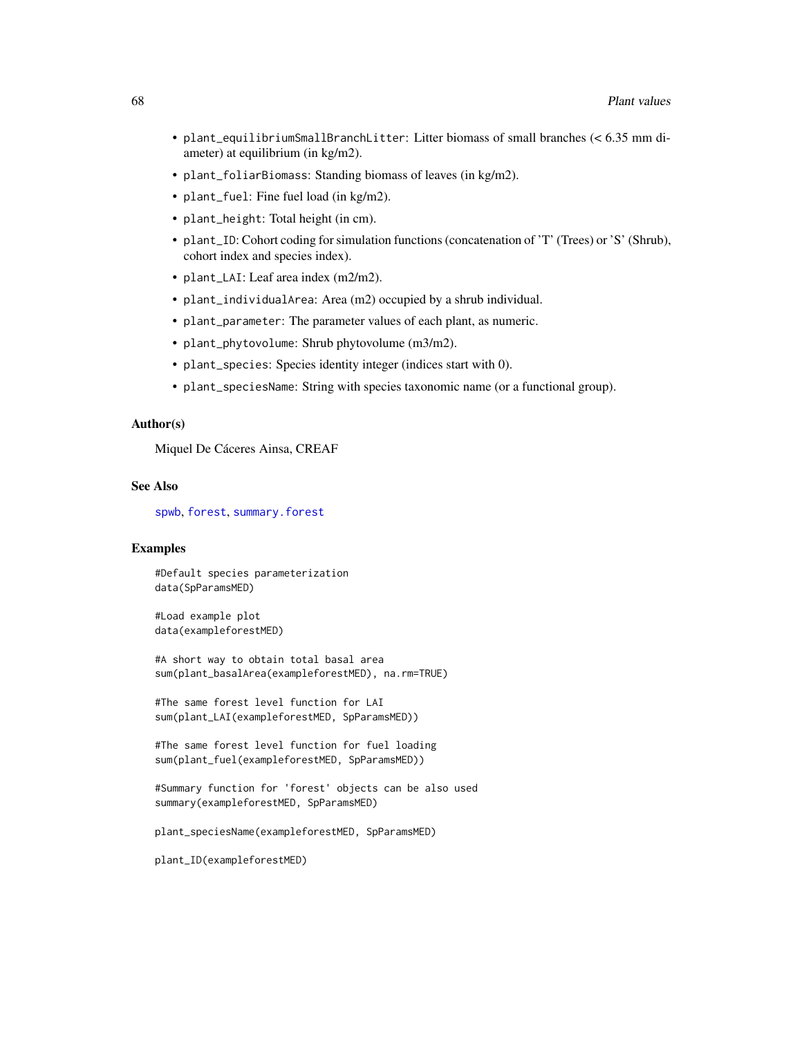- `plant_equilibriumSmallBranchLitter`: Litter biomass of small branches (< 6.35 mm diameter) at equilibrium (in kg/m2).
- `plant_foliarBiomass`: Standing biomass of leaves (in kg/m2).
- `plant_fuel`: Fine fuel load (in kg/m2).
- `plant_height`: Total height (in cm).
- `plant_ID`: Cohort coding for simulation functions (concatenation of 'T' (Trees) or 'S' (Shrub), cohort index and species index).
- `plant_LAI`: Leaf area index (m2/m2).
- `plant_individualArea`: Area (m2) occupied by a shrub individual.
- `plant_parameter`: The parameter values of each plant, as numeric.
- `plant_phytovolume`: Shrub phytovolume (m3/m2).
- `plant_species`: Species identity integer (indices start with 0).
- `plant_speciesName`: String with species taxonomic name (or a functional group).

### Author(s)

Miquel De Cáceres Ainsa, CREAF

### See Also

`spwb`, `forest`, `summary.forest`

### Examples

```
#Default species parameterization
data(SpParamsMED)

#Load example plot
data(exampleforestMED)

#A short way to obtain total basal area
sum(plant_basalArea(exampleforestMED), na.rm=TRUE)

#The same forest level function for LAI
sum(plant_LAI(exampleforestMED, SpParamsMED))

#The same forest level function for fuel loading
sum(plant_fuel(exampleforestMED, SpParamsMED))

#Summary function for 'forest' objects can be also used
summary(exampleforestMED, SpParamsMED)

plant_speciesName(exampleforestMED, SpParamsMED)

plant_ID(exampleforestMED)
```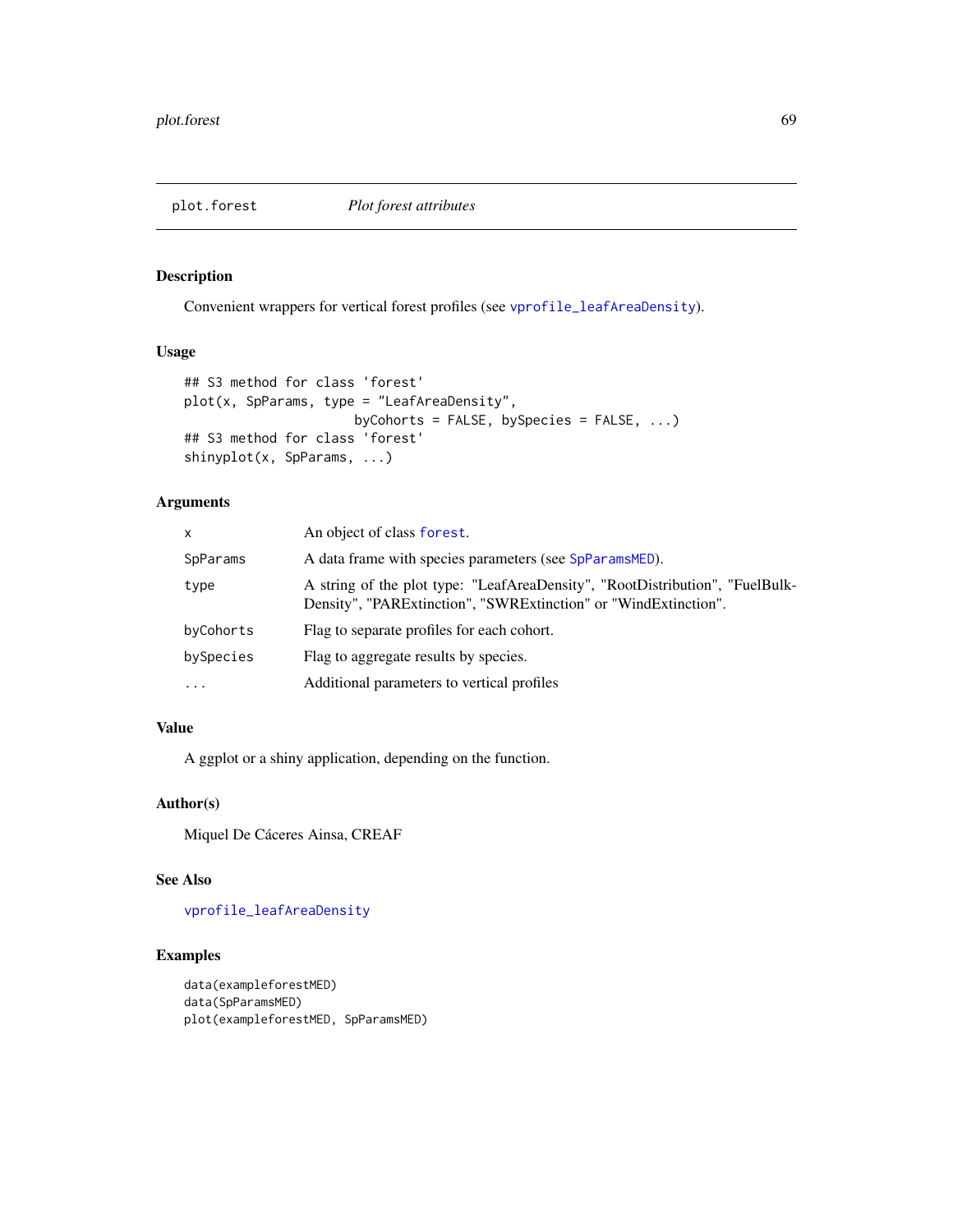plot.forest *Plot forest attributes*

## Description

Convenient wrappers for vertical forest profiles (see vprofile_leafAreaDensity).

## Usage

```
## S3 method for class 'forest'
plot(x, SpParams, type = "LeafAreaDensity",
                        byCohorts = FALSE, bySpecies = FALSE, ...)
## S3 method for class 'forest'
shinyplot(x, SpParams, ...)
```

## Arguments

| | |
|---|---|
| x | An object of class forest. |
| SpParams | A data frame with species parameters (see SpParamsMED). |
| type | A string of the plot type: "LeafAreaDensity", "RootDistribution", "FuelBulkDensity", "PARExtinction", "SWRExtinction" or "WindExtinction". |
| byCohorts | Flag to separate profiles for each cohort. |
| bySpecies | Flag to aggregate results by species. |
| ... | Additional parameters to vertical profiles |

## Value

A ggplot or a shiny application, depending on the function.

## Author(s)

Miquel De Cáceres Ainsa, CREAF

## See Also

vprofile_leafAreaDensity

## Examples

```
data(exampleforestMED)
data(SpParamsMED)
plot(exampleforestMED, SpParamsMED)
```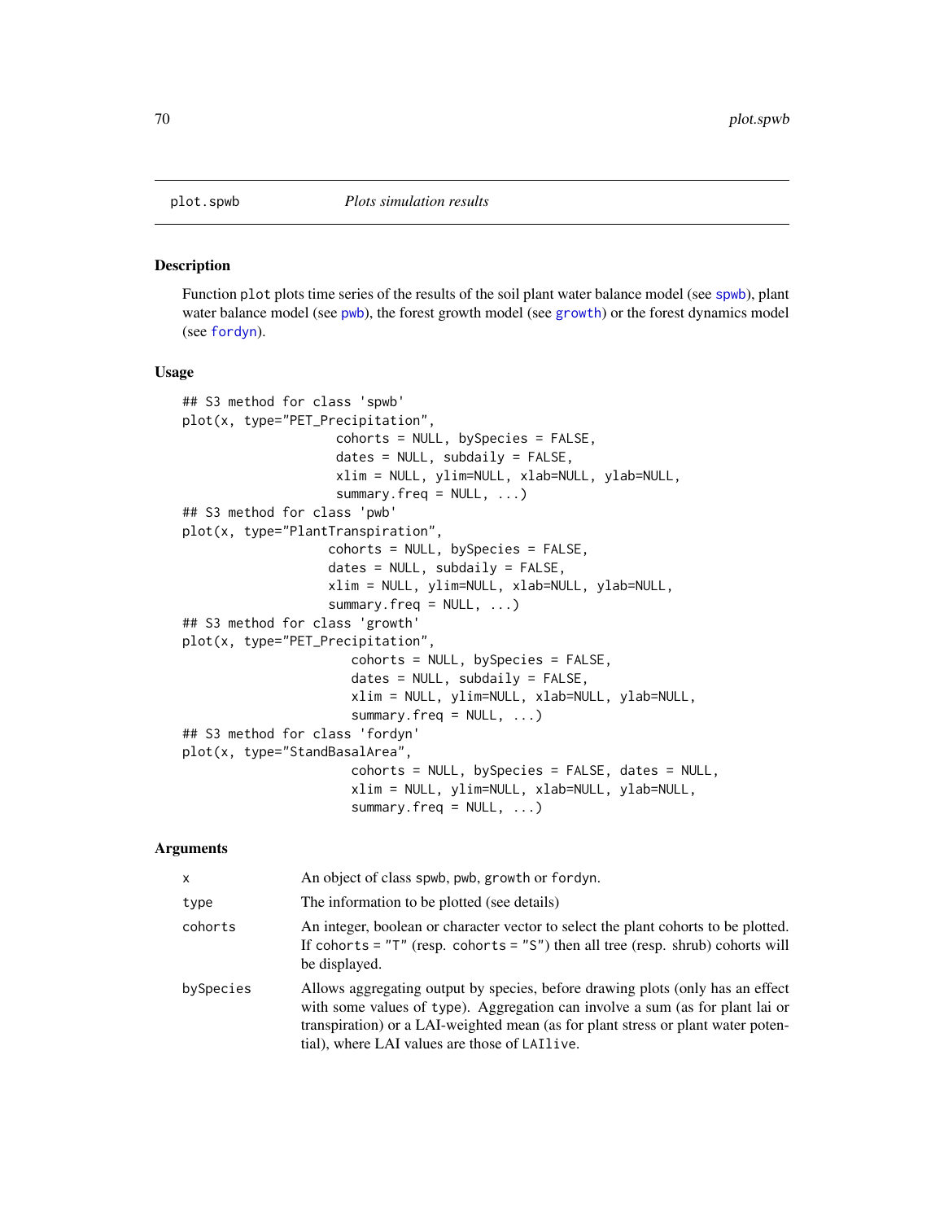## plot.spwb *Plots simulation results*

### Description

Function `plot` plots time series of the results of the soil plant water balance model (see `spwb`), plant water balance model (see `pwb`), the forest growth model (see `growth`) or the forest dynamics model (see `fordyn`).

### Usage

```
## S3 method for class 'spwb'
plot(x, type="PET_Precipitation",
                   cohorts = NULL, bySpecies = FALSE,
                   dates = NULL, subdaily = FALSE,
                   xlim = NULL, ylim=NULL, xlab=NULL, ylab=NULL,
                   summary.freq = NULL, ...)
## S3 method for class 'pwb'
plot(x, type="PlantTranspiration",
                  cohorts = NULL, bySpecies = FALSE,
                  dates = NULL, subdaily = FALSE,
                  xlim = NULL, ylim=NULL, xlab=NULL, ylab=NULL,
                  summary.freq = NULL, ...)
## S3 method for class 'growth'
plot(x, type="PET_Precipitation",
                     cohorts = NULL, bySpecies = FALSE,
                     dates = NULL, subdaily = FALSE,
                     xlim = NULL, ylim=NULL, xlab=NULL, ylab=NULL,
                     summary.freq = NULL, ...)
## S3 method for class 'fordyn'
plot(x, type="StandBasalArea",
                     cohorts = NULL, bySpecies = FALSE, dates = NULL,
                     xlim = NULL, ylim=NULL, xlab=NULL, ylab=NULL,
                     summary.freq = NULL, ...)
```

### Arguments

| | |
|---|---|
| `x` | An object of class `spwb`, `pwb`, `growth` or `fordyn`. |
| `type` | The information to be plotted (see details) |
| `cohorts` | An integer, boolean or character vector to select the plant cohorts to be plotted. If `cohorts = "T"` (resp. `cohorts = "S"`) then all tree (resp. shrub) cohorts will be displayed. |
| `bySpecies` | Allows aggregating output by species, before drawing plots (only has an effect with some values of `type`). Aggregation can involve a sum (as for plant lai or transpiration) or a LAI-weighted mean (as for plant stress or plant water potential), where LAI values are those of `LAIlive`. |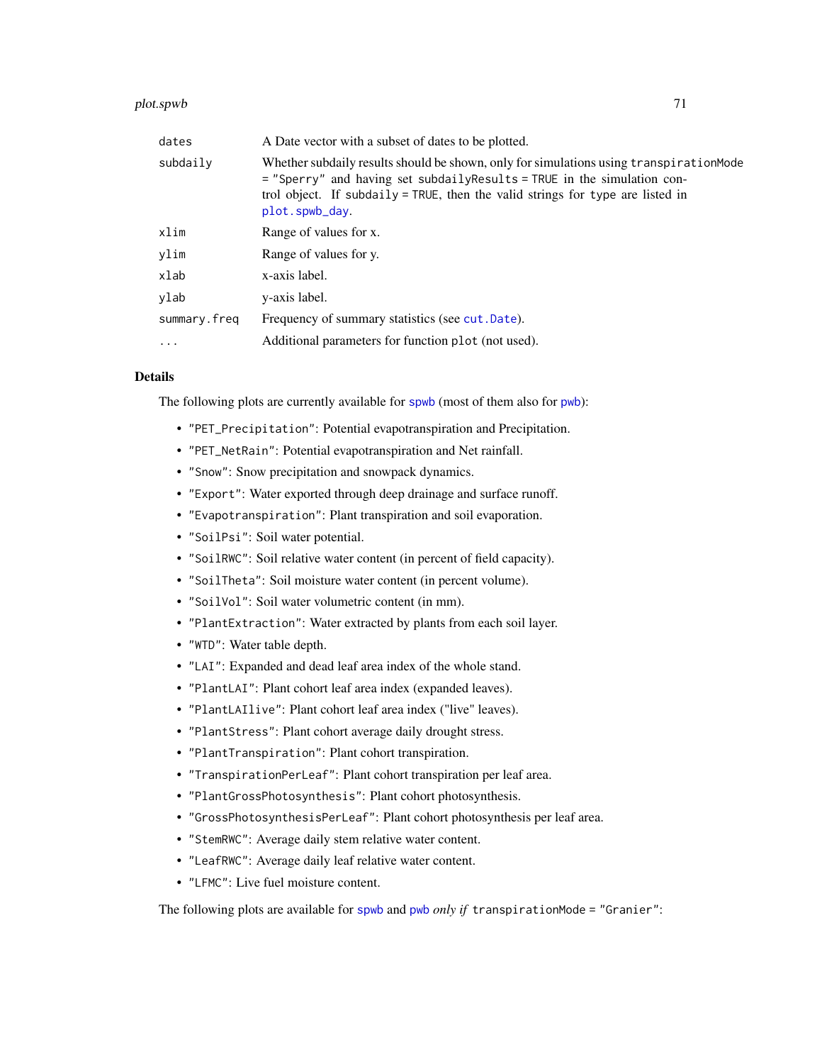| | |
|---|---|
| `dates` | A Date vector with a subset of dates to be plotted. |
| `subdaily` | Whether subdaily results should be shown, only for simulations using `transpirationMode = "Sperry"` and having set `subdailyResults = TRUE` in the simulation control object. If `subdaily = TRUE`, then the valid strings for `type` are listed in `plot.spwb_day`. |
| `xlim` | Range of values for x. |
| `ylim` | Range of values for y. |
| `xlab` | x-axis label. |
| `ylab` | y-axis label. |
| `summary.freq` | Frequency of summary statistics (see `cut.Date`). |
| `...` | Additional parameters for function `plot` (not used). |

## Details

The following plots are currently available for `spwb` (most of them also for `pwb`):

- `"PET_Precipitation"`: Potential evapotranspiration and Precipitation.
- `"PET_NetRain"`: Potential evapotranspiration and Net rainfall.
- `"Snow"`: Snow precipitation and snowpack dynamics.
- `"Export"`: Water exported through deep drainage and surface runoff.
- `"Evapotranspiration"`: Plant transpiration and soil evaporation.
- `"SoilPsi"`: Soil water potential.
- `"SoilRWC"`: Soil relative water content (in percent of field capacity).
- `"SoilTheta"`: Soil moisture water content (in percent volume).
- `"SoilVol"`: Soil water volumetric content (in mm).
- `"PlantExtraction"`: Water extracted by plants from each soil layer.
- `"WTD"`: Water table depth.
- `"LAI"`: Expanded and dead leaf area index of the whole stand.
- `"PlantLAI"`: Plant cohort leaf area index (expanded leaves).
- `"PlantLAIlive"`: Plant cohort leaf area index ("live" leaves).
- `"PlantStress"`: Plant cohort average daily drought stress.
- `"PlantTranspiration"`: Plant cohort transpiration.
- `"TranspirationPerLeaf"`: Plant cohort transpiration per leaf area.
- `"PlantGrossPhotosynthesis"`: Plant cohort photosynthesis.
- `"GrossPhotosynthesisPerLeaf"`: Plant cohort photosynthesis per leaf area.
- `"StemRWC"`: Average daily stem relative water content.
- `"LeafRWC"`: Average daily leaf relative water content.
- `"LFMC"`: Live fuel moisture content.

The following plots are available for `spwb` and `pwb` *only if* `transpirationMode = "Granier"`: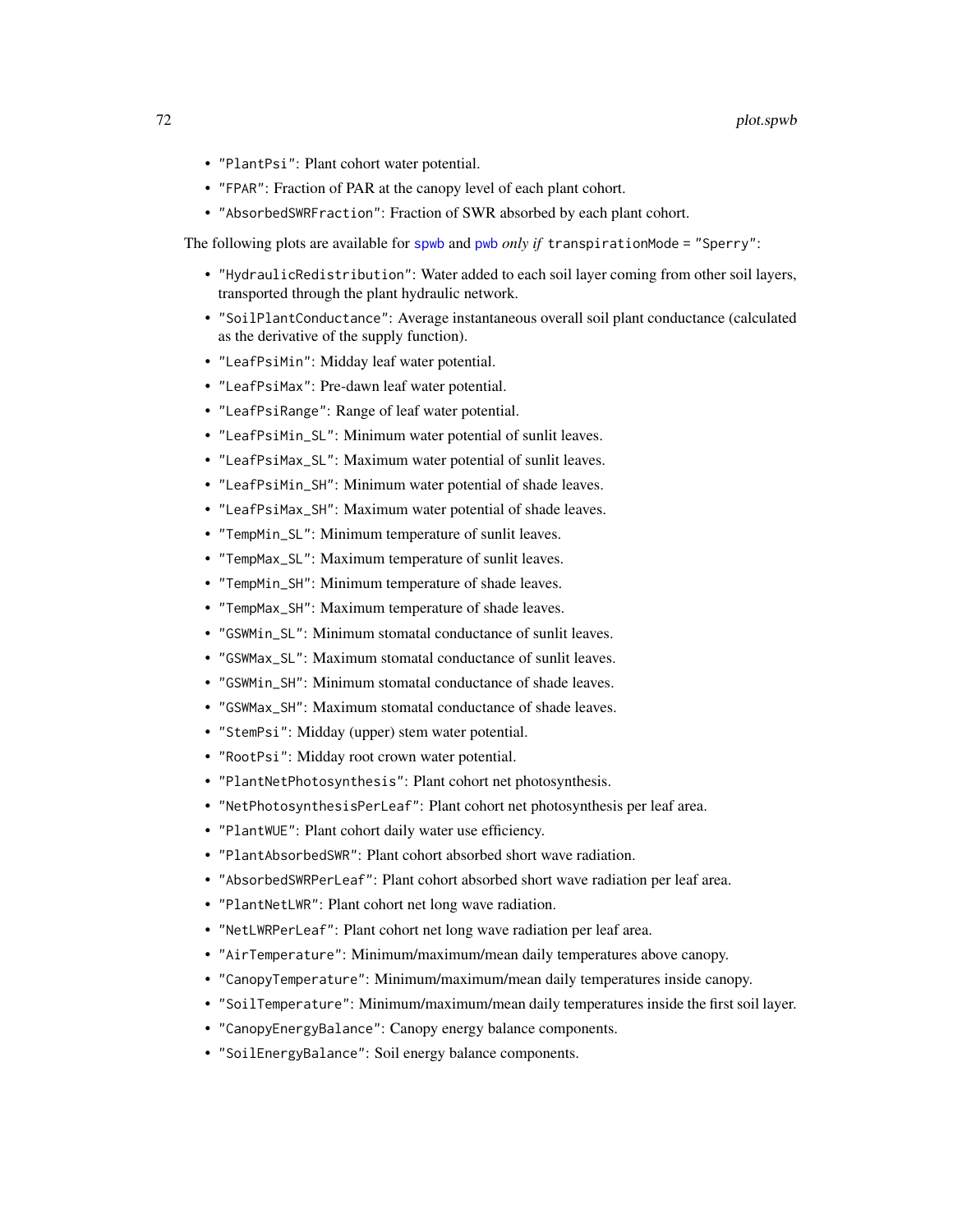- "PlantPsi": Plant cohort water potential.
- "FPAR": Fraction of PAR at the canopy level of each plant cohort.
- "AbsorbedSWRFraction": Fraction of SWR absorbed by each plant cohort.

The following plots are available for spwb and pwb *only if* transpirationMode = "Sperry":

- "HydraulicRedistribution": Water added to each soil layer coming from other soil layers, transported through the plant hydraulic network.
- "SoilPlantConductance": Average instantaneous overall soil plant conductance (calculated as the derivative of the supply function).
- "LeafPsiMin": Midday leaf water potential.
- "LeafPsiMax": Pre-dawn leaf water potential.
- "LeafPsiRange": Range of leaf water potential.
- "LeafPsiMin_SL": Minimum water potential of sunlit leaves.
- "LeafPsiMax_SL": Maximum water potential of sunlit leaves.
- "LeafPsiMin_SH": Minimum water potential of shade leaves.
- "LeafPsiMax_SH": Maximum water potential of shade leaves.
- "TempMin_SL": Minimum temperature of sunlit leaves.
- "TempMax_SL": Maximum temperature of sunlit leaves.
- "TempMin_SH": Minimum temperature of shade leaves.
- "TempMax_SH": Maximum temperature of shade leaves.
- "GSWMin_SL": Minimum stomatal conductance of sunlit leaves.
- "GSWMax_SL": Maximum stomatal conductance of sunlit leaves.
- "GSWMin_SH": Minimum stomatal conductance of shade leaves.
- "GSWMax_SH": Maximum stomatal conductance of shade leaves.
- "StemPsi": Midday (upper) stem water potential.
- "RootPsi": Midday root crown water potential.
- "PlantNetPhotosynthesis": Plant cohort net photosynthesis.
- "NetPhotosynthesisPerLeaf": Plant cohort net photosynthesis per leaf area.
- "PlantWUE": Plant cohort daily water use efficiency.
- "PlantAbsorbedSWR": Plant cohort absorbed short wave radiation.
- "AbsorbedSWRPerLeaf": Plant cohort absorbed short wave radiation per leaf area.
- "PlantNetLWR": Plant cohort net long wave radiation.
- "NetLWRPerLeaf": Plant cohort net long wave radiation per leaf area.
- "AirTemperature": Minimum/maximum/mean daily temperatures above canopy.
- "CanopyTemperature": Minimum/maximum/mean daily temperatures inside canopy.
- "SoilTemperature": Minimum/maximum/mean daily temperatures inside the first soil layer.
- "CanopyEnergyBalance": Canopy energy balance components.
- "SoilEnergyBalance": Soil energy balance components.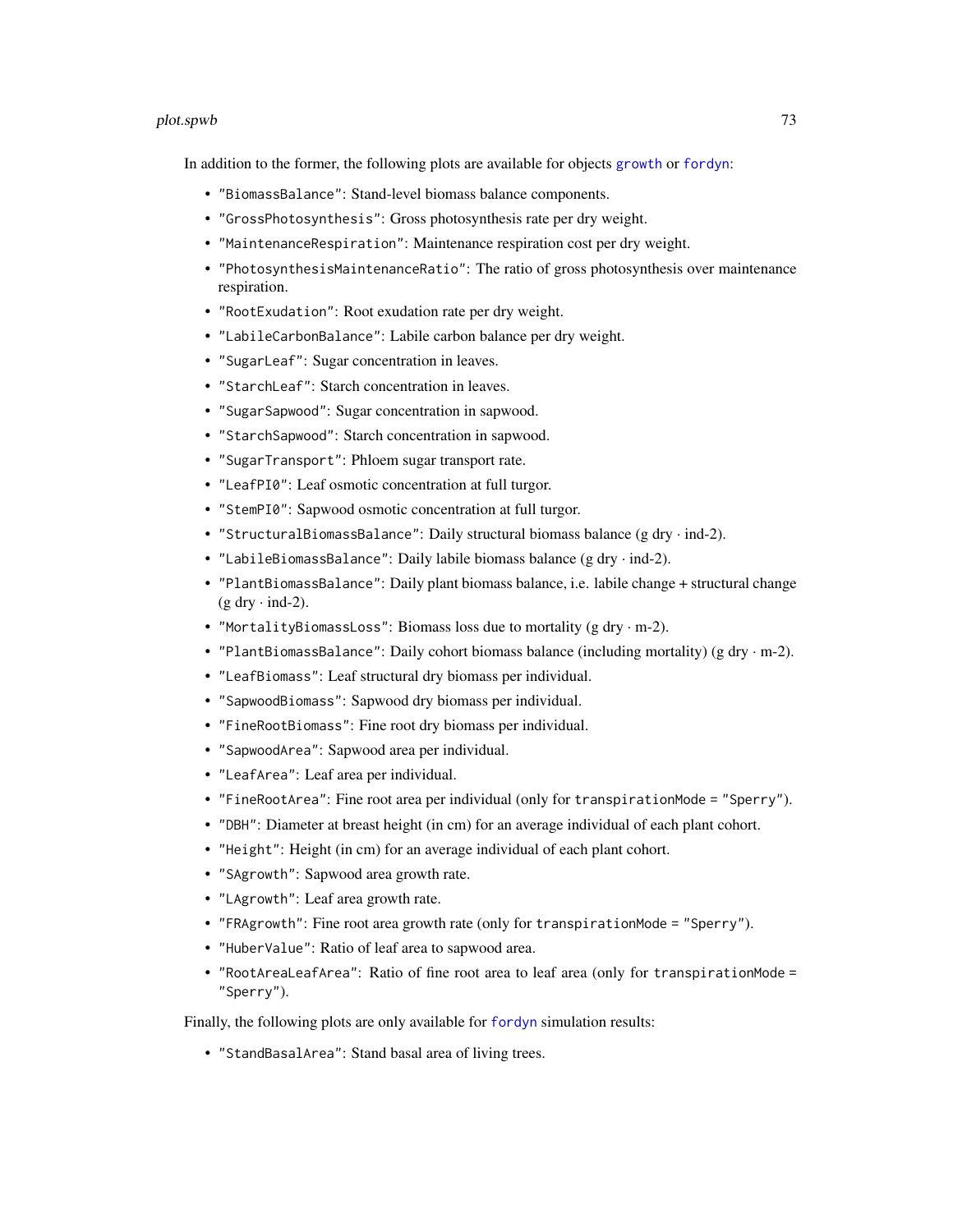In addition to the former, the following plots are available for objects `growth` or `fordyn`:

- `"BiomassBalance"`: Stand-level biomass balance components.
- `"GrossPhotosynthesis"`: Gross photosynthesis rate per dry weight.
- `"MaintenanceRespiration"`: Maintenance respiration cost per dry weight.
- `"PhotosynthesisMaintenanceRatio"`: The ratio of gross photosynthesis over maintenance respiration.
- `"RootExudation"`: Root exudation rate per dry weight.
- `"LabileCarbonBalance"`: Labile carbon balance per dry weight.
- `"SugarLeaf"`: Sugar concentration in leaves.
- `"StarchLeaf"`: Starch concentration in leaves.
- `"SugarSapwood"`: Sugar concentration in sapwood.
- `"StarchSapwood"`: Starch concentration in sapwood.
- `"SugarTransport"`: Phloem sugar transport rate.
- `"LeafPI0"`: Leaf osmotic concentration at full turgor.
- `"StemPI0"`: Sapwood osmotic concentration at full turgor.
- `"StructuralBiomassBalance"`: Daily structural biomass balance (g dry · ind-2).
- `"LabileBiomassBalance"`: Daily labile biomass balance (g dry · ind-2).
- `"PlantBiomassBalance"`: Daily plant biomass balance, i.e. labile change + structural change (g dry · ind-2).
- `"MortalityBiomassLoss"`: Biomass loss due to mortality (g dry · m-2).
- `"PlantBiomassBalance"`: Daily cohort biomass balance (including mortality) (g dry · m-2).
- `"LeafBiomass"`: Leaf structural dry biomass per individual.
- `"SapwoodBiomass"`: Sapwood dry biomass per individual.
- `"FineRootBiomass"`: Fine root dry biomass per individual.
- `"SapwoodArea"`: Sapwood area per individual.
- `"LeafArea"`: Leaf area per individual.
- `"FineRootArea"`: Fine root area per individual (only for `transpirationMode = "Sperry"`).
- `"DBH"`: Diameter at breast height (in cm) for an average individual of each plant cohort.
- `"Height"`: Height (in cm) for an average individual of each plant cohort.
- `"SAgrowth"`: Sapwood area growth rate.
- `"LAgrowth"`: Leaf area growth rate.
- `"FRAgrowth"`: Fine root area growth rate (only for `transpirationMode = "Sperry"`).
- `"HuberValue"`: Ratio of leaf area to sapwood area.
- `"RootAreaLeafArea"`: Ratio of fine root area to leaf area (only for `transpirationMode = "Sperry"`).

Finally, the following plots are only available for `fordyn` simulation results:

- `"StandBasalArea"`: Stand basal area of living trees.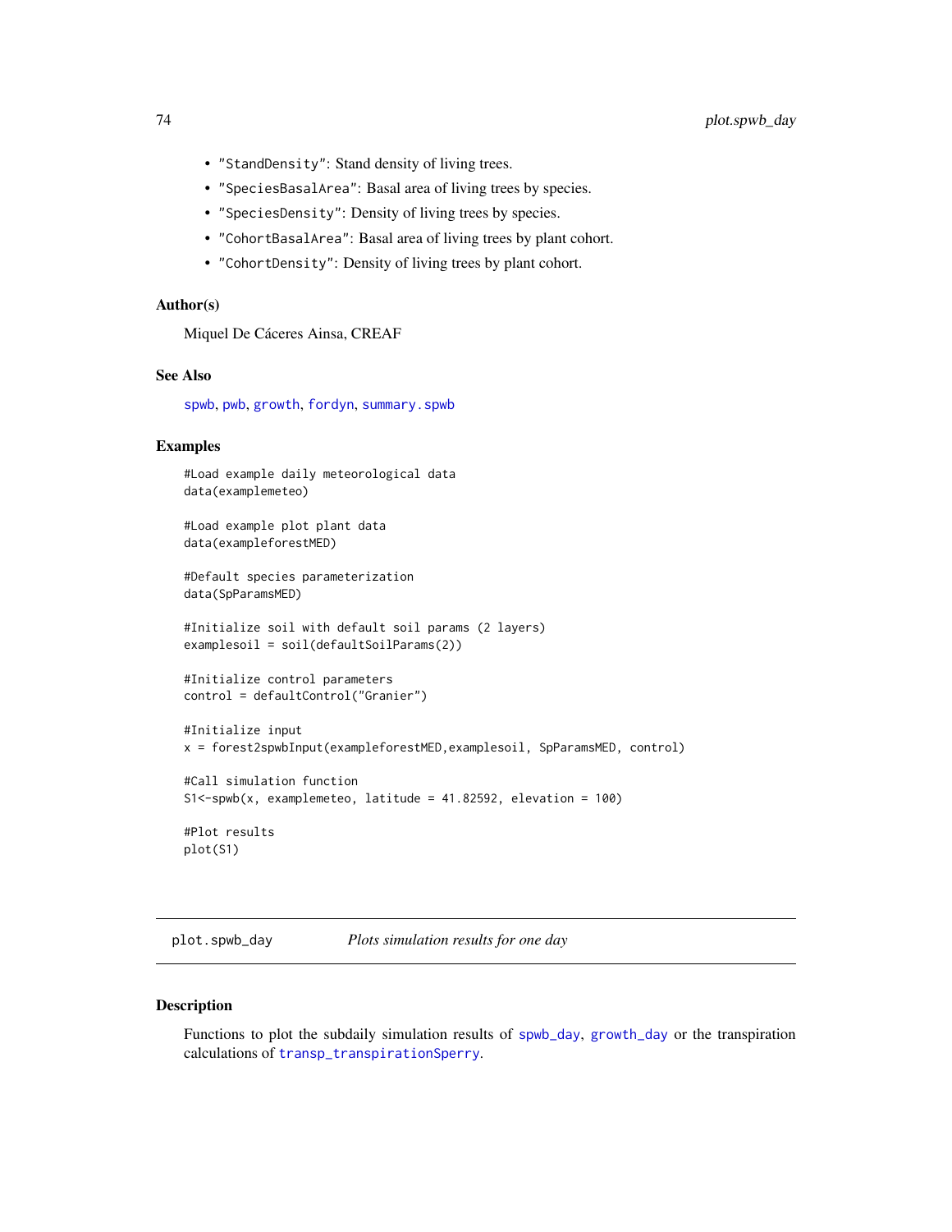- "StandDensity": Stand density of living trees.
- "SpeciesBasalArea": Basal area of living trees by species.
- "SpeciesDensity": Density of living trees by species.
- "CohortBasalArea": Basal area of living trees by plant cohort.
- "CohortDensity": Density of living trees by plant cohort.

### Author(s)

Miquel De Cáceres Ainsa, CREAF

### See Also

spwb, pwb, growth, fordyn, summary.spwb

### Examples

```
#Load example daily meteorological data
data(examplemeteo)

#Load example plot plant data
data(exampleforestMED)

#Default species parameterization
data(SpParamsMED)

#Initialize soil with default soil params (2 layers)
examplesoil = soil(defaultSoilParams(2))

#Initialize control parameters
control = defaultControl("Granier")

#Initialize input
x = forest2spwbInput(exampleforestMED,examplesoil, SpParamsMED, control)

#Call simulation function
S1<-spwb(x, examplemeteo, latitude = 41.82592, elevation = 100)

#Plot results
plot(S1)
```

---

## plot.spwb_day *Plots simulation results for one day*

### Description

Functions to plot the subdaily simulation results of spwb_day, growth_day or the transpiration calculations of transp_transpirationSperry.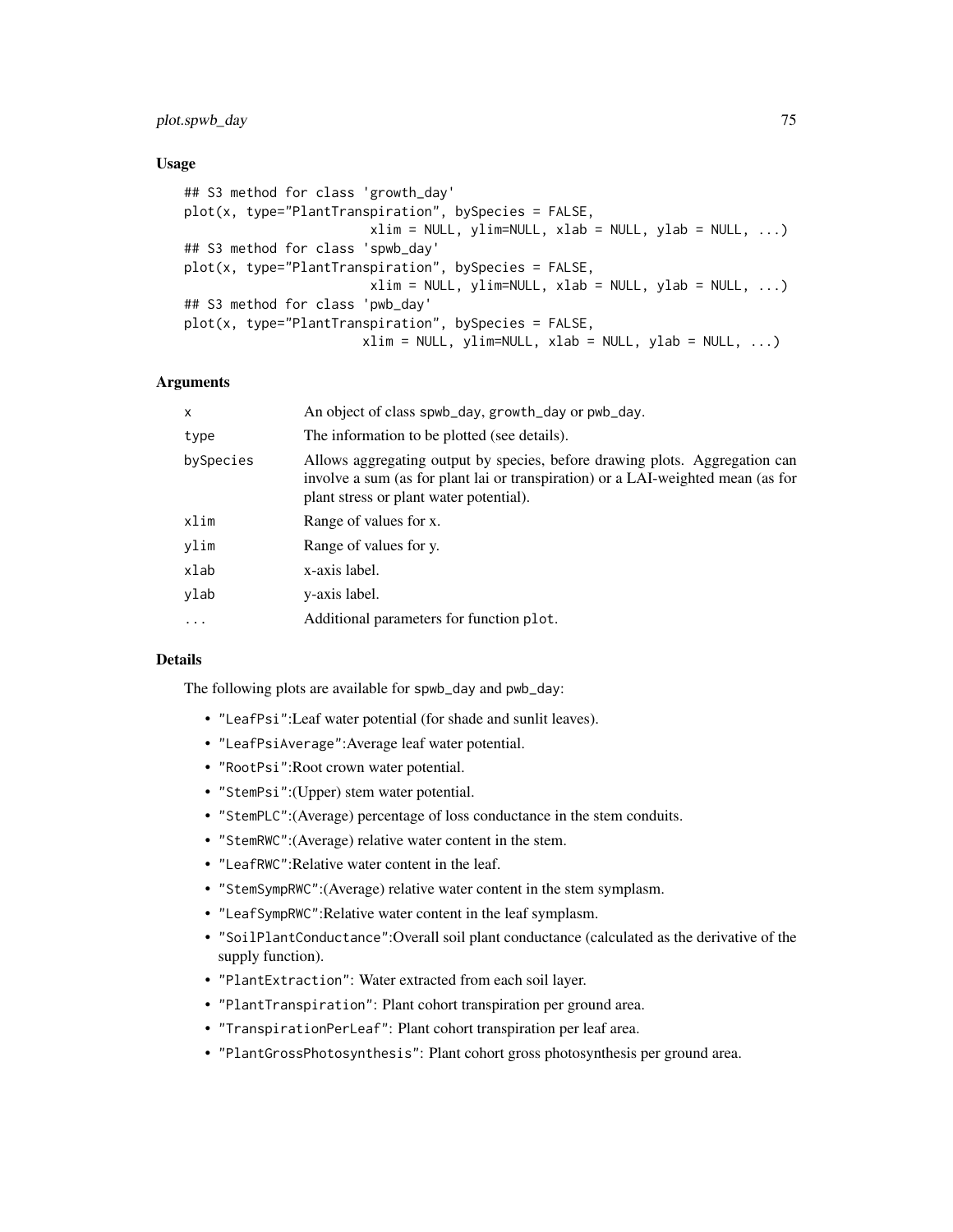## Usage

```
## S3 method for class 'growth_day'
plot(x, type="PlantTranspiration", bySpecies = FALSE,
                        xlim = NULL, ylim=NULL, xlab = NULL, ylab = NULL, ...)
## S3 method for class 'spwb_day'
plot(x, type="PlantTranspiration", bySpecies = FALSE,
                        xlim = NULL, ylim=NULL, xlab = NULL, ylab = NULL, ...)
## S3 method for class 'pwb_day'
plot(x, type="PlantTranspiration", bySpecies = FALSE,
                      xlim = NULL, ylim=NULL, xlab = NULL, ylab = NULL, ...)
```

## Arguments

| | |
|---|---|
| `x` | An object of class `spwb_day`, `growth_day` or `pwb_day`. |
| `type` | The information to be plotted (see details). |
| `bySpecies` | Allows aggregating output by species, before drawing plots. Aggregation can involve a sum (as for plant lai or transpiration) or a LAI-weighted mean (as for plant stress or plant water potential). |
| `xlim` | Range of values for x. |
| `ylim` | Range of values for y. |
| `xlab` | x-axis label. |
| `ylab` | y-axis label. |
| `...` | Additional parameters for function `plot`. |

## Details

The following plots are available for `spwb_day` and `pwb_day`:

- `"LeafPsi"`:Leaf water potential (for shade and sunlit leaves).
- `"LeafPsiAverage"`:Average leaf water potential.
- `"RootPsi"`:Root crown water potential.
- `"StemPsi"`:(Upper) stem water potential.
- `"StemPLC"`:(Average) percentage of loss conductance in the stem conduits.
- `"StemRWC"`:(Average) relative water content in the stem.
- `"LeafRWC"`:Relative water content in the leaf.
- `"StemSympRWC"`:(Average) relative water content in the stem symplasm.
- `"LeafSympRWC"`:Relative water content in the leaf symplasm.
- `"SoilPlantConductance"`:Overall soil plant conductance (calculated as the derivative of the supply function).
- `"PlantExtraction"`: Water extracted from each soil layer.
- `"PlantTranspiration"`: Plant cohort transpiration per ground area.
- `"TranspirationPerLeaf"`: Plant cohort transpiration per leaf area.
- `"PlantGrossPhotosynthesis"`: Plant cohort gross photosynthesis per ground area.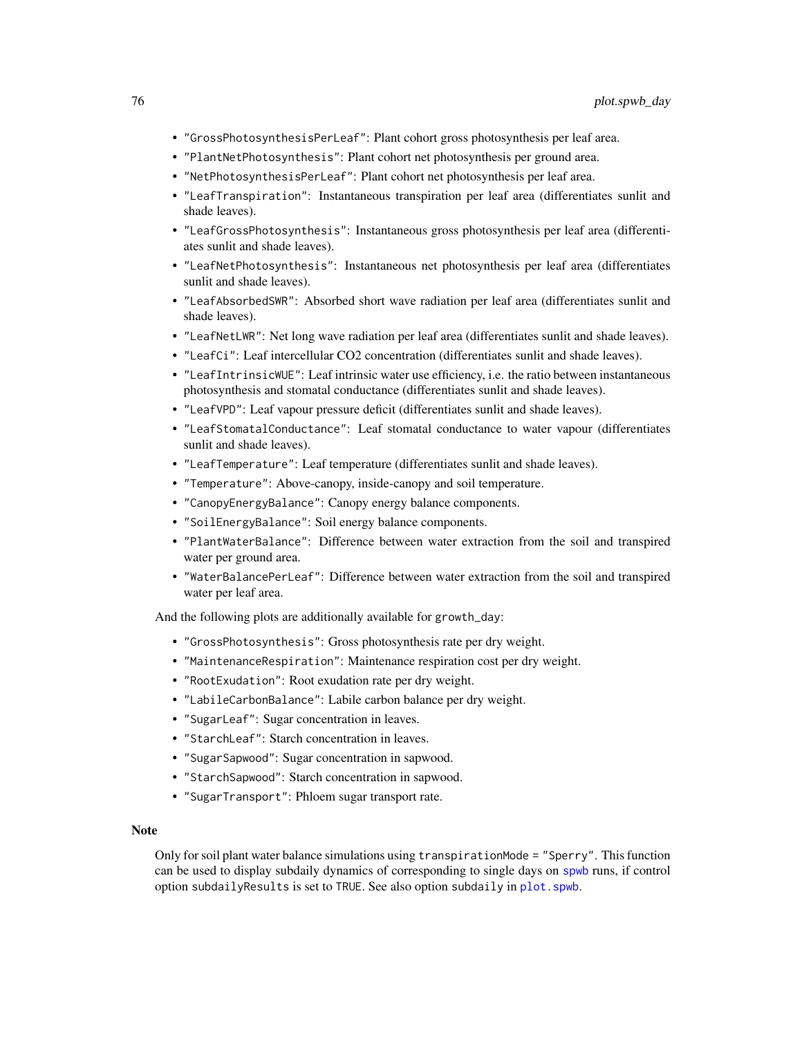- "GrossPhotosynthesisPerLeaf": Plant cohort gross photosynthesis per leaf area.
- "PlantNetPhotosynthesis": Plant cohort net photosynthesis per ground area.
- "NetPhotosynthesisPerLeaf": Plant cohort net photosynthesis per leaf area.
- "LeafTranspiration": Instantaneous transpiration per leaf area (differentiates sunlit and shade leaves).
- "LeafGrossPhotosynthesis": Instantaneous gross photosynthesis per leaf area (differentiates sunlit and shade leaves).
- "LeafNetPhotosynthesis": Instantaneous net photosynthesis per leaf area (differentiates sunlit and shade leaves).
- "LeafAbsorbedSWR": Absorbed short wave radiation per leaf area (differentiates sunlit and shade leaves).
- "LeafNetLWR": Net long wave radiation per leaf area (differentiates sunlit and shade leaves).
- "LeafCi": Leaf intercellular CO2 concentration (differentiates sunlit and shade leaves).
- "LeafIntrinsicWUE": Leaf intrinsic water use efficiency, i.e. the ratio between instantaneous photosynthesis and stomatal conductance (differentiates sunlit and shade leaves).
- "LeafVPD": Leaf vapour pressure deficit (differentiates sunlit and shade leaves).
- "LeafStomatalConductance": Leaf stomatal conductance to water vapour (differentiates sunlit and shade leaves).
- "LeafTemperature": Leaf temperature (differentiates sunlit and shade leaves).
- "Temperature": Above-canopy, inside-canopy and soil temperature.
- "CanopyEnergyBalance": Canopy energy balance components.
- "SoilEnergyBalance": Soil energy balance components.
- "PlantWaterBalance": Difference between water extraction from the soil and transpired water per ground area.
- "WaterBalancePerLeaf": Difference between water extraction from the soil and transpired water per leaf area.

And the following plots are additionally available for growth_day:

- "GrossPhotosynthesis": Gross photosynthesis rate per dry weight.
- "MaintenanceRespiration": Maintenance respiration cost per dry weight.
- "RootExudation": Root exudation rate per dry weight.
- "LabileCarbonBalance": Labile carbon balance per dry weight.
- "SugarLeaf": Sugar concentration in leaves.
- "StarchLeaf": Starch concentration in leaves.
- "SugarSapwood": Sugar concentration in sapwood.
- "StarchSapwood": Starch concentration in sapwood.
- "SugarTransport": Phloem sugar transport rate.

### Note

Only for soil plant water balance simulations using transpirationMode = "Sperry". This function can be used to display subdaily dynamics of corresponding to single days on spwb runs, if control option subdailyResults is set to TRUE. See also option subdaily in plot.spwb.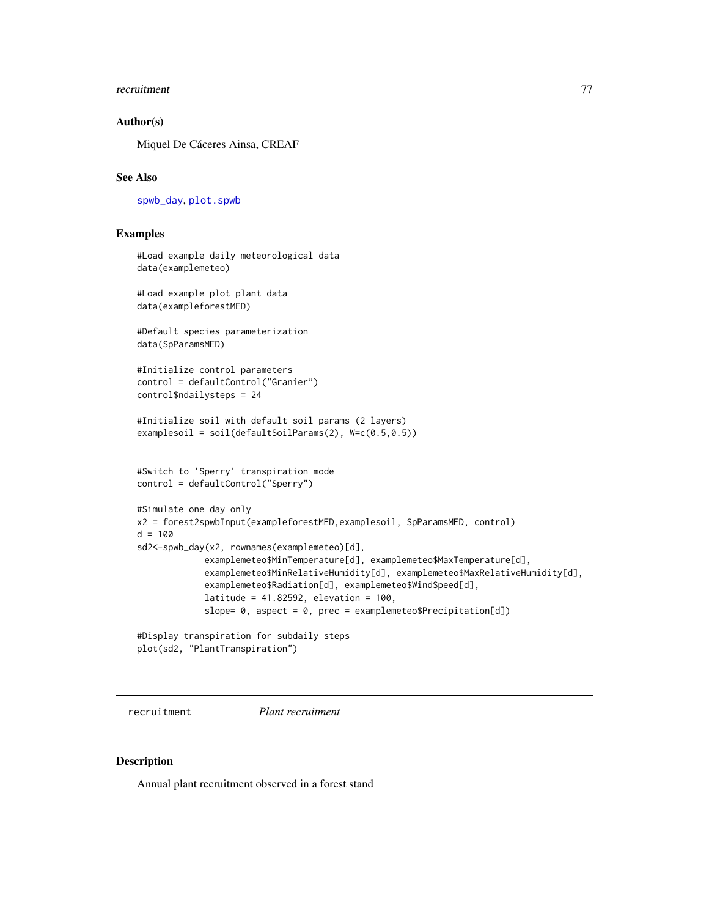### Author(s)

Miquel De Cáceres Ainsa, CREAF

### See Also

spwb_day, plot.spwb

### Examples

```
#Load example daily meteorological data
data(examplemeteo)

#Load example plot plant data
data(exampleforestMED)

#Default species parameterization
data(SpParamsMED)

#Initialize control parameters
control = defaultControl("Granier")
control$ndailysteps = 24

#Initialize soil with default soil params (2 layers)
examplesoil = soil(defaultSoilParams(2), W=c(0.5,0.5))


#Switch to 'Sperry' transpiration mode
control = defaultControl("Sperry")

#Simulate one day only
x2 = forest2spwbInput(exampleforestMED,examplesoil, SpParamsMED, control)
d = 100
sd2<-spwb_day(x2, rownames(examplemeteo)[d],
             examplemeteo$MinTemperature[d], examplemeteo$MaxTemperature[d],
             examplemeteo$MinRelativeHumidity[d], examplemeteo$MaxRelativeHumidity[d],
             examplemeteo$Radiation[d], examplemeteo$WindSpeed[d],
             latitude = 41.82592, elevation = 100,
             slope= 0, aspect = 0, prec = examplemeteo$Precipitation[d])

#Display transpiration for subdaily steps
plot(sd2, "PlantTranspiration")
```

---

## recruitment *Plant recruitment*

### Description

Annual plant recruitment observed in a forest stand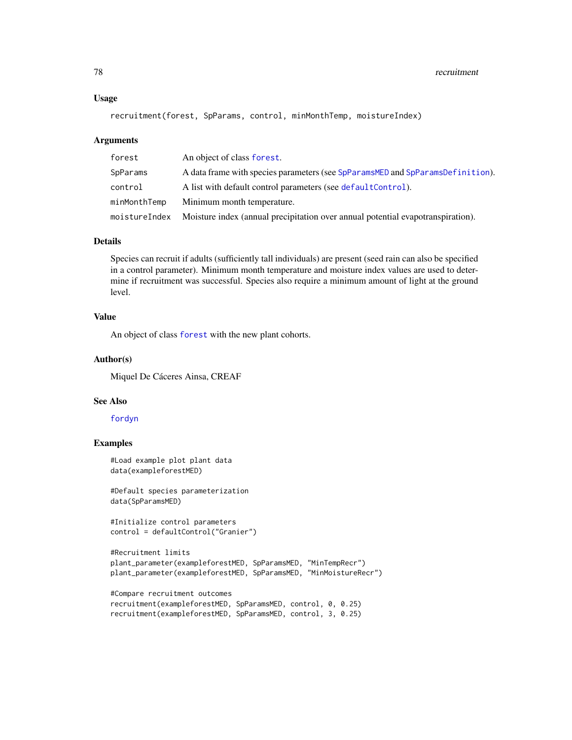## Usage

```
recruitment(forest, SpParams, control, minMonthTemp, moistureIndex)
```

## Arguments

| | |
|---|---|
| forest | An object of class forest. |
| SpParams | A data frame with species parameters (see SpParamsMED and SpParamsDefinition). |
| control | A list with default control parameters (see defaultControl). |
| minMonthTemp | Minimum month temperature. |
| moistureIndex | Moisture index (annual precipitation over annual potential evapotranspiration). |

## Details

Species can recruit if adults (sufficiently tall individuals) are present (seed rain can also be specified in a control parameter). Minimum month temperature and moisture index values are used to determine if recruitment was successful. Species also require a minimum amount of light at the ground level.

## Value

An object of class forest with the new plant cohorts.

## Author(s)

Miquel De Cáceres Ainsa, CREAF

## See Also

fordyn

## Examples

```
#Load example plot plant data
data(exampleforestMED)

#Default species parameterization
data(SpParamsMED)

#Initialize control parameters
control = defaultControl("Granier")

#Recruitment limits
plant_parameter(exampleforestMED, SpParamsMED, "MinTempRecr")
plant_parameter(exampleforestMED, SpParamsMED, "MinMoistureRecr")

#Compare recruitment outcomes
recruitment(exampleforestMED, SpParamsMED, control, 0, 0.25)
recruitment(exampleforestMED, SpParamsMED, control, 3, 0.25)
```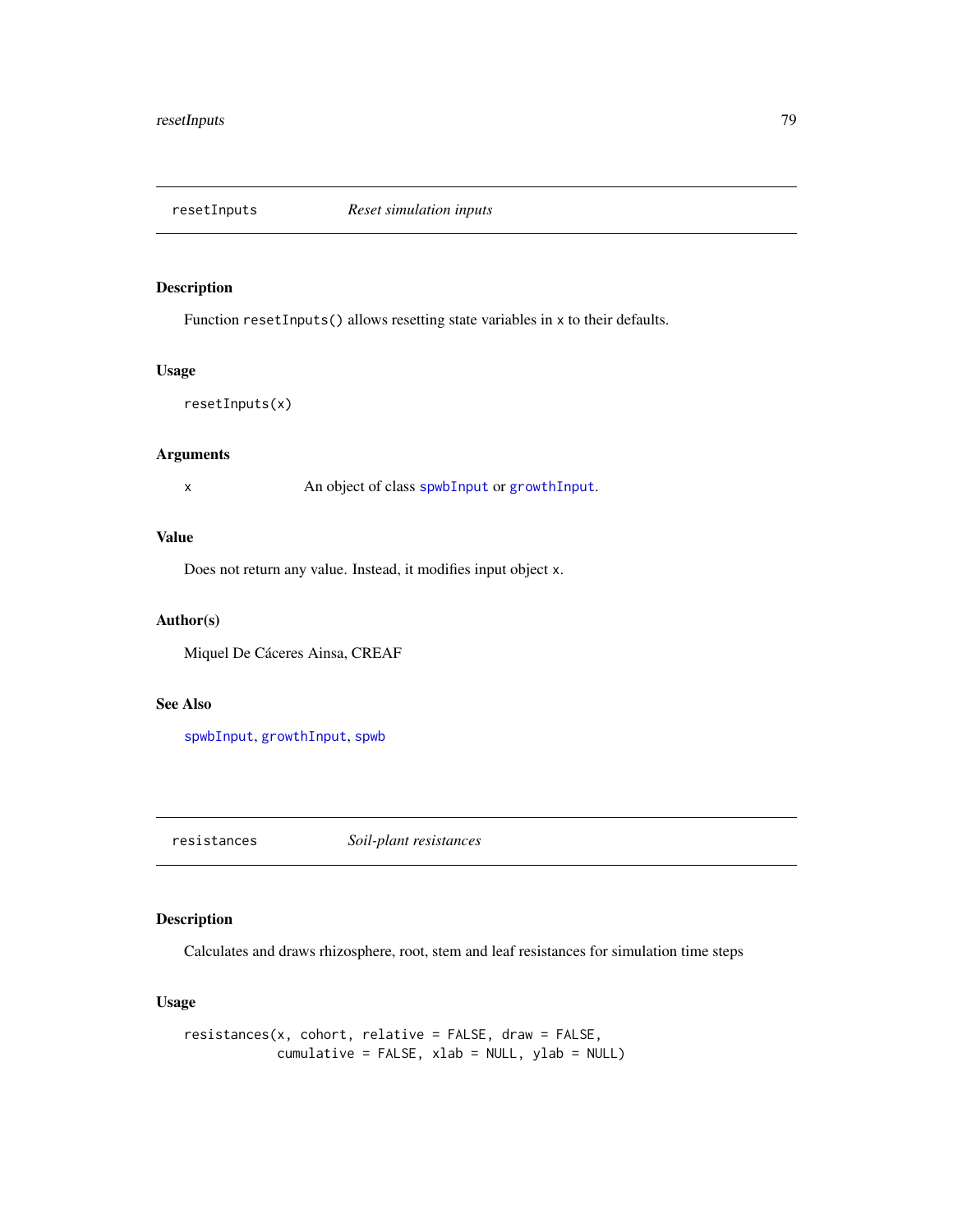## resetInputs — *Reset simulation inputs*

### Description

Function `resetInputs()` allows resetting state variables in `x` to their defaults.

### Usage

```
resetInputs(x)
```

### Arguments

| | |
|---|---|
| `x` | An object of class `spwbInput` or `growthInput`. |

### Value

Does not return any value. Instead, it modifies input object `x`.

### Author(s)

Miquel De Cáceres Ainsa, CREAF

### See Also

`spwbInput`, `growthInput`, `spwb`

---

## resistances — *Soil-plant resistances*

### Description

Calculates and draws rhizosphere, root, stem and leaf resistances for simulation time steps

### Usage

```
resistances(x, cohort, relative = FALSE, draw = FALSE,
            cumulative = FALSE, xlab = NULL, ylab = NULL)
```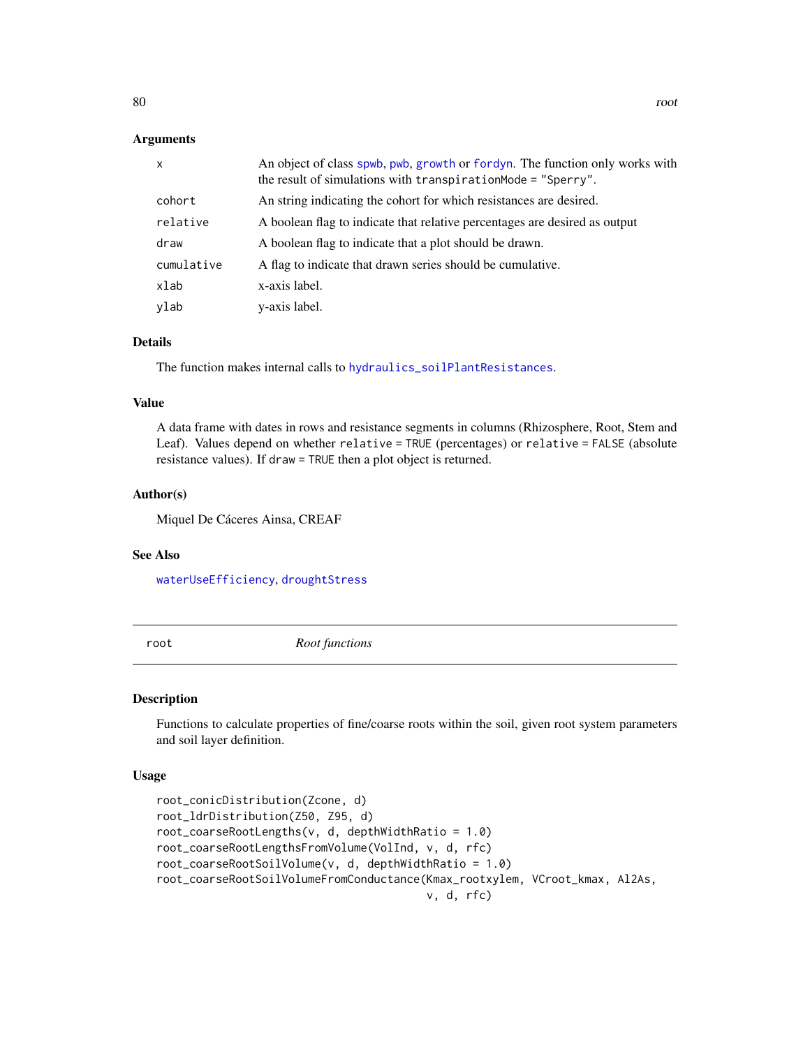### Arguments

| | |
|---|---|
| x | An object of class spwb, pwb, growth or fordyn. The function only works with the result of simulations with transpirationMode = "Sperry". |
| cohort | An string indicating the cohort for which resistances are desired. |
| relative | A boolean flag to indicate that relative percentages are desired as output |
| draw | A boolean flag to indicate that a plot should be drawn. |
| cumulative | A flag to indicate that drawn series should be cumulative. |
| xlab | x-axis label. |
| ylab | y-axis label. |

### Details

The function makes internal calls to hydraulics_soilPlantResistances.

### Value

A data frame with dates in rows and resistance segments in columns (Rhizosphere, Root, Stem and Leaf). Values depend on whether relative = TRUE (percentages) or relative = FALSE (absolute resistance values). If draw = TRUE then a plot object is returned.

### Author(s)

Miquel De Cáceres Ainsa, CREAF

### See Also

waterUseEfficiency, droughtStress

---

## root *Root functions*

### Description

Functions to calculate properties of fine/coarse roots within the soil, given root system parameters and soil layer definition.

### Usage

```
root_conicDistribution(Zcone, d)
root_ldrDistribution(Z50, Z95, d)
root_coarseRootLengths(v, d, depthWidthRatio = 1.0)
root_coarseRootLengthsFromVolume(VolInd, v, d, rfc)
root_coarseRootSoilVolume(v, d, depthWidthRatio = 1.0)
root_coarseRootSoilVolumeFromConductance(Kmax_rootxylem, VCroot_kmax, Al2As,
                                         v, d, rfc)
```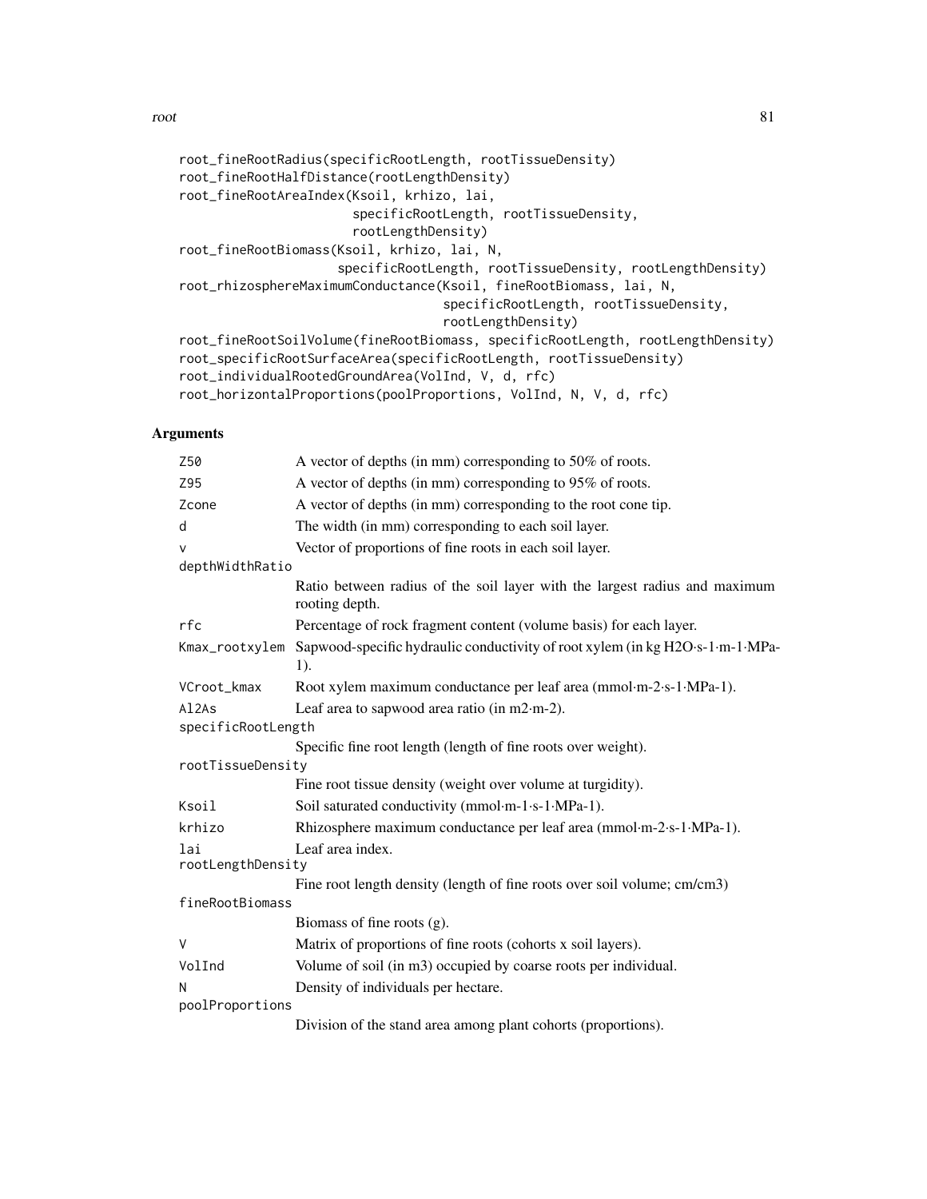```
root_fineRootRadius(specificRootLength, rootTissueDensity)
root_fineRootHalfDistance(rootLengthDensity)
root_fineRootAreaIndex(Ksoil, krhizo, lai,
                       specificRootLength, rootTissueDensity,
                       rootLengthDensity)
root_fineRootBiomass(Ksoil, krhizo, lai, N,
                     specificRootLength, rootTissueDensity, rootLengthDensity)
root_rhizosphereMaximumConductance(Ksoil, fineRootBiomass, lai, N,
                                   specificRootLength, rootTissueDensity,
                                   rootLengthDensity)
root_fineRootSoilVolume(fineRootBiomass, specificRootLength, rootLengthDensity)
root_specificRootSurfaceArea(specificRootLength, rootTissueDensity)
root_individualRootedGroundArea(VolInd, V, d, rfc)
root_horizontalProportions(poolProportions, VolInd, N, V, d, rfc)
```

## Arguments

| | |
|---|---|
| Z50 | A vector of depths (in mm) corresponding to 50% of roots. |
| Z95 | A vector of depths (in mm) corresponding to 95% of roots. |
| Zcone | A vector of depths (in mm) corresponding to the root cone tip. |
| d | The width (in mm) corresponding to each soil layer. |
| v | Vector of proportions of fine roots in each soil layer. |
| depthWidthRatio | Ratio between radius of the soil layer with the largest radius and maximum rooting depth. |
| rfc | Percentage of rock fragment content (volume basis) for each layer. |
| Kmax_rootxylem | Sapwood-specific hydraulic conductivity of root xylem (in kg H2O·s-1·m-1·MPa-1). |
| VCroot_kmax | Root xylem maximum conductance per leaf area (mmol·m-2·s-1·MPa-1). |
| Al2As | Leaf area to sapwood area ratio (in m2·m-2). |
| specificRootLength | Specific fine root length (length of fine roots over weight). |
| rootTissueDensity | Fine root tissue density (weight over volume at turgidity). |
| Ksoil | Soil saturated conductivity (mmol·m-1·s-1·MPa-1). |
| krhizo | Rhizosphere maximum conductance per leaf area (mmol·m-2·s-1·MPa-1). |
| lai | Leaf area index. |
| rootLengthDensity | Fine root length density (length of fine roots over soil volume; cm/cm3) |
| fineRootBiomass | Biomass of fine roots (g). |
| V | Matrix of proportions of fine roots (cohorts x soil layers). |
| VolInd | Volume of soil (in m3) occupied by coarse roots per individual. |
| N | Density of individuals per hectare. |
| poolProportions | Division of the stand area among plant cohorts (proportions). |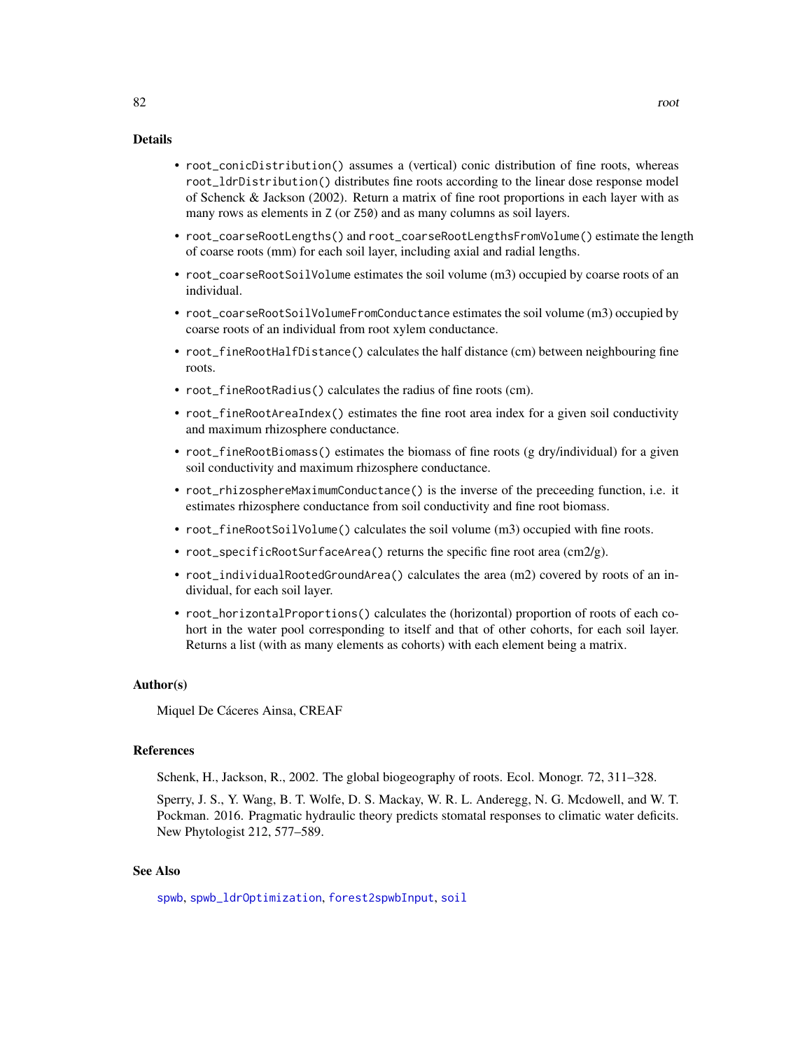## Details

- `root_conicDistribution()` assumes a (vertical) conic distribution of fine roots, whereas `root_ldrDistribution()` distributes fine roots according to the linear dose response model of Schenck & Jackson (2002). Return a matrix of fine root proportions in each layer with as many rows as elements in `Z` (or `Z50`) and as many columns as soil layers.
- `root_coarseRootLengths()` and `root_coarseRootLengthsFromVolume()` estimate the length of coarse roots (mm) for each soil layer, including axial and radial lengths.
- `root_coarseRootSoilVolume` estimates the soil volume (m3) occupied by coarse roots of an individual.
- `root_coarseRootSoilVolumeFromConductance` estimates the soil volume (m3) occupied by coarse roots of an individual from root xylem conductance.
- `root_fineRootHalfDistance()` calculates the half distance (cm) between neighbouring fine roots.
- `root_fineRootRadius()` calculates the radius of fine roots (cm).
- `root_fineRootAreaIndex()` estimates the fine root area index for a given soil conductivity and maximum rhizosphere conductance.
- `root_fineRootBiomass()` estimates the biomass of fine roots (g dry/individual) for a given soil conductivity and maximum rhizosphere conductance.
- `root_rhizosphereMaximumConductance()` is the inverse of the preceeding function, i.e. it estimates rhizosphere conductance from soil conductivity and fine root biomass.
- `root_fineRootSoilVolume()` calculates the soil volume (m3) occupied with fine roots.
- `root_specificRootSurfaceArea()` returns the specific fine root area (cm2/g).
- `root_individualRootedGroundArea()` calculates the area (m2) covered by roots of an individual, for each soil layer.
- `root_horizontalProportions()` calculates the (horizontal) proportion of roots of each cohort in the water pool corresponding to itself and that of other cohorts, for each soil layer. Returns a list (with as many elements as cohorts) with each element being a matrix.

## Author(s)

Miquel De Cáceres Ainsa, CREAF

## References

Schenk, H., Jackson, R., 2002. The global biogeography of roots. Ecol. Monogr. 72, 311–328.

Sperry, J. S., Y. Wang, B. T. Wolfe, D. S. Mackay, W. R. L. Anderegg, N. G. Mcdowell, and W. T. Pockman. 2016. Pragmatic hydraulic theory predicts stomatal responses to climatic water deficits. New Phytologist 212, 577–589.

## See Also

spwb, spwb_ldrOptimization, forest2spwbInput, soil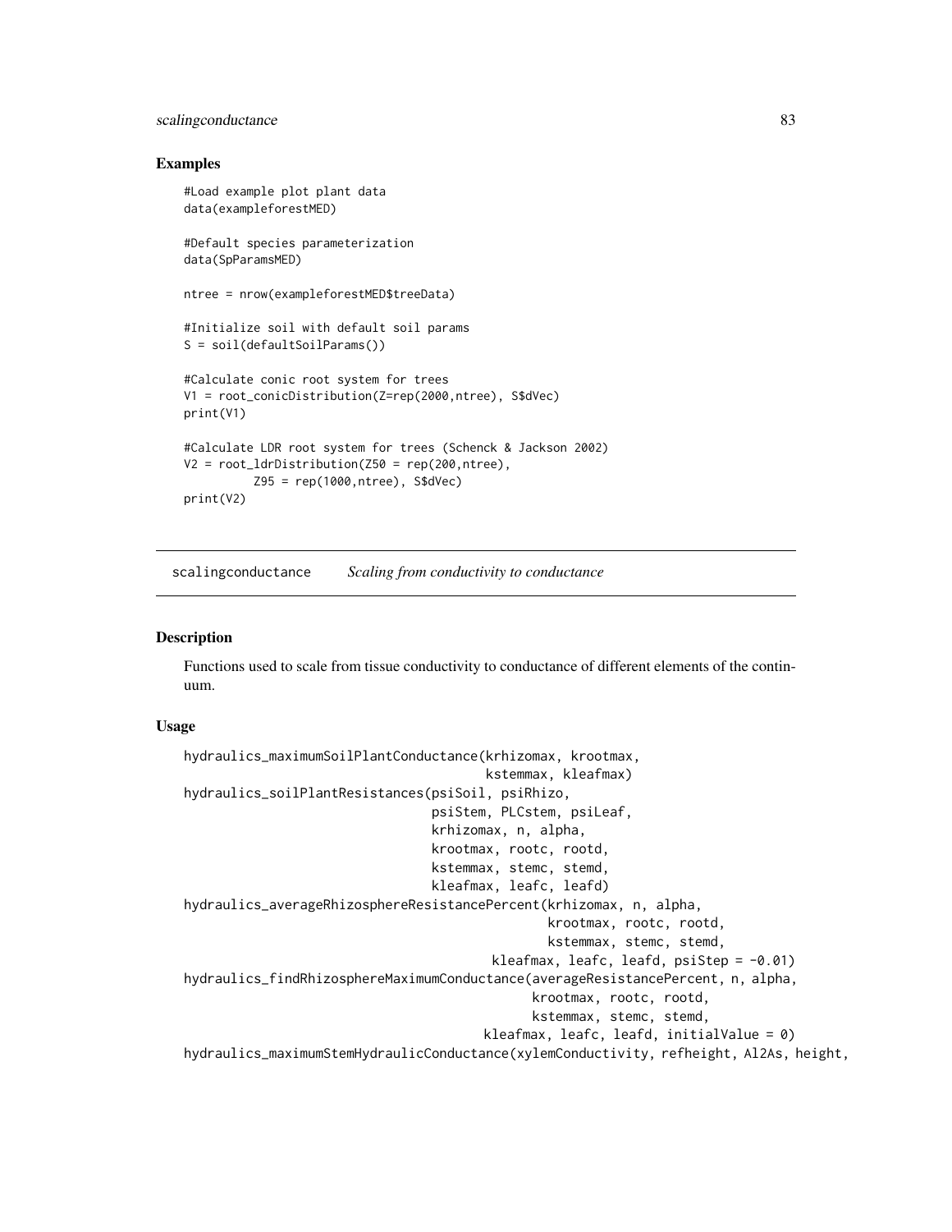## Examples

```
#Load example plot plant data
data(exampleforestMED)

#Default species parameterization
data(SpParamsMED)

ntree = nrow(exampleforestMED$treeData)

#Initialize soil with default soil params
S = soil(defaultSoilParams())

#Calculate conic root system for trees
V1 = root_conicDistribution(Z=rep(2000,ntree), S$dVec)
print(V1)

#Calculate LDR root system for trees (Schenck & Jackson 2002)
V2 = root_ldrDistribution(Z50 = rep(200,ntree),
         Z95 = rep(1000,ntree), S$dVec)
print(V2)
```

---

# scalingconductance *Scaling from conductivity to conductance*

## Description

Functions used to scale from tissue conductivity to conductance of different elements of the continuum.

## Usage

```
hydraulics_maximumSoilPlantConductance(krhizomax, krootmax,
                                        kstemmax, kleafmax)
hydraulics_soilPlantResistances(psiSoil, psiRhizo,
                                 psiStem, PLCstem, psiLeaf,
                                 krhizomax, n, alpha,
                                 krootmax, rootc, rootd,
                                 kstemmax, stemc, stemd,
                                 kleafmax, leafc, leafd)
hydraulics_averageRhizosphereResistancePercent(krhizomax, n, alpha,
                                               krootmax, rootc, rootd,
                                               kstemmax, stemc, stemd,
                                         kleafmax, leafc, leafd, psiStep = -0.01)
hydraulics_findRhizosphereMaximumConductance(averageResistancePercent, n, alpha,
                                             krootmax, rootc, rootd,
                                             kstemmax, stemc, stemd,
                                        kleafmax, leafc, leafd, initialValue = 0)
hydraulics_maximumStemHydraulicConductance(xylemConductivity, refheight, Al2As, height,
```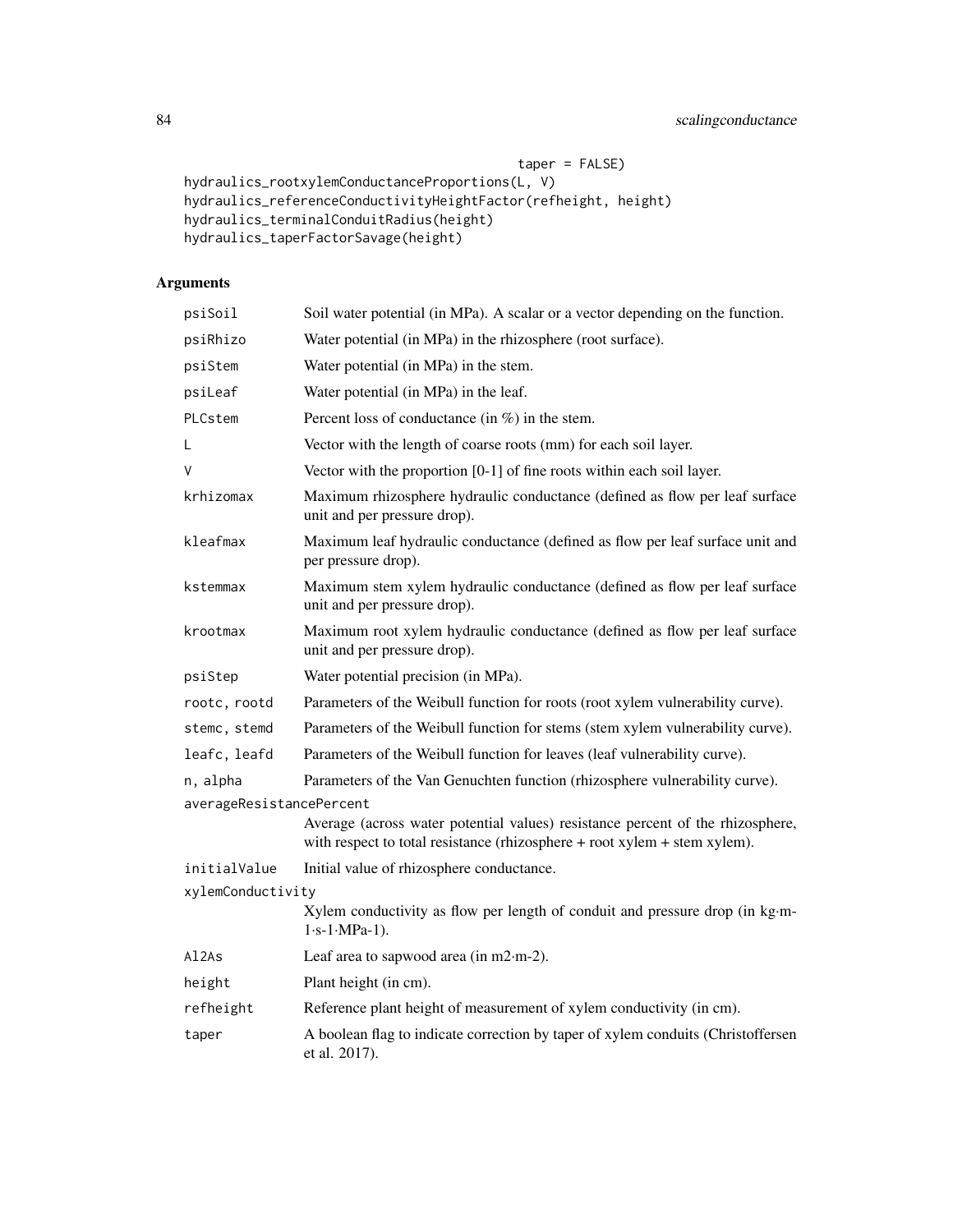```
                                            taper = FALSE)
hydraulics_rootxylemConductanceProportions(L, V)
hydraulics_referenceConductivityHeightFactor(refheight, height)
hydraulics_terminalConduitRadius(height)
hydraulics_taperFactorSavage(height)
```

## Arguments

| Argument | Description |
|---|---|
| psiSoil | Soil water potential (in MPa). A scalar or a vector depending on the function. |
| psiRhizo | Water potential (in MPa) in the rhizosphere (root surface). |
| psiStem | Water potential (in MPa) in the stem. |
| psiLeaf | Water potential (in MPa) in the leaf. |
| PLCstem | Percent loss of conductance (in %) in the stem. |
| L | Vector with the length of coarse roots (mm) for each soil layer. |
| V | Vector with the proportion [0-1] of fine roots within each soil layer. |
| krhizomax | Maximum rhizosphere hydraulic conductance (defined as flow per leaf surface unit and per pressure drop). |
| kleafmax | Maximum leaf hydraulic conductance (defined as flow per leaf surface unit and per pressure drop). |
| kstemmax | Maximum stem xylem hydraulic conductance (defined as flow per leaf surface unit and per pressure drop). |
| krootmax | Maximum root xylem hydraulic conductance (defined as flow per leaf surface unit and per pressure drop). |
| psiStep | Water potential precision (in MPa). |
| rootc, rootd | Parameters of the Weibull function for roots (root xylem vulnerability curve). |
| stemc, stemd | Parameters of the Weibull function for stems (stem xylem vulnerability curve). |
| leafc, leafd | Parameters of the Weibull function for leaves (leaf vulnerability curve). |
| n, alpha | Parameters of the Van Genuchten function (rhizosphere vulnerability curve). |
| averageResistancePercent | Average (across water potential values) resistance percent of the rhizosphere, with respect to total resistance (rhizosphere + root xylem + stem xylem). |
| initialValue | Initial value of rhizosphere conductance. |
| xylemConductivity | Xylem conductivity as flow per length of conduit and pressure drop (in kg·m-1·s-1·MPa-1). |
| Al2As | Leaf area to sapwood area (in m2·m-2). |
| height | Plant height (in cm). |
| refheight | Reference plant height of measurement of xylem conductivity (in cm). |
| taper | A boolean flag to indicate correction by taper of xylem conduits (Christoffersen et al. 2017). |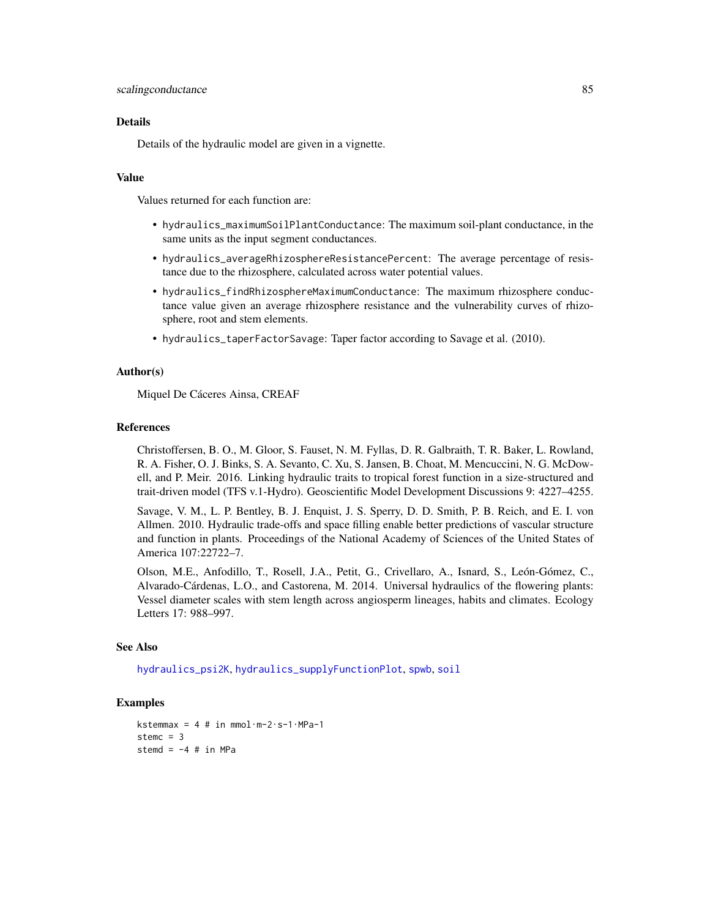## Details

Details of the hydraulic model are given in a vignette.

## Value

Values returned for each function are:

- `hydraulics_maximumSoilPlantConductance`: The maximum soil-plant conductance, in the same units as the input segment conductances.
- `hydraulics_averageRhizosphereResistancePercent`: The average percentage of resistance due to the rhizosphere, calculated across water potential values.
- `hydraulics_findRhizosphereMaximumConductance`: The maximum rhizosphere conductance value given an average rhizosphere resistance and the vulnerability curves of rhizosphere, root and stem elements.
- `hydraulics_taperFactorSavage`: Taper factor according to Savage et al. (2010).

## Author(s)

Miquel De Cáceres Ainsa, CREAF

## References

Christoffersen, B. O., M. Gloor, S. Fauset, N. M. Fyllas, D. R. Galbraith, T. R. Baker, L. Rowland, R. A. Fisher, O. J. Binks, S. A. Sevanto, C. Xu, S. Jansen, B. Choat, M. Mencuccini, N. G. McDowell, and P. Meir. 2016. Linking hydraulic traits to tropical forest function in a size-structured and trait-driven model (TFS v.1-Hydro). Geoscientific Model Development Discussions 9: 4227–4255.

Savage, V. M., L. P. Bentley, B. J. Enquist, J. S. Sperry, D. D. Smith, P. B. Reich, and E. I. von Allmen. 2010. Hydraulic trade-offs and space filling enable better predictions of vascular structure and function in plants. Proceedings of the National Academy of Sciences of the United States of America 107:22722–7.

Olson, M.E., Anfodillo, T., Rosell, J.A., Petit, G., Crivellaro, A., Isnard, S., León-Gómez, C., Alvarado-Cárdenas, L.O., and Castorena, M. 2014. Universal hydraulics of the flowering plants: Vessel diameter scales with stem length across angiosperm lineages, habits and climates. Ecology Letters 17: 988–997.

## See Also

`hydraulics_psi2K`, `hydraulics_supplyFunctionPlot`, `spwb`, `soil`

## Examples

```
kstemmax = 4 # in mmol·m-2·s-1·MPa-1
stemc = 3
stemd = -4 # in MPa
```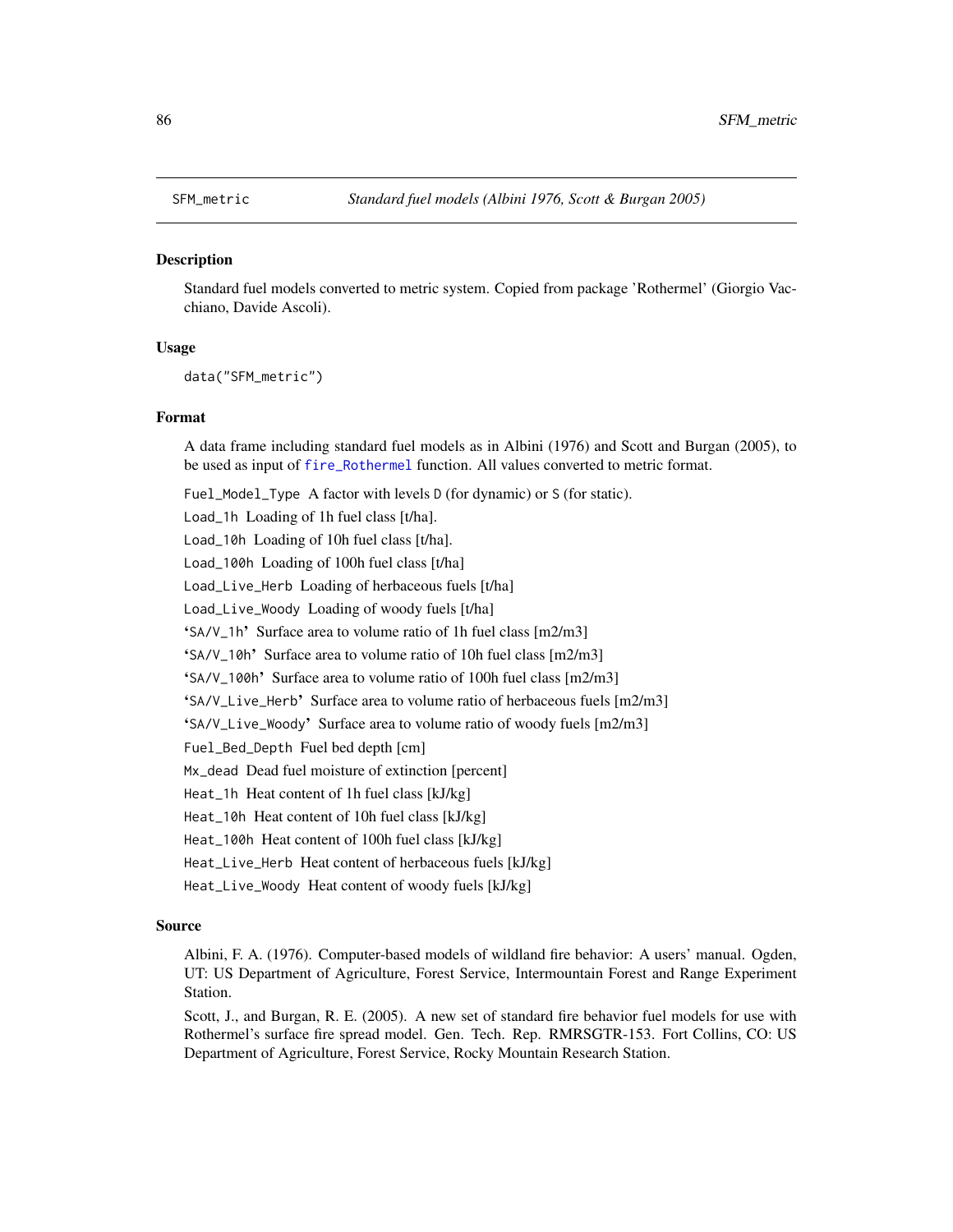## SFM_metric — *Standard fuel models (Albini 1976, Scott & Burgan 2005)*

### Description

Standard fuel models converted to metric system. Copied from package 'Rothermel' (Giorgio Vacchiano, Davide Ascoli).

### Usage

```
data("SFM_metric")
```

### Format

A data frame including standard fuel models as in Albini (1976) and Scott and Burgan (2005), to be used as input of `fire_Rothermel` function. All values converted to metric format.

- `Fuel_Model_Type` A factor with levels `D` (for dynamic) or `S` (for static).
- `Load_1h` Loading of 1h fuel class [t/ha].
- `Load_10h` Loading of 10h fuel class [t/ha].
- `Load_100h` Loading of 100h fuel class [t/ha]
- `Load_Live_Herb` Loading of herbaceous fuels [t/ha]
- `Load_Live_Woody` Loading of woody fuels [t/ha]
- '`SA/V_1h`' Surface area to volume ratio of 1h fuel class [m2/m3]
- '`SA/V_10h`' Surface area to volume ratio of 10h fuel class [m2/m3]
- '`SA/V_100h`' Surface area to volume ratio of 100h fuel class [m2/m3]
- '`SA/V_Live_Herb`' Surface area to volume ratio of herbaceous fuels [m2/m3]
- '`SA/V_Live_Woody`' Surface area to volume ratio of woody fuels [m2/m3]
- `Fuel_Bed_Depth` Fuel bed depth [cm]
- `Mx_dead` Dead fuel moisture of extinction [percent]
- `Heat_1h` Heat content of 1h fuel class [kJ/kg]
- `Heat_10h` Heat content of 10h fuel class [kJ/kg]
- `Heat_100h` Heat content of 100h fuel class [kJ/kg]
- `Heat_Live_Herb` Heat content of herbaceous fuels [kJ/kg]
- `Heat_Live_Woody` Heat content of woody fuels [kJ/kg]

### Source

Albini, F. A. (1976). Computer-based models of wildland fire behavior: A users' manual. Ogden, UT: US Department of Agriculture, Forest Service, Intermountain Forest and Range Experiment Station.

Scott, J., and Burgan, R. E. (2005). A new set of standard fire behavior fuel models for use with Rothermel's surface fire spread model. Gen. Tech. Rep. RMRSGTR-153. Fort Collins, CO: US Department of Agriculture, Forest Service, Rocky Mountain Research Station.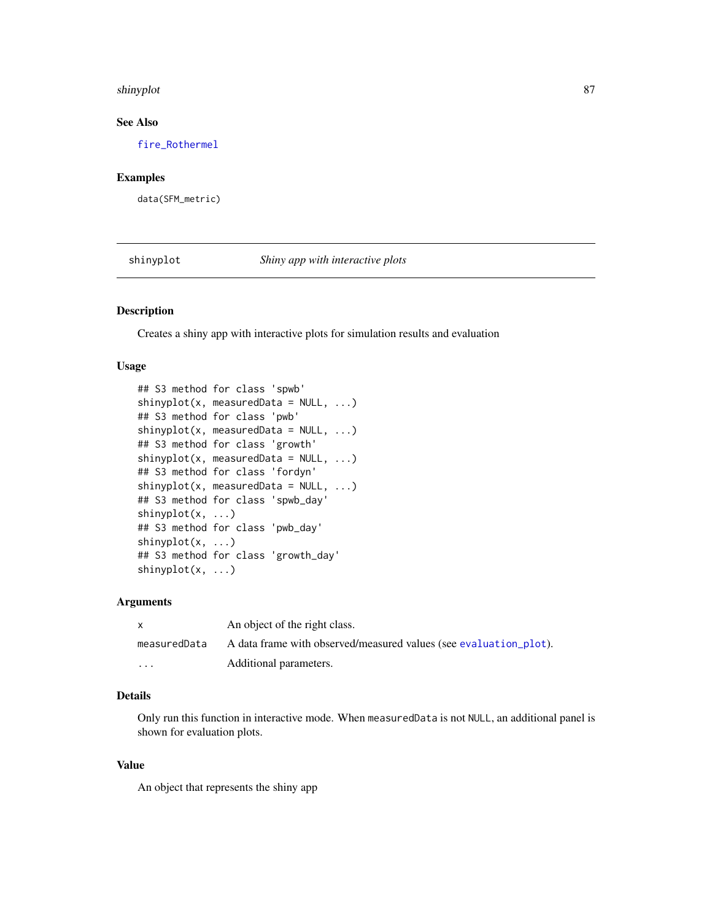### See Also

fire_Rothermel

### Examples

```
data(SFM_metric)
```

---

## shinyplot — *Shiny app with interactive plots*

---

### Description

Creates a shiny app with interactive plots for simulation results and evaluation

### Usage

```
## S3 method for class 'spwb'
shinyplot(x, measuredData = NULL, ...)
## S3 method for class 'pwb'
shinyplot(x, measuredData = NULL, ...)
## S3 method for class 'growth'
shinyplot(x, measuredData = NULL, ...)
## S3 method for class 'fordyn'
shinyplot(x, measuredData = NULL, ...)
## S3 method for class 'spwb_day'
shinyplot(x, ...)
## S3 method for class 'pwb_day'
shinyplot(x, ...)
## S3 method for class 'growth_day'
shinyplot(x, ...)
```

### Arguments

| | |
|---|---|
| x | An object of the right class. |
| measuredData | A data frame with observed/measured values (see evaluation_plot). |
| ... | Additional parameters. |

### Details

Only run this function in interactive mode. When measuredData is not NULL, an additional panel is shown for evaluation plots.

### Value

An object that represents the shiny app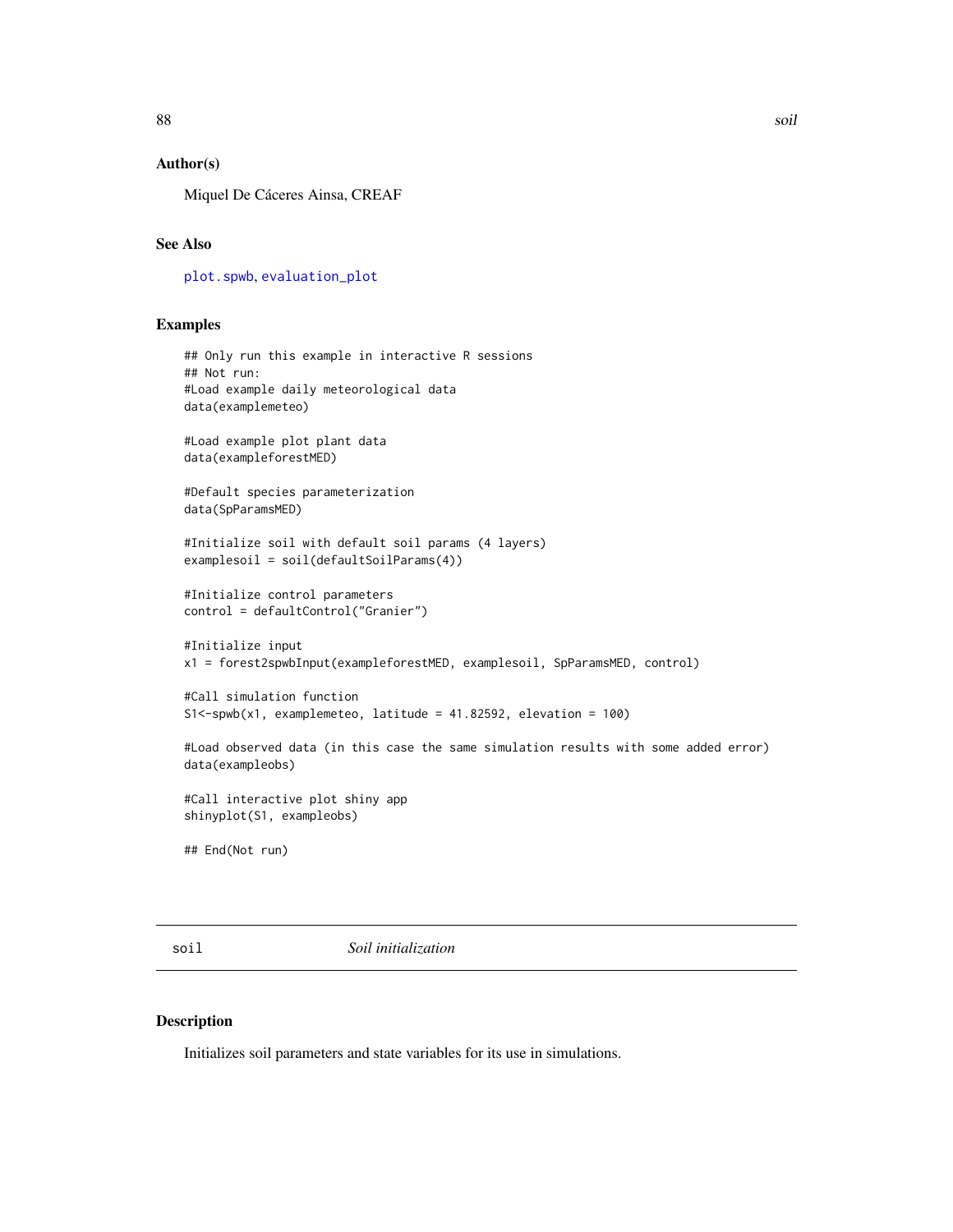## Author(s)

Miquel De Cáceres Ainsa, CREAF

## See Also

plot.spwb, evaluation_plot

## Examples

```
## Only run this example in interactive R sessions
## Not run:
#Load example daily meteorological data
data(examplemeteo)

#Load example plot plant data
data(exampleforestMED)

#Default species parameterization
data(SpParamsMED)

#Initialize soil with default soil params (4 layers)
examplesoil = soil(defaultSoilParams(4))

#Initialize control parameters
control = defaultControl("Granier")

#Initialize input
x1 = forest2spwbInput(exampleforestMED, examplesoil, SpParamsMED, control)

#Call simulation function
S1<-spwb(x1, examplemeteo, latitude = 41.82592, elevation = 100)

#Load observed data (in this case the same simulation results with some added error)
data(exampleobs)

#Call interactive plot shiny app
shinyplot(S1, exampleobs)

## End(Not run)
```

---

# soil — *Soil initialization*

## Description

Initializes soil parameters and state variables for its use in simulations.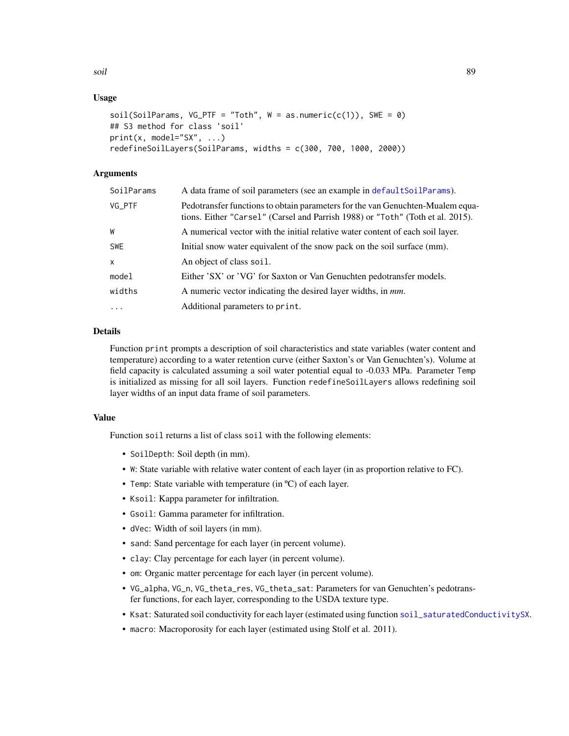## Usage

```
soil(SoilParams, VG_PTF = "Toth", W = as.numeric(c(1)), SWE = 0)
## S3 method for class 'soil'
print(x, model="SX", ...)
redefineSoilLayers(SoilParams, widths = c(300, 700, 1000, 2000))
```

## Arguments

| | |
|---|---|
| SoilParams | A data frame of soil parameters (see an example in defaultSoilParams). |
| VG_PTF | Pedotransfer functions to obtain parameters for the van Genuchten-Mualem equations. Either "Carsel" (Carsel and Parrish 1988) or "Toth" (Toth et al. 2015). |
| W | A numerical vector with the initial relative water content of each soil layer. |
| SWE | Initial snow water equivalent of the snow pack on the soil surface (mm). |
| x | An object of class soil. |
| model | Either 'SX' or 'VG' for Saxton or Van Genuchten pedotransfer models. |
| widths | A numeric vector indicating the desired layer widths, in *mm*. |
| ... | Additional parameters to print. |

## Details

Function print prompts a description of soil characteristics and state variables (water content and temperature) according to a water retention curve (either Saxton's or Van Genuchten's). Volume at field capacity is calculated assuming a soil water potential equal to -0.033 MPa. Parameter Temp is initialized as missing for all soil layers. Function redefineSoilLayers allows redefining soil layer widths of an input data frame of soil parameters.

## Value

Function soil returns a list of class soil with the following elements:

- SoilDepth: Soil depth (in mm).
- W: State variable with relative water content of each layer (in as proportion relative to FC).
- Temp: State variable with temperature (in ºC) of each layer.
- Ksoil: Kappa parameter for infiltration.
- Gsoil: Gamma parameter for infiltration.
- dVec: Width of soil layers (in mm).
- sand: Sand percentage for each layer (in percent volume).
- clay: Clay percentage for each layer (in percent volume).
- om: Organic matter percentage for each layer (in percent volume).
- VG_alpha, VG_n, VG_theta_res, VG_theta_sat: Parameters for van Genuchten's pedotransfer functions, for each layer, corresponding to the USDA texture type.
- Ksat: Saturated soil conductivity for each layer (estimated using function soil_saturatedConductivitySX.
- macro: Macroporosity for each layer (estimated using Stolf et al. 2011).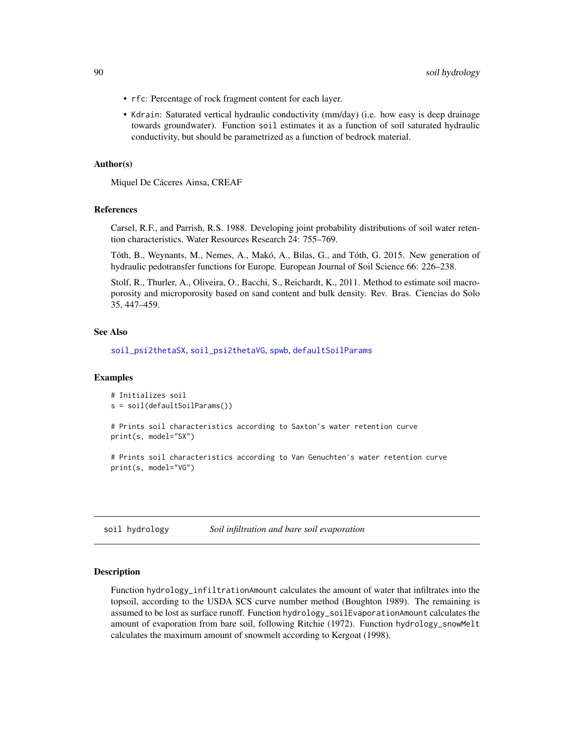- `rfc`: Percentage of rock fragment content for each layer.
- `Kdrain`: Saturated vertical hydraulic conductivity (mm/day) (i.e. how easy is deep drainage towards groundwater). Function `soil` estimates it as a function of soil saturated hydraulic conductivity, but should be parametrized as a function of bedrock material.

### Author(s)

Miquel De Cáceres Ainsa, CREAF

### References

Carsel, R.F., and Parrish, R.S. 1988. Developing joint probability distributions of soil water retention characteristics. Water Resources Research 24: 755–769.

Tóth, B., Weynants, M., Nemes, A., Makó, A., Bilas, G., and Tóth, G. 2015. New generation of hydraulic pedotransfer functions for Europe. European Journal of Soil Science 66: 226–238.

Stolf, R., Thurler, A., Oliveira, O., Bacchi, S., Reichardt, K., 2011. Method to estimate soil macroporosity and microporosity based on sand content and bulk density. Rev. Bras. Ciencias do Solo 35, 447–459.

### See Also

`soil_psi2thetaSX`, `soil_psi2thetaVG`, `spwb`, `defaultSoilParams`

### Examples

```
# Initializes soil
s = soil(defaultSoilParams())

# Prints soil characteristics according to Saxton's water retention curve
print(s, model="SX")

# Prints soil characteristics according to Van Genuchten's water retention curve
print(s, model="VG")
```

---

## soil hydrology — *Soil infiltration and bare soil evaporation*

### Description

Function `hydrology_infiltrationAmount` calculates the amount of water that infiltrates into the topsoil, according to the USDA SCS curve number method (Boughton 1989). The remaining is assumed to be lost as surface runoff. Function `hydrology_soilEvaporationAmount` calculates the amount of evaporation from bare soil, following Ritchie (1972). Function `hydrology_snowMelt` calculates the maximum amount of snowmelt according to Kergoat (1998).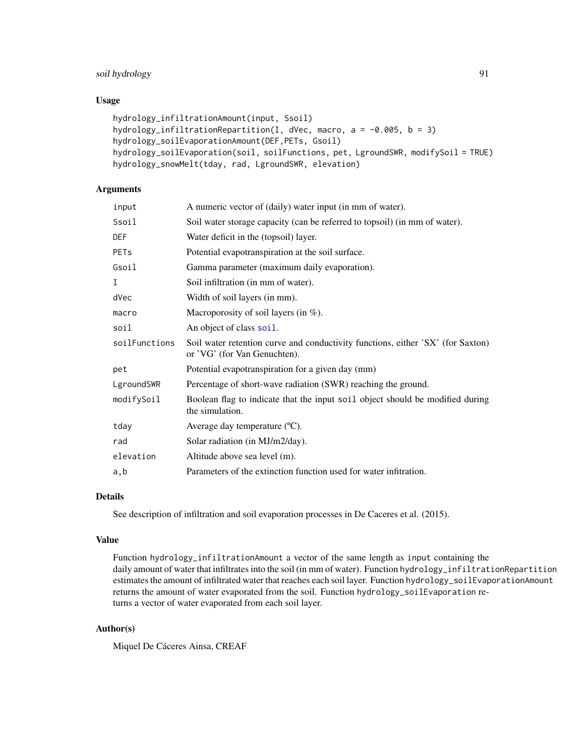## Usage

```
hydrology_infiltrationAmount(input, Ssoil)
hydrology_infiltrationRepartition(I, dVec, macro, a = -0.005, b = 3)
hydrology_soilEvaporationAmount(DEF,PETs, Gsoil)
hydrology_soilEvaporation(soil, soilFunctions, pet, LgroundSWR, modifySoil = TRUE)
hydrology_snowMelt(tday, rad, LgroundSWR, elevation)
```

## Arguments

| | |
|---|---|
| `input` | A numeric vector of (daily) water input (in mm of water). |
| `Ssoil` | Soil water storage capacity (can be referred to topsoil) (in mm of water). |
| `DEF` | Water deficit in the (topsoil) layer. |
| `PETs` | Potential evapotranspiration at the soil surface. |
| `Gsoil` | Gamma parameter (maximum daily evaporation). |
| `I` | Soil infiltration (in mm of water). |
| `dVec` | Width of soil layers (in mm). |
| `macro` | Macroporosity of soil layers (in %). |
| `soil` | An object of class `soil`. |
| `soilFunctions` | Soil water retention curve and conductivity functions, either 'SX' (for Saxton) or 'VG' (for Van Genuchten). |
| `pet` | Potential evapotranspiration for a given day (mm) |
| `LgroundSWR` | Percentage of short-wave radiation (SWR) reaching the ground. |
| `modifySoil` | Boolean flag to indicate that the input `soil` object should be modified during the simulation. |
| `tday` | Average day temperature (ºC). |
| `rad` | Solar radiation (in MJ/m2/day). |
| `elevation` | Altitude above sea level (m). |
| `a,b` | Parameters of the extinction function used for water infitration. |

## Details

See description of infiltration and soil evaporation processes in De Caceres et al. (2015).

## Value

Function `hydrology_infiltrationAmount` a vector of the same length as `input` containing the daily amount of water that infiltrates into the soil (in mm of water). Function `hydrology_infiltrationRepartition` estimates the amount of infiltrated water that reaches each soil layer. Function `hydrology_soilEvaporationAmount` returns the amount of water evaporated from the soil. Function `hydrology_soilEvaporation` returns a vector of water evaporated from each soil layer.

## Author(s)

Miquel De Cáceres Ainsa, CREAF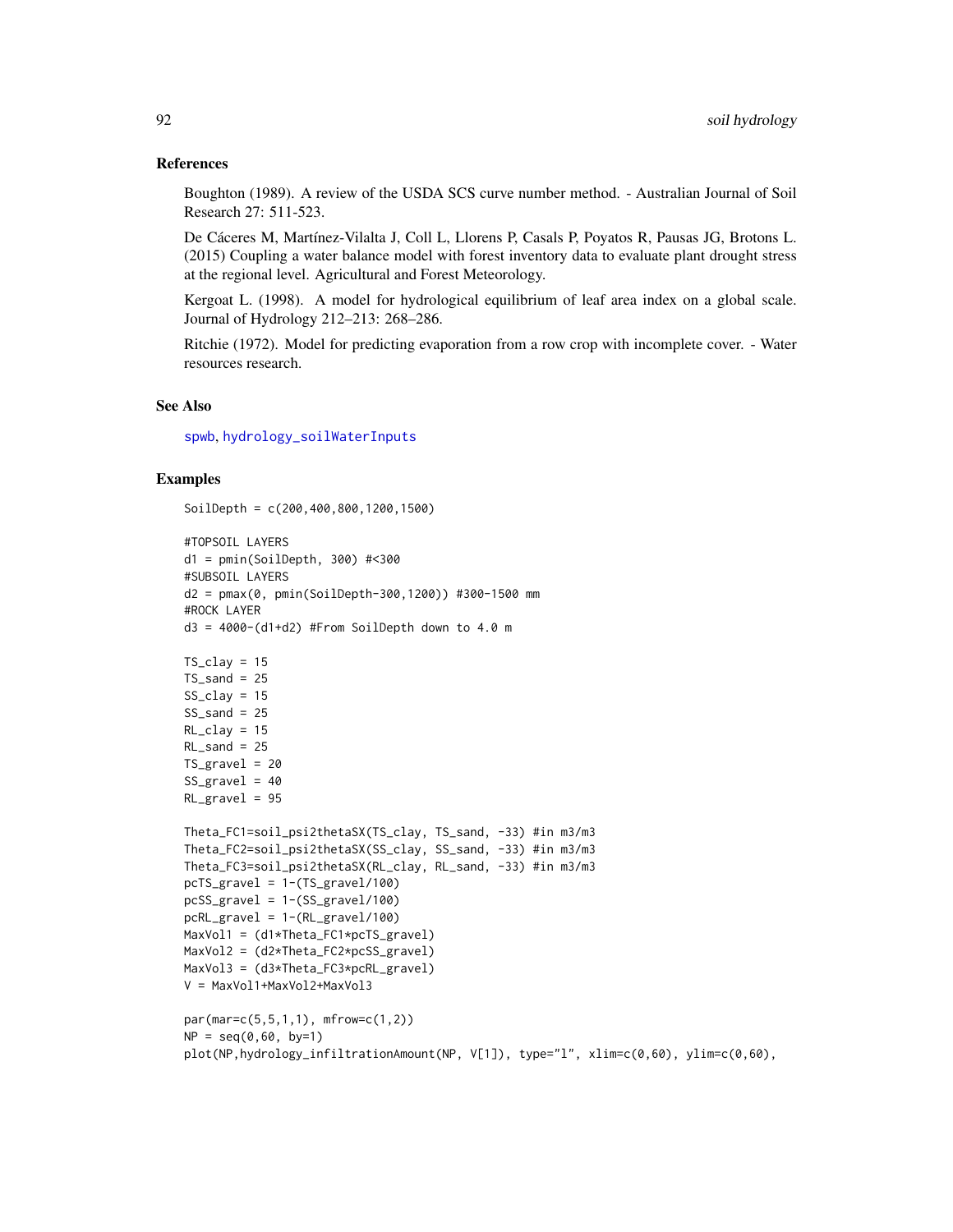### References

Boughton (1989). A review of the USDA SCS curve number method. - Australian Journal of Soil Research 27: 511-523.

De Cáceres M, Martínez-Vilalta J, Coll L, Llorens P, Casals P, Poyatos R, Pausas JG, Brotons L. (2015) Coupling a water balance model with forest inventory data to evaluate plant drought stress at the regional level. Agricultural and Forest Meteorology.

Kergoat L. (1998). A model for hydrological equilibrium of leaf area index on a global scale. Journal of Hydrology 212–213: 268–286.

Ritchie (1972). Model for predicting evaporation from a row crop with incomplete cover. - Water resources research.

### See Also

spwb, hydrology_soilWaterInputs

### Examples

```
SoilDepth = c(200,400,800,1200,1500)

#TOPSOIL LAYERS
d1 = pmin(SoilDepth, 300) #<300
#SUBSOIL LAYERS
d2 = pmax(0, pmin(SoilDepth-300,1200)) #300-1500 mm
#ROCK LAYER
d3 = 4000-(d1+d2) #From SoilDepth down to 4.0 m

TS_clay = 15
TS_sand = 25
SS_clay = 15
SS_sand = 25
RL_clay = 15
RL_sand = 25
TS_gravel = 20
SS_gravel = 40
RL_gravel = 95

Theta_FC1=soil_psi2thetaSX(TS_clay, TS_sand, -33) #in m3/m3
Theta_FC2=soil_psi2thetaSX(SS_clay, SS_sand, -33) #in m3/m3
Theta_FC3=soil_psi2thetaSX(RL_clay, RL_sand, -33) #in m3/m3
pcTS_gravel = 1-(TS_gravel/100)
pcSS_gravel = 1-(SS_gravel/100)
pcRL_gravel = 1-(RL_gravel/100)
MaxVol1 = (d1*Theta_FC1*pcTS_gravel)
MaxVol2 = (d2*Theta_FC2*pcSS_gravel)
MaxVol3 = (d3*Theta_FC3*pcRL_gravel)
V = MaxVol1+MaxVol2+MaxVol3

par(mar=c(5,5,1,1), mfrow=c(1,2))
NP = seq(0,60, by=1)
plot(NP,hydrology_infiltrationAmount(NP, V[1]), type="l", xlim=c(0,60), ylim=c(0,60),
```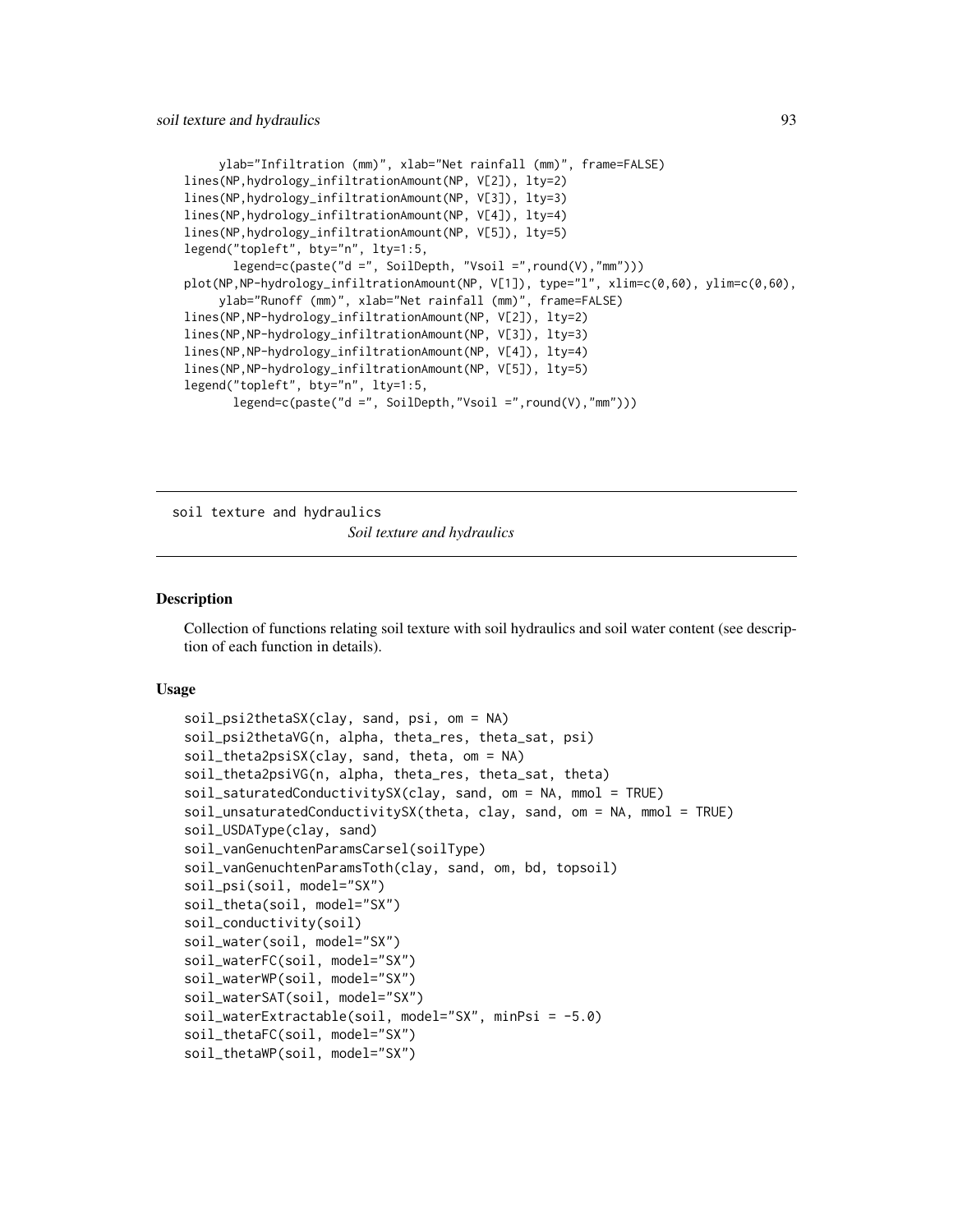```
     ylab="Infiltration (mm)", xlab="Net rainfall (mm)", frame=FALSE)
lines(NP,hydrology_infiltrationAmount(NP, V[2]), lty=2)
lines(NP,hydrology_infiltrationAmount(NP, V[3]), lty=3)
lines(NP,hydrology_infiltrationAmount(NP, V[4]), lty=4)
lines(NP,hydrology_infiltrationAmount(NP, V[5]), lty=5)
legend("topleft", bty="n", lty=1:5,
       legend=c(paste("d =", SoilDepth, "Vsoil =",round(V),"mm")))
plot(NP,NP-hydrology_infiltrationAmount(NP, V[1]), type="l", xlim=c(0,60), ylim=c(0,60),
     ylab="Runoff (mm)", xlab="Net rainfall (mm)", frame=FALSE)
lines(NP,NP-hydrology_infiltrationAmount(NP, V[2]), lty=2)
lines(NP,NP-hydrology_infiltrationAmount(NP, V[3]), lty=3)
lines(NP,NP-hydrology_infiltrationAmount(NP, V[4]), lty=4)
lines(NP,NP-hydrology_infiltrationAmount(NP, V[5]), lty=5)
legend("topleft", bty="n", lty=1:5,
       legend=c(paste("d =", SoilDepth,"Vsoil =",round(V),"mm")))
```

---

soil texture and hydraulics

*Soil texture and hydraulics*

---

## Description

Collection of functions relating soil texture with soil hydraulics and soil water content (see description of each function in details).

## Usage

```
soil_psi2thetaSX(clay, sand, psi, om = NA)
soil_psi2thetaVG(n, alpha, theta_res, theta_sat, psi)
soil_theta2psiSX(clay, sand, theta, om = NA)
soil_theta2psiVG(n, alpha, theta_res, theta_sat, theta)
soil_saturatedConductivitySX(clay, sand, om = NA, mmol = TRUE)
soil_unsaturatedConductivitySX(theta, clay, sand, om = NA, mmol = TRUE)
soil_USDAType(clay, sand)
soil_vanGenuchtenParamsCarsel(soilType)
soil_vanGenuchtenParamsToth(clay, sand, om, bd, topsoil)
soil_psi(soil, model="SX")
soil_theta(soil, model="SX")
soil_conductivity(soil)
soil_water(soil, model="SX")
soil_waterFC(soil, model="SX")
soil_waterWP(soil, model="SX")
soil_waterSAT(soil, model="SX")
soil_waterExtractable(soil, model="SX", minPsi = -5.0)
soil_thetaFC(soil, model="SX")
soil_thetaWP(soil, model="SX")
```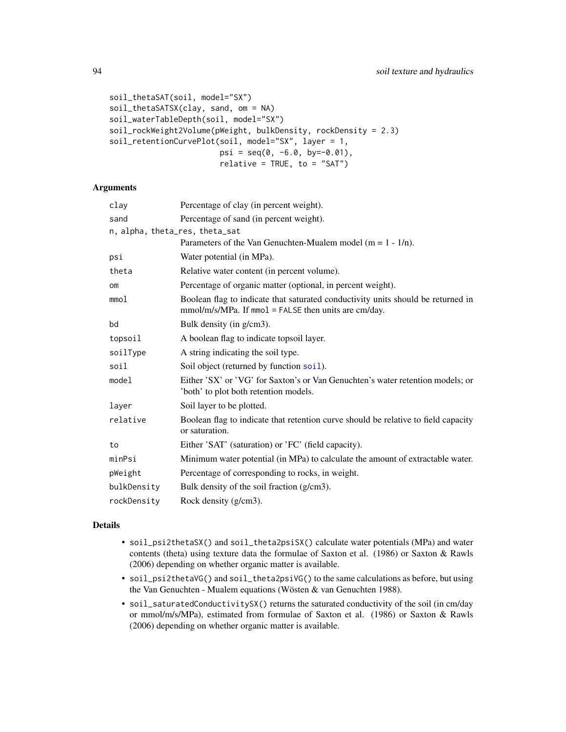```
soil_thetaSAT(soil, model="SX")
soil_thetaSATSX(clay, sand, om = NA)
soil_waterTableDepth(soil, model="SX")
soil_rockWeight2Volume(pWeight, bulkDensity, rockDensity = 2.3)
soil_retentionCurvePlot(soil, model="SX", layer = 1,
                        psi = seq(0, -6.0, by=-0.01),
                        relative = TRUE, to = "SAT")
```

## Arguments

| | |
|---|---|
| `clay` | Percentage of clay (in percent weight). |
| `sand` | Percentage of sand (in percent weight). |
| `n, alpha, theta_res, theta_sat` | Parameters of the Van Genuchten-Mualem model (m = 1 - 1/n). |
| `psi` | Water potential (in MPa). |
| `theta` | Relative water content (in percent volume). |
| `om` | Percentage of organic matter (optional, in percent weight). |
| `mmol` | Boolean flag to indicate that saturated conductivity units should be returned in mmol/m/s/MPa. If `mmol = FALSE` then units are cm/day. |
| `bd` | Bulk density (in g/cm3). |
| `topsoil` | A boolean flag to indicate topsoil layer. |
| `soilType` | A string indicating the soil type. |
| `soil` | Soil object (returned by function `soil`). |
| `model` | Either 'SX' or 'VG' for Saxton's or Van Genuchten's water retention models; or 'both' to plot both retention models. |
| `layer` | Soil layer to be plotted. |
| `relative` | Boolean flag to indicate that retention curve should be relative to field capacity or saturation. |
| `to` | Either 'SAT' (saturation) or 'FC' (field capacity). |
| `minPsi` | Minimum water potential (in MPa) to calculate the amount of extractable water. |
| `pWeight` | Percentage of corresponding to rocks, in weight. |
| `bulkDensity` | Bulk density of the soil fraction (g/cm3). |
| `rockDensity` | Rock density (g/cm3). |

## Details

- `soil_psi2thetaSX()` and `soil_theta2psiSX()` calculate water potentials (MPa) and water contents (theta) using texture data the formulae of Saxton et al. (1986) or Saxton & Rawls (2006) depending on whether organic matter is available.
- `soil_psi2thetaVG()` and `soil_theta2psiVG()` to the same calculations as before, but using the Van Genuchten - Mualem equations (Wösten & van Genuchten 1988).
- `soil_saturatedConductivitySX()` returns the saturated conductivity of the soil (in cm/day or mmol/m/s/MPa), estimated from formulae of Saxton et al. (1986) or Saxton & Rawls (2006) depending on whether organic matter is available.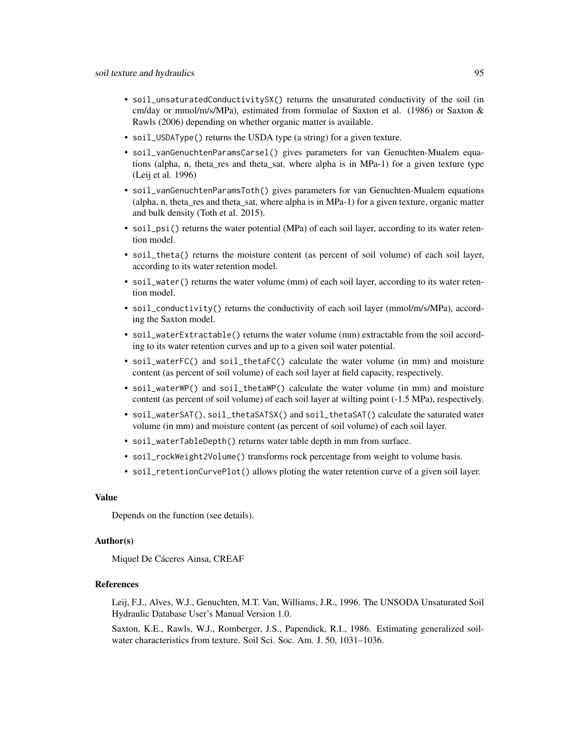- `soil_unsaturatedConductivitySX()` returns the unsaturated conductivity of the soil (in cm/day or mmol/m/s/MPa), estimated from formulae of Saxton et al. (1986) or Saxton & Rawls (2006) depending on whether organic matter is available.
- `soil_USDAType()` returns the USDA type (a string) for a given texture.
- `soil_vanGenuchtenParamsCarsel()` gives parameters for van Genuchten-Mualem equations (alpha, n, theta_res and theta_sat, where alpha is in MPa-1) for a given texture type (Leij et al. 1996)
- `soil_vanGenuchtenParamsToth()` gives parameters for van Genuchten-Mualem equations (alpha, n, theta_res and theta_sat, where alpha is in MPa-1) for a given texture, organic matter and bulk density (Toth et al. 2015).
- `soil_psi()` returns the water potential (MPa) of each soil layer, according to its water retention model.
- `soil_theta()` returns the moisture content (as percent of soil volume) of each soil layer, according to its water retention model.
- `soil_water()` returns the water volume (mm) of each soil layer, according to its water retention model.
- `soil_conductivity()` returns the conductivity of each soil layer (mmol/m/s/MPa), according the Saxton model.
- `soil_waterExtractable()` returns the water volume (mm) extractable from the soil according to its water retention curves and up to a given soil water potential.
- `soil_waterFC()` and `soil_thetaFC()` calculate the water volume (in mm) and moisture content (as percent of soil volume) of each soil layer at field capacity, respectively.
- `soil_waterWP()` and `soil_thetaWP()` calculate the water volume (in mm) and moisture content (as percent of soil volume) of each soil layer at wilting point (-1.5 MPa), respectively.
- `soil_waterSAT()`, `soil_thetaSATSX()` and `soil_thetaSAT()` calculate the saturated water volume (in mm) and moisture content (as percent of soil volume) of each soil layer.
- `soil_waterTableDepth()` returns water table depth in mm from surface.
- `soil_rockWeight2Volume()` transforms rock percentage from weight to volume basis.
- `soil_retentionCurvePlot()` allows ploting the water retention curve of a given soil layer.

### Value

Depends on the function (see details).

### Author(s)

Miquel De Cáceres Ainsa, CREAF

### References

Leij, F.J., Alves, W.J., Genuchten, M.T. Van, Williams, J.R., 1996. The UNSODA Unsaturated Soil Hydraulic Database User's Manual Version 1.0.

Saxton, K.E., Rawls, W.J., Romberger, J.S., Papendick, R.I., 1986. Estimating generalized soil-water characteristics from texture. Soil Sci. Soc. Am. J. 50, 1031–1036.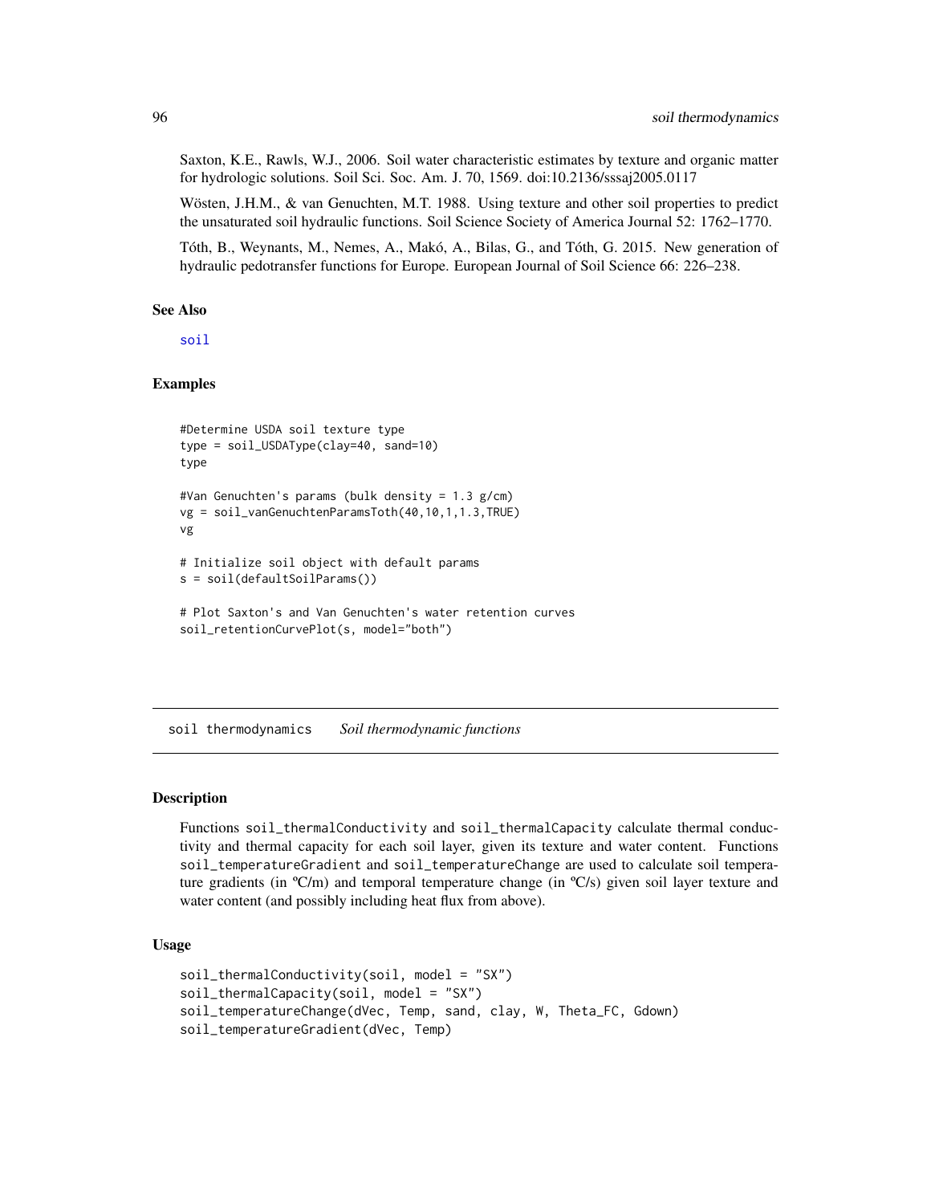Saxton, K.E., Rawls, W.J., 2006. Soil water characteristic estimates by texture and organic matter for hydrologic solutions. Soil Sci. Soc. Am. J. 70, 1569. doi:10.2136/sssaj2005.0117

Wösten, J.H.M., & van Genuchten, M.T. 1988. Using texture and other soil properties to predict the unsaturated soil hydraulic functions. Soil Science Society of America Journal 52: 1762–1770.

Tóth, B., Weynants, M., Nemes, A., Makó, A., Bilas, G., and Tóth, G. 2015. New generation of hydraulic pedotransfer functions for Europe. European Journal of Soil Science 66: 226–238.

### See Also

soil

### Examples

```
#Determine USDA soil texture type
type = soil_USDAType(clay=40, sand=10)
type

#Van Genuchten's params (bulk density = 1.3 g/cm)
vg = soil_vanGenuchtenParamsToth(40,10,1,1.3,TRUE)
vg

# Initialize soil object with default params
s = soil(defaultSoilParams())

# Plot Saxton's and Van Genuchten's water retention curves
soil_retentionCurvePlot(s, model="both")
```

---

## soil thermodynamics *Soil thermodynamic functions*

### Description

Functions `soil_thermalConductivity` and `soil_thermalCapacity` calculate thermal conductivity and thermal capacity for each soil layer, given its texture and water content. Functions `soil_temperatureGradient` and `soil_temperatureChange` are used to calculate soil temperature gradients (in ºC/m) and temporal temperature change (in ºC/s) given soil layer texture and water content (and possibly including heat flux from above).

### Usage

```
soil_thermalConductivity(soil, model = "SX")
soil_thermalCapacity(soil, model = "SX")
soil_temperatureChange(dVec, Temp, sand, clay, W, Theta_FC, Gdown)
soil_temperatureGradient(dVec, Temp)
```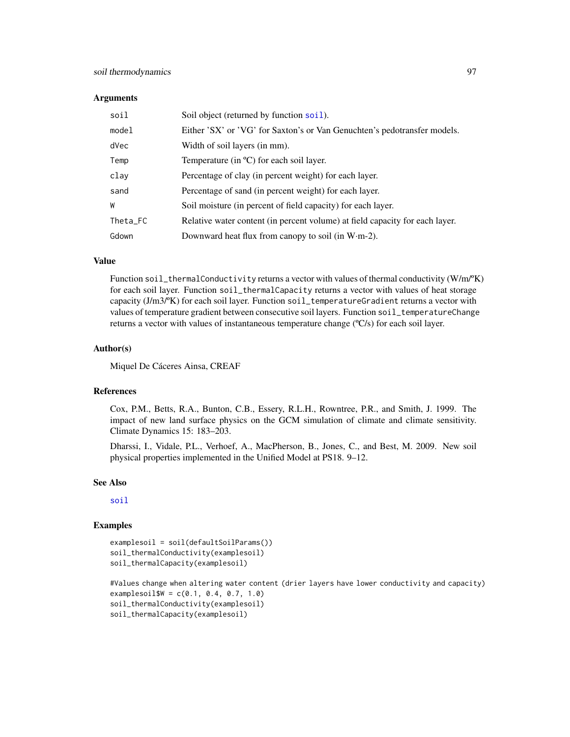## Arguments

| | |
|---|---|
| soil | Soil object (returned by function soil). |
| model | Either 'SX' or 'VG' for Saxton's or Van Genuchten's pedotransfer models. |
| dVec | Width of soil layers (in mm). |
| Temp | Temperature (in ºC) for each soil layer. |
| clay | Percentage of clay (in percent weight) for each layer. |
| sand | Percentage of sand (in percent weight) for each layer. |
| W | Soil moisture (in percent of field capacity) for each layer. |
| Theta_FC | Relative water content (in percent volume) at field capacity for each layer. |
| Gdown | Downward heat flux from canopy to soil (in W·m-2). |

## Value

Function `soil_thermalConductivity` returns a vector with values of thermal conductivity (W/m/ºK) for each soil layer. Function `soil_thermalCapacity` returns a vector with values of heat storage capacity (J/m3/ºK) for each soil layer. Function `soil_temperatureGradient` returns a vector with values of temperature gradient between consecutive soil layers. Function `soil_temperatureChange` returns a vector with values of instantaneous temperature change (ºC/s) for each soil layer.

## Author(s)

Miquel De Cáceres Ainsa, CREAF

## References

Cox, P.M., Betts, R.A., Bunton, C.B., Essery, R.L.H., Rowntree, P.R., and Smith, J. 1999. The impact of new land surface physics on the GCM simulation of climate and climate sensitivity. Climate Dynamics 15: 183–203.

Dharssi, I., Vidale, P.L., Verhoef, A., MacPherson, B., Jones, C., and Best, M. 2009. New soil physical properties implemented in the Unified Model at PS18. 9–12.

## See Also

soil

## Examples

```
examplesoil = soil(defaultSoilParams())
soil_thermalConductivity(examplesoil)
soil_thermalCapacity(examplesoil)

#Values change when altering water content (drier layers have lower conductivity and capacity)
examplesoil$W = c(0.1, 0.4, 0.7, 1.0)
soil_thermalConductivity(examplesoil)
soil_thermalCapacity(examplesoil)
```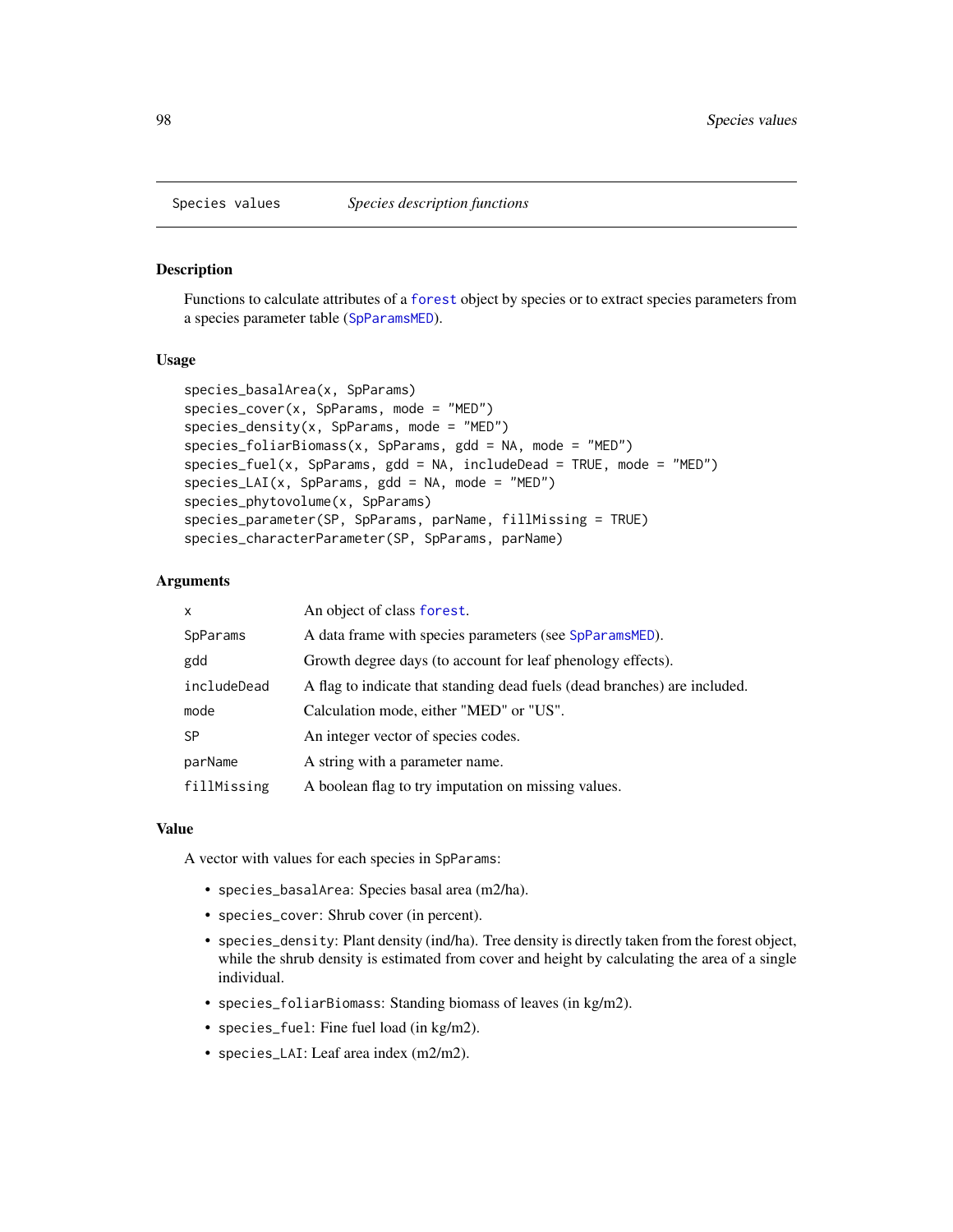## Species values &nbsp;&nbsp;&nbsp; *Species description functions*

### Description

Functions to calculate attributes of a forest object by species or to extract species parameters from a species parameter table (SpParamsMED).

### Usage

```
species_basalArea(x, SpParams)
species_cover(x, SpParams, mode = "MED")
species_density(x, SpParams, mode = "MED")
species_foliarBiomass(x, SpParams, gdd = NA, mode = "MED")
species_fuel(x, SpParams, gdd = NA, includeDead = TRUE, mode = "MED")
species_LAI(x, SpParams, gdd = NA, mode = "MED")
species_phytovolume(x, SpParams)
species_parameter(SP, SpParams, parName, fillMissing = TRUE)
species_characterParameter(SP, SpParams, parName)
```

### Arguments

| | |
|---|---|
| x | An object of class forest. |
| SpParams | A data frame with species parameters (see SpParamsMED). |
| gdd | Growth degree days (to account for leaf phenology effects). |
| includeDead | A flag to indicate that standing dead fuels (dead branches) are included. |
| mode | Calculation mode, either "MED" or "US". |
| SP | An integer vector of species codes. |
| parName | A string with a parameter name. |
| fillMissing | A boolean flag to try imputation on missing values. |

### Value

A vector with values for each species in SpParams:

- species_basalArea: Species basal area (m2/ha).
- species_cover: Shrub cover (in percent).
- species_density: Plant density (ind/ha). Tree density is directly taken from the forest object, while the shrub density is estimated from cover and height by calculating the area of a single individual.
- species_foliarBiomass: Standing biomass of leaves (in kg/m2).
- species_fuel: Fine fuel load (in kg/m2).
- species_LAI: Leaf area index (m2/m2).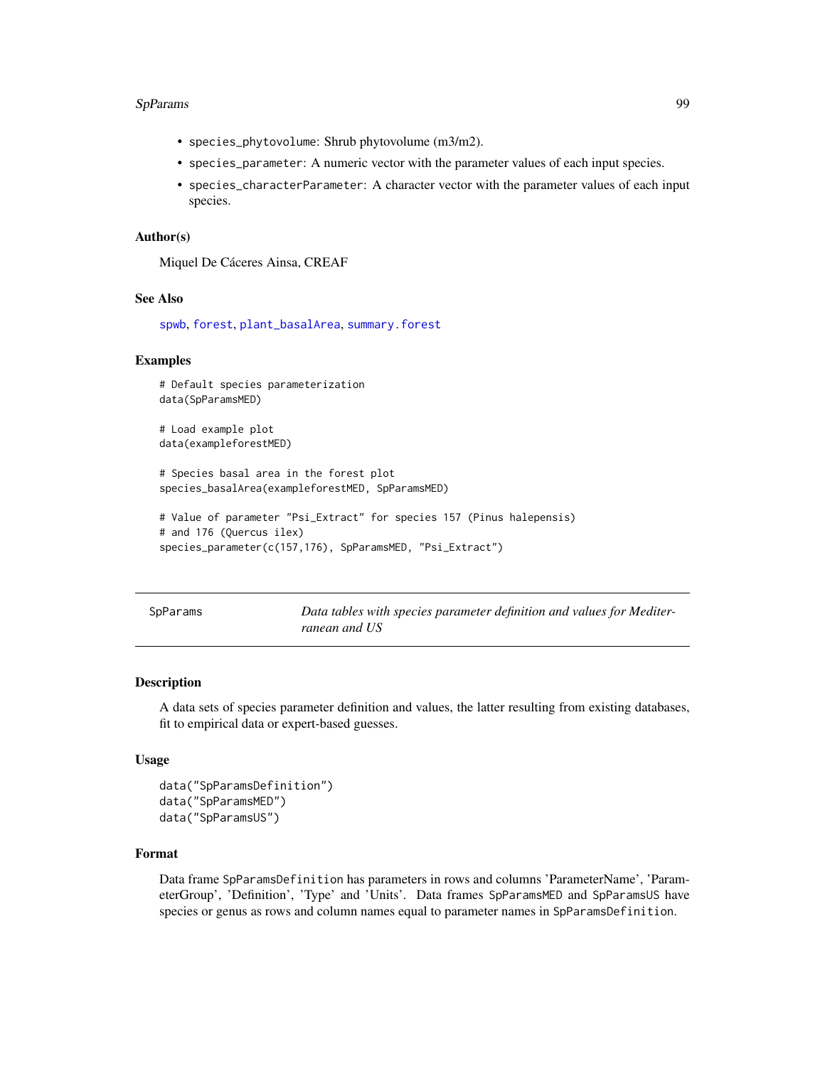- `species_phytovolume`: Shrub phytovolume (m3/m2).
- `species_parameter`: A numeric vector with the parameter values of each input species.
- `species_characterParameter`: A character vector with the parameter values of each input species.

### Author(s)

Miquel De Cáceres Ainsa, CREAF

### See Also

spwb, forest, plant_basalArea, summary.forest

### Examples

```
# Default species parameterization
data(SpParamsMED)

# Load example plot
data(exampleforestMED)

# Species basal area in the forest plot
species_basalArea(exampleforestMED, SpParamsMED)

# Value of parameter "Psi_Extract" for species 157 (Pinus halepensis)
# and 176 (Quercus ilex)
species_parameter(c(157,176), SpParamsMED, "Psi_Extract")
```

---

## SpParams — *Data tables with species parameter definition and values for Mediterranean and US*

### Description

A data sets of species parameter definition and values, the latter resulting from existing databases, fit to empirical data or expert-based guesses.

### Usage

```
data("SpParamsDefinition")
data("SpParamsMED")
data("SpParamsUS")
```

### Format

Data frame `SpParamsDefinition` has parameters in rows and columns 'ParameterName', 'ParameterGroup', 'Definition', 'Type' and 'Units'. Data frames `SpParamsMED` and `SpParamsUS` have species or genus as rows and column names equal to parameter names in `SpParamsDefinition`.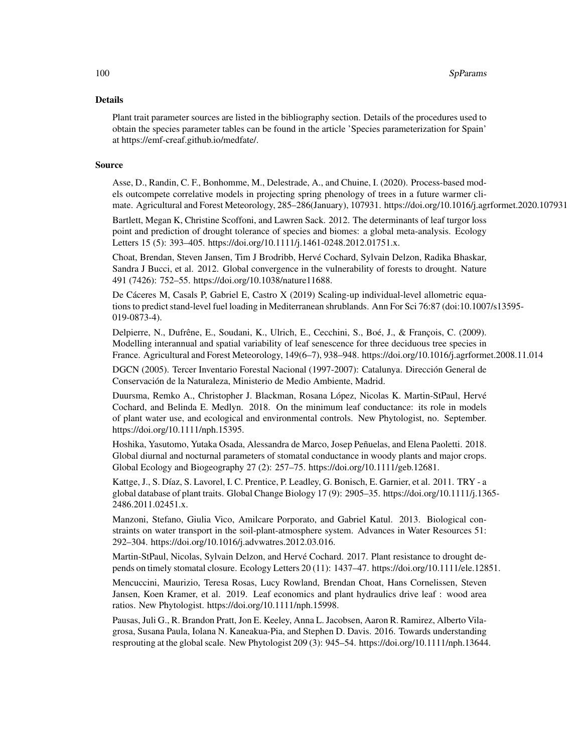## Details

Plant trait parameter sources are listed in the bibliography section. Details of the procedures used to obtain the species parameter tables can be found in the article 'Species parameterization for Spain' at https://emf-creaf.github.io/medfate/.

## Source

Asse, D., Randin, C. F., Bonhomme, M., Delestrade, A., and Chuine, I. (2020). Process-based models outcompete correlative models in projecting spring phenology of trees in a future warmer climate. Agricultural and Forest Meteorology, 285–286(January), 107931. https://doi.org/10.1016/j.agrformet.2020.107931

Bartlett, Megan K, Christine Scoffoni, and Lawren Sack. 2012. The determinants of leaf turgor loss point and prediction of drought tolerance of species and biomes: a global meta-analysis. Ecology Letters 15 (5): 393–405. https://doi.org/10.1111/j.1461-0248.2012.01751.x.

Choat, Brendan, Steven Jansen, Tim J Brodribb, Hervé Cochard, Sylvain Delzon, Radika Bhaskar, Sandra J Bucci, et al. 2012. Global convergence in the vulnerability of forests to drought. Nature 491 (7426): 752–55. https://doi.org/10.1038/nature11688.

De Cáceres M, Casals P, Gabriel E, Castro X (2019) Scaling-up individual-level allometric equations to predict stand-level fuel loading in Mediterranean shrublands. Ann For Sci 76:87 (doi:10.1007/s13595-019-0873-4).

Delpierre, N., Dufrêne, E., Soudani, K., Ulrich, E., Cecchini, S., Boé, J., & François, C. (2009). Modelling interannual and spatial variability of leaf senescence for three deciduous tree species in France. Agricultural and Forest Meteorology, 149(6–7), 938–948. https://doi.org/10.1016/j.agrformet.2008.11.014

DGCN (2005). Tercer Inventario Forestal Nacional (1997-2007): Catalunya. Dirección General de Conservación de la Naturaleza, Ministerio de Medio Ambiente, Madrid.

Duursma, Remko A., Christopher J. Blackman, Rosana López, Nicolas K. Martin-StPaul, Hervé Cochard, and Belinda E. Medlyn. 2018. On the minimum leaf conductance: its role in models of plant water use, and ecological and environmental controls. New Phytologist, no. September. https://doi.org/10.1111/nph.15395.

Hoshika, Yasutomo, Yutaka Osada, Alessandra de Marco, Josep Peñuelas, and Elena Paoletti. 2018. Global diurnal and nocturnal parameters of stomatal conductance in woody plants and major crops. Global Ecology and Biogeography 27 (2): 257–75. https://doi.org/10.1111/geb.12681.

Kattge, J., S. Díaz, S. Lavorel, I. C. Prentice, P. Leadley, G. Bonisch, E. Garnier, et al. 2011. TRY - a global database of plant traits. Global Change Biology 17 (9): 2905–35. https://doi.org/10.1111/j.1365-2486.2011.02451.x.

Manzoni, Stefano, Giulia Vico, Amilcare Porporato, and Gabriel Katul. 2013. Biological constraints on water transport in the soil-plant-atmosphere system. Advances in Water Resources 51: 292–304. https://doi.org/10.1016/j.advwatres.2012.03.016.

Martin-StPaul, Nicolas, Sylvain Delzon, and Hervé Cochard. 2017. Plant resistance to drought depends on timely stomatal closure. Ecology Letters 20 (11): 1437–47. https://doi.org/10.1111/ele.12851.

Mencuccini, Maurizio, Teresa Rosas, Lucy Rowland, Brendan Choat, Hans Cornelissen, Steven Jansen, Koen Kramer, et al. 2019. Leaf economics and plant hydraulics drive leaf : wood area ratios. New Phytologist. https://doi.org/10.1111/nph.15998.

Pausas, Juli G., R. Brandon Pratt, Jon E. Keeley, Anna L. Jacobsen, Aaron R. Ramirez, Alberto Vilagrosa, Susana Paula, Iolana N. Kaneakua-Pia, and Stephen D. Davis. 2016. Towards understanding resprouting at the global scale. New Phytologist 209 (3): 945–54. https://doi.org/10.1111/nph.13644.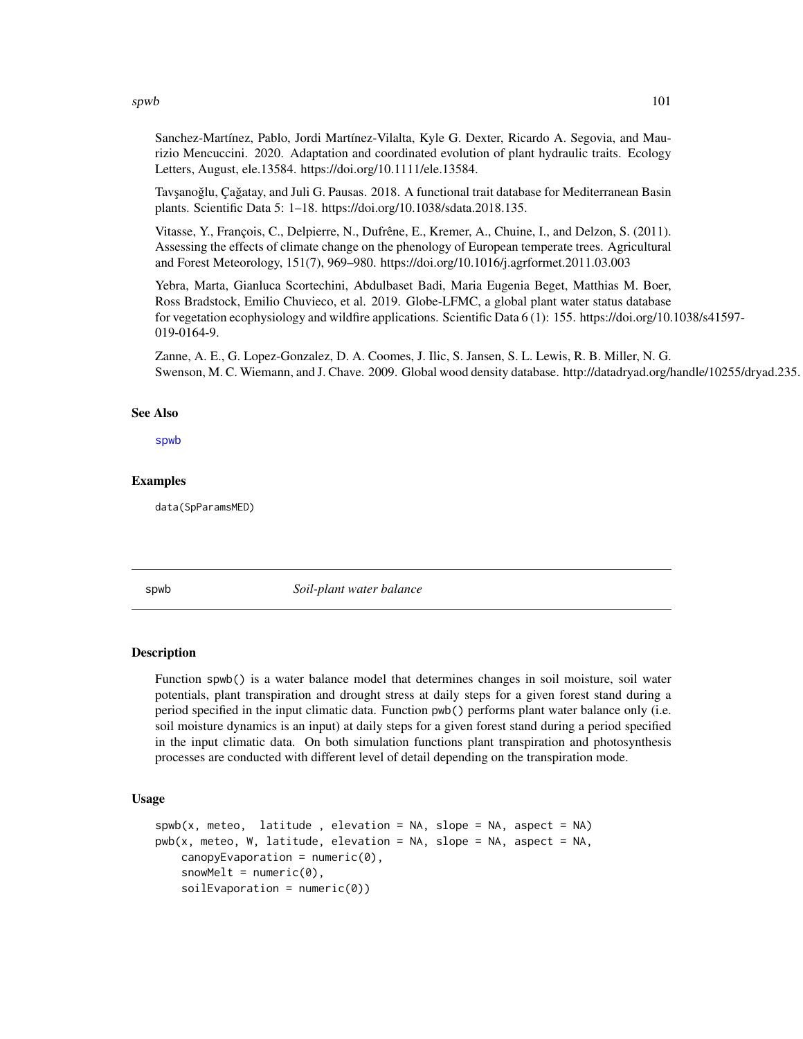Sanchez-Martínez, Pablo, Jordi Martínez-Vilalta, Kyle G. Dexter, Ricardo A. Segovia, and Maurizio Mencuccini. 2020. Adaptation and coordinated evolution of plant hydraulic traits. Ecology Letters, August, ele.13584. https://doi.org/10.1111/ele.13584.

Tavşanoğlu, Çağatay, and Juli G. Pausas. 2018. A functional trait database for Mediterranean Basin plants. Scientific Data 5: 1–18. https://doi.org/10.1038/sdata.2018.135.

Vitasse, Y., François, C., Delpierre, N., Dufrêne, E., Kremer, A., Chuine, I., and Delzon, S. (2011). Assessing the effects of climate change on the phenology of European temperate trees. Agricultural and Forest Meteorology, 151(7), 969–980. https://doi.org/10.1016/j.agrformet.2011.03.003

Yebra, Marta, Gianluca Scortechini, Abdulbaset Badi, Maria Eugenia Beget, Matthias M. Boer, Ross Bradstock, Emilio Chuvieco, et al. 2019. Globe-LFMC, a global plant water status database for vegetation ecophysiology and wildfire applications. Scientific Data 6 (1): 155. https://doi.org/10.1038/s41597-019-0164-9.

Zanne, A. E., G. Lopez-Gonzalez, D. A. Coomes, J. Ilic, S. Jansen, S. L. Lewis, R. B. Miller, N. G. Swenson, M. C. Wiemann, and J. Chave. 2009. Global wood density database. http://datadryad.org/handle/10255/dryad.235.

### See Also

spwb

### Examples

```
data(SpParamsMED)
```

---

## spwb — *Soil-plant water balance*

### Description

Function spwb() is a water balance model that determines changes in soil moisture, soil water potentials, plant transpiration and drought stress at daily steps for a given forest stand during a period specified in the input climatic data. Function pwb() performs plant water balance only (i.e. soil moisture dynamics is an input) at daily steps for a given forest stand during a period specified in the input climatic data. On both simulation functions plant transpiration and photosynthesis processes are conducted with different level of detail depending on the transpiration mode.

### Usage

```
spwb(x, meteo,  latitude , elevation = NA, slope = NA, aspect = NA)
pwb(x, meteo, W, latitude, elevation = NA, slope = NA, aspect = NA,
    canopyEvaporation = numeric(0),
    snowMelt = numeric(0),
    soilEvaporation = numeric(0))
```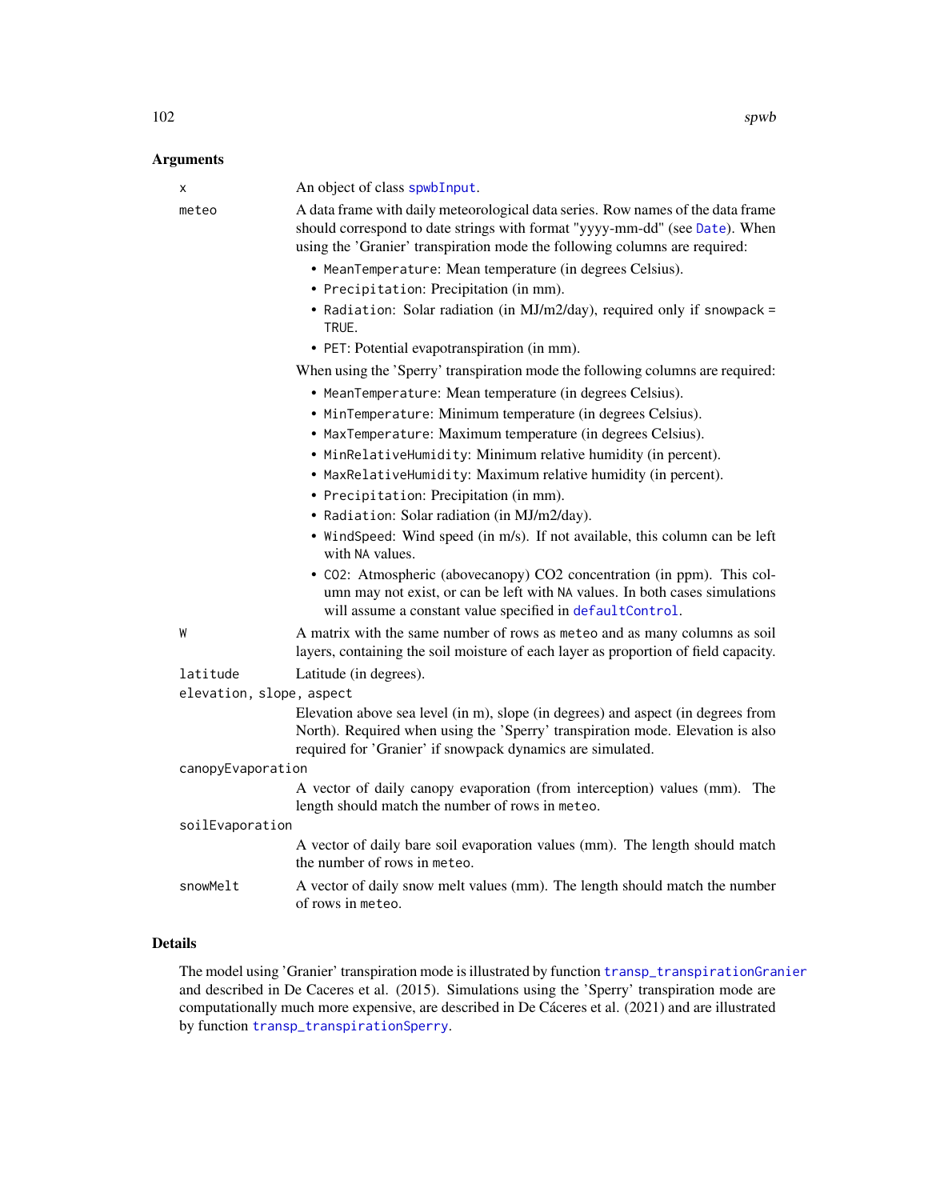## Arguments

| | |
|---|---|
| `x` | An object of class `spwbInput`. |
| `meteo` | A data frame with daily meteorological data series. Row names of the data frame should correspond to date strings with format "yyyy-mm-dd" (see `Date`). When using the 'Granier' transpiration mode the following columns are required:<br>• `MeanTemperature`: Mean temperature (in degrees Celsius).<br>• `Precipitation`: Precipitation (in mm).<br>• `Radiation`: Solar radiation (in MJ/m2/day), required only if `snowpack = TRUE`.<br>• `PET`: Potential evapotranspiration (in mm).<br>When using the 'Sperry' transpiration mode the following columns are required:<br>• `MeanTemperature`: Mean temperature (in degrees Celsius).<br>• `MinTemperature`: Minimum temperature (in degrees Celsius).<br>• `MaxTemperature`: Maximum temperature (in degrees Celsius).<br>• `MinRelativeHumidity`: Minimum relative humidity (in percent).<br>• `MaxRelativeHumidity`: Maximum relative humidity (in percent).<br>• `Precipitation`: Precipitation (in mm).<br>• `Radiation`: Solar radiation (in MJ/m2/day).<br>• `WindSpeed`: Wind speed (in m/s). If not available, this column can be left with `NA` values.<br>• `CO2`: Atmospheric (abovecanopy) CO2 concentration (in ppm). This column may not exist, or can be left with `NA` values. In both cases simulations will assume a constant value specified in `defaultControl`. |
| `W` | A matrix with the same number of rows as `meteo` and as many columns as soil layers, containing the soil moisture of each layer as proportion of field capacity. |
| `latitude` | Latitude (in degrees). |
| `elevation, slope, aspect` | Elevation above sea level (in m), slope (in degrees) and aspect (in degrees from North). Required when using the 'Sperry' transpiration mode. Elevation is also required for 'Granier' if snowpack dynamics are simulated. |
| `canopyEvaporation` | A vector of daily canopy evaporation (from interception) values (mm). The length should match the number of rows in `meteo`. |
| `soilEvaporation` | A vector of daily bare soil evaporation values (mm). The length should match the number of rows in `meteo`. |
| `snowMelt` | A vector of daily snow melt values (mm). The length should match the number of rows in `meteo`. |

## Details

The model using 'Granier' transpiration mode is illustrated by function `transp_transpirationGranier` and described in De Caceres et al. (2015). Simulations using the 'Sperry' transpiration mode are computationally much more expensive, are described in De Cáceres et al. (2021) and are illustrated by function `transp_transpirationSperry`.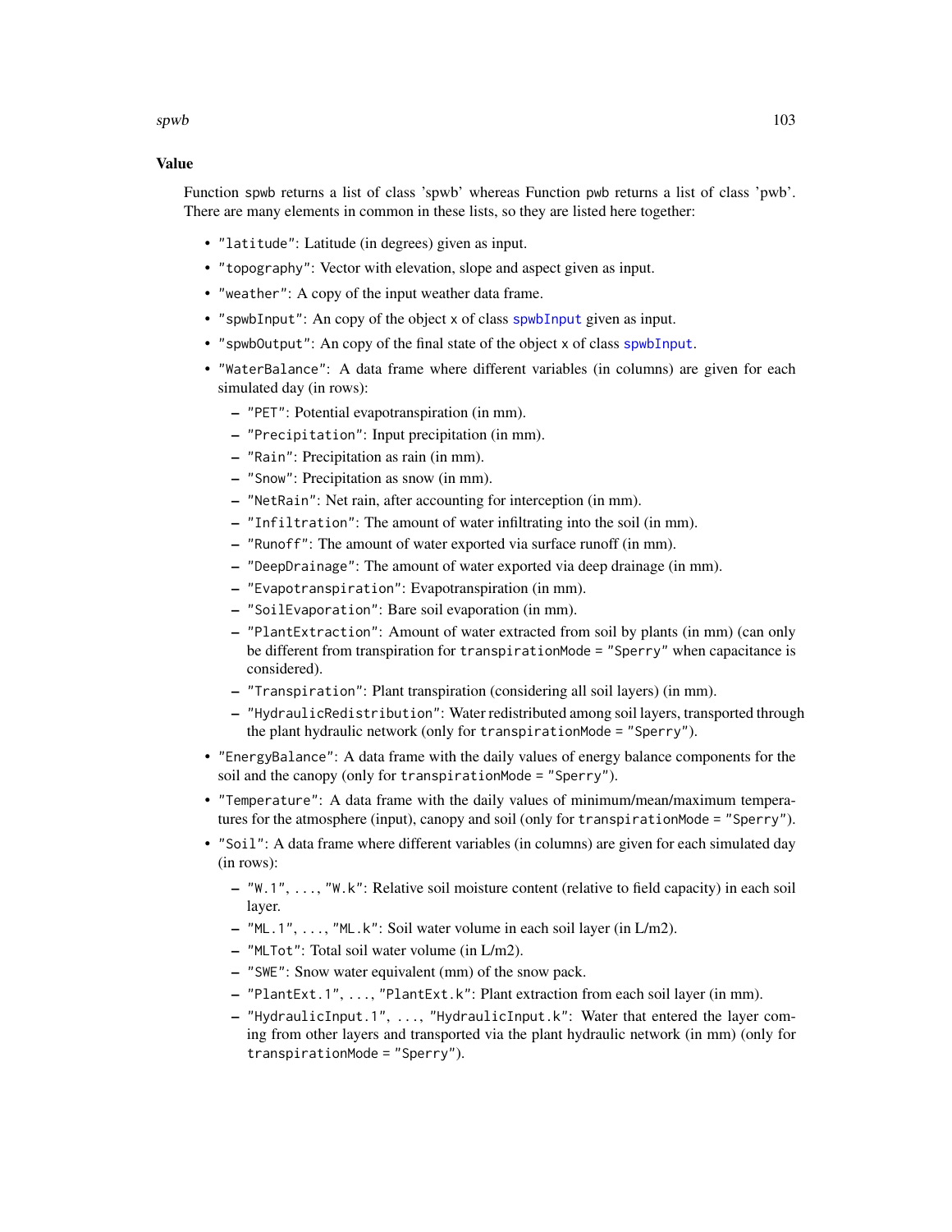## Value

Function spwb returns a list of class 'spwb' whereas Function pwb returns a list of class 'pwb'. There are many elements in common in these lists, so they are listed here together:

- "latitude": Latitude (in degrees) given as input.
- "topography": Vector with elevation, slope and aspect given as input.
- "weather": A copy of the input weather data frame.
- "spwbInput": An copy of the object x of class spwbInput given as input.
- "spwbOutput": An copy of the final state of the object x of class spwbInput.
- "WaterBalance": A data frame where different variables (in columns) are given for each simulated day (in rows):
  - "PET": Potential evapotranspiration (in mm).
  - "Precipitation": Input precipitation (in mm).
  - "Rain": Precipitation as rain (in mm).
  - "Snow": Precipitation as snow (in mm).
  - "NetRain": Net rain, after accounting for interception (in mm).
  - "Infiltration": The amount of water infiltrating into the soil (in mm).
  - "Runoff": The amount of water exported via surface runoff (in mm).
  - "DeepDrainage": The amount of water exported via deep drainage (in mm).
  - "Evapotranspiration": Evapotranspiration (in mm).
  - "SoilEvaporation": Bare soil evaporation (in mm).
  - "PlantExtraction": Amount of water extracted from soil by plants (in mm) (can only be different from transpiration for transpirationMode = "Sperry" when capacitance is considered).
  - "Transpiration": Plant transpiration (considering all soil layers) (in mm).
  - "HydraulicRedistribution": Water redistributed among soil layers, transported through the plant hydraulic network (only for transpirationMode = "Sperry").
- "EnergyBalance": A data frame with the daily values of energy balance components for the soil and the canopy (only for transpirationMode = "Sperry").
- "Temperature": A data frame with the daily values of minimum/mean/maximum temperatures for the atmosphere (input), canopy and soil (only for transpirationMode = "Sperry").
- "Soil": A data frame where different variables (in columns) are given for each simulated day (in rows):
  - "W.1", ..., "W.k": Relative soil moisture content (relative to field capacity) in each soil layer.
  - "ML.1", ..., "ML.k": Soil water volume in each soil layer (in L/m2).
  - "MLTot": Total soil water volume (in L/m2).
  - "SWE": Snow water equivalent (mm) of the snow pack.
  - "PlantExt.1", ..., "PlantExt.k": Plant extraction from each soil layer (in mm).
  - "HydraulicInput.1", ..., "HydraulicInput.k": Water that entered the layer coming from other layers and transported via the plant hydraulic network (in mm) (only for transpirationMode = "Sperry").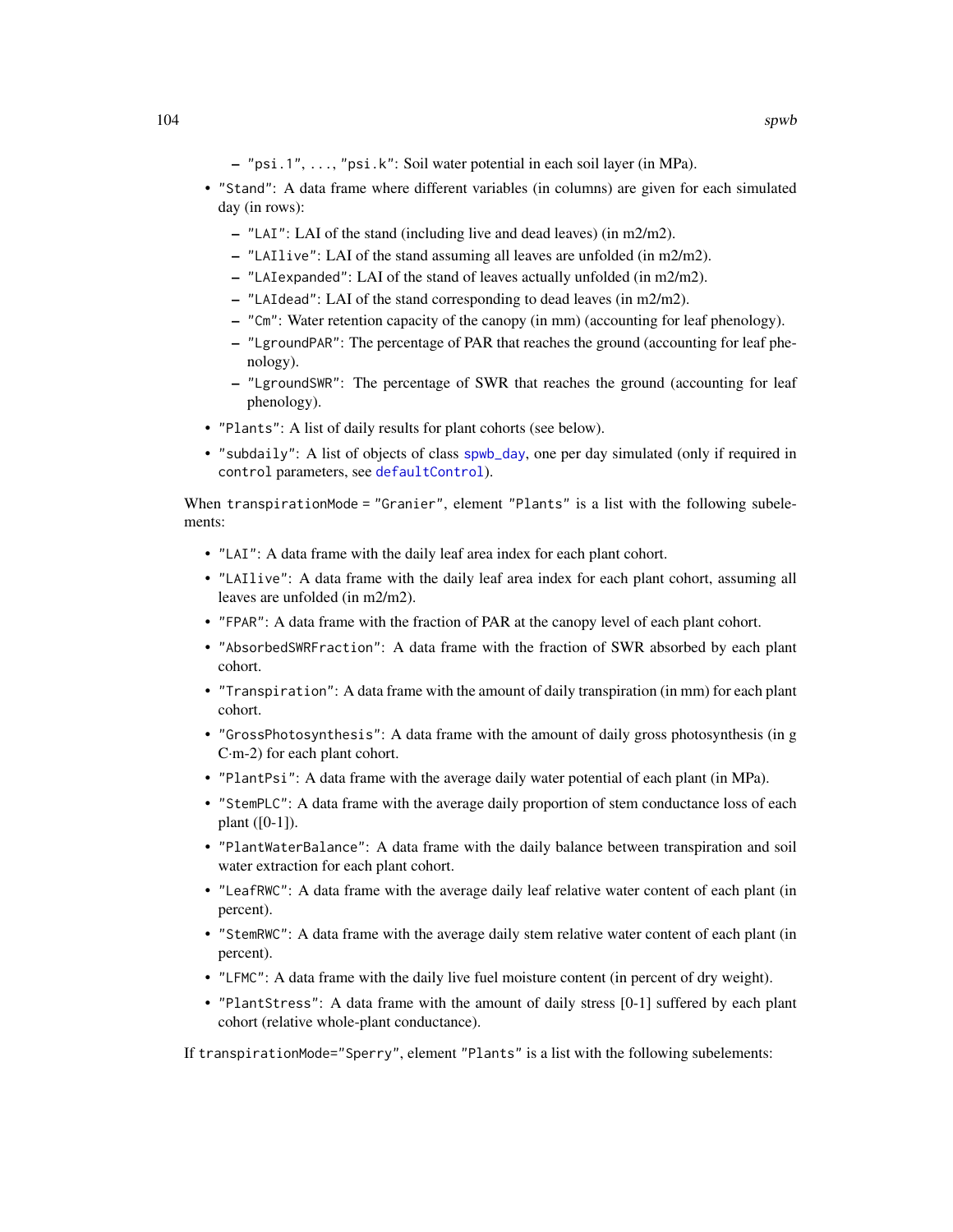- "psi.1", ..., "psi.k": Soil water potential in each soil layer (in MPa).
- "Stand": A data frame where different variables (in columns) are given for each simulated day (in rows):
  - "LAI": LAI of the stand (including live and dead leaves) (in m2/m2).
  - "LAIlive": LAI of the stand assuming all leaves are unfolded (in m2/m2).
  - "LAIexpanded": LAI of the stand of leaves actually unfolded (in m2/m2).
  - "LAIdead": LAI of the stand corresponding to dead leaves (in m2/m2).
  - "Cm": Water retention capacity of the canopy (in mm) (accounting for leaf phenology).
  - "LgroundPAR": The percentage of PAR that reaches the ground (accounting for leaf phenology).
  - "LgroundSWR": The percentage of SWR that reaches the ground (accounting for leaf phenology).
- "Plants": A list of daily results for plant cohorts (see below).
- "subdaily": A list of objects of class spwb_day, one per day simulated (only if required in control parameters, see defaultControl).

When transpirationMode = "Granier", element "Plants" is a list with the following subelements:

- "LAI": A data frame with the daily leaf area index for each plant cohort.
- "LAIlive": A data frame with the daily leaf area index for each plant cohort, assuming all leaves are unfolded (in m2/m2).
- "FPAR": A data frame with the fraction of PAR at the canopy level of each plant cohort.
- "AbsorbedSWRFraction": A data frame with the fraction of SWR absorbed by each plant cohort.
- "Transpiration": A data frame with the amount of daily transpiration (in mm) for each plant cohort.
- "GrossPhotosynthesis": A data frame with the amount of daily gross photosynthesis (in g C·m-2) for each plant cohort.
- "PlantPsi": A data frame with the average daily water potential of each plant (in MPa).
- "StemPLC": A data frame with the average daily proportion of stem conductance loss of each plant ([0-1]).
- "PlantWaterBalance": A data frame with the daily balance between transpiration and soil water extraction for each plant cohort.
- "LeafRWC": A data frame with the average daily leaf relative water content of each plant (in percent).
- "StemRWC": A data frame with the average daily stem relative water content of each plant (in percent).
- "LFMC": A data frame with the daily live fuel moisture content (in percent of dry weight).
- "PlantStress": A data frame with the amount of daily stress [0-1] suffered by each plant cohort (relative whole-plant conductance).

If transpirationMode="Sperry", element "Plants" is a list with the following subelements: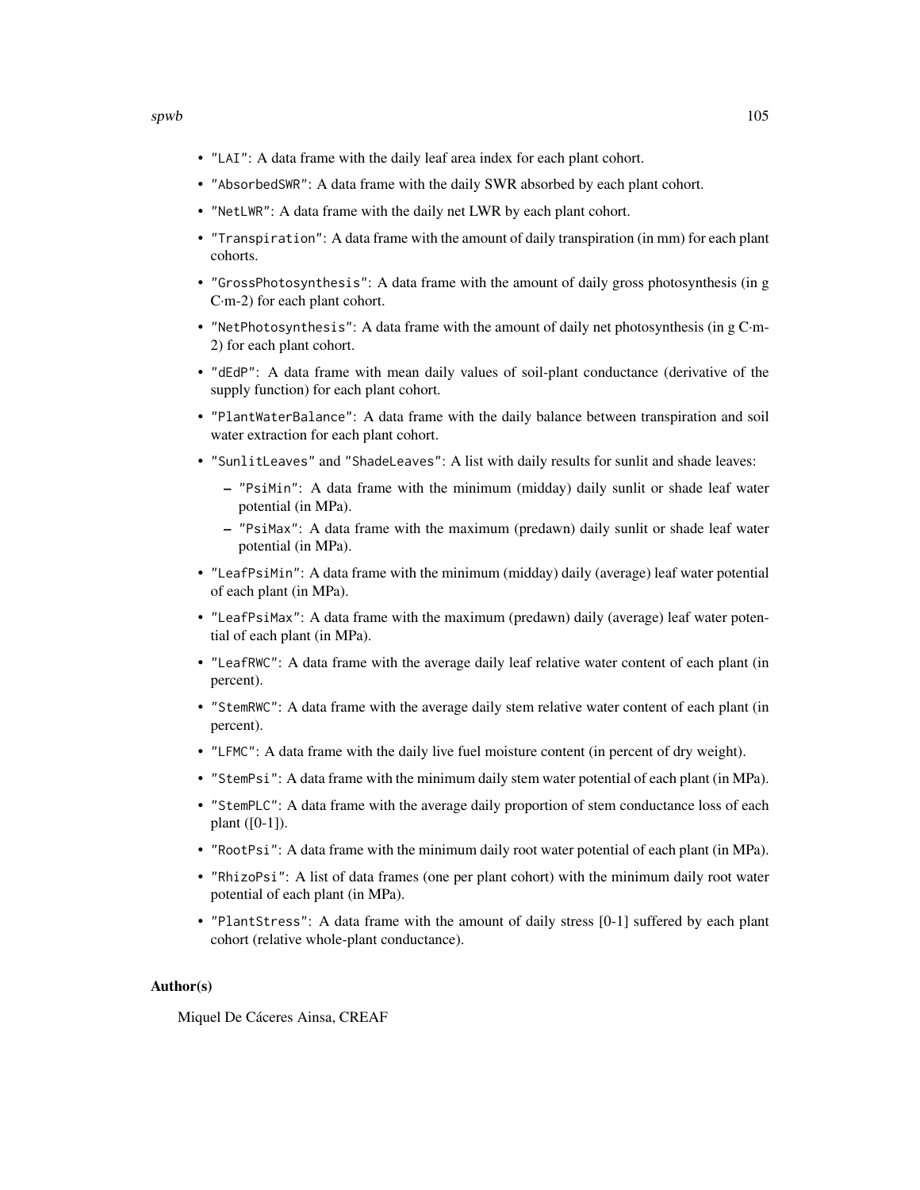- `"LAI"`: A data frame with the daily leaf area index for each plant cohort.
- `"AbsorbedSWR"`: A data frame with the daily SWR absorbed by each plant cohort.
- `"NetLWR"`: A data frame with the daily net LWR by each plant cohort.
- `"Transpiration"`: A data frame with the amount of daily transpiration (in mm) for each plant cohorts.
- `"GrossPhotosynthesis"`: A data frame with the amount of daily gross photosynthesis (in g C·m-2) for each plant cohort.
- `"NetPhotosynthesis"`: A data frame with the amount of daily net photosynthesis (in g C·m-2) for each plant cohort.
- `"dEdP"`: A data frame with mean daily values of soil-plant conductance (derivative of the supply function) for each plant cohort.
- `"PlantWaterBalance"`: A data frame with the daily balance between transpiration and soil water extraction for each plant cohort.
- `"SunlitLeaves"` and `"ShadeLeaves"`: A list with daily results for sunlit and shade leaves:
  - `"PsiMin"`: A data frame with the minimum (midday) daily sunlit or shade leaf water potential (in MPa).
  - `"PsiMax"`: A data frame with the maximum (predawn) daily sunlit or shade leaf water potential (in MPa).
- `"LeafPsiMin"`: A data frame with the minimum (midday) daily (average) leaf water potential of each plant (in MPa).
- `"LeafPsiMax"`: A data frame with the maximum (predawn) daily (average) leaf water potential of each plant (in MPa).
- `"LeafRWC"`: A data frame with the average daily leaf relative water content of each plant (in percent).
- `"StemRWC"`: A data frame with the average daily stem relative water content of each plant (in percent).
- `"LFMC"`: A data frame with the daily live fuel moisture content (in percent of dry weight).
- `"StemPsi"`: A data frame with the minimum daily stem water potential of each plant (in MPa).
- `"StemPLC"`: A data frame with the average daily proportion of stem conductance loss of each plant ([0-1]).
- `"RootPsi"`: A data frame with the minimum daily root water potential of each plant (in MPa).
- `"RhizoPsi"`: A list of data frames (one per plant cohort) with the minimum daily root water potential of each plant (in MPa).
- `"PlantStress"`: A data frame with the amount of daily stress [0-1] suffered by each plant cohort (relative whole-plant conductance).

## Author(s)

Miquel De Cáceres Ainsa, CREAF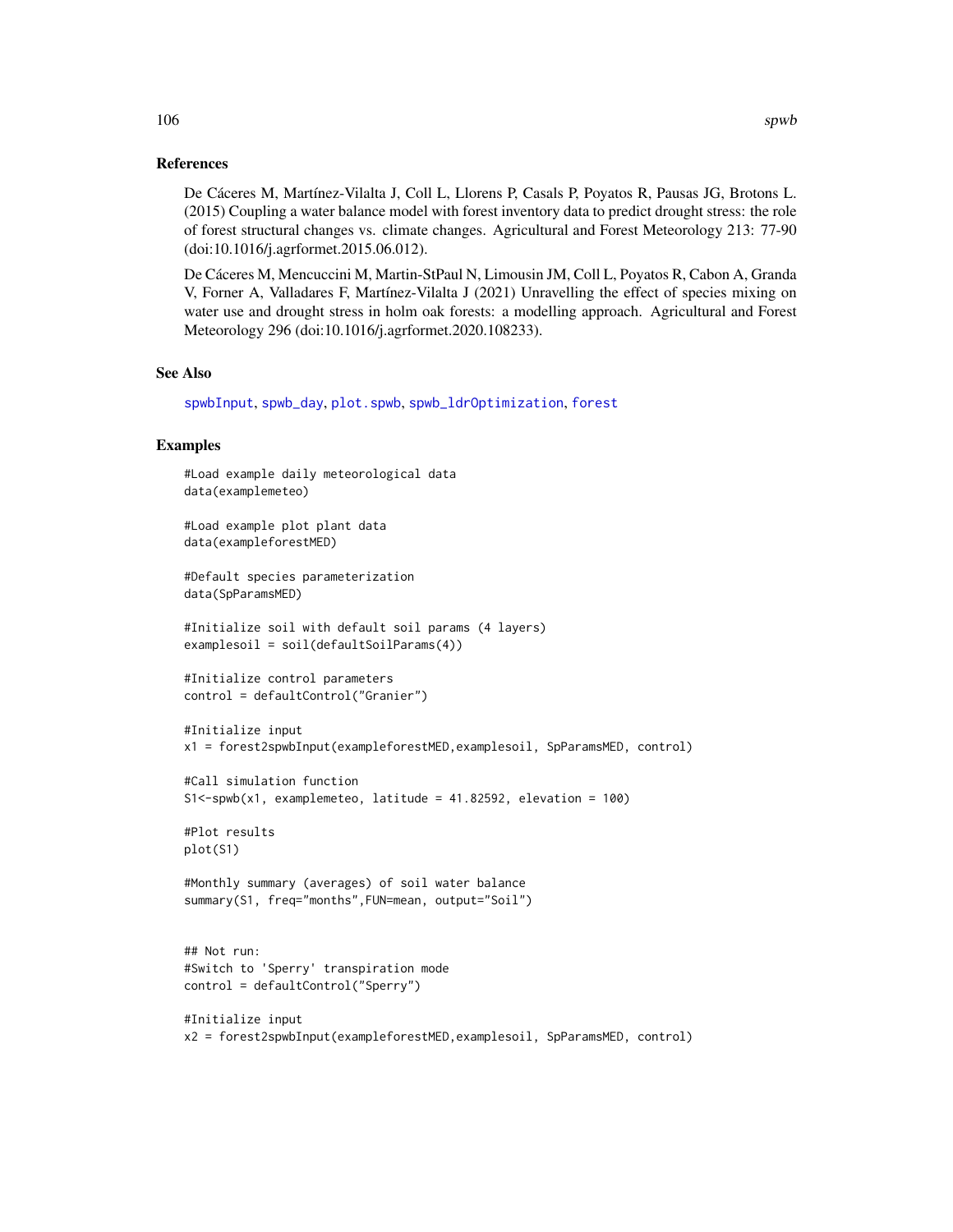## References

De Cáceres M, Martínez-Vilalta J, Coll L, Llorens P, Casals P, Poyatos R, Pausas JG, Brotons L. (2015) Coupling a water balance model with forest inventory data to predict drought stress: the role of forest structural changes vs. climate changes. Agricultural and Forest Meteorology 213: 77-90 (doi:10.1016/j.agrformet.2015.06.012).

De Cáceres M, Mencuccini M, Martin-StPaul N, Limousin JM, Coll L, Poyatos R, Cabon A, Granda V, Forner A, Valladares F, Martínez-Vilalta J (2021) Unravelling the effect of species mixing on water use and drought stress in holm oak forests: a modelling approach. Agricultural and Forest Meteorology 296 (doi:10.1016/j.agrformet.2020.108233).

## See Also

spwbInput, spwb_day, plot.spwb, spwb_ldrOptimization, forest

## Examples

```
#Load example daily meteorological data
data(examplemeteo)

#Load example plot plant data
data(exampleforestMED)

#Default species parameterization
data(SpParamsMED)

#Initialize soil with default soil params (4 layers)
examplesoil = soil(defaultSoilParams(4))

#Initialize control parameters
control = defaultControl("Granier")

#Initialize input
x1 = forest2spwbInput(exampleforestMED,examplesoil, SpParamsMED, control)

#Call simulation function
S1<-spwb(x1, examplemeteo, latitude = 41.82592, elevation = 100)

#Plot results
plot(S1)

#Monthly summary (averages) of soil water balance
summary(S1, freq="months",FUN=mean, output="Soil")


## Not run:
#Switch to 'Sperry' transpiration mode
control = defaultControl("Sperry")

#Initialize input
x2 = forest2spwbInput(exampleforestMED,examplesoil, SpParamsMED, control)
```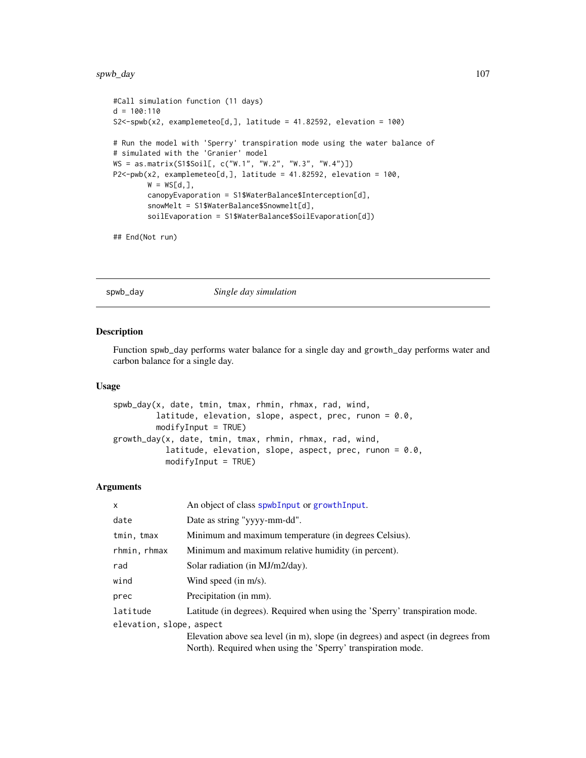```
#Call simulation function (11 days)
d = 100:110
S2<-spwb(x2, examplemeteo[d,], latitude = 41.82592, elevation = 100)

# Run the model with 'Sperry' transpiration mode using the water balance of
# simulated with the 'Granier' model
WS = as.matrix(S1$Soil[, c("W.1", "W.2", "W.3", "W.4")])
P2<-pwb(x2, examplemeteo[d,], latitude = 41.82592, elevation = 100,
        W = WS[d,],
        canopyEvaporation = S1$WaterBalance$Interception[d],
        snowMelt = S1$WaterBalance$Snowmelt[d],
        soilEvaporation = S1$WaterBalance$SoilEvaporation[d])

## End(Not run)
```

---

## spwb_day — *Single day simulation*

### Description

Function spwb_day performs water balance for a single day and growth_day performs water and carbon balance for a single day.

### Usage

```
spwb_day(x, date, tmin, tmax, rhmin, rhmax, rad, wind,
         latitude, elevation, slope, aspect, prec, runon = 0.0,
         modifyInput = TRUE)
growth_day(x, date, tmin, tmax, rhmin, rhmax, rad, wind,
           latitude, elevation, slope, aspect, prec, runon = 0.0,
           modifyInput = TRUE)
```

### Arguments

| | |
|---|---|
| `x` | An object of class `spwbInput` or `growthInput`. |
| `date` | Date as string "yyyy-mm-dd". |
| `tmin, tmax` | Minimum and maximum temperature (in degrees Celsius). |
| `rhmin, rhmax` | Minimum and maximum relative humidity (in percent). |
| `rad` | Solar radiation (in MJ/m2/day). |
| `wind` | Wind speed (in m/s). |
| `prec` | Precipitation (in mm). |
| `latitude` | Latitude (in degrees). Required when using the 'Sperry' transpiration mode. |
| `elevation, slope, aspect` | Elevation above sea level (in m), slope (in degrees) and aspect (in degrees from North). Required when using the 'Sperry' transpiration mode. |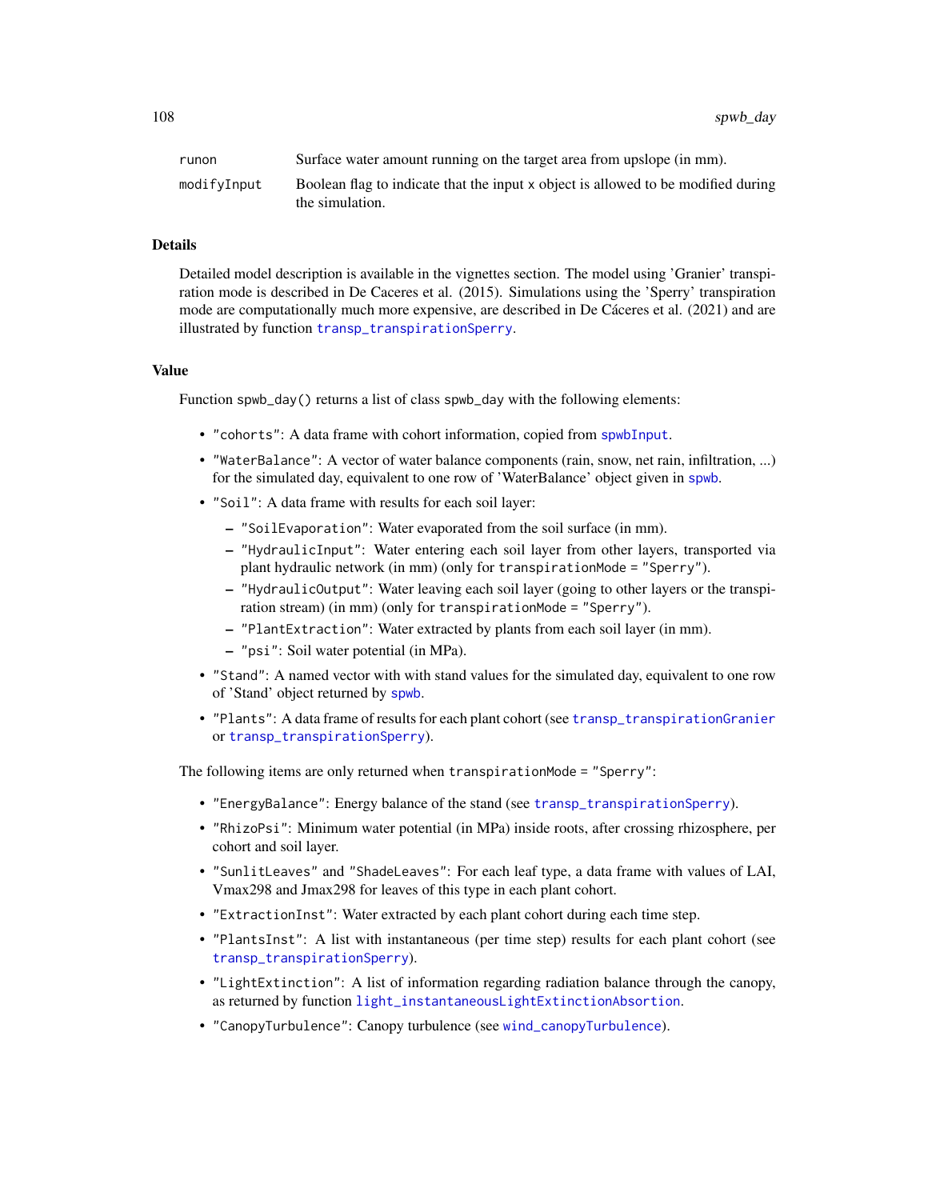| | |
|---|---|
| runon | Surface water amount running on the target area from upslope (in mm). |
| modifyInput | Boolean flag to indicate that the input x object is allowed to be modified during the simulation. |

### Details

Detailed model description is available in the vignettes section. The model using 'Granier' transpiration mode is described in De Caceres et al. (2015). Simulations using the 'Sperry' transpiration mode are computationally much more expensive, are described in De Cáceres et al. (2021) and are illustrated by function transp_transpirationSperry.

### Value

Function spwb_day() returns a list of class spwb_day with the following elements:

- "cohorts": A data frame with cohort information, copied from spwbInput.
- "WaterBalance": A vector of water balance components (rain, snow, net rain, infiltration, ...) for the simulated day, equivalent to one row of 'WaterBalance' object given in spwb.
- "Soil": A data frame with results for each soil layer:
  - "SoilEvaporation": Water evaporated from the soil surface (in mm).
  - "HydraulicInput": Water entering each soil layer from other layers, transported via plant hydraulic network (in mm) (only for transpirationMode = "Sperry").
  - "HydraulicOutput": Water leaving each soil layer (going to other layers or the transpiration stream) (in mm) (only for transpirationMode = "Sperry").
  - "PlantExtraction": Water extracted by plants from each soil layer (in mm).
  - "psi": Soil water potential (in MPa).
- "Stand": A named vector with with stand values for the simulated day, equivalent to one row of 'Stand' object returned by spwb.
- "Plants": A data frame of results for each plant cohort (see transp_transpirationGranier or transp_transpirationSperry).

The following items are only returned when transpirationMode = "Sperry":

- "EnergyBalance": Energy balance of the stand (see transp_transpirationSperry).
- "RhizoPsi": Minimum water potential (in MPa) inside roots, after crossing rhizosphere, per cohort and soil layer.
- "SunlitLeaves" and "ShadeLeaves": For each leaf type, a data frame with values of LAI, Vmax298 and Jmax298 for leaves of this type in each plant cohort.
- "ExtractionInst": Water extracted by each plant cohort during each time step.
- "PlantsInst": A list with instantaneous (per time step) results for each plant cohort (see transp_transpirationSperry).
- "LightExtinction": A list of information regarding radiation balance through the canopy, as returned by function light_instantaneousLightExtinctionAbsortion.
- "CanopyTurbulence": Canopy turbulence (see wind_canopyTurbulence).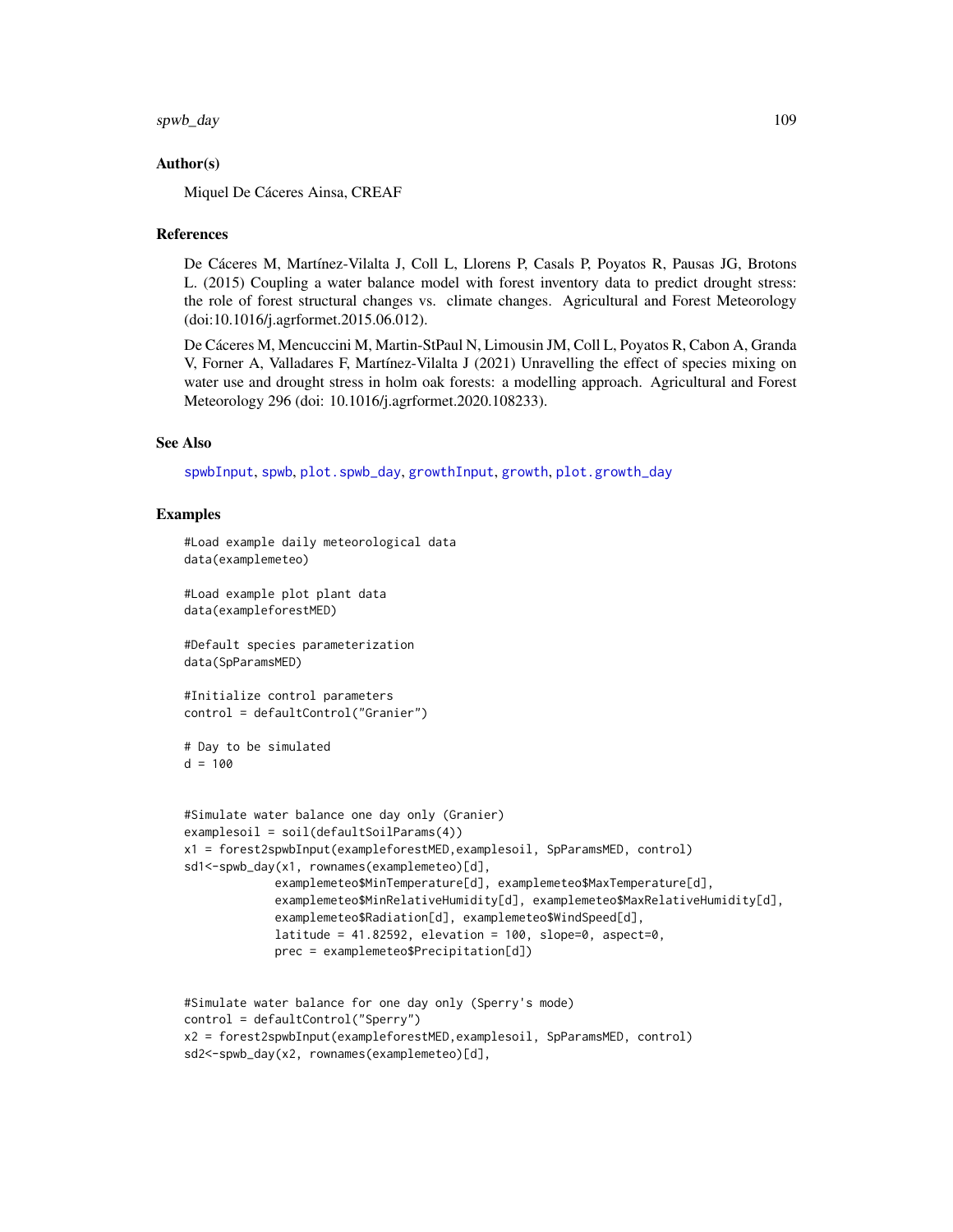## Author(s)

Miquel De Cáceres Ainsa, CREAF

## References

De Cáceres M, Martínez-Vilalta J, Coll L, Llorens P, Casals P, Poyatos R, Pausas JG, Brotons L. (2015) Coupling a water balance model with forest inventory data to predict drought stress: the role of forest structural changes vs. climate changes. Agricultural and Forest Meteorology (doi:10.1016/j.agrformet.2015.06.012).

De Cáceres M, Mencuccini M, Martin-StPaul N, Limousin JM, Coll L, Poyatos R, Cabon A, Granda V, Forner A, Valladares F, Martínez-Vilalta J (2021) Unravelling the effect of species mixing on water use and drought stress in holm oak forests: a modelling approach. Agricultural and Forest Meteorology 296 (doi: 10.1016/j.agrformet.2020.108233).

## See Also

spwbInput, spwb, plot.spwb_day, growthInput, growth, plot.growth_day

## Examples

```
#Load example daily meteorological data
data(examplemeteo)

#Load example plot plant data
data(exampleforestMED)

#Default species parameterization
data(SpParamsMED)

#Initialize control parameters
control = defaultControl("Granier")

# Day to be simulated
d = 100


#Simulate water balance one day only (Granier)
examplesoil = soil(defaultSoilParams(4))
x1 = forest2spwbInput(exampleforestMED,examplesoil, SpParamsMED, control)
sd1<-spwb_day(x1, rownames(examplemeteo)[d],
             examplemeteo$MinTemperature[d], examplemeteo$MaxTemperature[d],
             examplemeteo$MinRelativeHumidity[d], examplemeteo$MaxRelativeHumidity[d],
             examplemeteo$Radiation[d], examplemeteo$WindSpeed[d],
             latitude = 41.82592, elevation = 100, slope=0, aspect=0,
             prec = examplemeteo$Precipitation[d])


#Simulate water balance for one day only (Sperry's mode)
control = defaultControl("Sperry")
x2 = forest2spwbInput(exampleforestMED,examplesoil, SpParamsMED, control)
sd2<-spwb_day(x2, rownames(examplemeteo)[d],
```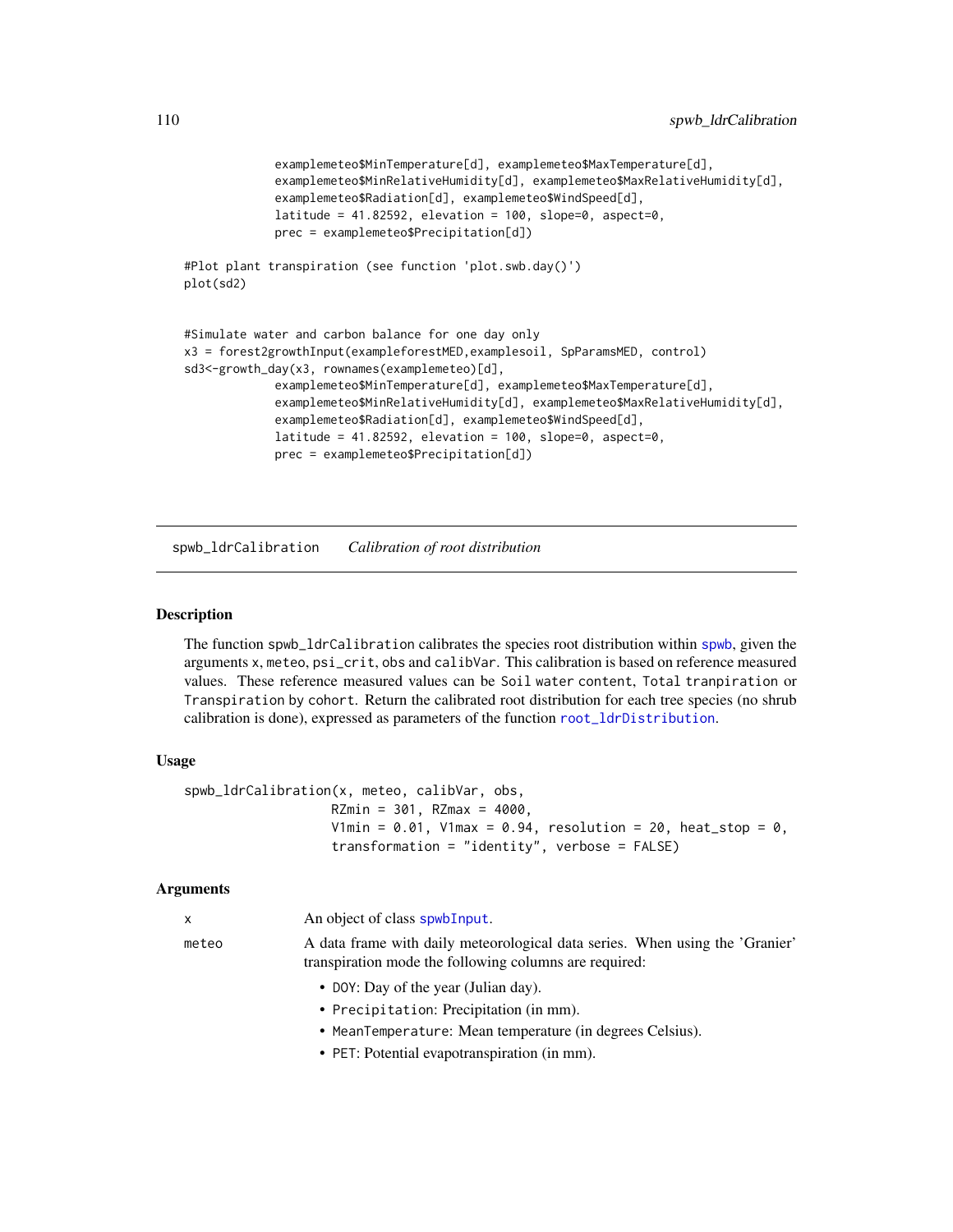```
              examplemeteo$MinTemperature[d], examplemeteo$MaxTemperature[d],
              examplemeteo$MinRelativeHumidity[d], examplemeteo$MaxRelativeHumidity[d],
              examplemeteo$Radiation[d], examplemeteo$WindSpeed[d],
              latitude = 41.82592, elevation = 100, slope=0, aspect=0,
              prec = examplemeteo$Precipitation[d])

#Plot plant transpiration (see function 'plot.swb.day()')
plot(sd2)


#Simulate water and carbon balance for one day only
x3 = forest2growthInput(exampleforestMED,examplesoil, SpParamsMED, control)
sd3<-growth_day(x3, rownames(examplemeteo)[d],
              examplemeteo$MinTemperature[d], examplemeteo$MaxTemperature[d],
              examplemeteo$MinRelativeHumidity[d], examplemeteo$MaxRelativeHumidity[d],
              examplemeteo$Radiation[d], examplemeteo$WindSpeed[d],
              latitude = 41.82592, elevation = 100, slope=0, aspect=0,
              prec = examplemeteo$Precipitation[d])
```

## spwb_ldrCalibration *Calibration of root distribution*

### Description

The function spwb_ldrCalibration calibrates the species root distribution within spwb, given the arguments x, meteo, psi_crit, obs and calibVar. This calibration is based on reference measured values. These reference measured values can be Soil water content, Total tranpiration or Transpiration by cohort. Return the calibrated root distribution for each tree species (no shrub calibration is done), expressed as parameters of the function root_ldrDistribution.

### Usage

```
spwb_ldrCalibration(x, meteo, calibVar, obs,
                    RZmin = 301, RZmax = 4000,
                    V1min = 0.01, V1max = 0.94, resolution = 20, heat_stop = 0,
                    transformation = "identity", verbose = FALSE)
```

### Arguments

x — An object of class spwbInput.

meteo — A data frame with daily meteorological data series. When using the 'Granier' transpiration mode the following columns are required:

- DOY: Day of the year (Julian day).
- Precipitation: Precipitation (in mm).
- MeanTemperature: Mean temperature (in degrees Celsius).
- PET: Potential evapotranspiration (in mm).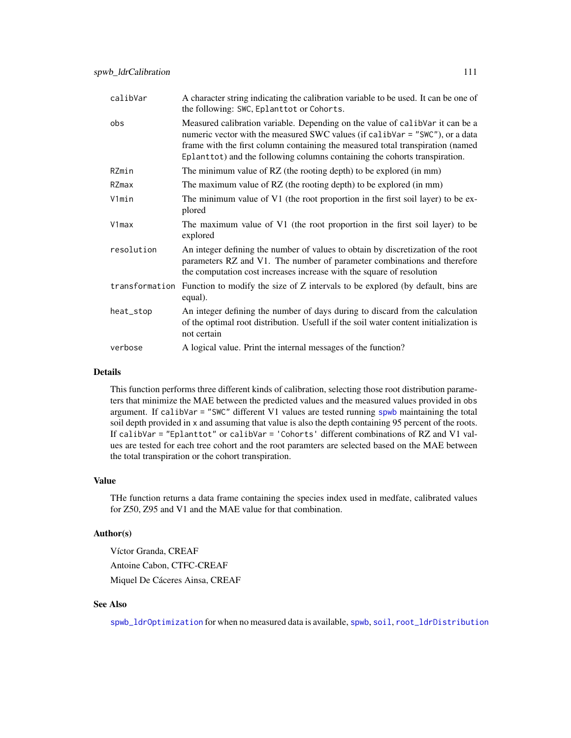| | |
|---|---|
| `calibVar` | A character string indicating the calibration variable to be used. It can be one of the following: `SWC`, `Eplanttot` or `Cohorts`. |
| `obs` | Measured calibration variable. Depending on the value of `calibVar` it can be a numeric vector with the measured SWC values (if `calibVar = "SWC"`), or a data frame with the first column containing the measured total transpiration (named `Eplanttot`) and the following columns containing the cohorts transpiration. |
| `RZmin` | The minimum value of RZ (the rooting depth) to be explored (in mm) |
| `RZmax` | The maximum value of RZ (the rooting depth) to be explored (in mm) |
| `V1min` | The minimum value of V1 (the root proportion in the first soil layer) to be explored |
| `V1max` | The maximum value of V1 (the root proportion in the first soil layer) to be explored |
| `resolution` | An integer defining the number of values to obtain by discretization of the root parameters RZ and V1. The number of parameter combinations and therefore the computation cost increases increase with the square of resolution |
| `transformation` | Function to modify the size of Z intervals to be explored (by default, bins are equal). |
| `heat_stop` | An integer defining the number of days during to discard from the calculation of the optimal root distribution. Usefull if the soil water content initialization is not certain |
| `verbose` | A logical value. Print the internal messages of the function? |

## Details

This function performs three different kinds of calibration, selecting those root distribution parameters that minimize the MAE between the predicted values and the measured values provided in `obs` argument. If `calibVar = "SWC"` different V1 values are tested running `spwb` maintaining the total soil depth provided in `x` and assuming that value is also the depth containing 95 percent of the roots. If `calibVar = "Eplanttot"` or `calibVar = 'Cohorts'` different combinations of RZ and V1 values are tested for each tree cohort and the root paramters are selected based on the MAE between the total transpiration or the cohort transpiration.

## Value

THe function returns a data frame containing the species index used in medfate, calibrated values for Z50, Z95 and V1 and the MAE value for that combination.

## Author(s)

Víctor Granda, CREAF

Antoine Cabon, CTFC-CREAF

Miquel De Cáceres Ainsa, CREAF

## See Also

`spwb_ldrOptimization` for when no measured data is available, `spwb`, `soil`, `root_ldrDistribution`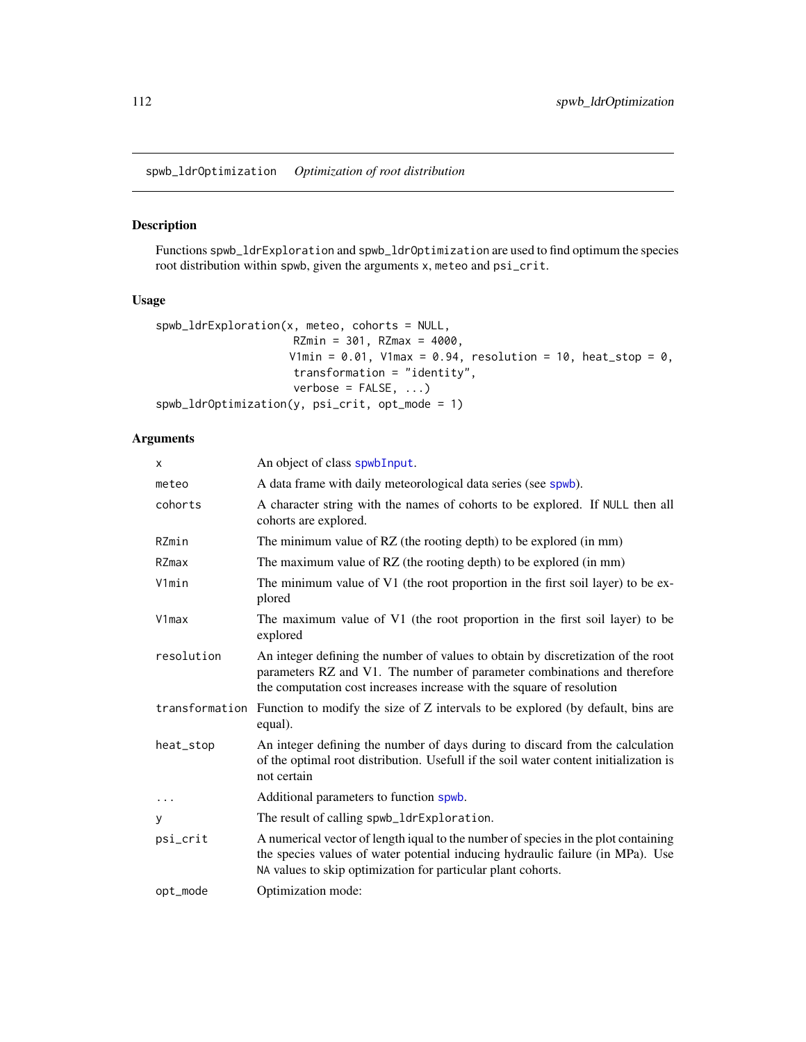spwb_ldrOptimization *Optimization of root distribution*

## Description

Functions spwb_ldrExploration and spwb_ldrOptimization are used to find optimum the species root distribution within spwb, given the arguments x, meteo and psi_crit.

## Usage

```
spwb_ldrExploration(x, meteo, cohorts = NULL,
                    RZmin = 301, RZmax = 4000,
                   V1min = 0.01, V1max = 0.94, resolution = 10, heat_stop = 0,
                    transformation = "identity",
                    verbose = FALSE, ...)
spwb_ldrOptimization(y, psi_crit, opt_mode = 1)
```

## Arguments

| | |
|---|---|
| x | An object of class spwbInput. |
| meteo | A data frame with daily meteorological data series (see spwb). |
| cohorts | A character string with the names of cohorts to be explored. If NULL then all cohorts are explored. |
| RZmin | The minimum value of RZ (the rooting depth) to be explored (in mm) |
| RZmax | The maximum value of RZ (the rooting depth) to be explored (in mm) |
| V1min | The minimum value of V1 (the root proportion in the first soil layer) to be explored |
| V1max | The maximum value of V1 (the root proportion in the first soil layer) to be explored |
| resolution | An integer defining the number of values to obtain by discretization of the root parameters RZ and V1. The number of parameter combinations and therefore the computation cost increases increase with the square of resolution |
| transformation | Function to modify the size of Z intervals to be explored (by default, bins are equal). |
| heat_stop | An integer defining the number of days during to discard from the calculation of the optimal root distribution. Usefull if the soil water content initialization is not certain |
| ... | Additional parameters to function spwb. |
| y | The result of calling spwb_ldrExploration. |
| psi_crit | A numerical vector of length iqual to the number of species in the plot containing the species values of water potential inducing hydraulic failure (in MPa). Use NA values to skip optimization for particular plant cohorts. |
| opt_mode | Optimization mode: |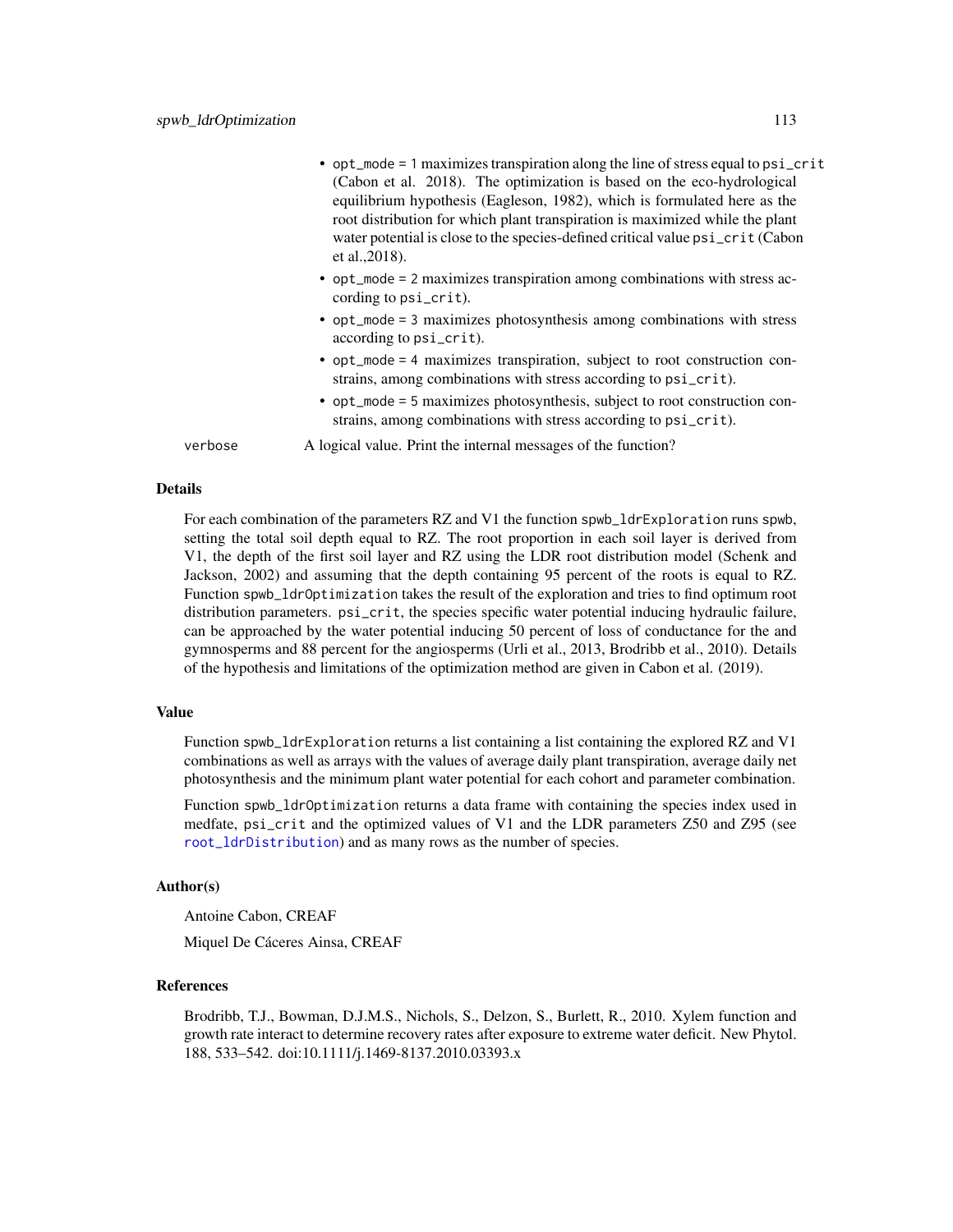- `opt_mode = 1` maximizes transpiration along the line of stress equal to `psi_crit` (Cabon et al. 2018). The optimization is based on the eco-hydrological equilibrium hypothesis (Eagleson, 1982), which is formulated here as the root distribution for which plant transpiration is maximized while the plant water potential is close to the species-defined critical value `psi_crit` (Cabon et al.,2018).
- `opt_mode = 2` maximizes transpiration among combinations with stress according to `psi_crit`).
- `opt_mode = 3` maximizes photosynthesis among combinations with stress according to `psi_crit`).
- `opt_mode = 4` maximizes transpiration, subject to root construction constrains, among combinations with stress according to `psi_crit`).
- `opt_mode = 5` maximizes photosynthesis, subject to root construction constrains, among combinations with stress according to `psi_crit`).

`verbose` A logical value. Print the internal messages of the function?

### Details

For each combination of the parameters RZ and V1 the function `spwb_ldrExploration` runs `spwb`, setting the total soil depth equal to RZ. The root proportion in each soil layer is derived from V1, the depth of the first soil layer and RZ using the LDR root distribution model (Schenk and Jackson, 2002) and assuming that the depth containing 95 percent of the roots is equal to RZ. Function `spwb_ldrOptimization` takes the result of the exploration and tries to find optimum root distribution parameters. `psi_crit`, the species specific water potential inducing hydraulic failure, can be approached by the water potential inducing 50 percent of loss of conductance for the and gymnosperms and 88 percent for the angiosperms (Urli et al., 2013, Brodribb et al., 2010). Details of the hypothesis and limitations of the optimization method are given in Cabon et al. (2019).

### Value

Function `spwb_ldrExploration` returns a list containing a list containing the explored RZ and V1 combinations as well as arrays with the values of average daily plant transpiration, average daily net photosynthesis and the minimum plant water potential for each cohort and parameter combination.

Function `spwb_ldrOptimization` returns a data frame with containing the species index used in medfate, `psi_crit` and the optimized values of V1 and the LDR parameters Z50 and Z95 (see `root_ldrDistribution`) and as many rows as the number of species.

### Author(s)

Antoine Cabon, CREAF

Miquel De Cáceres Ainsa, CREAF

### References

Brodribb, T.J., Bowman, D.J.M.S., Nichols, S., Delzon, S., Burlett, R., 2010. Xylem function and growth rate interact to determine recovery rates after exposure to extreme water deficit. New Phytol. 188, 533–542. doi:10.1111/j.1469-8137.2010.03393.x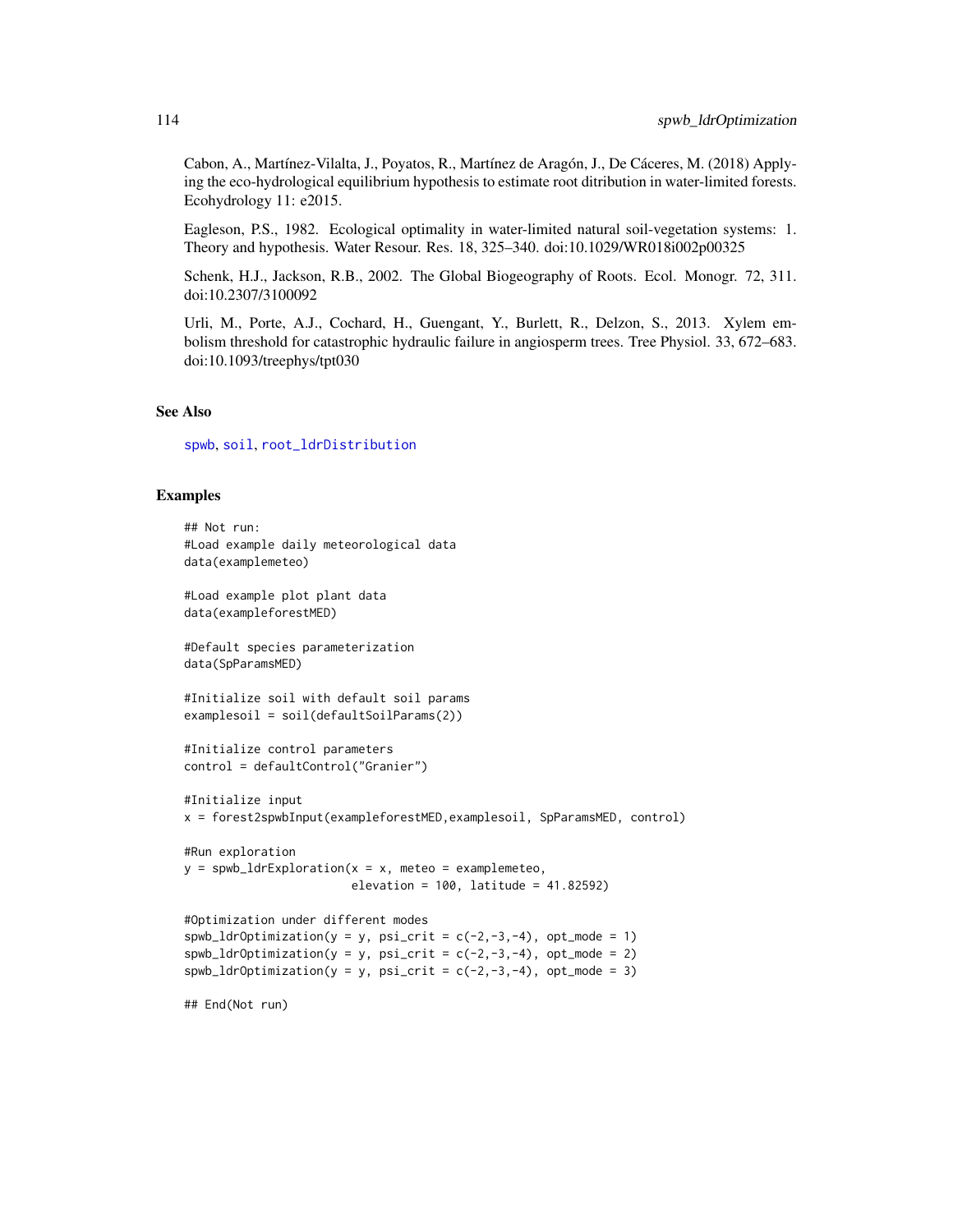Cabon, A., Martínez-Vilalta, J., Poyatos, R., Martínez de Aragón, J., De Cáceres, M. (2018) Applying the eco-hydrological equilibrium hypothesis to estimate root ditribution in water-limited forests. Ecohydrology 11: e2015.

Eagleson, P.S., 1982. Ecological optimality in water-limited natural soil-vegetation systems: 1. Theory and hypothesis. Water Resour. Res. 18, 325–340. doi:10.1029/WR018i002p00325

Schenk, H.J., Jackson, R.B., 2002. The Global Biogeography of Roots. Ecol. Monogr. 72, 311. doi:10.2307/3100092

Urli, M., Porte, A.J., Cochard, H., Guengant, Y., Burlett, R., Delzon, S., 2013. Xylem embolism threshold for catastrophic hydraulic failure in angiosperm trees. Tree Physiol. 33, 672–683. doi:10.1093/treephys/tpt030

### See Also

spwb, soil, root_ldrDistribution

### Examples

```
## Not run:
#Load example daily meteorological data
data(examplemeteo)

#Load example plot plant data
data(exampleforestMED)

#Default species parameterization
data(SpParamsMED)

#Initialize soil with default soil params
examplesoil = soil(defaultSoilParams(2))

#Initialize control parameters
control = defaultControl("Granier")

#Initialize input
x = forest2spwbInput(exampleforestMED,examplesoil, SpParamsMED, control)

#Run exploration
y = spwb_ldrExploration(x = x, meteo = examplemeteo,
                        elevation = 100, latitude = 41.82592)

#Optimization under different modes
spwb_ldrOptimization(y = y, psi_crit = c(-2,-3,-4), opt_mode = 1)
spwb_ldrOptimization(y = y, psi_crit = c(-2,-3,-4), opt_mode = 2)
spwb_ldrOptimization(y = y, psi_crit = c(-2,-3,-4), opt_mode = 3)

## End(Not run)
```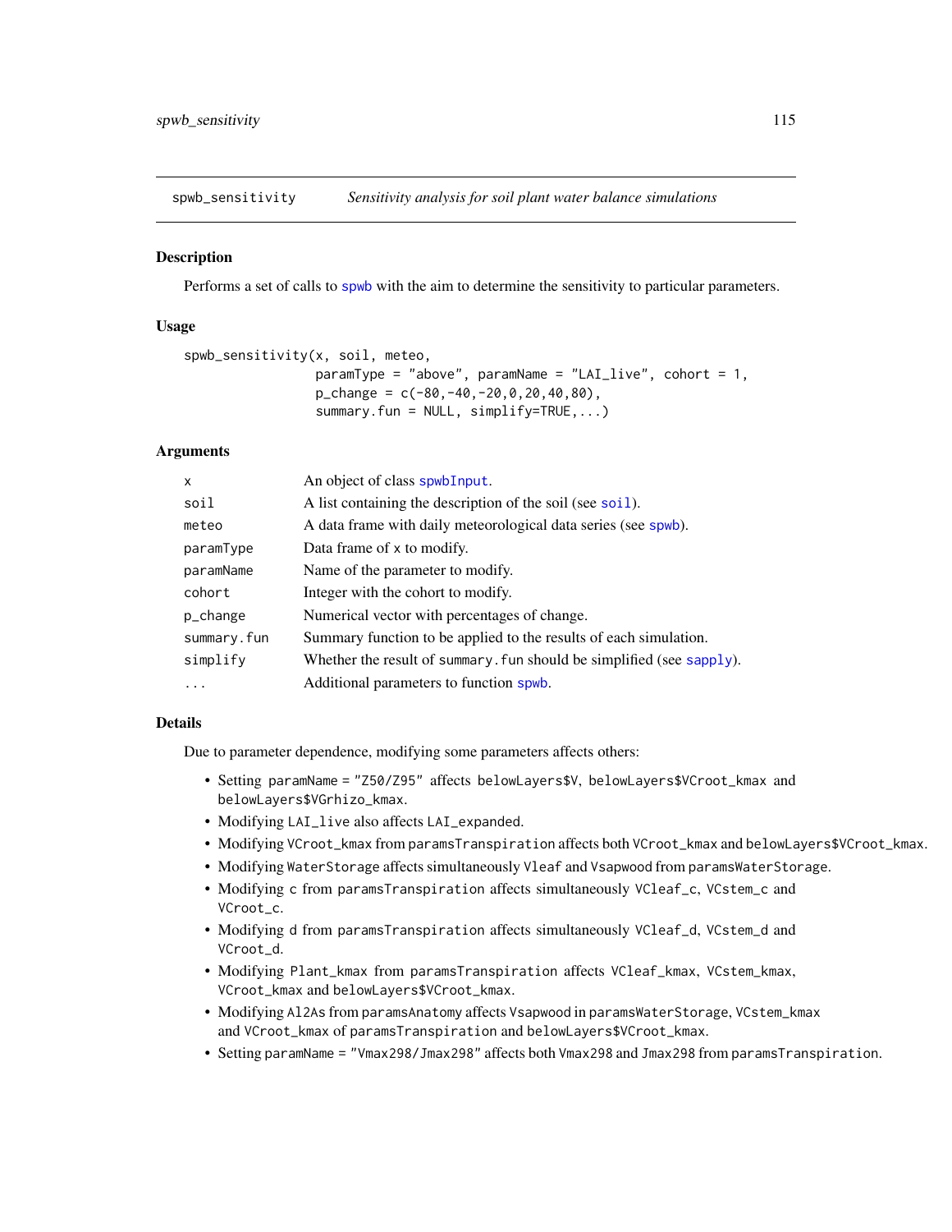## spwb_sensitivity — *Sensitivity analysis for soil plant water balance simulations*

### Description

Performs a set of calls to spwb with the aim to determine the sensitivity to particular parameters.

### Usage

```
spwb_sensitivity(x, soil, meteo,
                 paramType = "above", paramName = "LAI_live", cohort = 1,
                 p_change = c(-80,-40,-20,0,20,40,80),
                 summary.fun = NULL, simplify=TRUE,...)
```

### Arguments

| | |
|---|---|
| `x` | An object of class spwbInput. |
| `soil` | A list containing the description of the soil (see soil). |
| `meteo` | A data frame with daily meteorological data series (see spwb). |
| `paramType` | Data frame of x to modify. |
| `paramName` | Name of the parameter to modify. |
| `cohort` | Integer with the cohort to modify. |
| `p_change` | Numerical vector with percentages of change. |
| `summary.fun` | Summary function to be applied to the results of each simulation. |
| `simplify` | Whether the result of `summary.fun` should be simplified (see sapply). |
| `...` | Additional parameters to function spwb. |

### Details

Due to parameter dependence, modifying some parameters affects others:

- Setting `paramName = "Z50/Z95"` affects `belowLayers$V`, `belowLayers$VCroot_kmax` and `belowLayers$VGrhizo_kmax`.
- Modifying `LAI_live` also affects `LAI_expanded`.
- Modifying `VCroot_kmax` from `paramsTranspiration` affects both `VCroot_kmax` and `belowLayers$VCroot_kmax`.
- Modifying `WaterStorage` affects simultaneously `Vleaf` and `Vsapwood` from `paramsWaterStorage`.
- Modifying `c` from `paramsTranspiration` affects simultaneously `VCleaf_c`, `VCstem_c` and `VCroot_c`.
- Modifying `d` from `paramsTranspiration` affects simultaneously `VCleaf_d`, `VCstem_d` and `VCroot_d`.
- Modifying `Plant_kmax` from `paramsTranspiration` affects `VCleaf_kmax`, `VCstem_kmax`, `VCroot_kmax` and `belowLayers$VCroot_kmax`.
- Modifying `Al2As` from `paramsAnatomy` affects `Vsapwood` in `paramsWaterStorage`, `VCstem_kmax` and `VCroot_kmax` of `paramsTranspiration` and `belowLayers$VCroot_kmax`.
- Setting `paramName = "Vmax298/Jmax298"` affects both `Vmax298` and `Jmax298` from `paramsTranspiration`.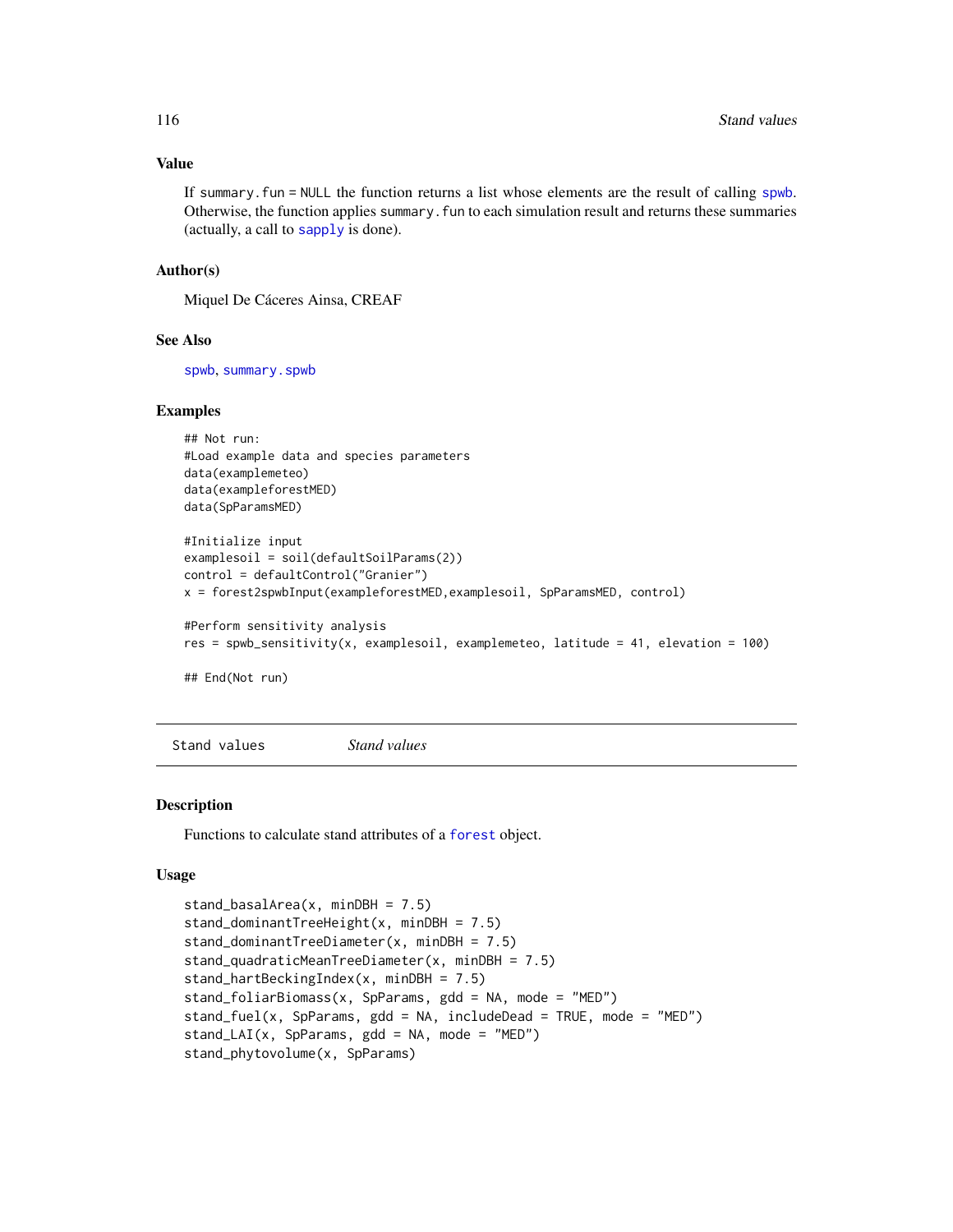### Value

If `summary.fun = NULL` the function returns a list whose elements are the result of calling `spwb`. Otherwise, the function applies `summary.fun` to each simulation result and returns these summaries (actually, a call to `sapply` is done).

### Author(s)

Miquel De Cáceres Ainsa, CREAF

### See Also

`spwb`, `summary.spwb`

### Examples

```
## Not run:
#Load example data and species parameters
data(examplemeteo)
data(exampleforestMED)
data(SpParamsMED)

#Initialize input
examplesoil = soil(defaultSoilParams(2))
control = defaultControl("Granier")
x = forest2spwbInput(exampleforestMED,examplesoil, SpParamsMED, control)

#Perform sensitivity analysis
res = spwb_sensitivity(x, examplesoil, examplemeteo, latitude = 41, elevation = 100)

## End(Not run)
```

---

## Stand values — *Stand values*

### Description

Functions to calculate stand attributes of a `forest` object.

### Usage

```
stand_basalArea(x, minDBH = 7.5)
stand_dominantTreeHeight(x, minDBH = 7.5)
stand_dominantTreeDiameter(x, minDBH = 7.5)
stand_quadraticMeanTreeDiameter(x, minDBH = 7.5)
stand_hartBeckingIndex(x, minDBH = 7.5)
stand_foliarBiomass(x, SpParams, gdd = NA, mode = "MED")
stand_fuel(x, SpParams, gdd = NA, includeDead = TRUE, mode = "MED")
stand_LAI(x, SpParams, gdd = NA, mode = "MED")
stand_phytovolume(x, SpParams)
```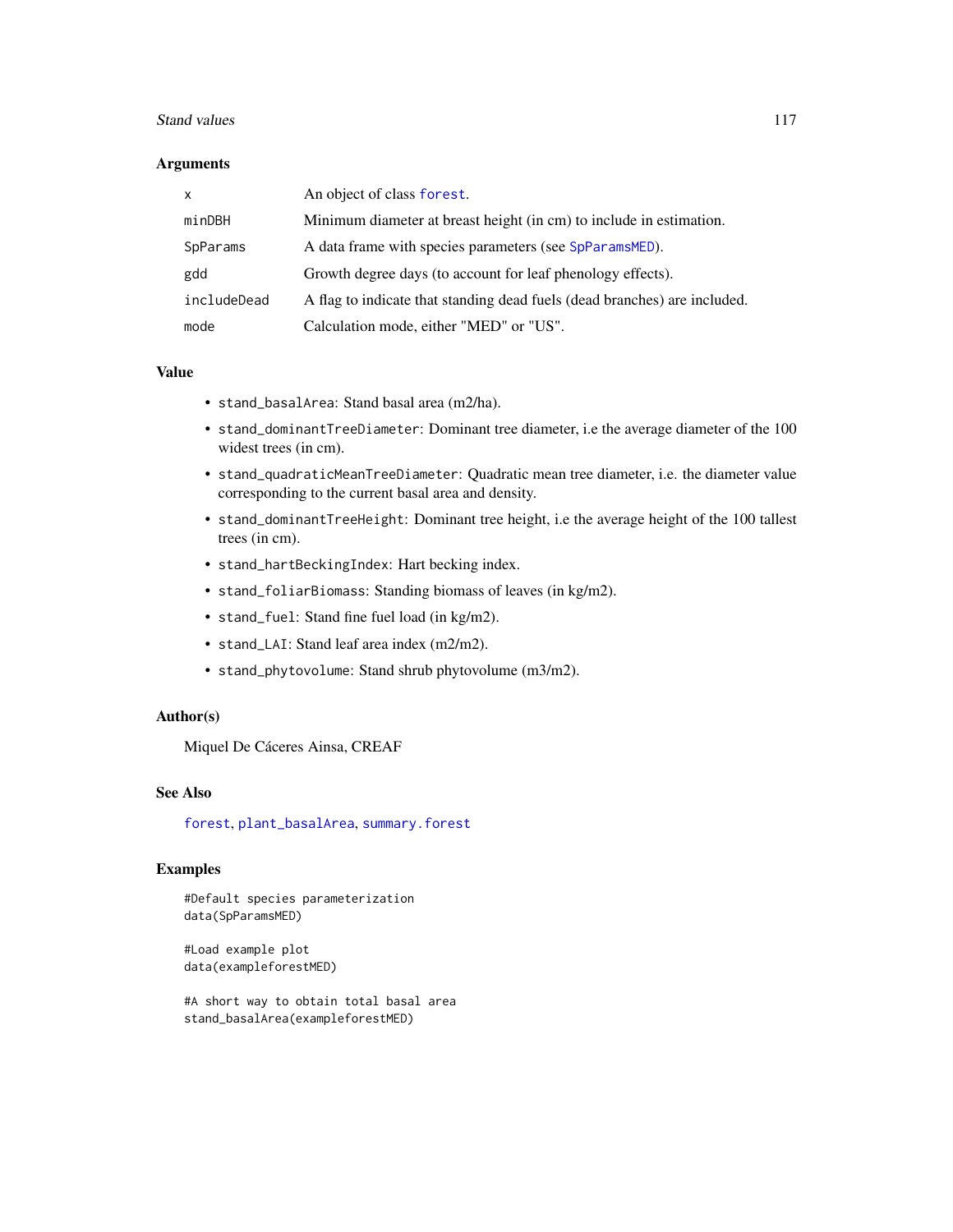### Arguments

| | |
|---|---|
| x | An object of class forest. |
| minDBH | Minimum diameter at breast height (in cm) to include in estimation. |
| SpParams | A data frame with species parameters (see SpParamsMED). |
| gdd | Growth degree days (to account for leaf phenology effects). |
| includeDead | A flag to indicate that standing dead fuels (dead branches) are included. |
| mode | Calculation mode, either "MED" or "US". |

### Value

- `stand_basalArea`: Stand basal area (m2/ha).
- `stand_dominantTreeDiameter`: Dominant tree diameter, i.e the average diameter of the 100 widest trees (in cm).
- `stand_quadraticMeanTreeDiameter`: Quadratic mean tree diameter, i.e. the diameter value corresponding to the current basal area and density.
- `stand_dominantTreeHeight`: Dominant tree height, i.e the average height of the 100 tallest trees (in cm).
- `stand_hartBeckingIndex`: Hart becking index.
- `stand_foliarBiomass`: Standing biomass of leaves (in kg/m2).
- `stand_fuel`: Stand fine fuel load (in kg/m2).
- `stand_LAI`: Stand leaf area index (m2/m2).
- `stand_phytovolume`: Stand shrub phytovolume (m3/m2).

### Author(s)

Miquel De Cáceres Ainsa, CREAF

### See Also

forest, plant_basalArea, summary.forest

### Examples

```
#Default species parameterization
data(SpParamsMED)

#Load example plot
data(exampleforestMED)

#A short way to obtain total basal area
stand_basalArea(exampleforestMED)
```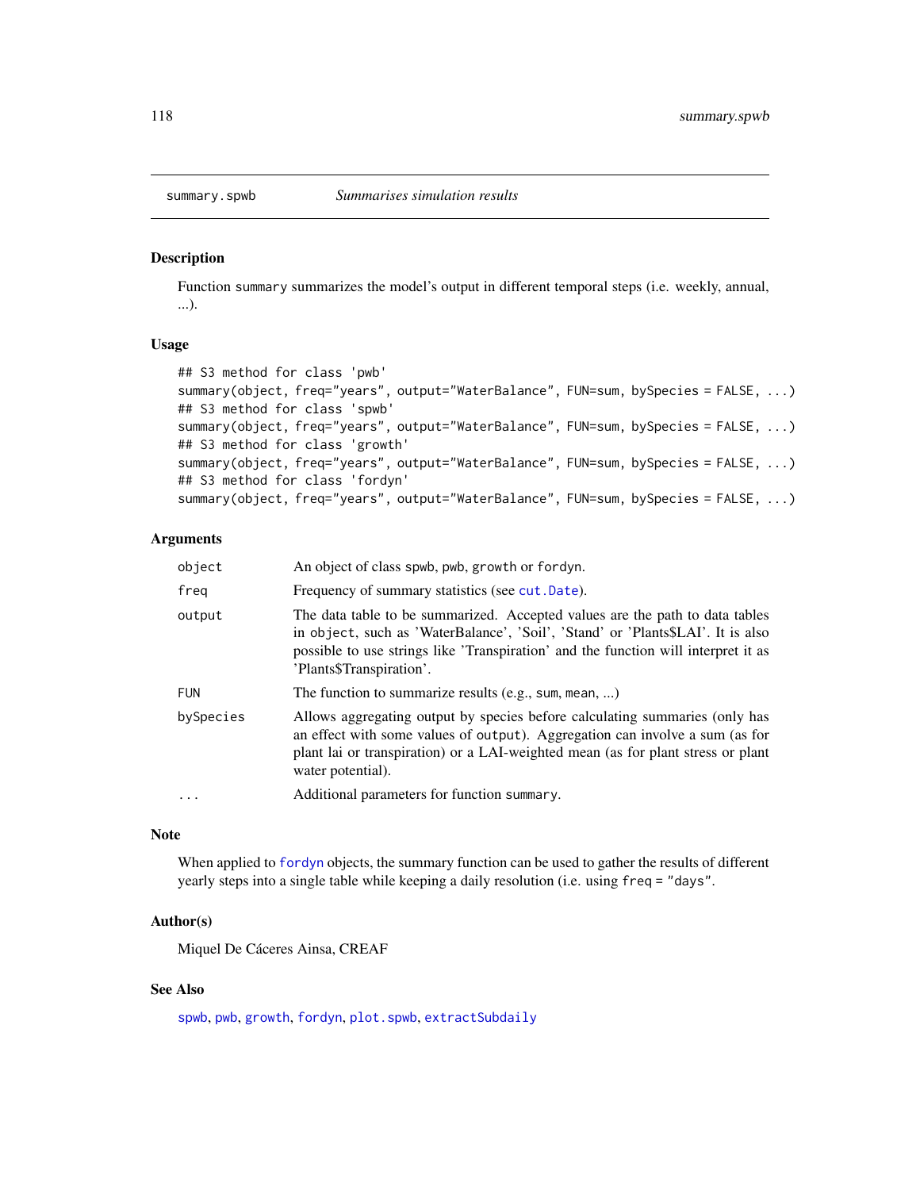`summary.spwb` *Summarises simulation results*

## Description

Function `summary` summarizes the model's output in different temporal steps (i.e. weekly, annual, ...).

## Usage

```
## S3 method for class 'pwb'
summary(object, freq="years", output="WaterBalance", FUN=sum, bySpecies = FALSE, ...)
## S3 method for class 'spwb'
summary(object, freq="years", output="WaterBalance", FUN=sum, bySpecies = FALSE, ...)
## S3 method for class 'growth'
summary(object, freq="years", output="WaterBalance", FUN=sum, bySpecies = FALSE, ...)
## S3 method for class 'fordyn'
summary(object, freq="years", output="WaterBalance", FUN=sum, bySpecies = FALSE, ...)
```

## Arguments

| | |
|---|---|
| `object` | An object of class `spwb`, `pwb`, `growth` or `fordyn`. |
| `freq` | Frequency of summary statistics (see `cut.Date`). |
| `output` | The data table to be summarized. Accepted values are the path to data tables in `object`, such as 'WaterBalance', 'Soil', 'Stand' or 'Plants$LAI'. It is also possible to use strings like 'Transpiration' and the function will interpret it as 'Plants$Transpiration'. |
| `FUN` | The function to summarize results (e.g., sum, mean, ...) |
| `bySpecies` | Allows aggregating output by species before calculating summaries (only has an effect with some values of `output`). Aggregation can involve a sum (as for plant lai or transpiration) or a LAI-weighted mean (as for plant stress or plant water potential). |
| `...` | Additional parameters for function `summary`. |

## Note

When applied to `fordyn` objects, the summary function can be used to gather the results of different yearly steps into a single table while keeping a daily resolution (i.e. using `freq = "days"`.

## Author(s)

Miquel De Cáceres Ainsa, CREAF

## See Also

`spwb`, `pwb`, `growth`, `fordyn`, `plot.spwb`, `extractSubdaily`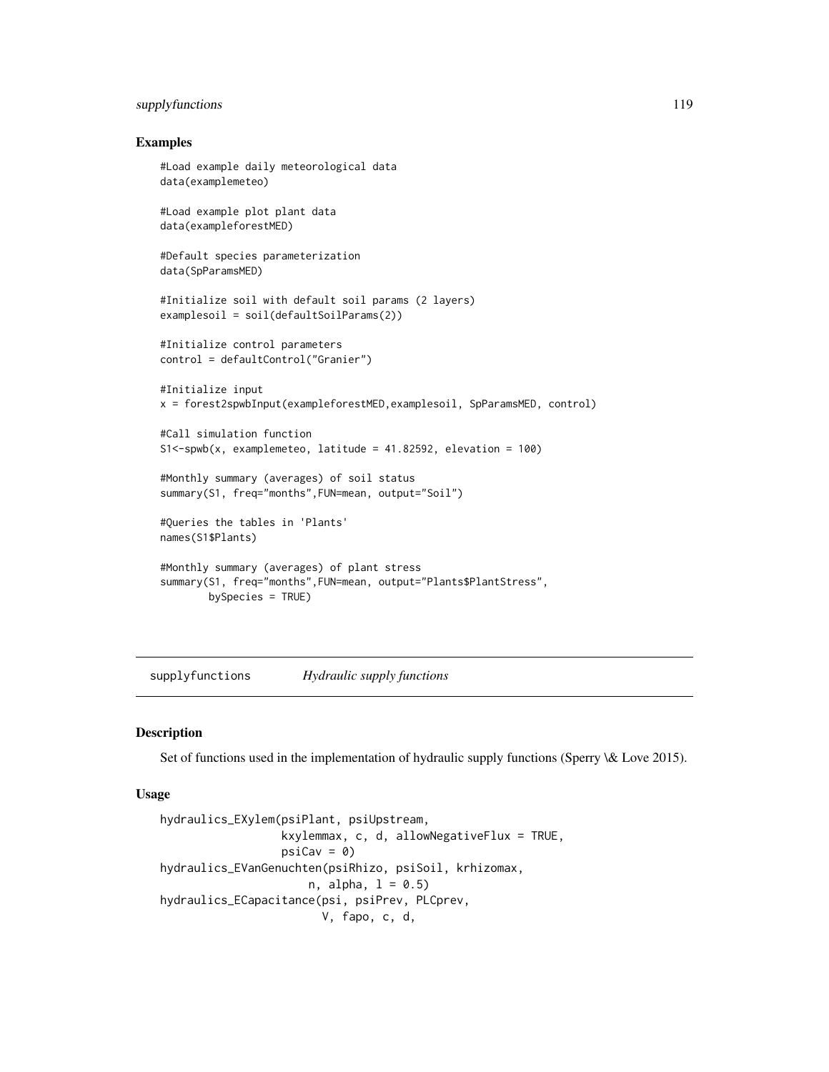## Examples

```
#Load example daily meteorological data
data(examplemeteo)

#Load example plot plant data
data(exampleforestMED)

#Default species parameterization
data(SpParamsMED)

#Initialize soil with default soil params (2 layers)
examplesoil = soil(defaultSoilParams(2))

#Initialize control parameters
control = defaultControl("Granier")

#Initialize input
x = forest2spwbInput(exampleforestMED,examplesoil, SpParamsMED, control)

#Call simulation function
S1<-spwb(x, examplemeteo, latitude = 41.82592, elevation = 100)

#Monthly summary (averages) of soil status
summary(S1, freq="months",FUN=mean, output="Soil")

#Queries the tables in 'Plants'
names(S1$Plants)

#Monthly summary (averages) of plant stress
summary(S1, freq="months",FUN=mean, output="Plants$PlantStress",
        bySpecies = TRUE)
```

---

# supplyfunctions *Hydraulic supply functions*

## Description

Set of functions used in the implementation of hydraulic supply functions (Sperry \& Love 2015).

## Usage

```
hydraulics_EXylem(psiPlant, psiUpstream,
                  kxylemmax, c, d, allowNegativeFlux = TRUE,
                  psiCav = 0)
hydraulics_EVanGenuchten(psiRhizo, psiSoil, krhizomax,
                         n, alpha, l = 0.5)
hydraulics_ECapacitance(psi, psiPrev, PLCprev,
                          V, fapo, c, d,
```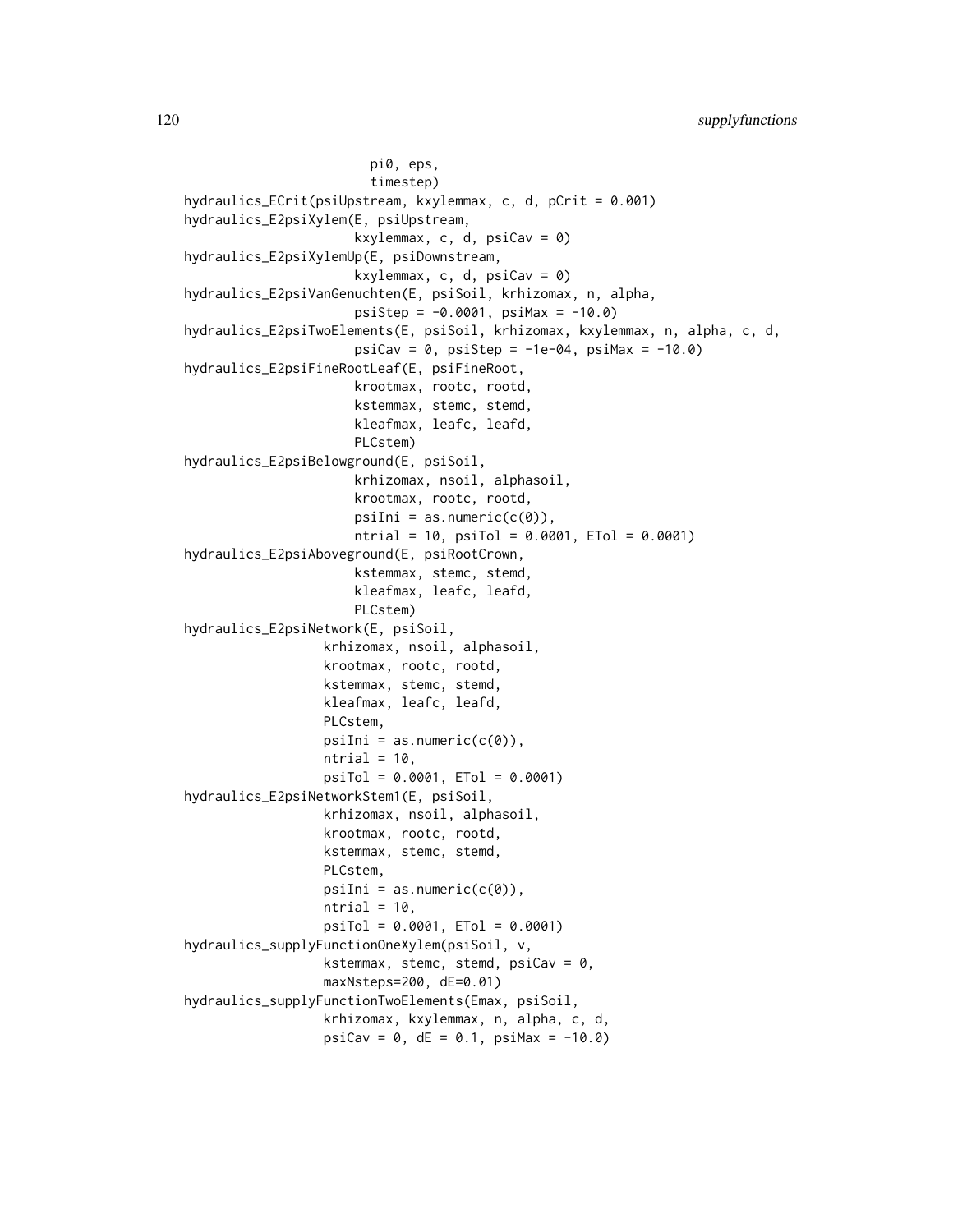```
                      pi0, eps,
                      timestep)
hydraulics_ECrit(psiUpstream, kxylemmax, c, d, pCrit = 0.001)
hydraulics_E2psiXylem(E, psiUpstream,
                      kxylemmax, c, d, psiCav = 0)
hydraulics_E2psiXylemUp(E, psiDownstream,
                      kxylemmax, c, d, psiCav = 0)
hydraulics_E2psiVanGenuchten(E, psiSoil, krhizomax, n, alpha,
                      psiStep = -0.0001, psiMax = -10.0)
hydraulics_E2psiTwoElements(E, psiSoil, krhizomax, kxylemmax, n, alpha, c, d,
                      psiCav = 0, psiStep = -1e-04, psiMax = -10.0)
hydraulics_E2psiFineRootLeaf(E, psiFineRoot,
                      krootmax, rootc, rootd,
                      kstemmax, stemc, stemd,
                      kleafmax, leafc, leafd,
                      PLCstem)
hydraulics_E2psiBelowground(E, psiSoil,
                      krhizomax, nsoil, alphasoil,
                      krootmax, rootc, rootd,
                      psiIni = as.numeric(c(0)),
                      ntrial = 10, psiTol = 0.0001, ETol = 0.0001)
hydraulics_E2psiAboveground(E, psiRootCrown,
                      kstemmax, stemc, stemd,
                      kleafmax, leafc, leafd,
                      PLCstem)
hydraulics_E2psiNetwork(E, psiSoil,
                 krhizomax, nsoil, alphasoil,
                 krootmax, rootc, rootd,
                 kstemmax, stemc, stemd,
                 kleafmax, leafc, leafd,
                 PLCstem,
                 psiIni = as.numeric(c(0)),
                 ntrial = 10,
                 psiTol = 0.0001, ETol = 0.0001)
hydraulics_E2psiNetworkStem1(E, psiSoil,
                 krhizomax, nsoil, alphasoil,
                 krootmax, rootc, rootd,
                 kstemmax, stemc, stemd,
                 PLCstem,
                 psiIni = as.numeric(c(0)),
                 ntrial = 10,
                 psiTol = 0.0001, ETol = 0.0001)
hydraulics_supplyFunctionOneXylem(psiSoil, v,
                 kstemmax, stemc, stemd, psiCav = 0,
                 maxNsteps=200, dE=0.01)
hydraulics_supplyFunctionTwoElements(Emax, psiSoil,
                 krhizomax, kxylemmax, n, alpha, c, d,
                 psiCav = 0, dE = 0.1, psiMax = -10.0)
```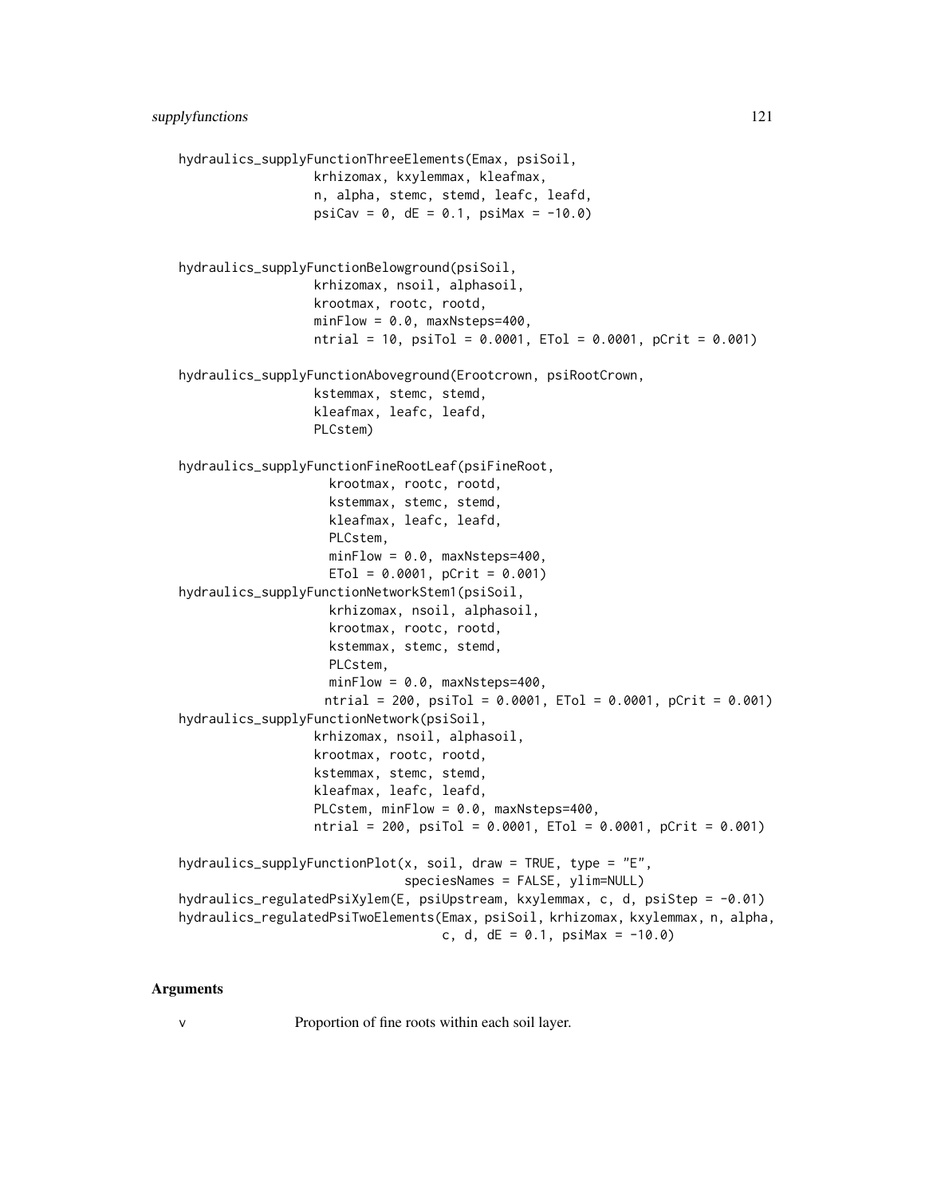```
hydraulics_supplyFunctionThreeElements(Emax, psiSoil,
                  krhizomax, kxylemmax, kleafmax,
                  n, alpha, stemc, stemd, leafc, leafd,
                  psiCav = 0, dE = 0.1, psiMax = -10.0)


hydraulics_supplyFunctionBelowground(psiSoil,
                  krhizomax, nsoil, alphasoil,
                  krootmax, rootc, rootd,
                  minFlow = 0.0, maxNsteps=400,
                  ntrial = 10, psiTol = 0.0001, ETol = 0.0001, pCrit = 0.001)

hydraulics_supplyFunctionAboveground(Erootcrown, psiRootCrown,
                  kstemmax, stemc, stemd,
                  kleafmax, leafc, leafd,
                  PLCstem)

hydraulics_supplyFunctionFineRootLeaf(psiFineRoot,
                    krootmax, rootc, rootd,
                    kstemmax, stemc, stemd,
                    kleafmax, leafc, leafd,
                    PLCstem,
                    minFlow = 0.0, maxNsteps=400,
                    ETol = 0.0001, pCrit = 0.001)
hydraulics_supplyFunctionNetworkStem1(psiSoil,
                    krhizomax, nsoil, alphasoil,
                    krootmax, rootc, rootd,
                    kstemmax, stemc, stemd,
                    PLCstem,
                    minFlow = 0.0, maxNsteps=400,
                   ntrial = 200, psiTol = 0.0001, ETol = 0.0001, pCrit = 0.001)
hydraulics_supplyFunctionNetwork(psiSoil,
                  krhizomax, nsoil, alphasoil,
                  krootmax, rootc, rootd,
                  kstemmax, stemc, stemd,
                  kleafmax, leafc, leafd,
                  PLCstem, minFlow = 0.0, maxNsteps=400,
                  ntrial = 200, psiTol = 0.0001, ETol = 0.0001, pCrit = 0.001)

hydraulics_supplyFunctionPlot(x, soil, draw = TRUE, type = "E",
                              speciesNames = FALSE, ylim=NULL)
hydraulics_regulatedPsiXylem(E, psiUpstream, kxylemmax, c, d, psiStep = -0.01)
hydraulics_regulatedPsiTwoElements(Emax, psiSoil, krhizomax, kxylemmax, n, alpha,
                                   c, d, dE = 0.1, psiMax = -10.0)
```

## Arguments

v	Proportion of fine roots within each soil layer.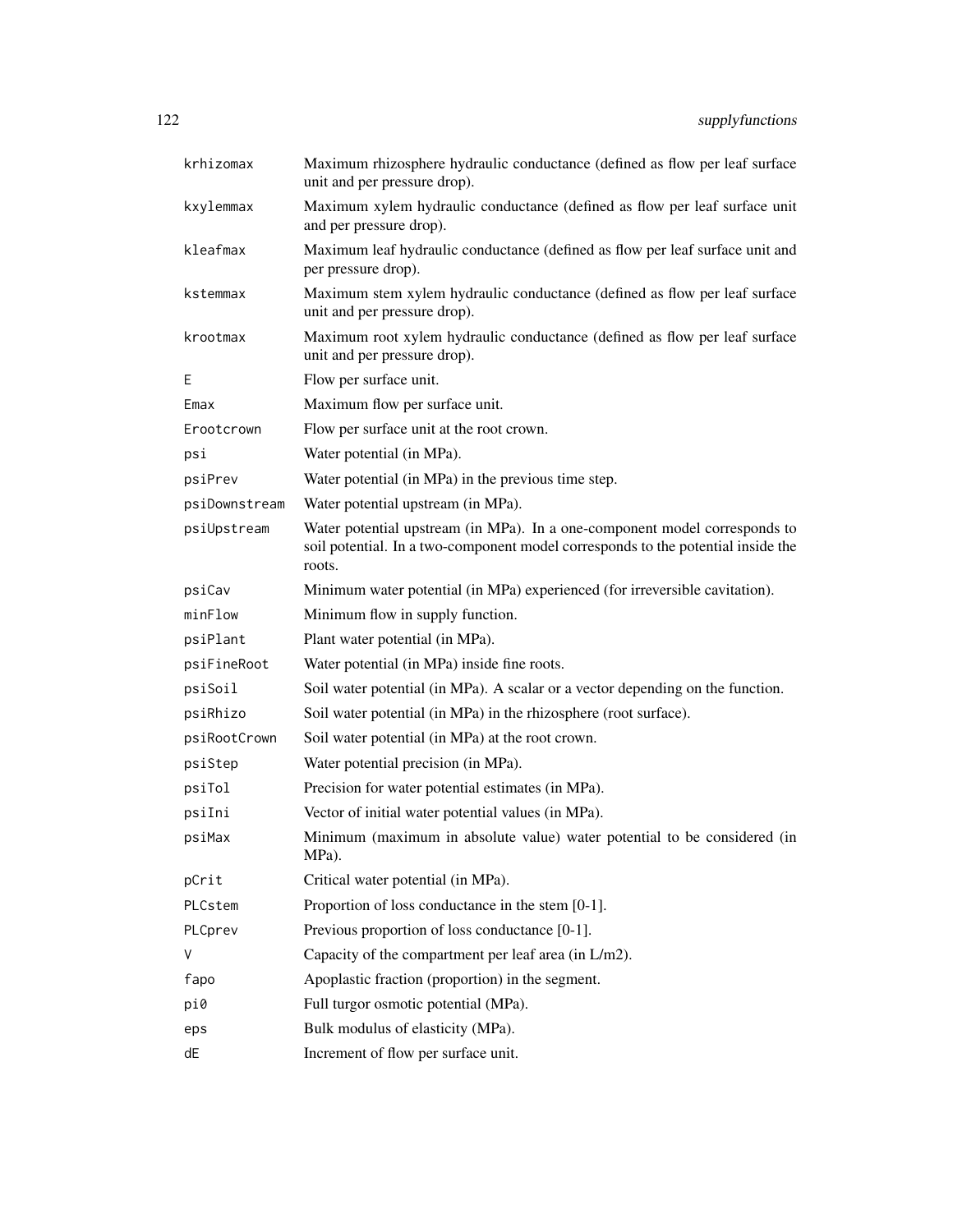| | |
|---|---|
| krhizomax | Maximum rhizosphere hydraulic conductance (defined as flow per leaf surface unit and per pressure drop). |
| kxylemmax | Maximum xylem hydraulic conductance (defined as flow per leaf surface unit and per pressure drop). |
| kleafmax | Maximum leaf hydraulic conductance (defined as flow per leaf surface unit and per pressure drop). |
| kstemmax | Maximum stem xylem hydraulic conductance (defined as flow per leaf surface unit and per pressure drop). |
| krootmax | Maximum root xylem hydraulic conductance (defined as flow per leaf surface unit and per pressure drop). |
| E | Flow per surface unit. |
| Emax | Maximum flow per surface unit. |
| Erootcrown | Flow per surface unit at the root crown. |
| psi | Water potential (in MPa). |
| psiPrev | Water potential (in MPa) in the previous time step. |
| psiDownstream | Water potential upstream (in MPa). |
| psiUpstream | Water potential upstream (in MPa). In a one-component model corresponds to soil potential. In a two-component model corresponds to the potential inside the roots. |
| psiCav | Minimum water potential (in MPa) experienced (for irreversible cavitation). |
| minFlow | Minimum flow in supply function. |
| psiPlant | Plant water potential (in MPa). |
| psiFineRoot | Water potential (in MPa) inside fine roots. |
| psiSoil | Soil water potential (in MPa). A scalar or a vector depending on the function. |
| psiRhizo | Soil water potential (in MPa) in the rhizosphere (root surface). |
| psiRootCrown | Soil water potential (in MPa) at the root crown. |
| psiStep | Water potential precision (in MPa). |
| psiTol | Precision for water potential estimates (in MPa). |
| psiIni | Vector of initial water potential values (in MPa). |
| psiMax | Minimum (maximum in absolute value) water potential to be considered (in MPa). |
| pCrit | Critical water potential (in MPa). |
| PLCstem | Proportion of loss conductance in the stem [0-1]. |
| PLCprev | Previous proportion of loss conductance [0-1]. |
| V | Capacity of the compartment per leaf area (in L/m2). |
| fapo | Apoplastic fraction (proportion) in the segment. |
| pi0 | Full turgor osmotic potential (MPa). |
| eps | Bulk modulus of elasticity (MPa). |
| dE | Increment of flow per surface unit. |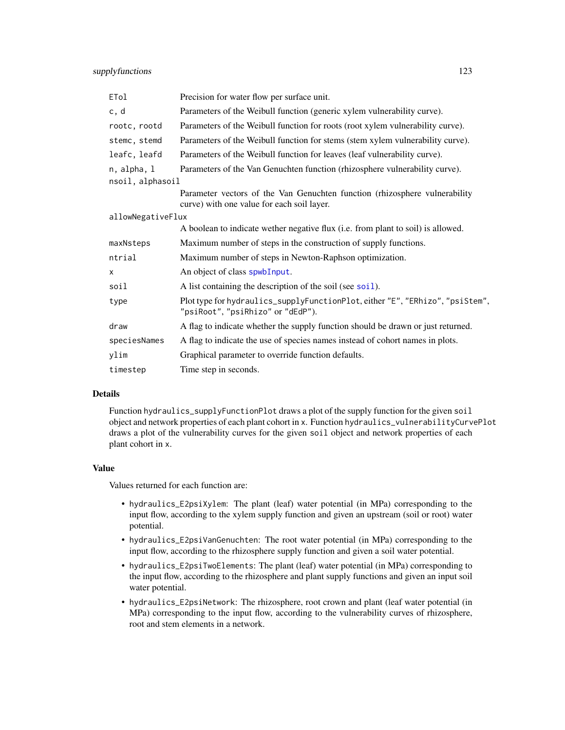| | |
|---|---|
| `ETol` | Precision for water flow per surface unit. |
| `c, d` | Parameters of the Weibull function (generic xylem vulnerability curve). |
| `rootc, rootd` | Parameters of the Weibull function for roots (root xylem vulnerability curve). |
| `stemc, stemd` | Parameters of the Weibull function for stems (stem xylem vulnerability curve). |
| `leafc, leafd` | Parameters of the Weibull function for leaves (leaf vulnerability curve). |
| `n, alpha, l` | Parameters of the Van Genuchten function (rhizosphere vulnerability curve). |
| `nsoil, alphasoil` | Parameter vectors of the Van Genuchten function (rhizosphere vulnerability curve) with one value for each soil layer. |
| `allowNegativeFlux` | A boolean to indicate wether negative flux (i.e. from plant to soil) is allowed. |
| `maxNsteps` | Maximum number of steps in the construction of supply functions. |
| `ntrial` | Maximum number of steps in Newton-Raphson optimization. |
| `x` | An object of class `spwbInput`. |
| `soil` | A list containing the description of the soil (see `soil`). |
| `type` | Plot type for `hydraulics_supplyFunctionPlot`, either `"E"`, `"ERhizo"`, `"psiStem"`, `"psiRoot"`, `"psiRhizo"` or `"dEdP"`). |
| `draw` | A flag to indicate whether the supply function should be drawn or just returned. |
| `speciesNames` | A flag to indicate the use of species names instead of cohort names in plots. |
| `ylim` | Graphical parameter to override function defaults. |
| `timestep` | Time step in seconds. |

## Details

Function `hydraulics_supplyFunctionPlot` draws a plot of the supply function for the given `soil` object and network properties of each plant cohort in `x`. Function `hydraulics_vulnerabilityCurvePlot` draws a plot of the vulnerability curves for the given `soil` object and network properties of each plant cohort in `x`.

## Value

Values returned for each function are:

- `hydraulics_E2psiXylem`: The plant (leaf) water potential (in MPa) corresponding to the input flow, according to the xylem supply function and given an upstream (soil or root) water potential.
- `hydraulics_E2psiVanGenuchten`: The root water potential (in MPa) corresponding to the input flow, according to the rhizosphere supply function and given a soil water potential.
- `hydraulics_E2psiTwoElements`: The plant (leaf) water potential (in MPa) corresponding to the input flow, according to the rhizosphere and plant supply functions and given an input soil water potential.
- `hydraulics_E2psiNetwork`: The rhizosphere, root crown and plant (leaf water potential (in MPa) corresponding to the input flow, according to the vulnerability curves of rhizosphere, root and stem elements in a network.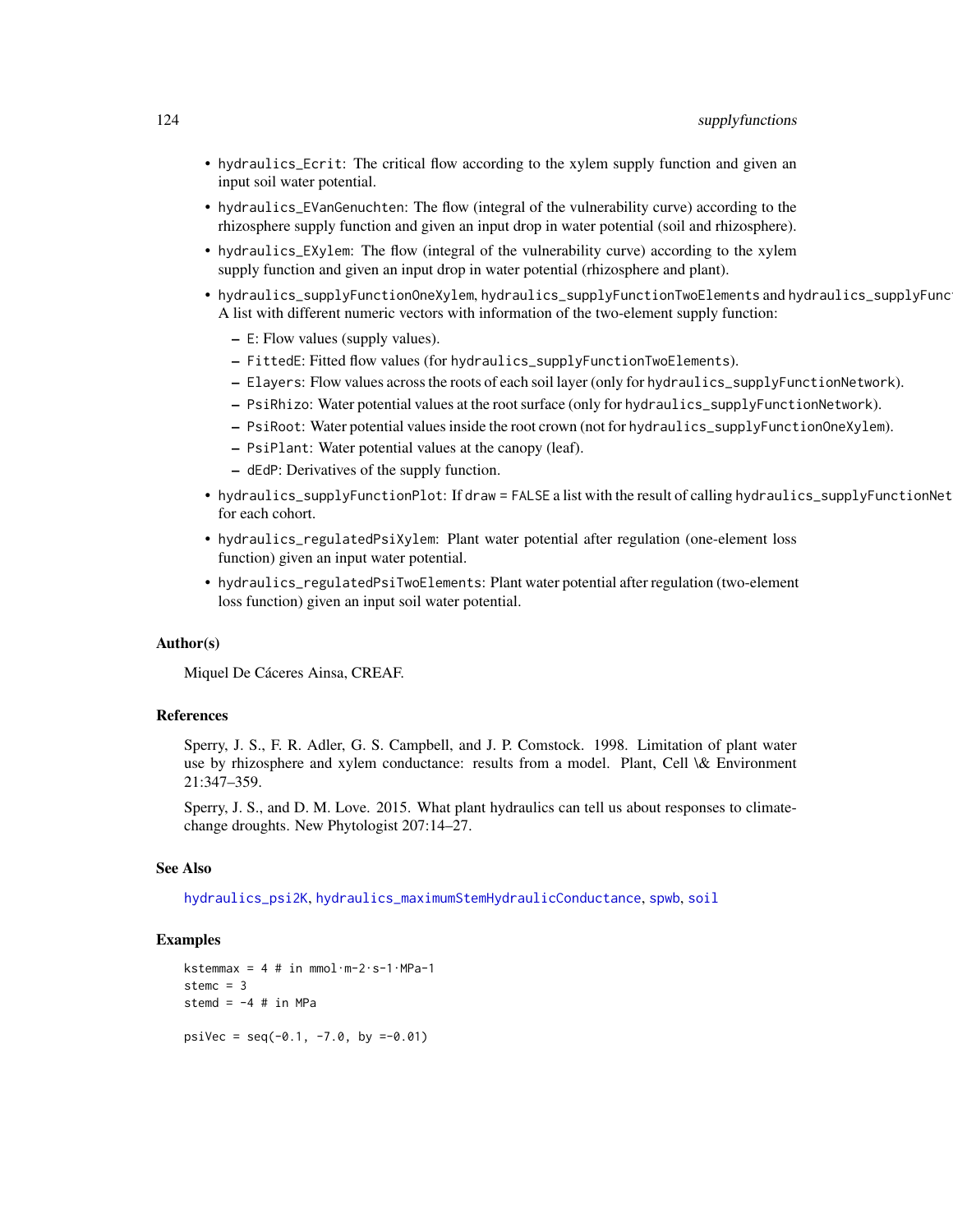- `hydraulics_Ecrit`: The critical flow according to the xylem supply function and given an input soil water potential.
- `hydraulics_EVanGenuchten`: The flow (integral of the vulnerability curve) according to the rhizosphere supply function and given an input drop in water potential (soil and rhizosphere).
- `hydraulics_EXylem`: The flow (integral of the vulnerability curve) according to the xylem supply function and given an input drop in water potential (rhizosphere and plant).
- `hydraulics_supplyFunctionOneXylem`, `hydraulics_supplyFunctionTwoElements` and `hydraulics_supplyFunc`
  A list with different numeric vectors with information of the two-element supply function:
  - `E`: Flow values (supply values).
  - `FittedE`: Fitted flow values (for `hydraulics_supplyFunctionTwoElements`).
  - `Elayers`: Flow values across the roots of each soil layer (only for `hydraulics_supplyFunctionNetwork`).
  - `PsiRhizo`: Water potential values at the root surface (only for `hydraulics_supplyFunctionNetwork`).
  - `PsiRoot`: Water potential values inside the root crown (not for `hydraulics_supplyFunctionOneXylem`).
  - `PsiPlant`: Water potential values at the canopy (leaf).
  - `dEdP`: Derivatives of the supply function.
- `hydraulics_supplyFunctionPlot`: If `draw = FALSE` a list with the result of calling `hydraulics_supplyFunctionNet` for each cohort.
- `hydraulics_regulatedPsiXylem`: Plant water potential after regulation (one-element loss function) given an input water potential.
- `hydraulics_regulatedPsiTwoElements`: Plant water potential after regulation (two-element loss function) given an input soil water potential.

### Author(s)

Miquel De Cáceres Ainsa, CREAF.

### References

Sperry, J. S., F. R. Adler, G. S. Campbell, and J. P. Comstock. 1998. Limitation of plant water use by rhizosphere and xylem conductance: results from a model. Plant, Cell \& Environment 21:347–359.

Sperry, J. S., and D. M. Love. 2015. What plant hydraulics can tell us about responses to climate-change droughts. New Phytologist 207:14–27.

### See Also

`hydraulics_psi2K`, `hydraulics_maximumStemHydraulicConductance`, `spwb`, `soil`

### Examples

```
kstemmax = 4 # in mmol·m-2·s-1·MPa-1
stemc = 3
stemd = -4 # in MPa

psiVec = seq(-0.1, -7.0, by =-0.01)
```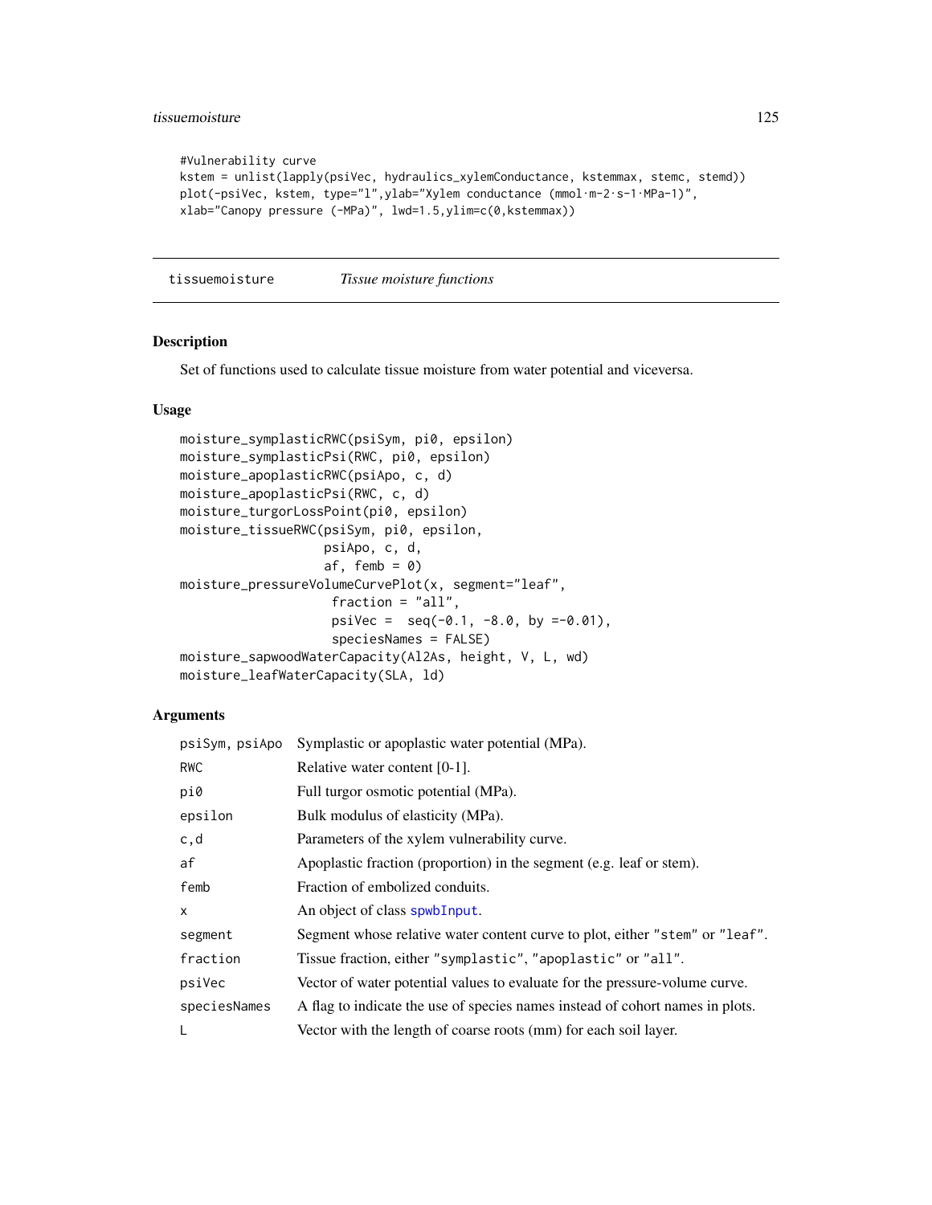```
#Vulnerability curve
kstem = unlist(lapply(psiVec, hydraulics_xylemConductance, kstemmax, stemc, stemd))
plot(-psiVec, kstem, type="l",ylab="Xylem conductance (mmol·m-2·s-1·MPa-1)",
xlab="Canopy pressure (-MPa)", lwd=1.5,ylim=c(0,kstemmax))
```

## tissuemoisture — *Tissue moisture functions*

### Description

Set of functions used to calculate tissue moisture from water potential and viceversa.

### Usage

```
moisture_symplasticRWC(psiSym, pi0, epsilon)
moisture_symplasticPsi(RWC, pi0, epsilon)
moisture_apoplasticRWC(psiApo, c, d)
moisture_apoplasticPsi(RWC, c, d)
moisture_turgorLossPoint(pi0, epsilon)
moisture_tissueRWC(psiSym, pi0, epsilon,
                   psiApo, c, d,
                   af, femb = 0)
moisture_pressureVolumeCurvePlot(x, segment="leaf",
                    fraction = "all",
                    psiVec =  seq(-0.1, -8.0, by =-0.01),
                    speciesNames = FALSE)
moisture_sapwoodWaterCapacity(Al2As, height, V, L, wd)
moisture_leafWaterCapacity(SLA, ld)
```

### Arguments

| | |
|---|---|
| psiSym, psiApo | Symplastic or apoplastic water potential (MPa). |
| RWC | Relative water content [0-1]. |
| pi0 | Full turgor osmotic potential (MPa). |
| epsilon | Bulk modulus of elasticity (MPa). |
| c,d | Parameters of the xylem vulnerability curve. |
| af | Apoplastic fraction (proportion) in the segment (e.g. leaf or stem). |
| femb | Fraction of embolized conduits. |
| x | An object of class spwbInput. |
| segment | Segment whose relative water content curve to plot, either "stem" or "leaf". |
| fraction | Tissue fraction, either "symplastic", "apoplastic" or "all". |
| psiVec | Vector of water potential values to evaluate for the pressure-volume curve. |
| speciesNames | A flag to indicate the use of species names instead of cohort names in plots. |
| L | Vector with the length of coarse roots (mm) for each soil layer. |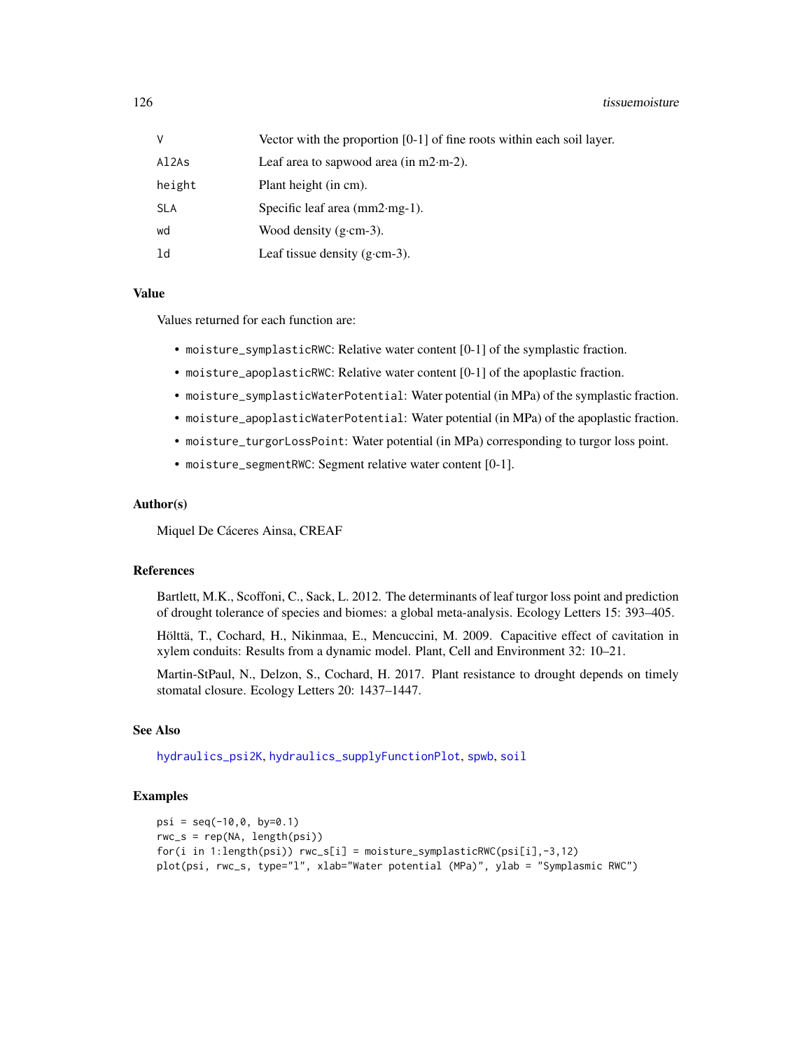| | |
|---|---|
| `V` | Vector with the proportion [0-1] of fine roots within each soil layer. |
| `Al2As` | Leaf area to sapwood area (in m2·m-2). |
| `height` | Plant height (in cm). |
| `SLA` | Specific leaf area (mm2·mg-1). |
| `wd` | Wood density (g·cm-3). |
| `ld` | Leaf tissue density (g·cm-3). |

### Value

Values returned for each function are:

- `moisture_symplasticRWC`: Relative water content [0-1] of the symplastic fraction.
- `moisture_apoplasticRWC`: Relative water content [0-1] of the apoplastic fraction.
- `moisture_symplasticWaterPotential`: Water potential (in MPa) of the symplastic fraction.
- `moisture_apoplasticWaterPotential`: Water potential (in MPa) of the apoplastic fraction.
- `moisture_turgorLossPoint`: Water potential (in MPa) corresponding to turgor loss point.
- `moisture_segmentRWC`: Segment relative water content [0-1].

### Author(s)

Miquel De Cáceres Ainsa, CREAF

### References

Bartlett, M.K., Scoffoni, C., Sack, L. 2012. The determinants of leaf turgor loss point and prediction of drought tolerance of species and biomes: a global meta-analysis. Ecology Letters 15: 393–405.

Hölttä, T., Cochard, H., Nikinmaa, E., Mencuccini, M. 2009. Capacitive effect of cavitation in xylem conduits: Results from a dynamic model. Plant, Cell and Environment 32: 10–21.

Martin-StPaul, N., Delzon, S., Cochard, H. 2017. Plant resistance to drought depends on timely stomatal closure. Ecology Letters 20: 1437–1447.

### See Also

hydraulics_psi2K, hydraulics_supplyFunctionPlot, spwb, soil

### Examples

```
psi = seq(-10,0, by=0.1)
rwc_s = rep(NA, length(psi))
for(i in 1:length(psi)) rwc_s[i] = moisture_symplasticRWC(psi[i],-3,12)
plot(psi, rwc_s, type="l", xlab="Water potential (MPa)", ylab = "Symplasmic RWC")
```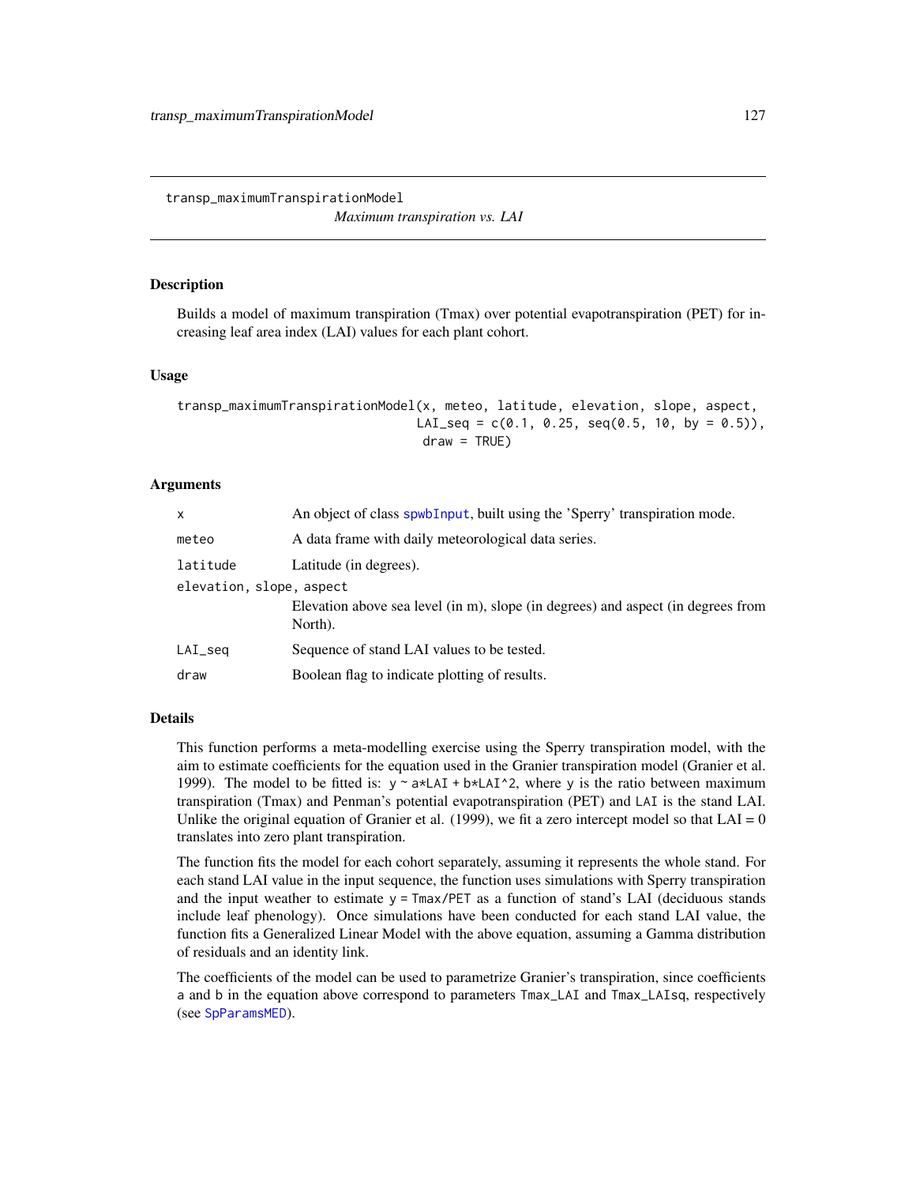# transp_maximumTranspirationModel

*Maximum transpiration vs. LAI*

## Description

Builds a model of maximum transpiration (Tmax) over potential evapotranspiration (PET) for increasing leaf area index (LAI) values for each plant cohort.

## Usage

```
transp_maximumTranspirationModel(x, meteo, latitude, elevation, slope, aspect,
                                 LAI_seq = c(0.1, 0.25, seq(0.5, 10, by = 0.5)),
                                  draw = TRUE)
```

## Arguments

| | |
|---|---|
| `x` | An object of class `spwbInput`, built using the 'Sperry' transpiration mode. |
| `meteo` | A data frame with daily meteorological data series. |
| `latitude` | Latitude (in degrees). |
| `elevation, slope, aspect` | Elevation above sea level (in m), slope (in degrees) and aspect (in degrees from North). |
| `LAI_seq` | Sequence of stand LAI values to be tested. |
| `draw` | Boolean flag to indicate plotting of results. |

## Details

This function performs a meta-modelling exercise using the Sperry transpiration model, with the aim to estimate coefficients for the equation used in the Granier transpiration model (Granier et al. 1999). The model to be fitted is: `y ~ a*LAI + b*LAI^2`, where `y` is the ratio between maximum transpiration (Tmax) and Penman's potential evapotranspiration (PET) and `LAI` is the stand LAI. Unlike the original equation of Granier et al. (1999), we fit a zero intercept model so that LAI = 0 translates into zero plant transpiration.

The function fits the model for each cohort separately, assuming it represents the whole stand. For each stand LAI value in the input sequence, the function uses simulations with Sperry transpiration and the input weather to estimate `y = Tmax/PET` as a function of stand's LAI (deciduous stands include leaf phenology). Once simulations have been conducted for each stand LAI value, the function fits a Generalized Linear Model with the above equation, assuming a Gamma distribution of residuals and an identity link.

The coefficients of the model can be used to parametrize Granier's transpiration, since coefficients `a` and `b` in the equation above correspond to parameters `Tmax_LAI` and `Tmax_LAIsq`, respectively (see `SpParamsMED`).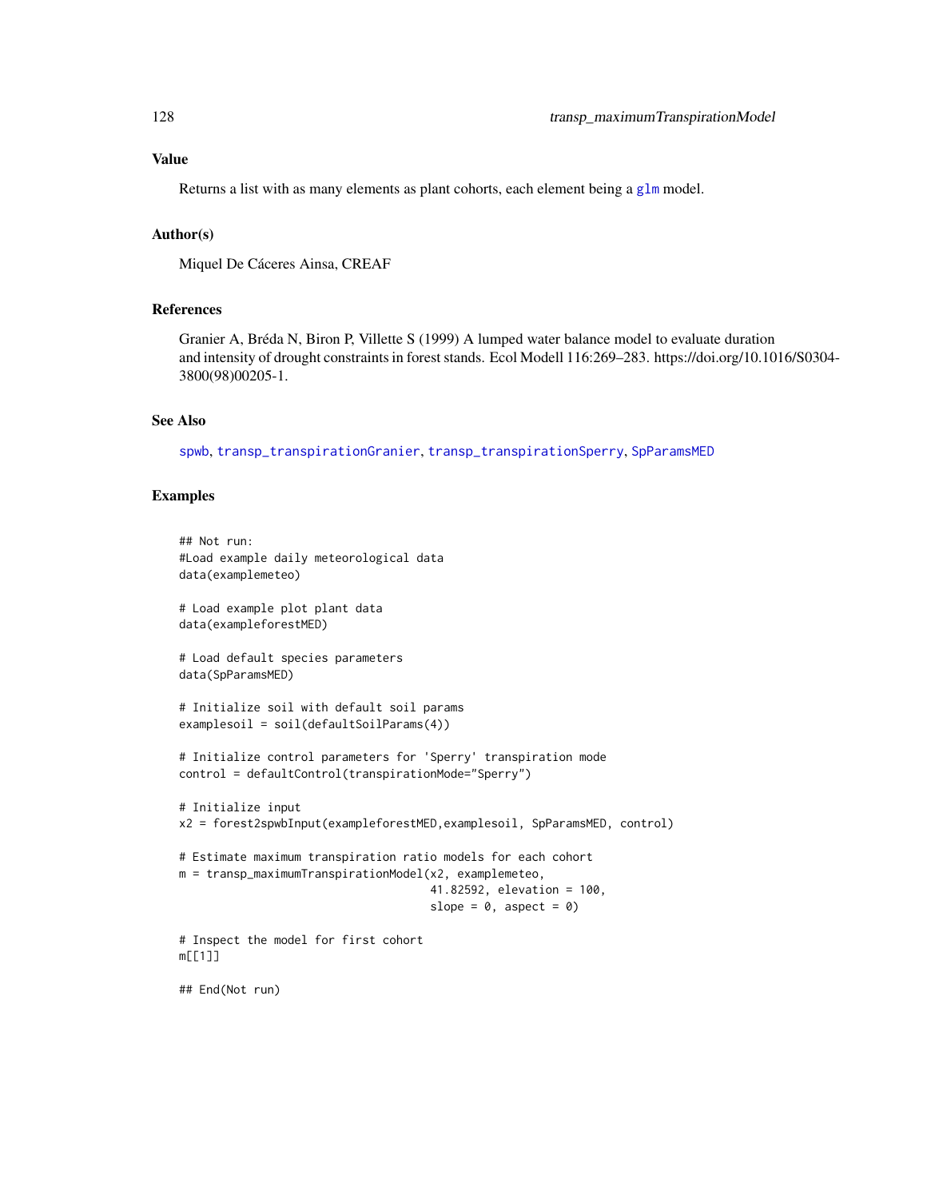## Value

Returns a list with as many elements as plant cohorts, each element being a glm model.

## Author(s)

Miquel De Cáceres Ainsa, CREAF

## References

Granier A, Bréda N, Biron P, Villette S (1999) A lumped water balance model to evaluate duration and intensity of drought constraints in forest stands. Ecol Modell 116:269–283. https://doi.org/10.1016/S0304-3800(98)00205-1.

## See Also

spwb, transp_transpirationGranier, transp_transpirationSperry, SpParamsMED

## Examples

```
## Not run:
#Load example daily meteorological data
data(examplemeteo)

# Load example plot plant data
data(exampleforestMED)

# Load default species parameters
data(SpParamsMED)

# Initialize soil with default soil params
examplesoil = soil(defaultSoilParams(4))

# Initialize control parameters for 'Sperry' transpiration mode
control = defaultControl(transpirationMode="Sperry")

# Initialize input
x2 = forest2spwbInput(exampleforestMED,examplesoil, SpParamsMED, control)

# Estimate maximum transpiration ratio models for each cohort
m = transp_maximumTranspirationModel(x2, examplemeteo,
                                     41.82592, elevation = 100,
                                     slope = 0, aspect = 0)

# Inspect the model for first cohort
m[[1]]

## End(Not run)
```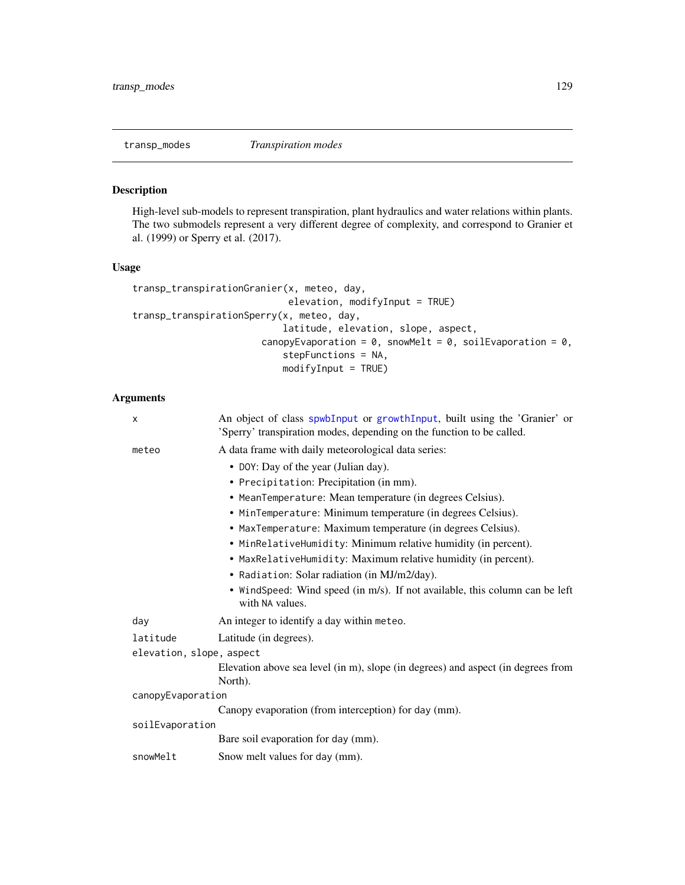## transp_modes *Transpiration modes*

### Description

High-level sub-models to represent transpiration, plant hydraulics and water relations within plants. The two submodels represent a very different degree of complexity, and correspond to Granier et al. (1999) or Sperry et al. (2017).

### Usage

```
transp_transpirationGranier(x, meteo, day,
                             elevation, modifyInput = TRUE)
transp_transpirationSperry(x, meteo, day,
                            latitude, elevation, slope, aspect,
                        canopyEvaporation = 0, snowMelt = 0, soilEvaporation = 0,
                            stepFunctions = NA,
                            modifyInput = TRUE)
```

### Arguments

- `x` — An object of class spwbInput or growthInput, built using the 'Granier' or 'Sperry' transpiration modes, depending on the function to be called.
- `meteo` — A data frame with daily meteorological data series:
  - `DOY`: Day of the year (Julian day).
  - `Precipitation`: Precipitation (in mm).
  - `MeanTemperature`: Mean temperature (in degrees Celsius).
  - `MinTemperature`: Minimum temperature (in degrees Celsius).
  - `MaxTemperature`: Maximum temperature (in degrees Celsius).
  - `MinRelativeHumidity`: Minimum relative humidity (in percent).
  - `MaxRelativeHumidity`: Maximum relative humidity (in percent).
  - `Radiation`: Solar radiation (in MJ/m2/day).
  - `WindSpeed`: Wind speed (in m/s). If not available, this column can be left with `NA` values.
- `day` — An integer to identify a day within `meteo`.
- `latitude` — Latitude (in degrees).
- `elevation, slope, aspect` — Elevation above sea level (in m), slope (in degrees) and aspect (in degrees from North).
- `canopyEvaporation` — Canopy evaporation (from interception) for day (mm).
- `soilEvaporation` — Bare soil evaporation for day (mm).
- `snowMelt` — Snow melt values for day (mm).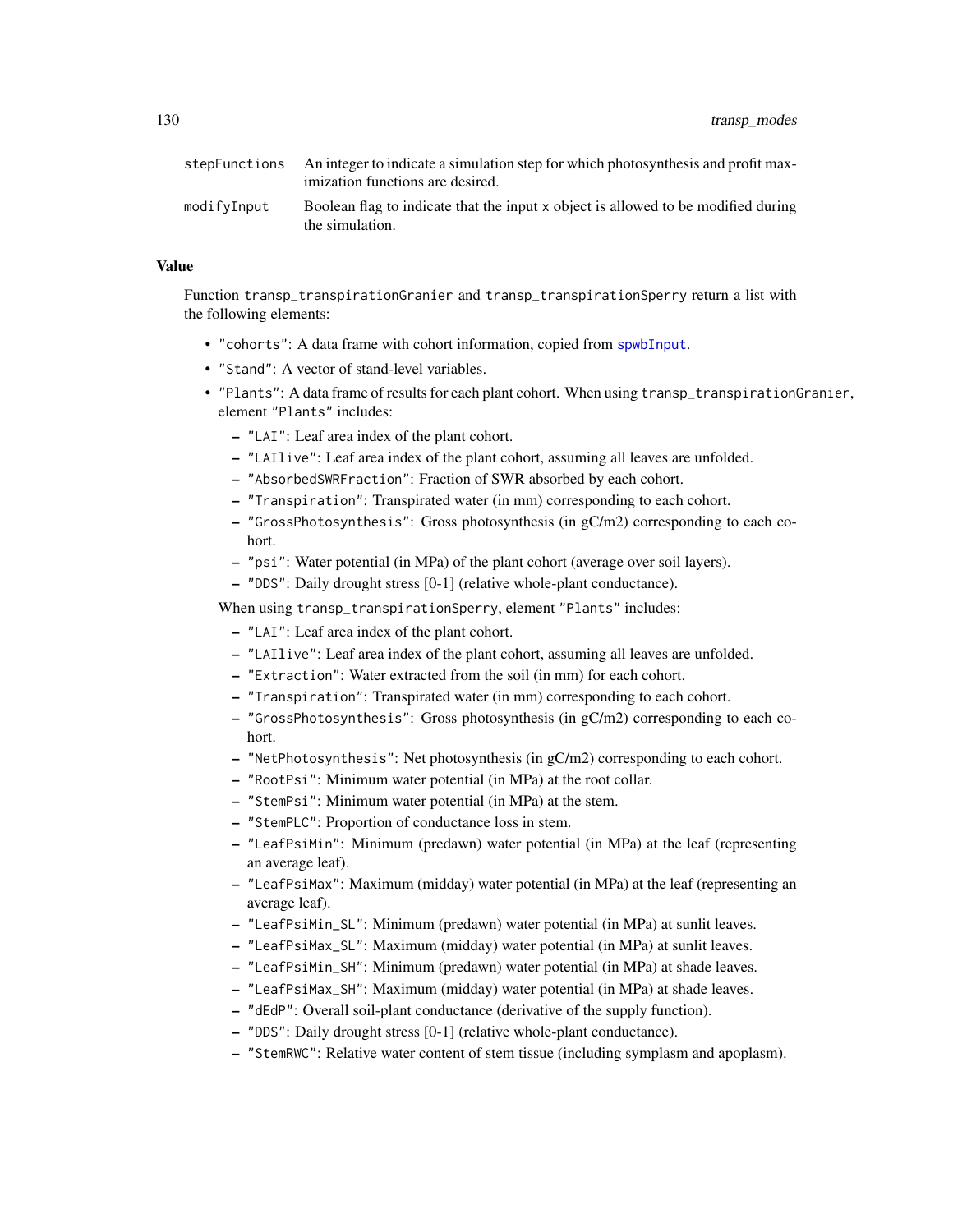| | |
|---|---|
| `stepFunctions` | An integer to indicate a simulation step for which photosynthesis and profit maximization functions are desired. |
| `modifyInput` | Boolean flag to indicate that the input x object is allowed to be modified during the simulation. |

## Value

Function `transp_transpirationGranier` and `transp_transpirationSperry` return a list with the following elements:

- `"cohorts"`: A data frame with cohort information, copied from `spwbInput`.
- `"Stand"`: A vector of stand-level variables.
- `"Plants"`: A data frame of results for each plant cohort. When using `transp_transpirationGranier`, element `"Plants"` includes:
  - `"LAI"`: Leaf area index of the plant cohort.
  - `"LAIlive"`: Leaf area index of the plant cohort, assuming all leaves are unfolded.
  - `"AbsorbedSWRFraction"`: Fraction of SWR absorbed by each cohort.
  - `"Transpiration"`: Transpirated water (in mm) corresponding to each cohort.
  - `"GrossPhotosynthesis"`: Gross photosynthesis (in gC/m2) corresponding to each cohort.
  - `"psi"`: Water potential (in MPa) of the plant cohort (average over soil layers).
  - `"DDS"`: Daily drought stress [0-1] (relative whole-plant conductance).

  When using `transp_transpirationSperry`, element `"Plants"` includes:
  - `"LAI"`: Leaf area index of the plant cohort.
  - `"LAIlive"`: Leaf area index of the plant cohort, assuming all leaves are unfolded.
  - `"Extraction"`: Water extracted from the soil (in mm) for each cohort.
  - `"Transpiration"`: Transpirated water (in mm) corresponding to each cohort.
  - `"GrossPhotosynthesis"`: Gross photosynthesis (in gC/m2) corresponding to each cohort.
  - `"NetPhotosynthesis"`: Net photosynthesis (in gC/m2) corresponding to each cohort.
  - `"RootPsi"`: Minimum water potential (in MPa) at the root collar.
  - `"StemPsi"`: Minimum water potential (in MPa) at the stem.
  - `"StemPLC"`: Proportion of conductance loss in stem.
  - `"LeafPsiMin"`: Minimum (predawn) water potential (in MPa) at the leaf (representing an average leaf).
  - `"LeafPsiMax"`: Maximum (midday) water potential (in MPa) at the leaf (representing an average leaf).
  - `"LeafPsiMin_SL"`: Minimum (predawn) water potential (in MPa) at sunlit leaves.
  - `"LeafPsiMax_SL"`: Maximum (midday) water potential (in MPa) at sunlit leaves.
  - `"LeafPsiMin_SH"`: Minimum (predawn) water potential (in MPa) at shade leaves.
  - `"LeafPsiMax_SH"`: Maximum (midday) water potential (in MPa) at shade leaves.
  - `"dEdP"`: Overall soil-plant conductance (derivative of the supply function).
  - `"DDS"`: Daily drought stress [0-1] (relative whole-plant conductance).
  - `"StemRWC"`: Relative water content of stem tissue (including symplasm and apoplasm).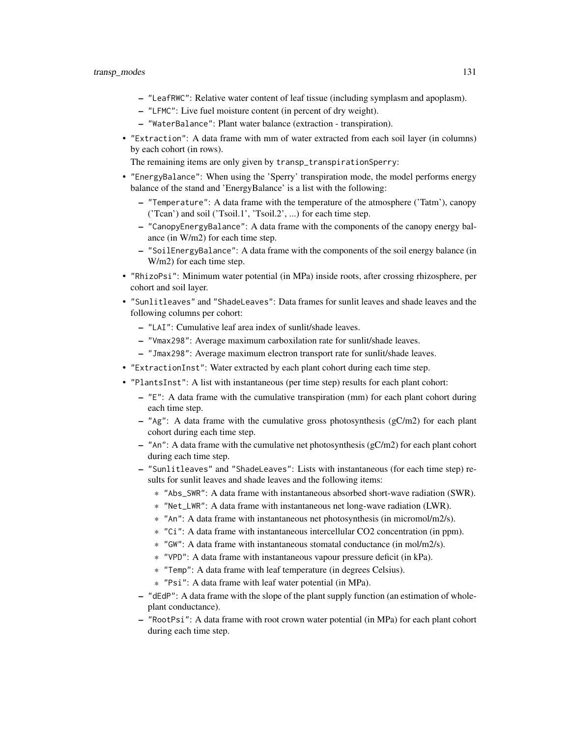- "LeafRWC": Relative water content of leaf tissue (including symplasm and apoplasm).
  - "LFMC": Live fuel moisture content (in percent of dry weight).
  - "WaterBalance": Plant water balance (extraction - transpiration).
- "Extraction": A data frame with mm of water extracted from each soil layer (in columns) by each cohort (in rows).

  The remaining items are only given by transp_transpirationSperry:
- "EnergyBalance": When using the 'Sperry' transpiration mode, the model performs energy balance of the stand and 'EnergyBalance' is a list with the following:
  - "Temperature": A data frame with the temperature of the atmosphere ('Tatm'), canopy ('Tcan') and soil ('Tsoil.1', 'Tsoil.2', ...) for each time step.
  - "CanopyEnergyBalance": A data frame with the components of the canopy energy balance (in W/m2) for each time step.
  - "SoilEnergyBalance": A data frame with the components of the soil energy balance (in W/m2) for each time step.
- "RhizoPsi": Minimum water potential (in MPa) inside roots, after crossing rhizosphere, per cohort and soil layer.
- "Sunlitleaves" and "ShadeLeaves": Data frames for sunlit leaves and shade leaves and the following columns per cohort:
  - "LAI": Cumulative leaf area index of sunlit/shade leaves.
  - "Vmax298": Average maximum carboxilation rate for sunlit/shade leaves.
  - "Jmax298": Average maximum electron transport rate for sunlit/shade leaves.
- "ExtractionInst": Water extracted by each plant cohort during each time step.
- "PlantsInst": A list with instantaneous (per time step) results for each plant cohort:
  - "E": A data frame with the cumulative transpiration (mm) for each plant cohort during each time step.
  - "Ag": A data frame with the cumulative gross photosynthesis (gC/m2) for each plant cohort during each time step.
  - "An": A data frame with the cumulative net photosynthesis (gC/m2) for each plant cohort during each time step.
  - "Sunlitleaves" and "ShadeLeaves": Lists with instantaneous (for each time step) results for sunlit leaves and shade leaves and the following items:
    - "Abs_SWR": A data frame with instantaneous absorbed short-wave radiation (SWR).
    - "Net_LWR": A data frame with instantaneous net long-wave radiation (LWR).
    - "An": A data frame with instantaneous net photosynthesis (in micromol/m2/s).
    - "Ci": A data frame with instantaneous intercellular CO2 concentration (in ppm).
    - "GW": A data frame with instantaneous stomatal conductance (in mol/m2/s).
    - "VPD": A data frame with instantaneous vapour pressure deficit (in kPa).
    - "Temp": A data frame with leaf temperature (in degrees Celsius).
    - "Psi": A data frame with leaf water potential (in MPa).
  - "dEdP": A data frame with the slope of the plant supply function (an estimation of whole-plant conductance).
  - "RootPsi": A data frame with root crown water potential (in MPa) for each plant cohort during each time step.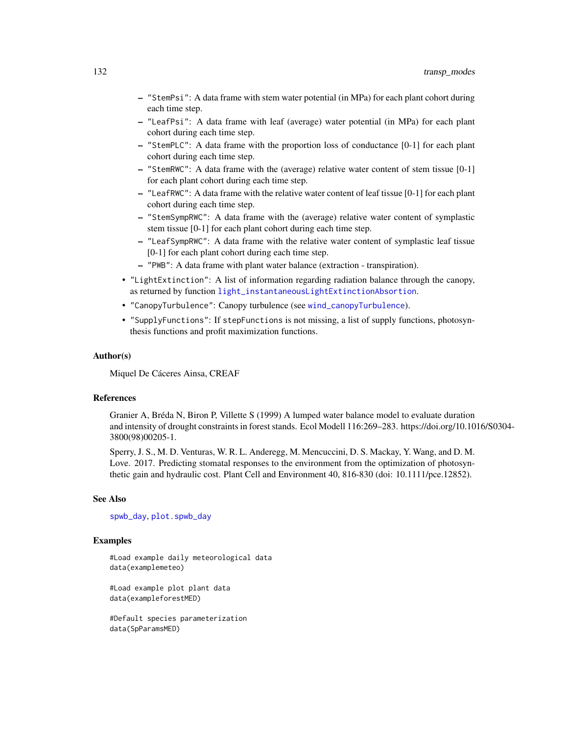- "StemPsi": A data frame with stem water potential (in MPa) for each plant cohort during each time step.
  - "LeafPsi": A data frame with leaf (average) water potential (in MPa) for each plant cohort during each time step.
  - "StemPLC": A data frame with the proportion loss of conductance [0-1] for each plant cohort during each time step.
  - "StemRWC": A data frame with the (average) relative water content of stem tissue [0-1] for each plant cohort during each time step.
  - "LeafRWC": A data frame with the relative water content of leaf tissue [0-1] for each plant cohort during each time step.
  - "StemSympRWC": A data frame with the (average) relative water content of symplastic stem tissue [0-1] for each plant cohort during each time step.
  - "LeafSympRWC": A data frame with the relative water content of symplastic leaf tissue [0-1] for each plant cohort during each time step.
  - "PWB": A data frame with plant water balance (extraction - transpiration).
- "LightExtinction": A list of information regarding radiation balance through the canopy, as returned by function light_instantaneousLightExtinctionAbsortion.
- "CanopyTurbulence": Canopy turbulence (see wind_canopyTurbulence).
- "SupplyFunctions": If stepFunctions is not missing, a list of supply functions, photosynthesis functions and profit maximization functions.

### Author(s)

Miquel De Cáceres Ainsa, CREAF

### References

Granier A, Bréda N, Biron P, Villette S (1999) A lumped water balance model to evaluate duration and intensity of drought constraints in forest stands. Ecol Modell 116:269–283. https://doi.org/10.1016/S0304-3800(98)00205-1.

Sperry, J. S., M. D. Venturas, W. R. L. Anderegg, M. Mencuccini, D. S. Mackay, Y. Wang, and D. M. Love. 2017. Predicting stomatal responses to the environment from the optimization of photosynthetic gain and hydraulic cost. Plant Cell and Environment 40, 816-830 (doi: 10.1111/pce.12852).

### See Also

spwb_day, plot.spwb_day

### Examples

```
#Load example daily meteorological data
data(examplemeteo)

#Load example plot plant data
data(exampleforestMED)

#Default species parameterization
data(SpParamsMED)
```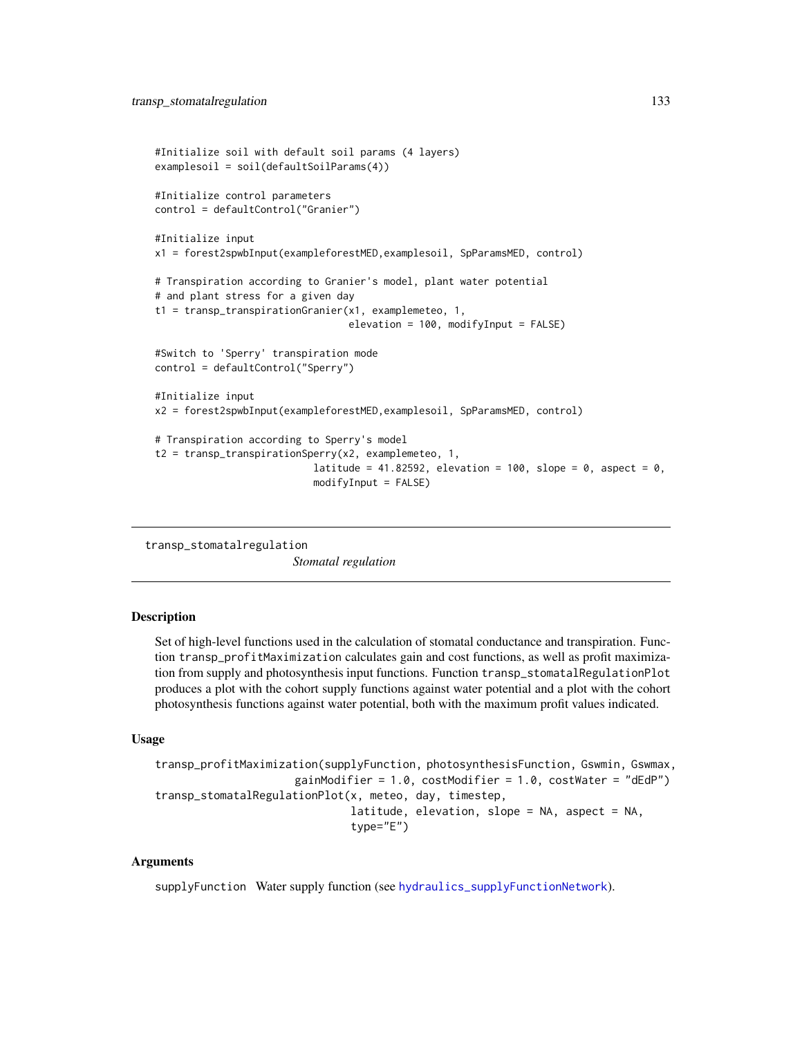```
#Initialize soil with default soil params (4 layers)
examplesoil = soil(defaultSoilParams(4))

#Initialize control parameters
control = defaultControl("Granier")

#Initialize input
x1 = forest2spwbInput(exampleforestMED,examplesoil, SpParamsMED, control)

# Transpiration according to Granier's model, plant water potential
# and plant stress for a given day
t1 = transp_transpirationGranier(x1, examplemeteo, 1,
                                 elevation = 100, modifyInput = FALSE)

#Switch to 'Sperry' transpiration mode
control = defaultControl("Sperry")

#Initialize input
x2 = forest2spwbInput(exampleforestMED,examplesoil, SpParamsMED, control)

# Transpiration according to Sperry's model
t2 = transp_transpirationSperry(x2, examplemeteo, 1,
                          latitude = 41.82592, elevation = 100, slope = 0, aspect = 0,
                          modifyInput = FALSE)
```

---

## transp_stomatalregulation

*Stomatal regulation*

---

### Description

Set of high-level functions used in the calculation of stomatal conductance and transpiration. Function transp_profitMaximization calculates gain and cost functions, as well as profit maximization from supply and photosynthesis input functions. Function transp_stomatalRegulationPlot produces a plot with the cohort supply functions against water potential and a plot with the cohort photosynthesis functions against water potential, both with the maximum profit values indicated.

### Usage

```
transp_profitMaximization(supplyFunction, photosynthesisFunction, Gswmin, Gswmax,
                    gainModifier = 1.0, costModifier = 1.0, costWater = "dEdP")
transp_stomatalRegulationPlot(x, meteo, day, timestep,
                              latitude, elevation, slope = NA, aspect = NA,
                              type="E")
```

### Arguments

supplyFunction Water supply function (see hydraulics_supplyFunctionNetwork).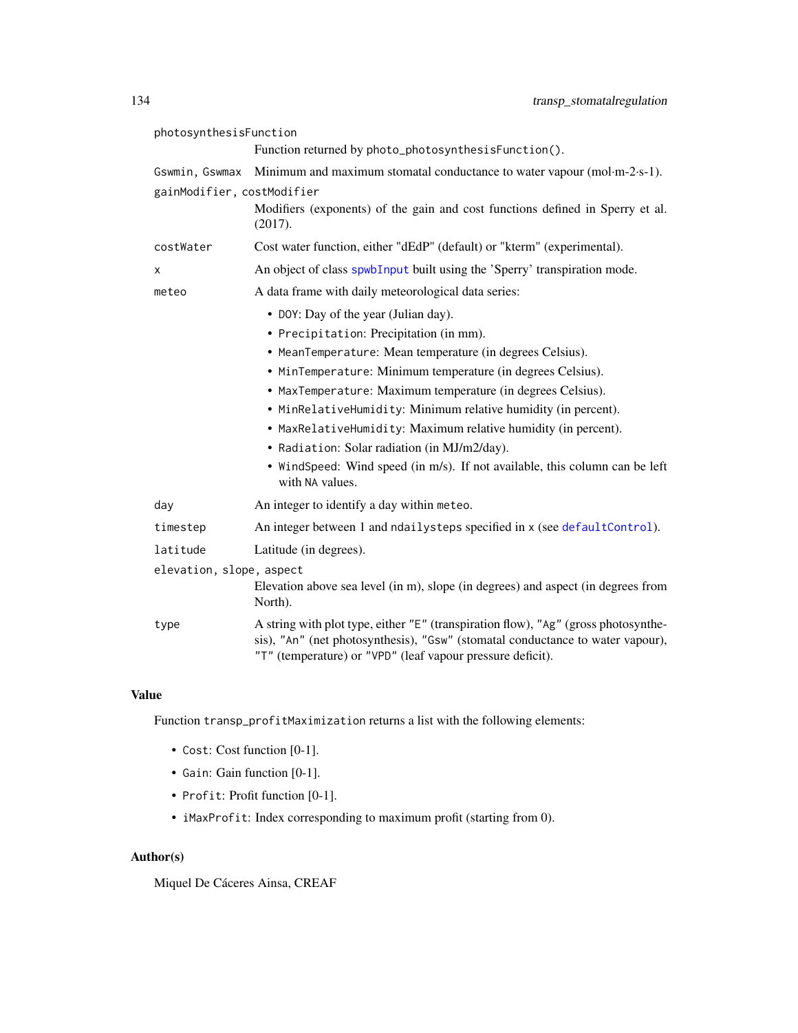`photosynthesisFunction`
: Function returned by `photo_photosynthesisFunction()`.

`Gswmin, Gswmax`
: Minimum and maximum stomatal conductance to water vapour (mol·m-2·s-1).

`gainModifier, costModifier`
: Modifiers (exponents) of the gain and cost functions defined in Sperry et al. (2017).

`costWater`
: Cost water function, either "dEdP" (default) or "kterm" (experimental).

`x`
: An object of class `spwbInput` built using the 'Sperry' transpiration mode.

`meteo`
: A data frame with daily meteorological data series:

- `DOY`: Day of the year (Julian day).
- `Precipitation`: Precipitation (in mm).
- `MeanTemperature`: Mean temperature (in degrees Celsius).
- `MinTemperature`: Minimum temperature (in degrees Celsius).
- `MaxTemperature`: Maximum temperature (in degrees Celsius).
- `MinRelativeHumidity`: Minimum relative humidity (in percent).
- `MaxRelativeHumidity`: Maximum relative humidity (in percent).
- `Radiation`: Solar radiation (in MJ/m2/day).
- `WindSpeed`: Wind speed (in m/s). If not available, this column can be left with `NA` values.

`day`
: An integer to identify a day within `meteo`.

`timestep`
: An integer between 1 and `ndailysteps` specified in `x` (see `defaultControl`).

`latitude`
: Latitude (in degrees).

`elevation, slope, aspect`
: Elevation above sea level (in m), slope (in degrees) and aspect (in degrees from North).

`type`
: A string with plot type, either `"E"` (transpiration flow), `"Ag"` (gross photosynthesis), `"An"` (net photosynthesis), `"Gsw"` (stomatal conductance to water vapour), `"T"` (temperature) or `"VPD"` (leaf vapour pressure deficit).

## Value

Function `transp_profitMaximization` returns a list with the following elements:

- `Cost`: Cost function [0-1].
- `Gain`: Gain function [0-1].
- `Profit`: Profit function [0-1].
- `iMaxProfit`: Index corresponding to maximum profit (starting from 0).

## Author(s)

Miquel De Cáceres Ainsa, CREAF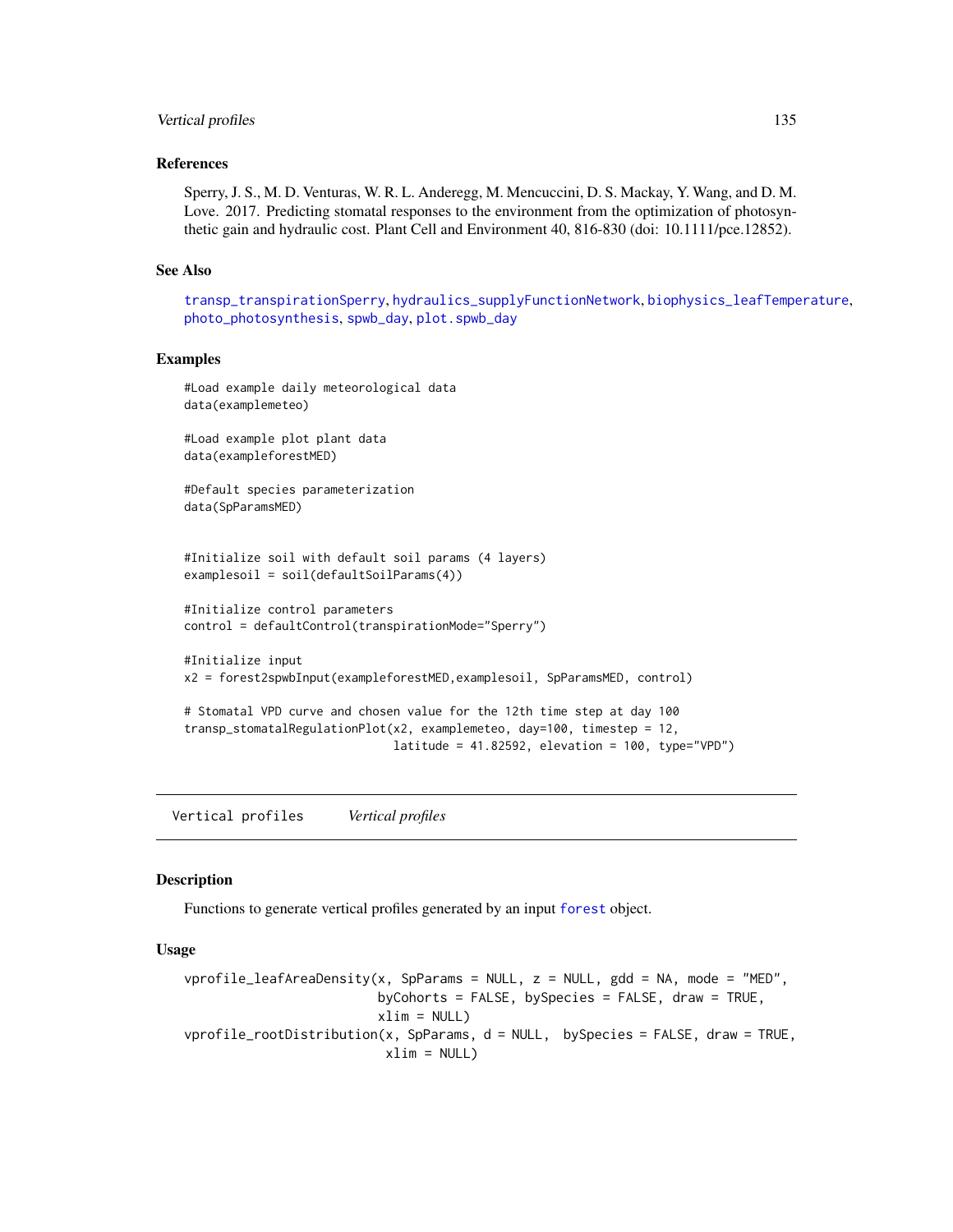### References

Sperry, J. S., M. D. Venturas, W. R. L. Anderegg, M. Mencuccini, D. S. Mackay, Y. Wang, and D. M. Love. 2017. Predicting stomatal responses to the environment from the optimization of photosynthetic gain and hydraulic cost. Plant Cell and Environment 40, 816-830 (doi: 10.1111/pce.12852).

### See Also

transp_transpirationSperry, hydraulics_supplyFunctionNetwork, biophysics_leafTemperature, photo_photosynthesis, spwb_day, plot.spwb_day

### Examples

```
#Load example daily meteorological data
data(examplemeteo)

#Load example plot plant data
data(exampleforestMED)

#Default species parameterization
data(SpParamsMED)


#Initialize soil with default soil params (4 layers)
examplesoil = soil(defaultSoilParams(4))

#Initialize control parameters
control = defaultControl(transpirationMode="Sperry")

#Initialize input
x2 = forest2spwbInput(exampleforestMED,examplesoil, SpParamsMED, control)

# Stomatal VPD curve and chosen value for the 12th time step at day 100
transp_stomatalRegulationPlot(x2, examplemeteo, day=100, timestep = 12,
                              latitude = 41.82592, elevation = 100, type="VPD")
```

---

## Vertical profiles &nbsp;&nbsp;&nbsp; *Vertical profiles*

### Description

Functions to generate vertical profiles generated by an input forest object.

### Usage

```
vprofile_leafAreaDensity(x, SpParams = NULL, z = NULL, gdd = NA, mode = "MED",
                         byCohorts = FALSE, bySpecies = FALSE, draw = TRUE,
                         xlim = NULL)
vprofile_rootDistribution(x, SpParams, d = NULL,  bySpecies = FALSE, draw = TRUE,
                          xlim = NULL)
```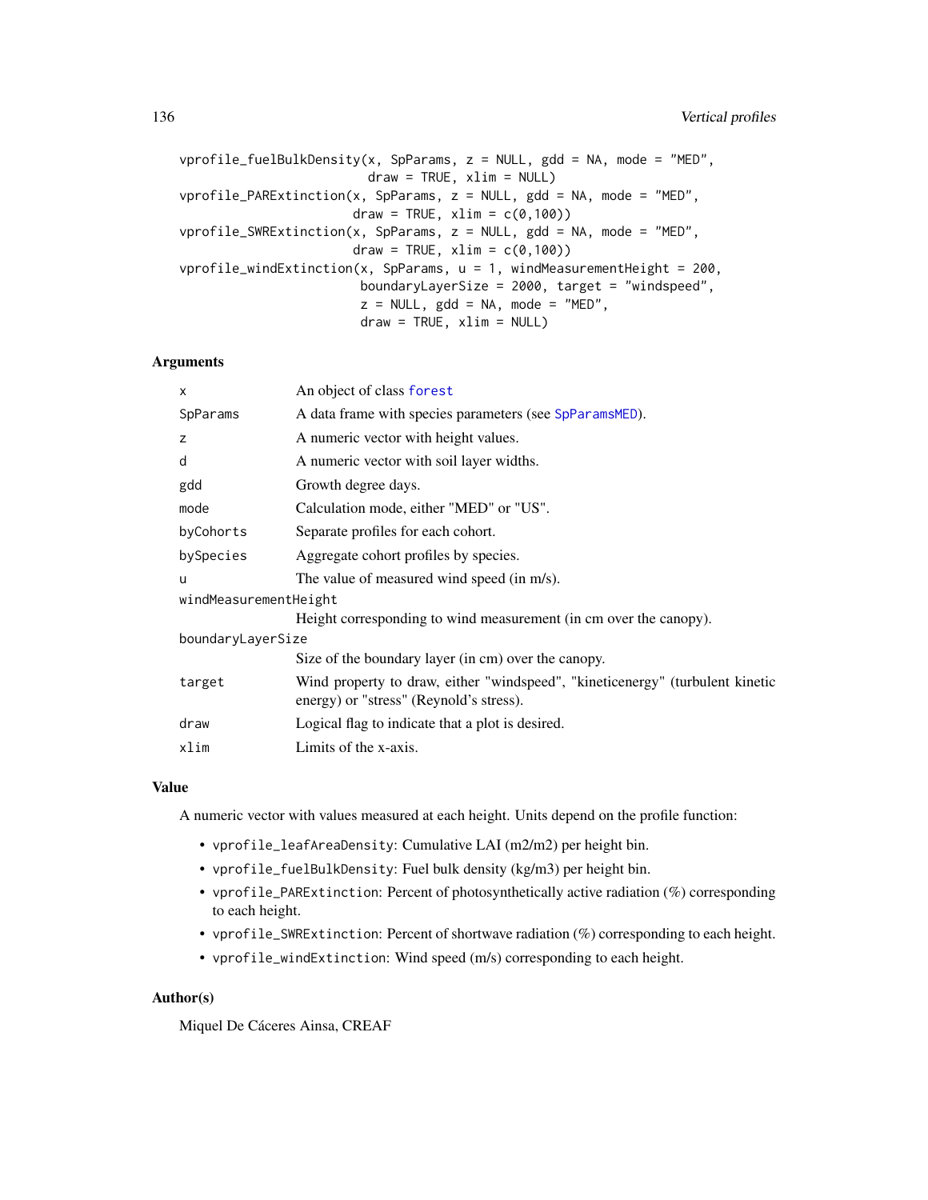```
vprofile_fuelBulkDensity(x, SpParams, z = NULL, gdd = NA, mode = "MED",
                         draw = TRUE, xlim = NULL)
vprofile_PARExtinction(x, SpParams, z = NULL, gdd = NA, mode = "MED",
                       draw = TRUE, xlim = c(0,100))
vprofile_SWRExtinction(x, SpParams, z = NULL, gdd = NA, mode = "MED",
                       draw = TRUE, xlim = c(0,100))
vprofile_windExtinction(x, SpParams, u = 1, windMeasurementHeight = 200,
                        boundaryLayerSize = 2000, target = "windspeed",
                        z = NULL, gdd = NA, mode = "MED",
                        draw = TRUE, xlim = NULL)
```

## Arguments

| | |
|---|---|
| `x` | An object of class `forest` |
| `SpParams` | A data frame with species parameters (see `SpParamsMED`). |
| `z` | A numeric vector with height values. |
| `d` | A numeric vector with soil layer widths. |
| `gdd` | Growth degree days. |
| `mode` | Calculation mode, either "MED" or "US". |
| `byCohorts` | Separate profiles for each cohort. |
| `bySpecies` | Aggregate cohort profiles by species. |
| `u` | The value of measured wind speed (in m/s). |
| `windMeasurementHeight` | Height corresponding to wind measurement (in cm over the canopy). |
| `boundaryLayerSize` | Size of the boundary layer (in cm) over the canopy. |
| `target` | Wind property to draw, either "windspeed", "kineticenergy" (turbulent kinetic energy) or "stress" (Reynold's stress). |
| `draw` | Logical flag to indicate that a plot is desired. |
| `xlim` | Limits of the x-axis. |

## Value

A numeric vector with values measured at each height. Units depend on the profile function:

- `vprofile_leafAreaDensity`: Cumulative LAI (m2/m2) per height bin.
- `vprofile_fuelBulkDensity`: Fuel bulk density (kg/m3) per height bin.
- `vprofile_PARExtinction`: Percent of photosynthetically active radiation (%) corresponding to each height.
- `vprofile_SWRExtinction`: Percent of shortwave radiation (%) corresponding to each height.
- `vprofile_windExtinction`: Wind speed (m/s) corresponding to each height.

## Author(s)

Miquel De Cáceres Ainsa, CREAF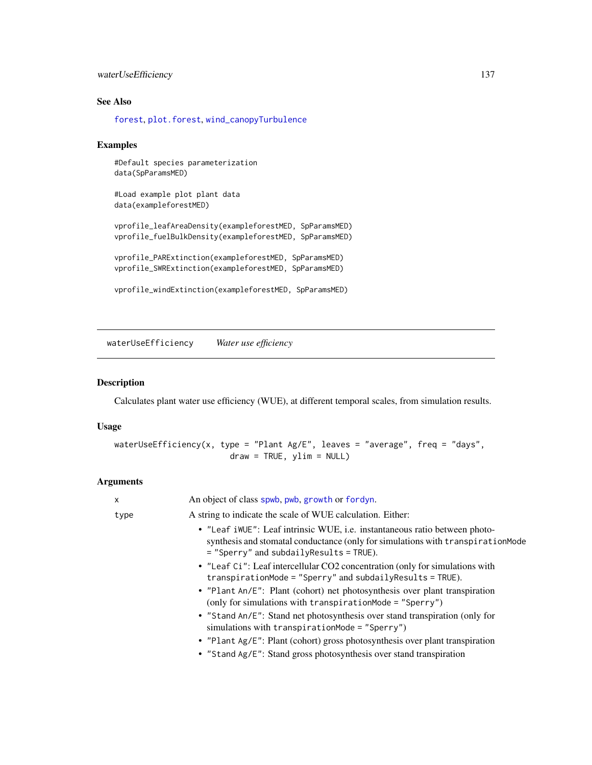## See Also

forest, plot.forest, wind_canopyTurbulence

## Examples

```
#Default species parameterization
data(SpParamsMED)

#Load example plot plant data
data(exampleforestMED)

vprofile_leafAreaDensity(exampleforestMED, SpParamsMED)
vprofile_fuelBulkDensity(exampleforestMED, SpParamsMED)

vprofile_PARExtinction(exampleforestMED, SpParamsMED)
vprofile_SWRExtinction(exampleforestMED, SpParamsMED)

vprofile_windExtinction(exampleforestMED, SpParamsMED)
```

---

# waterUseEfficiency *Water use efficiency*

## Description

Calculates plant water use efficiency (WUE), at different temporal scales, from simulation results.

## Usage

```
waterUseEfficiency(x, type = "Plant Ag/E", leaves = "average", freq = "days",
                   draw = TRUE, ylim = NULL)
```

## Arguments

x — An object of class spwb, pwb, growth or fordyn.

type — A string to indicate the scale of WUE calculation. Either:

- "Leaf iWUE": Leaf intrinsic WUE, i.e. instantaneous ratio between photosynthesis and stomatal conductance (only for simulations with transpirationMode = "Sperry" and subdailyResults = TRUE).
- "Leaf Ci": Leaf intercellular CO2 concentration (only for simulations with transpirationMode = "Sperry" and subdailyResults = TRUE).
- "Plant An/E": Plant (cohort) net photosynthesis over plant transpiration (only for simulations with transpirationMode = "Sperry")
- "Stand An/E": Stand net photosynthesis over stand transpiration (only for simulations with transpirationMode = "Sperry")
- "Plant Ag/E": Plant (cohort) gross photosynthesis over plant transpiration
- "Stand Ag/E": Stand gross photosynthesis over stand transpiration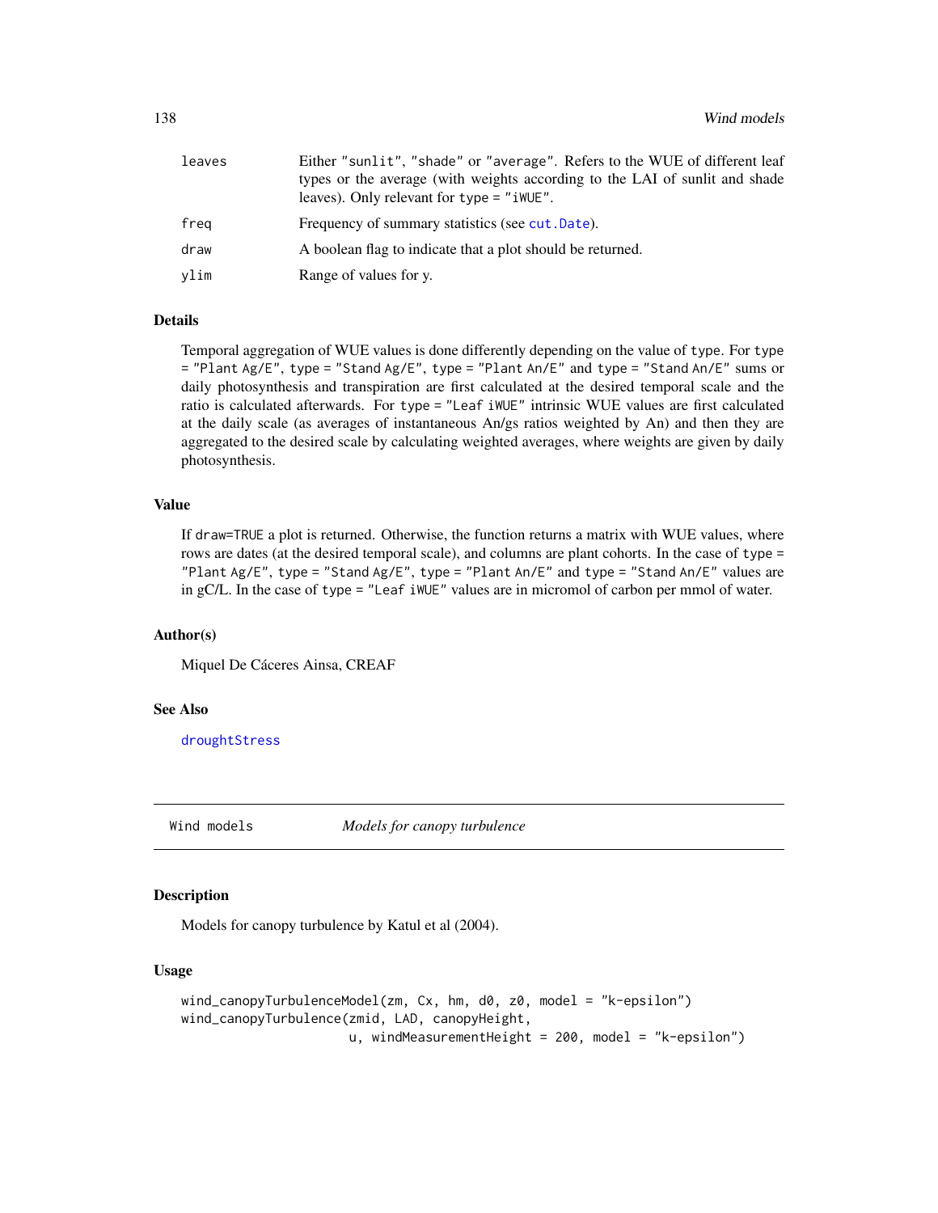| | |
|---|---|
| `leaves` | Either "sunlit", "shade" or "average". Refers to the WUE of different leaf types or the average (with weights according to the LAI of sunlit and shade leaves). Only relevant for type = "iWUE". |
| `freq` | Frequency of summary statistics (see cut.Date). |
| `draw` | A boolean flag to indicate that a plot should be returned. |
| `ylim` | Range of values for y. |

### Details

Temporal aggregation of WUE values is done differently depending on the value of type. For type = "Plant Ag/E", type = "Stand Ag/E", type = "Plant An/E" and type = "Stand An/E" sums or daily photosynthesis and transpiration are first calculated at the desired temporal scale and the ratio is calculated afterwards. For type = "Leaf iWUE" intrinsic WUE values are first calculated at the daily scale (as averages of instantaneous An/gs ratios weighted by An) and then they are aggregated to the desired scale by calculating weighted averages, where weights are given by daily photosynthesis.

### Value

If draw=TRUE a plot is returned. Otherwise, the function returns a matrix with WUE values, where rows are dates (at the desired temporal scale), and columns are plant cohorts. In the case of type = "Plant Ag/E", type = "Stand Ag/E", type = "Plant An/E" and type = "Stand An/E" values are in gC/L. In the case of type = "Leaf iWUE" values are in micromol of carbon per mmol of water.

### Author(s)

Miquel De Cáceres Ainsa, CREAF

### See Also

droughtStress

---

## Wind models — *Models for canopy turbulence*

### Description

Models for canopy turbulence by Katul et al (2004).

### Usage

```
wind_canopyTurbulenceModel(zm, Cx, hm, d0, z0, model = "k-epsilon")
wind_canopyTurbulence(zmid, LAD, canopyHeight,
                      u, windMeasurementHeight = 200, model = "k-epsilon")
```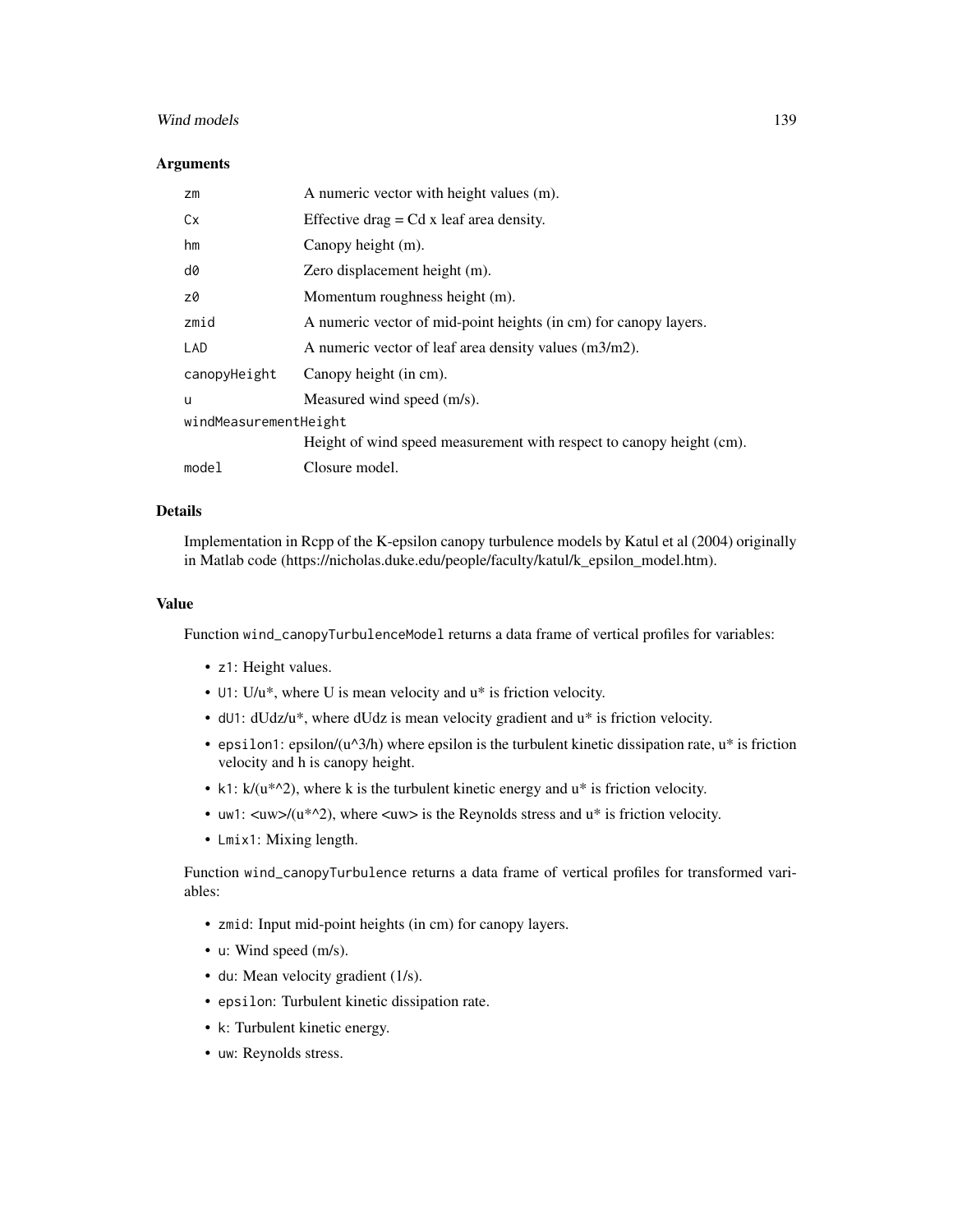### Arguments

| | |
|---|---|
| `zm` | A numeric vector with height values (m). |
| `Cx` | Effective drag = Cd x leaf area density. |
| `hm` | Canopy height (m). |
| `d0` | Zero displacement height (m). |
| `z0` | Momentum roughness height (m). |
| `zmid` | A numeric vector of mid-point heights (in cm) for canopy layers. |
| `LAD` | A numeric vector of leaf area density values (m3/m2). |
| `canopyHeight` | Canopy height (in cm). |
| `u` | Measured wind speed (m/s). |
| `windMeasurementHeight` | Height of wind speed measurement with respect to canopy height (cm). |
| `model` | Closure model. |

### Details

Implementation in Rcpp of the K-epsilon canopy turbulence models by Katul et al (2004) originally in Matlab code (https://nicholas.duke.edu/people/faculty/katul/k_epsilon_model.htm).

### Value

Function `wind_canopyTurbulenceModel` returns a data frame of vertical profiles for variables:

- `z1`: Height values.
- `U1`: U/u*, where U is mean velocity and u* is friction velocity.
- `dU1`: dUdz/u*, where dUdz is mean velocity gradient and u* is friction velocity.
- `epsilon1`: epsilon/(u^3/h) where epsilon is the turbulent kinetic dissipation rate, u* is friction velocity and h is canopy height.
- `k1`: k/(u*^2), where k is the turbulent kinetic energy and u* is friction velocity.
- `uw1`: <uw>/(u*^2), where <uw> is the Reynolds stress and u* is friction velocity.
- `Lmix1`: Mixing length.

Function `wind_canopyTurbulence` returns a data frame of vertical profiles for transformed variables:

- `zmid`: Input mid-point heights (in cm) for canopy layers.
- `u`: Wind speed (m/s).
- `du`: Mean velocity gradient (1/s).
- `epsilon`: Turbulent kinetic dissipation rate.
- `k`: Turbulent kinetic energy.
- `uw`: Reynolds stress.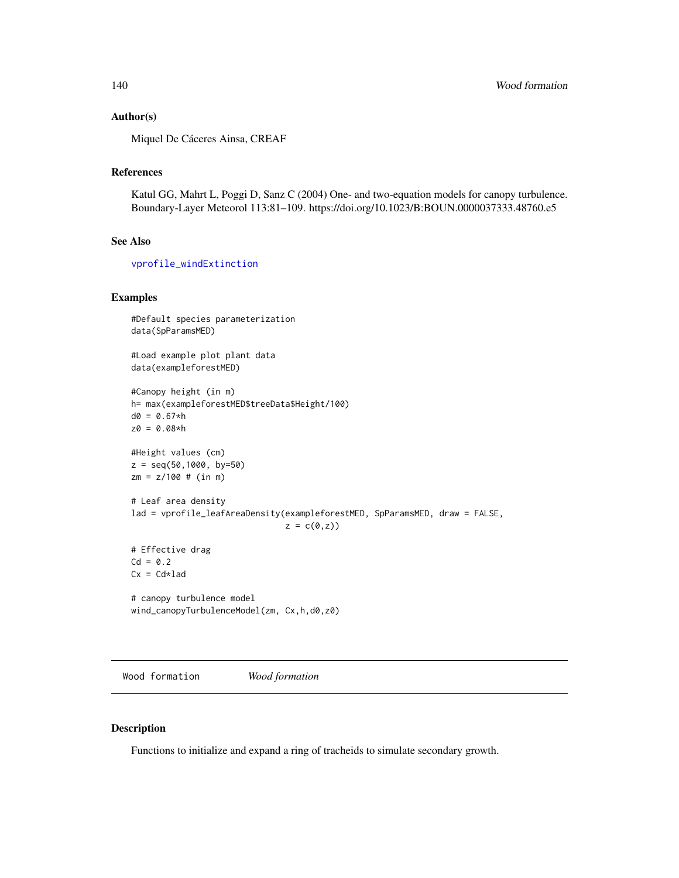## Author(s)

Miquel De Cáceres Ainsa, CREAF

## References

Katul GG, Mahrt L, Poggi D, Sanz C (2004) One- and two-equation models for canopy turbulence. Boundary-Layer Meteorol 113:81–109. https://doi.org/10.1023/B:BOUN.0000037333.48760.e5

## See Also

vprofile_windExtinction

## Examples

```
#Default species parameterization
data(SpParamsMED)

#Load example plot plant data
data(exampleforestMED)

#Canopy height (in m)
h= max(exampleforestMED$treeData$Height/100)
d0 = 0.67*h
z0 = 0.08*h

#Height values (cm)
z = seq(50,1000, by=50)
zm = z/100 # (in m)

# Leaf area density
lad = vprofile_leafAreaDensity(exampleforestMED, SpParamsMED, draw = FALSE,
                               z = c(0,z))

# Effective drag
Cd = 0.2
Cx = Cd*lad

# canopy turbulence model
wind_canopyTurbulenceModel(zm, Cx,h,d0,z0)
```

---

# Wood formation *Wood formation*

## Description

Functions to initialize and expand a ring of tracheids to simulate secondary growth.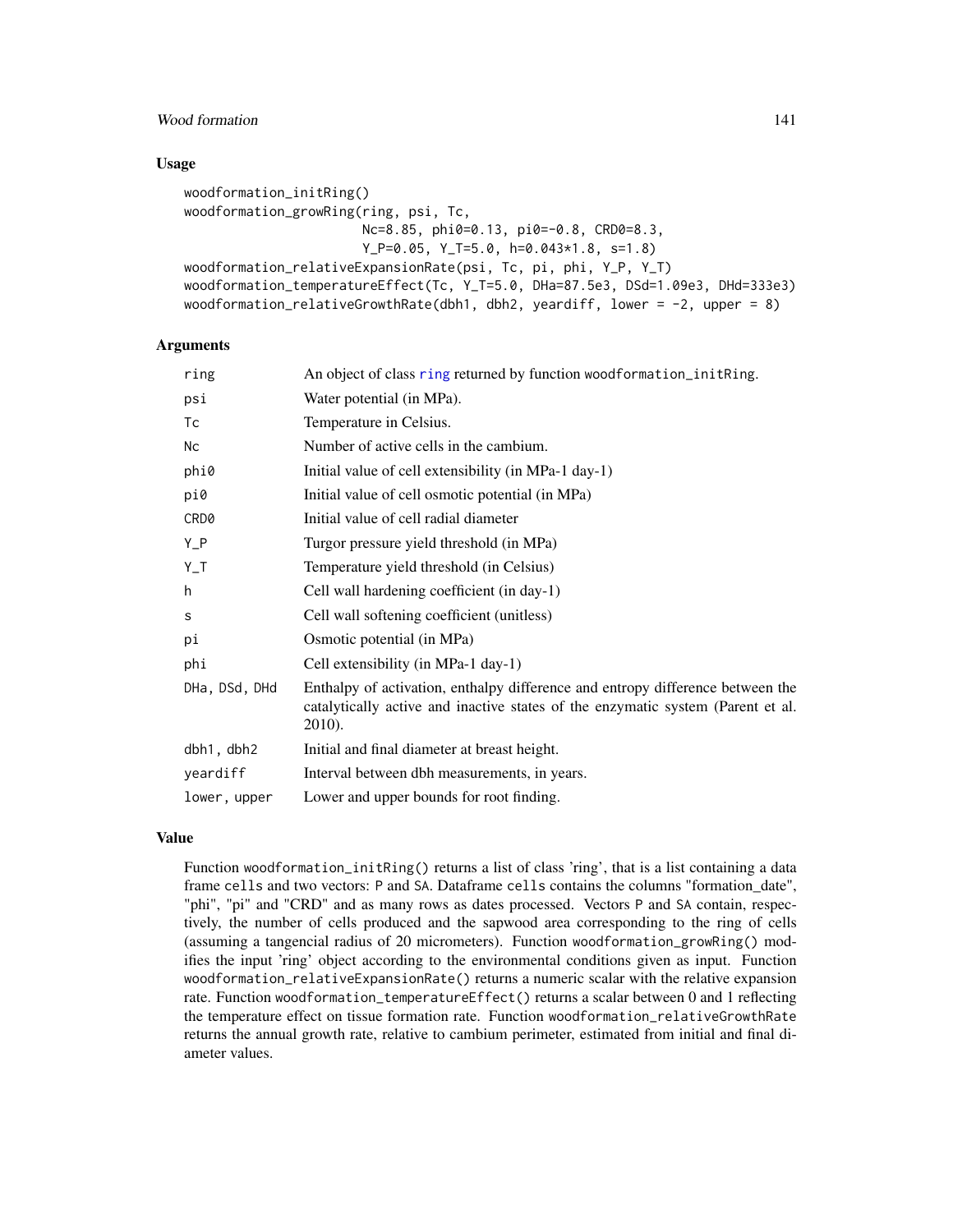### Usage

```
woodformation_initRing()
woodformation_growRing(ring, psi, Tc,
                       Nc=8.85, phi0=0.13, pi0=-0.8, CRD0=8.3,
                       Y_P=0.05, Y_T=5.0, h=0.043*1.8, s=1.8)
woodformation_relativeExpansionRate(psi, Tc, pi, phi, Y_P, Y_T)
woodformation_temperatureEffect(Tc, Y_T=5.0, DHa=87.5e3, DSd=1.09e3, DHd=333e3)
woodformation_relativeGrowthRate(dbh1, dbh2, yeardiff, lower = -2, upper = 8)
```

### Arguments

| | |
|---|---|
| ring | An object of class ring returned by function woodformation_initRing. |
| psi | Water potential (in MPa). |
| Tc | Temperature in Celsius. |
| Nc | Number of active cells in the cambium. |
| phi0 | Initial value of cell extensibility (in MPa-1 day-1) |
| pi0 | Initial value of cell osmotic potential (in MPa) |
| CRD0 | Initial value of cell radial diameter |
| Y_P | Turgor pressure yield threshold (in MPa) |
| Y_T | Temperature yield threshold (in Celsius) |
| h | Cell wall hardening coefficient (in day-1) |
| s | Cell wall softening coefficient (unitless) |
| pi | Osmotic potential (in MPa) |
| phi | Cell extensibility (in MPa-1 day-1) |
| DHa, DSd, DHd | Enthalpy of activation, enthalpy difference and entropy difference between the catalytically active and inactive states of the enzymatic system (Parent et al. 2010). |
| dbh1, dbh2 | Initial and final diameter at breast height. |
| yeardiff | Interval between dbh measurements, in years. |
| lower, upper | Lower and upper bounds for root finding. |

### Value

Function woodformation_initRing() returns a list of class 'ring', that is a list containing a data frame cells and two vectors: P and SA. Dataframe cells contains the columns "formation_date", "phi", "pi" and "CRD" and as many rows as dates processed. Vectors P and SA contain, respectively, the number of cells produced and the sapwood area corresponding to the ring of cells (assuming a tangencial radius of 20 micrometers). Function woodformation_growRing() modifies the input 'ring' object according to the environmental conditions given as input. Function woodformation_relativeExpansionRate() returns a numeric scalar with the relative expansion rate. Function woodformation_temperatureEffect() returns a scalar between 0 and 1 reflecting the temperature effect on tissue formation rate. Function woodformation_relativeGrowthRate returns the annual growth rate, relative to cambium perimeter, estimated from initial and final diameter values.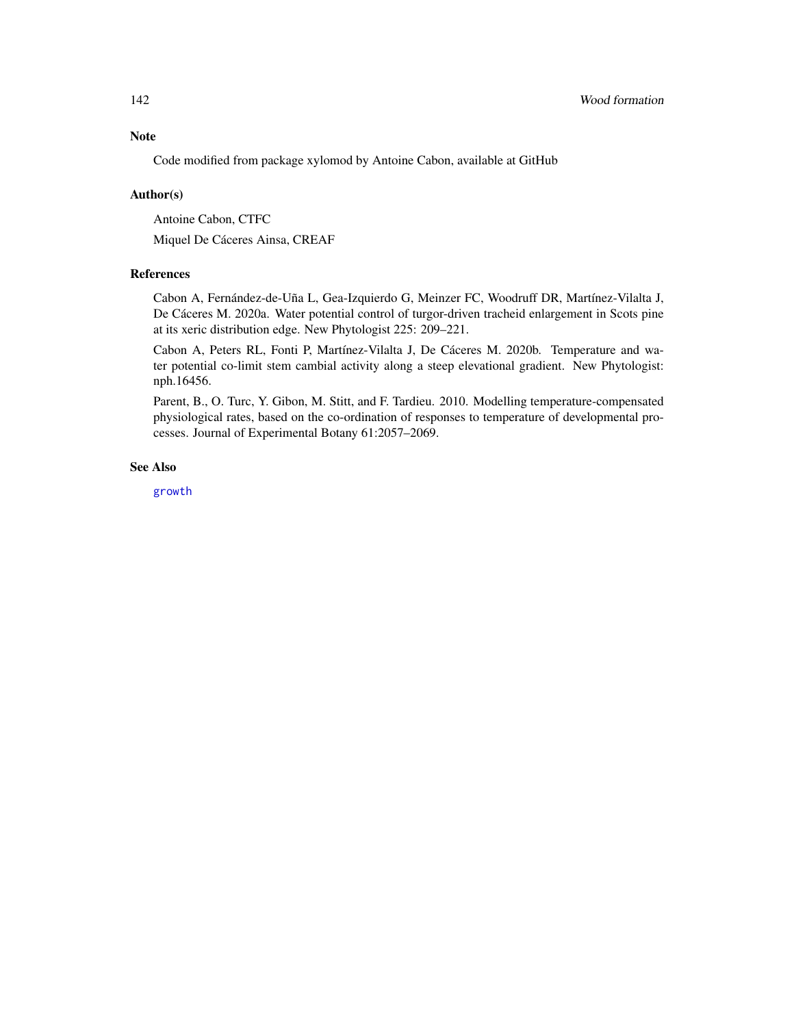## Note

Code modified from package xylomod by Antoine Cabon, available at GitHub

## Author(s)

Antoine Cabon, CTFC

Miquel De Cáceres Ainsa, CREAF

## References

Cabon A, Fernández-de-Uña L, Gea-Izquierdo G, Meinzer FC, Woodruff DR, Martínez-Vilalta J, De Cáceres M. 2020a. Water potential control of turgor-driven tracheid enlargement in Scots pine at its xeric distribution edge. New Phytologist 225: 209–221.

Cabon A, Peters RL, Fonti P, Martínez-Vilalta J, De Cáceres M. 2020b. Temperature and water potential co-limit stem cambial activity along a steep elevational gradient. New Phytologist: nph.16456.

Parent, B., O. Turc, Y. Gibon, M. Stitt, and F. Tardieu. 2010. Modelling temperature-compensated physiological rates, based on the co-ordination of responses to temperature of developmental processes. Journal of Experimental Botany 61:2057–2069.

## See Also

growth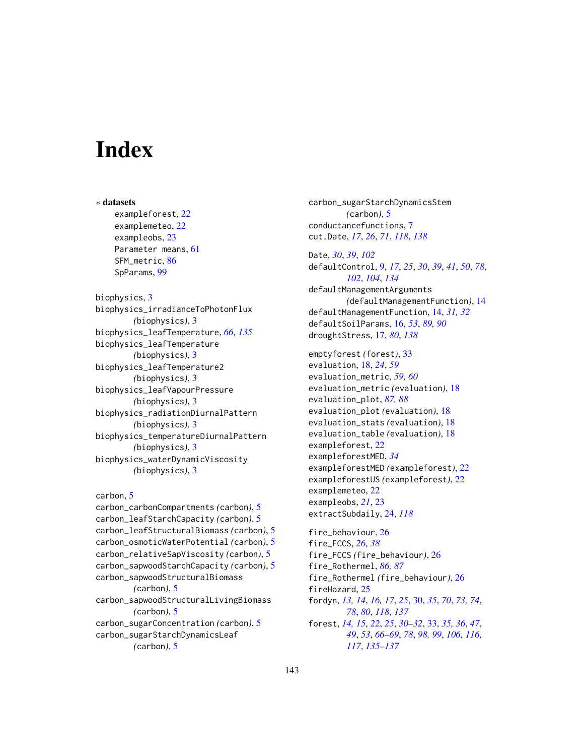# Index

∗ **datasets**

exampleforest, 22
examplemeteo, 22
exampleobs, 23
Parameter means, 61
SFM_metric, 86
SpParams, 99

biophysics, 3
biophysics_irradianceToPhotonFlux (biophysics), 3
biophysics_leafTemperature, *66*, *135*
biophysics_leafTemperature (biophysics), 3
biophysics_leafTemperature2 (biophysics), 3
biophysics_leafVapourPressure (biophysics), 3
biophysics_radiationDiurnalPattern (biophysics), 3
biophysics_temperatureDiurnalPattern (biophysics), 3
biophysics_waterDynamicViscosity (biophysics), 3

carbon, 5
carbon_carbonCompartments (carbon), 5
carbon_leafStarchCapacity (carbon), 5
carbon_leafStructuralBiomass (carbon), 5
carbon_osmoticWaterPotential (carbon), 5
carbon_relativeSapViscosity (carbon), 5
carbon_sapwoodStarchCapacity (carbon), 5
carbon_sapwoodStructuralBiomass (carbon), 5
carbon_sapwoodStructuralLivingBiomass (carbon), 5
carbon_sugarConcentration (carbon), 5
carbon_sugarStarchDynamicsLeaf (carbon), 5
carbon_sugarStarchDynamicsStem (carbon), 5
conductancefunctions, 7
cut.Date, *17*, *26*, *71*, *118*, *138*

Date, *30*, *39*, *102*
defaultControl, 9, *17*, *25*, *30*, *39*, *41*, *50*, *78*, *102*, *104*, *134*
defaultManagementArguments (defaultManagementFunction), 14
defaultManagementFunction, 14, *31, 32*
defaultSoilParams, 16, *53*, *89, 90*
droughtStress, 17, *80*, *138*

emptyforest (forest), 33
evaluation, 18, *24*, *59*
evaluation_metric, *59, 60*
evaluation_metric (evaluation), 18
evaluation_plot, *87, 88*
evaluation_plot (evaluation), 18
evaluation_stats (evaluation), 18
evaluation_table (evaluation), 18
exampleforest, 22
exampleforestMED, *34*
exampleforestMED (exampleforest), 22
exampleforestUS (exampleforest), 22
examplemeteo, 22
exampleobs, *21*, 23
extractSubdaily, 24, *118*

fire_behaviour, 26
fire_FCCS, *26*, *38*
fire_FCCS (fire_behaviour), 26
fire_Rothermel, *86, 87*
fire_Rothermel (fire_behaviour), 26
fireHazard, 25
fordyn, *13, 14*, *16, 17*, *25*, 30, *35*, *70*, *73, 74*, *78*, *80*, *118*, *137*
forest, *14, 15*, *22*, *25*, *30–32*, 33, *35, 36*, *47*, *49*, *53*, *66–69*, *78*, *98, 99*, *106*, *116, 117*, *135–137*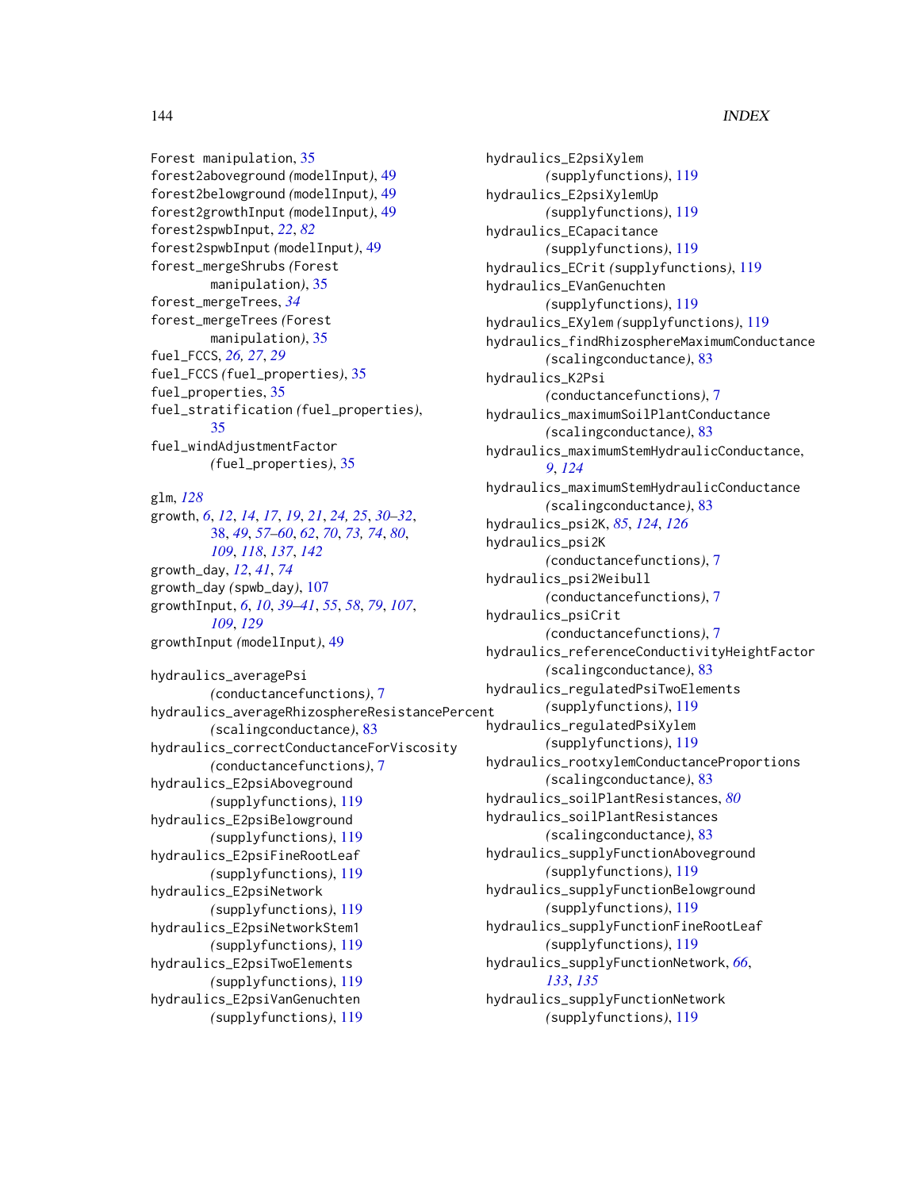Forest manipulation, 35
forest2aboveground (modelInput), 49
forest2belowground (modelInput), 49
forest2growthInput (modelInput), 49
forest2spwbInput, *22*, *82*
forest2spwbInput (modelInput), 49
forest_mergeShrubs (Forest manipulation), 35
forest_mergeTrees, *34*
forest_mergeTrees (Forest manipulation), 35
fuel_FCCS, *26, 27*, *29*
fuel_FCCS (fuel_properties), 35
fuel_properties, 35
fuel_stratification (fuel_properties), 35
fuel_windAdjustmentFactor (fuel_properties), 35

glm, *128*
growth, *6*, *12*, *14*, *17*, *19*, *21*, *24, 25*, *30–32*, 38, *49*, *57–60*, *62*, *70*, *73, 74*, *80*, *109*, *118*, *137*, *142*
growth_day, *12*, *41*, *74*
growth_day (spwb_day), 107
growthInput, *6*, *10*, *39–41*, *55*, *58*, *79*, *107*, *109*, *129*
growthInput (modelInput), 49

hydraulics_averagePsi (conductancefunctions), 7
hydraulics_averageRhizosphereResistancePercent (scalingconductance), 83
hydraulics_correctConductanceForViscosity (conductancefunctions), 7
hydraulics_E2psiAboveground (supplyfunctions), 119
hydraulics_E2psiBelowground (supplyfunctions), 119
hydraulics_E2psiFineRootLeaf (supplyfunctions), 119
hydraulics_E2psiNetwork (supplyfunctions), 119
hydraulics_E2psiNetworkStem1 (supplyfunctions), 119
hydraulics_E2psiTwoElements (supplyfunctions), 119
hydraulics_E2psiVanGenuchten (supplyfunctions), 119
hydraulics_E2psiXylem (supplyfunctions), 119
hydraulics_E2psiXylemUp (supplyfunctions), 119
hydraulics_ECapacitance (supplyfunctions), 119
hydraulics_ECrit (supplyfunctions), 119
hydraulics_EVanGenuchten (supplyfunctions), 119
hydraulics_EXylem (supplyfunctions), 119
hydraulics_findRhizosphereMaximumConductance (scalingconductance), 83
hydraulics_K2Psi (conductancefunctions), 7
hydraulics_maximumSoilPlantConductance (scalingconductance), 83
hydraulics_maximumStemHydraulicConductance, *9*, *124*
hydraulics_maximumStemHydraulicConductance (scalingconductance), 83
hydraulics_psi2K, *85*, *124*, *126*
hydraulics_psi2K (conductancefunctions), 7
hydraulics_psi2Weibull (conductancefunctions), 7
hydraulics_psiCrit (conductancefunctions), 7
hydraulics_referenceConductivityHeightFactor (scalingconductance), 83
hydraulics_regulatedPsiTwoElements (supplyfunctions), 119
hydraulics_regulatedPsiXylem (supplyfunctions), 119
hydraulics_rootxylemConductanceProportions (scalingconductance), 83
hydraulics_soilPlantResistances, *80*
hydraulics_soilPlantResistances (scalingconductance), 83
hydraulics_supplyFunctionAboveground (supplyfunctions), 119
hydraulics_supplyFunctionBelowground (supplyfunctions), 119
hydraulics_supplyFunctionFineRootLeaf (supplyfunctions), 119
hydraulics_supplyFunctionNetwork, *66*, *133*, *135*
hydraulics_supplyFunctionNetwork (supplyfunctions), 119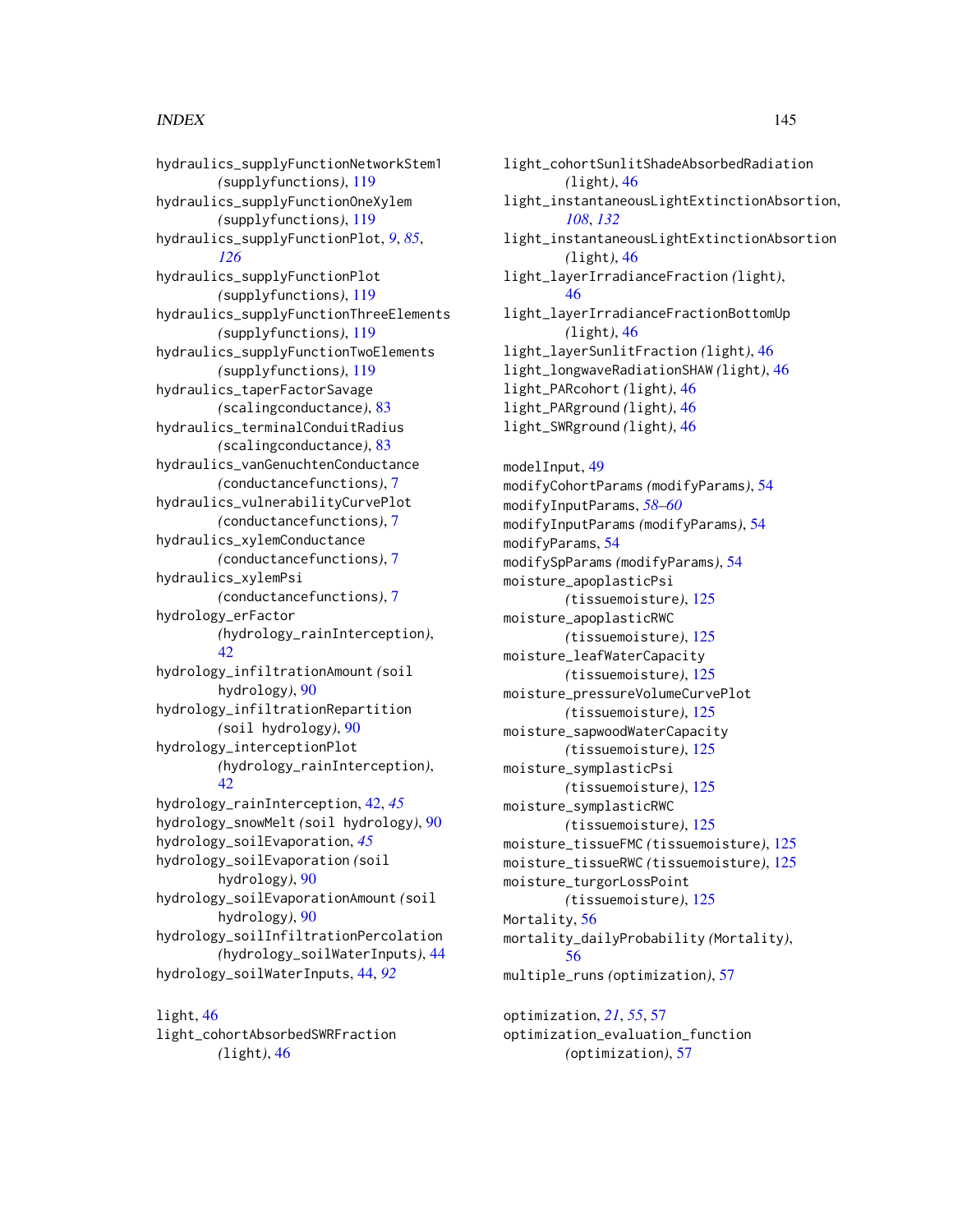hydraulics_supplyFunctionNetworkStem1 *(*supplyfunctions*)*, 119
hydraulics_supplyFunctionOneXylem *(*supplyfunctions*)*, 119
hydraulics_supplyFunctionPlot, *9*, *85*, *126*
hydraulics_supplyFunctionPlot *(*supplyfunctions*)*, 119
hydraulics_supplyFunctionThreeElements *(*supplyfunctions*)*, 119
hydraulics_supplyFunctionTwoElements *(*supplyfunctions*)*, 119
hydraulics_taperFactorSavage *(*scalingconductance*)*, 83
hydraulics_terminalConduitRadius *(*scalingconductance*)*, 83
hydraulics_vanGenuchtenConductance *(*conductancefunctions*)*, 7
hydraulics_vulnerabilityCurvePlot *(*conductancefunctions*)*, 7
hydraulics_xylemConductance *(*conductancefunctions*)*, 7
hydraulics_xylemPsi *(*conductancefunctions*)*, 7
hydrology_erFactor *(*hydrology_rainInterception*)*, 42
hydrology_infiltrationAmount *(*soil hydrology*)*, 90
hydrology_infiltrationRepartition *(*soil hydrology*)*, 90
hydrology_interceptionPlot *(*hydrology_rainInterception*)*, 42
hydrology_rainInterception, 42, *45*
hydrology_snowMelt *(*soil hydrology*)*, 90
hydrology_soilEvaporation, *45*
hydrology_soilEvaporation *(*soil hydrology*)*, 90
hydrology_soilEvaporationAmount *(*soil hydrology*)*, 90
hydrology_soilInfiltrationPercolation *(*hydrology_soilWaterInputs*)*, 44
hydrology_soilWaterInputs, 44, *92*

light, 46
light_cohortAbsorbedSWRFraction *(*light*)*, 46
light_cohortSunlitShadeAbsorbedRadiation *(*light*)*, 46
light_instantaneousLightExtinctionAbsorption, *108*, *132*
light_instantaneousLightExtinctionAbsorption *(*light*)*, 46
light_layerIrradianceFraction *(*light*)*, 46
light_layerIrradianceFractionBottomUp *(*light*)*, 46
light_layerSunlitFraction *(*light*)*, 46
light_longwaveRadiationSHAW *(*light*)*, 46
light_PARcohort *(*light*)*, 46
light_PARground *(*light*)*, 46
light_SWRground *(*light*)*, 46

modelInput, 49
modifyCohortParams *(*modifyParams*)*, 54
modifyInputParams, *58–60*
modifyInputParams *(*modifyParams*)*, 54
modifyParams, 54
modifySpParams *(*modifyParams*)*, 54
moisture_apoplasticPsi *(*tissuemoisture*)*, 125
moisture_apoplasticRWC *(*tissuemoisture*)*, 125
moisture_leafWaterCapacity *(*tissuemoisture*)*, 125
moisture_pressureVolumeCurvePlot *(*tissuemoisture*)*, 125
moisture_sapwoodWaterCapacity *(*tissuemoisture*)*, 125
moisture_symplasticPsi *(*tissuemoisture*)*, 125
moisture_symplasticRWC *(*tissuemoisture*)*, 125
moisture_tissueFMC *(*tissuemoisture*)*, 125
moisture_tissueRWC *(*tissuemoisture*)*, 125
moisture_turgorLossPoint *(*tissuemoisture*)*, 125
Mortality, 56
mortality_dailyProbability *(*Mortality*)*, 56
multiple_runs *(*optimization*)*, 57

optimization, *21*, *55*, 57
optimization_evaluation_function *(*optimization*)*, 57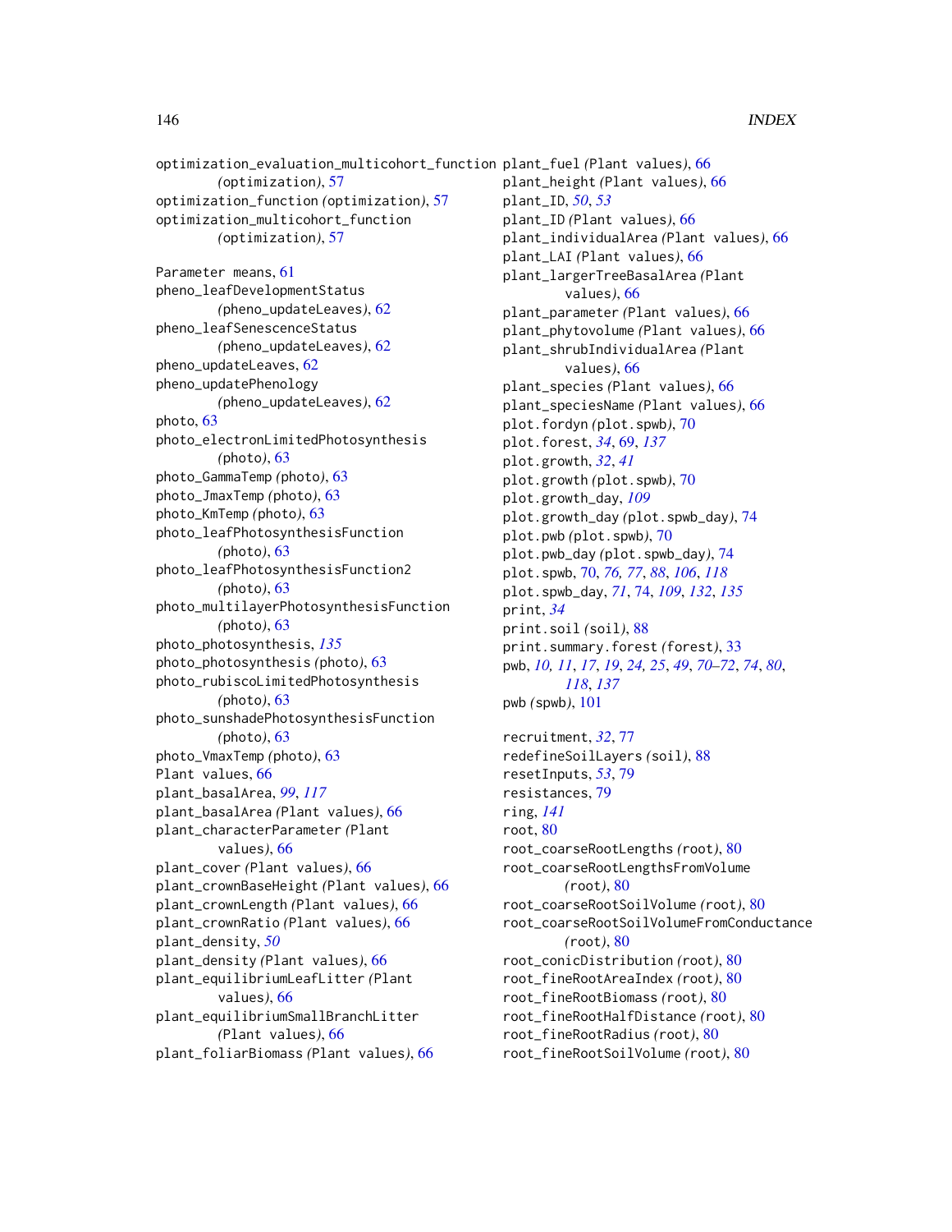optimization_evaluation_multicohort_function (optimization), 57
optimization_function (optimization), 57
optimization_multicohort_function (optimization), 57

Parameter means, 61
pheno_leafDevelopmentStatus (pheno_updateLeaves), 62
pheno_leafSenescenceStatus (pheno_updateLeaves), 62
pheno_updateLeaves, 62
pheno_updatePhenology (pheno_updateLeaves), 62
photo, 63
photo_electronLimitedPhotosynthesis (photo), 63
photo_GammaTemp (photo), 63
photo_JmaxTemp (photo), 63
photo_KmTemp (photo), 63
photo_leafPhotosynthesisFunction (photo), 63
photo_leafPhotosynthesisFunction2 (photo), 63
photo_multilayerPhotosynthesisFunction (photo), 63
photo_photosynthesis, *135*
photo_photosynthesis (photo), 63
photo_rubiscoLimitedPhotosynthesis (photo), 63
photo_sunshadePhotosynthesisFunction (photo), 63
photo_VmaxTemp (photo), 63
Plant values, 66
plant_basalArea, *99*, *117*
plant_basalArea (Plant values), 66
plant_characterParameter (Plant values), 66
plant_cover (Plant values), 66
plant_crownBaseHeight (Plant values), 66
plant_crownLength (Plant values), 66
plant_crownRatio (Plant values), 66
plant_density, *50*
plant_density (Plant values), 66
plant_equilibriumLeafLitter (Plant values), 66
plant_equilibriumSmallBranchLitter (Plant values), 66
plant_foliarBiomass (Plant values), 66
plant_fuel (Plant values), 66
plant_height (Plant values), 66
plant_ID, *50*, *53*
plant_ID (Plant values), 66
plant_individualArea (Plant values), 66
plant_LAI (Plant values), 66
plant_largerTreeBasalArea (Plant values), 66
plant_parameter (Plant values), 66
plant_phytovolume (Plant values), 66
plant_shrubIndividualArea (Plant values), 66
plant_species (Plant values), 66
plant_speciesName (Plant values), 66
plot.fordyn (plot.spwb), 70
plot.forest, *34*, 69, *137*
plot.growth, *32*, *41*
plot.growth (plot.spwb), 70
plot.growth_day, *109*
plot.growth_day (plot.spwb_day), 74
plot.pwb (plot.spwb), 70
plot.pwb_day (plot.spwb_day), 74
plot.spwb, 70, *76, 77*, *88*, *106*, *118*
plot.spwb_day, *71*, 74, *109*, *132*, *135*
print, *34*
print.soil (soil), 88
print.summary.forest (forest), 33
pwb, *10, 11*, *17*, *19*, *24, 25*, *49*, *70–72*, *74*, *80*, *118*, *137*
pwb (spwb), 101

recruitment, *32*, 77
redefineSoilLayers (soil), 88
resetInputs, *53*, 79
resistances, 79
ring, *141*
root, 80
root_coarseRootLengths (root), 80
root_coarseRootLengthsFromVolume (root), 80
root_coarseRootSoilVolume (root), 80
root_coarseRootSoilVolumeFromConductance (root), 80
root_conicDistribution (root), 80
root_fineRootAreaIndex (root), 80
root_fineRootBiomass (root), 80
root_fineRootHalfDistance (root), 80
root_fineRootRadius (root), 80
root_fineRootSoilVolume (root), 80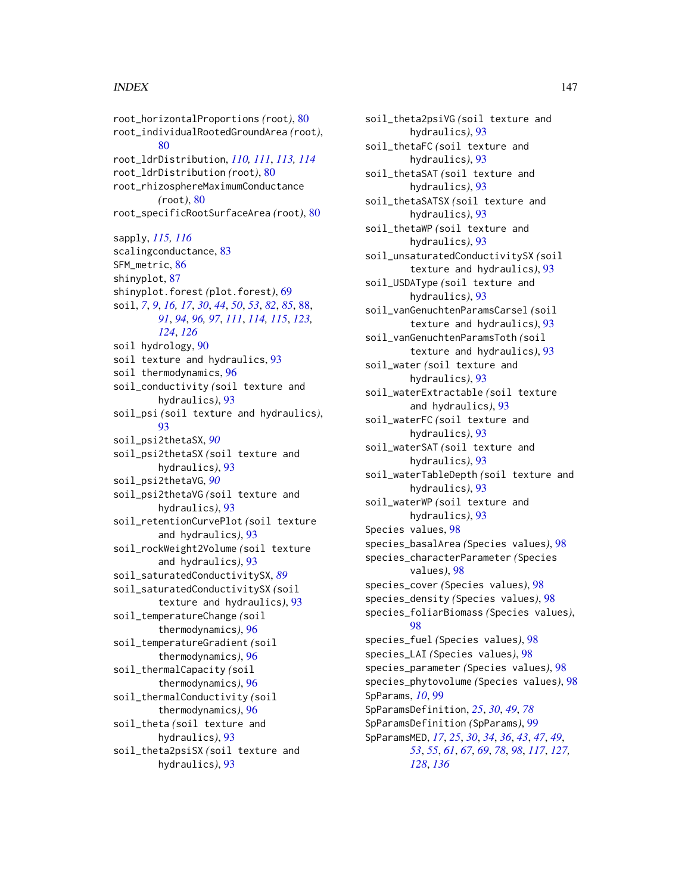root_horizontalProportions *(root)*, 80
root_individualRootedGroundArea *(root)*, 80
root_ldrDistribution, *110, 111*, *113, 114*
root_ldrDistribution *(root)*, 80
root_rhizosphereMaximumConductance *(root)*, 80
root_specificRootSurfaceArea *(root)*, 80

sapply, *115, 116*
scalingconductance, 83
SFM_metric, 86
shinyplot, 87
shinyplot.forest *(plot.forest)*, 69
soil, *7*, *9*, *16, 17*, *30*, *44*, *50*, *53*, *82*, *85*, 88, *91*, *94*, *96, 97*, *111*, *114*, *115*, *123, 124*, *126*
soil hydrology, 90
soil texture and hydraulics, 93
soil thermodynamics, 96
soil_conductivity *(soil texture and hydraulics)*, 93
soil_psi *(soil texture and hydraulics)*, 93
soil_psi2thetaSX, *90*
soil_psi2thetaSX *(soil texture and hydraulics)*, 93
soil_psi2thetaVG, *90*
soil_psi2thetaVG *(soil texture and hydraulics)*, 93
soil_retentionCurvePlot *(soil texture and hydraulics)*, 93
soil_rockWeight2Volume *(soil texture and hydraulics)*, 93
soil_saturatedConductivitySX, *89*
soil_saturatedConductivitySX *(soil texture and hydraulics)*, 93
soil_temperatureChange *(soil thermodynamics)*, 96
soil_temperatureGradient *(soil thermodynamics)*, 96
soil_thermalCapacity *(soil thermodynamics)*, 96
soil_thermalConductivity *(soil thermodynamics)*, 96
soil_theta *(soil texture and hydraulics)*, 93
soil_theta2psiSX *(soil texture and hydraulics)*, 93
soil_theta2psiVG *(soil texture and hydraulics)*, 93
soil_thetaFC *(soil texture and hydraulics)*, 93
soil_thetaSAT *(soil texture and hydraulics)*, 93
soil_thetaSATSX *(soil texture and hydraulics)*, 93
soil_thetaWP *(soil texture and hydraulics)*, 93
soil_unsaturatedConductivitySX *(soil texture and hydraulics)*, 93
soil_USDAType *(soil texture and hydraulics)*, 93
soil_vanGenuchtenParamsCarsel *(soil texture and hydraulics)*, 93
soil_vanGenuchtenParamsToth *(soil texture and hydraulics)*, 93
soil_water *(soil texture and hydraulics)*, 93
soil_waterExtractable *(soil texture and hydraulics)*, 93
soil_waterFC *(soil texture and hydraulics)*, 93
soil_waterSAT *(soil texture and hydraulics)*, 93
soil_waterTableDepth *(soil texture and hydraulics)*, 93
soil_waterWP *(soil texture and hydraulics)*, 93
Species values, 98
species_basalArea *(Species values)*, 98
species_characterParameter *(Species values)*, 98
species_cover *(Species values)*, 98
species_density *(Species values)*, 98
species_foliarBiomass *(Species values)*, 98
species_fuel *(Species values)*, 98
species_LAI *(Species values)*, 98
species_parameter *(Species values)*, 98
species_phytovolume *(Species values)*, 98
SpParams, *10*, 99
SpParamsDefinition, *25*, *30*, *49*, *78*
SpParamsDefinition *(SpParams)*, 99
SpParamsMED, *17*, *25*, *30*, *34*, *36*, *43*, *47*, *49*, *53*, *55*, *61*, *67*, *69*, *78*, *98*, *117*, *127, 128*, *136*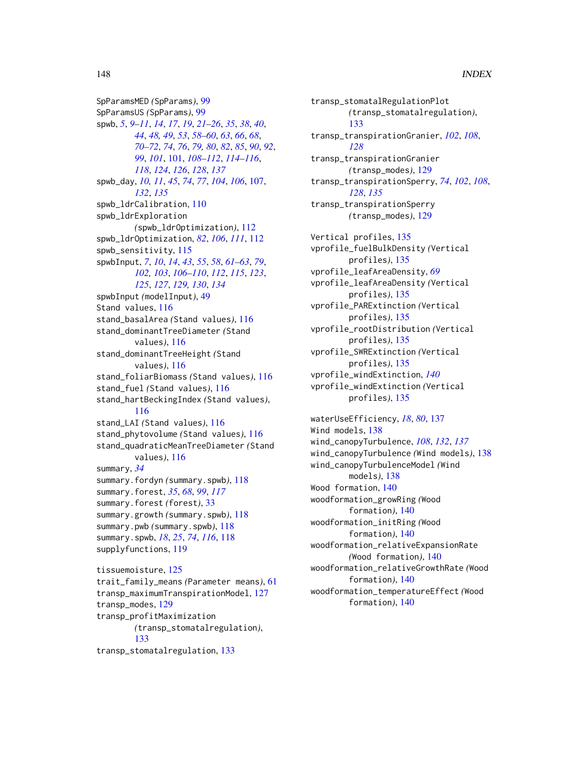SpParamsMED *(SpParams)*, 99
SpParamsUS *(SpParams)*, 99
spwb, *5*, *9–11*, *14*, *17*, *19*, *21–26*, *35*, *38*, *40*, *44*, *48, 49*, *53*, *58–60*, *63*, *66*, *68*, *70–72*, *74*, *76*, *79, 80*, *82*, *85*, *90*, *92*, *99*, *101*, 101, *108–112*, *114–116*, *118*, *124*, *126*, *128*, *137*
spwb_day, *10, 11*, *45*, *74*, *77*, *104*, *106*, 107, *132*, *135*
spwb_ldrCalibration, 110
spwb_ldrExploration *(spwb_ldrOptimization)*, 112
spwb_ldrOptimization, *82*, *106*, *111*, 112
spwb_sensitivity, 115
spwbInput, *7*, *10*, *14*, *43*, *55*, *58*, *61–63*, *79*, *102, 103*, *106–110*, *112*, *115*, *123*, *125*, *127*, *129, 130*, *134*
spwbInput *(modelInput)*, 49
Stand values, 116
stand_basalArea *(Stand values)*, 116
stand_dominantTreeDiameter *(Stand values)*, 116
stand_dominantTreeHeight *(Stand values)*, 116
stand_foliarBiomass *(Stand values)*, 116
stand_fuel *(Stand values)*, 116
stand_hartBeckingIndex *(Stand values)*, 116
stand_LAI *(Stand values)*, 116
stand_phytovolume *(Stand values)*, 116
stand_quadraticMeanTreeDiameter *(Stand values)*, 116
summary, *34*
summary.fordyn *(summary.spwb)*, 118
summary.forest, *35*, *68*, *99*, *117*
summary.forest *(forest)*, 33
summary.growth *(summary.spwb)*, 118
summary.pwb *(summary.spwb)*, 118
summary.spwb, *18*, *25*, *74*, *116*, 118
supplyfunctions, 119

tissuemoisture, 125
trait_family_means *(Parameter means)*, 61
transp_maximumTranspirationModel, 127
transp_modes, 129
transp_profitMaximization *(transp_stomatalregulation)*, 133
transp_stomatalregulation, 133
transp_stomatalRegulationPlot *(transp_stomatalregulation)*, 133
transp_transpirationGranier, *102*, *108*, *128*
transp_transpirationGranier *(transp_modes)*, 129
transp_transpirationSperry, *74*, *102*, *108*, *128*, *135*
transp_transpirationSperry *(transp_modes)*, 129

Vertical profiles, 135
vprofile_fuelBulkDensity *(Vertical profiles)*, 135
vprofile_leafAreaDensity, *69*
vprofile_leafAreaDensity *(Vertical profiles)*, 135
vprofile_PARExtinction *(Vertical profiles)*, 135
vprofile_rootDistribution *(Vertical profiles)*, 135
vprofile_SWRExtinction *(Vertical profiles)*, 135
vprofile_windExtinction, *140*
vprofile_windExtinction *(Vertical profiles)*, 135

waterUseEfficiency, *18*, *80*, 137
Wind models, 138
wind_canopyTurbulence, *108*, *132*, *137*
wind_canopyTurbulence *(Wind models)*, 138
wind_canopyTurbulenceModel *(Wind models)*, 138
Wood formation, 140
woodformation_growRing *(Wood formation)*, 140
woodformation_initRing *(Wood formation)*, 140
woodformation_relativeExpansionRate *(Wood formation)*, 140
woodformation_relativeGrowthRate *(Wood formation)*, 140
woodformation_temperatureEffect *(Wood formation)*, 140